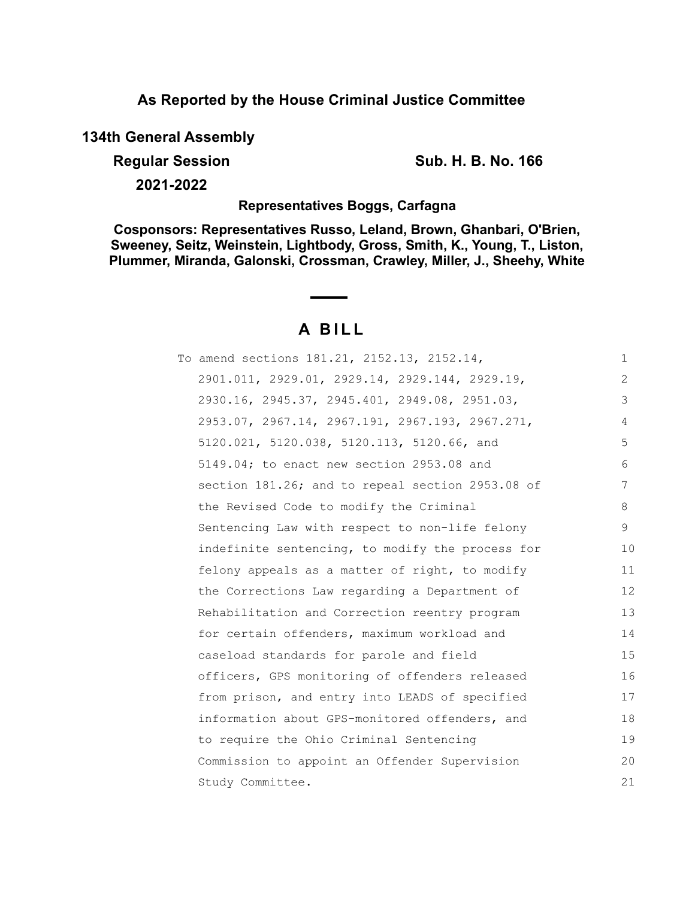**As Reported by the House Criminal Justice Committee**

**134th General Assembly**

**Regular Session** **Sub. H. B. No. 166**

**2021-2022**

**Representatives Boggs, Carfagna**

**Cosponsors: Representatives Russo, Leland, Brown, Ghanbari, O'Brien, Sweeney, Seitz, Weinstein, Lightbody, Gross, Smith, K., Young, T., Liston, Plummer, Miranda, Galonski, Crossman, Crawley, Miller, J., Sheehy, White**

# A BILL

To amend sections 181.21, 2152.13, 2152.14, 2901.011, 2929.01, 2929.14, 2929.144, 2929.19, 2930.16, 2945.37, 2945.401, 2949.08, 2951.03, 2953.07, 2967.14, 2967.191, 2967.193, 2967.271, 5120.021, 5120.038, 5120.113, 5120.66, and 5149.04; to enact new section 2953.08 and section 181.26; and to repeal section 2953.08 of the Revised Code to modify the Criminal Sentencing Law with respect to non-life felony indefinite sentencing, to modify the process for felony appeals as a matter of right, to modify the Corrections Law regarding a Department of Rehabilitation and Correction reentry program for certain offenders, maximum workload and caseload standards for parole and field officers, GPS monitoring of offenders released from prison, and entry into LEADS of specified information about GPS-monitored offenders, and to require the Ohio Criminal Sentencing Commission to appoint an Offender Supervision Study Committee.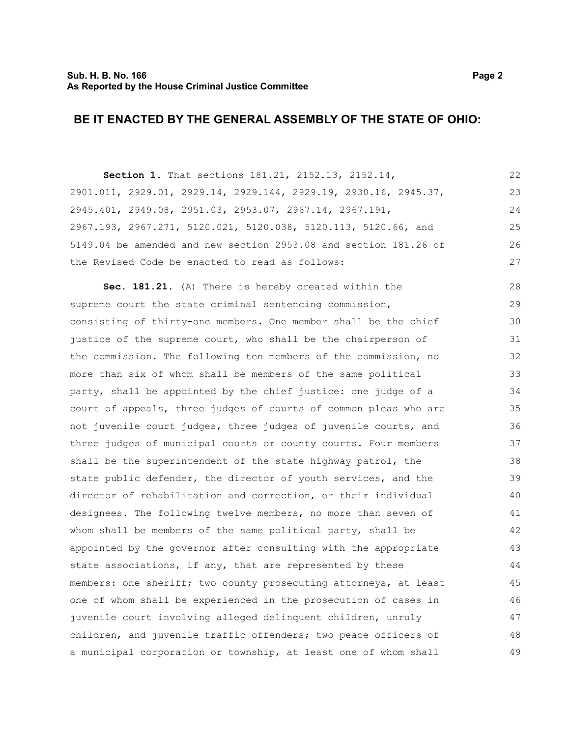## BE IT ENACTED BY THE GENERAL ASSEMBLY OF THE STATE OF OHIO:

**Section 1.** That sections 181.21, 2152.13, 2152.14, 2901.011, 2929.01, 2929.14, 2929.144, 2929.19, 2930.16, 2945.37, 2945.401, 2949.08, 2951.03, 2953.07, 2967.14, 2967.191, 2967.193, 2967.271, 5120.021, 5120.038, 5120.113, 5120.66, and 5149.04 be amended and new section 2953.08 and section 181.26 of the Revised Code be enacted to read as follows:

**Sec. 181.21.** (A) There is hereby created within the supreme court the state criminal sentencing commission, consisting of thirty-one members. One member shall be the chief justice of the supreme court, who shall be the chairperson of the commission. The following ten members of the commission, no more than six of whom shall be members of the same political party, shall be appointed by the chief justice: one judge of a court of appeals, three judges of courts of common pleas who are not juvenile court judges, three judges of juvenile courts, and three judges of municipal courts or county courts. Four members shall be the superintendent of the state highway patrol, the state public defender, the director of youth services, and the director of rehabilitation and correction, or their individual designees. The following twelve members, no more than seven of whom shall be members of the same political party, shall be appointed by the governor after consulting with the appropriate state associations, if any, that are represented by these members: one sheriff; two county prosecuting attorneys, at least one of whom shall be experienced in the prosecution of cases in juvenile court involving alleged delinquent children, unruly children, and juvenile traffic offenders; two peace officers of a municipal corporation or township, at least one of whom shall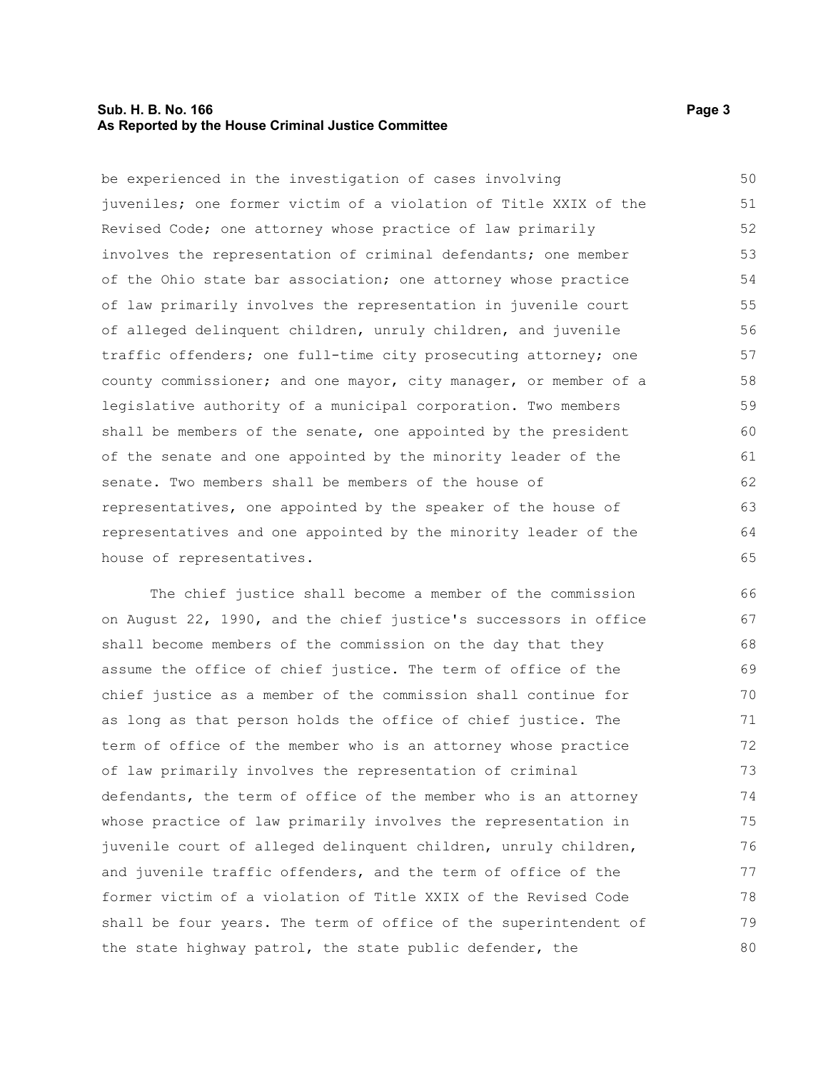be experienced in the investigation of cases involving juveniles; one former victim of a violation of Title XXIX of the Revised Code; one attorney whose practice of law primarily involves the representation of criminal defendants; one member of the Ohio state bar association; one attorney whose practice of law primarily involves the representation in juvenile court of alleged delinquent children, unruly children, and juvenile traffic offenders; one full-time city prosecuting attorney; one county commissioner; and one mayor, city manager, or member of a legislative authority of a municipal corporation. Two members shall be members of the senate, one appointed by the president of the senate and one appointed by the minority leader of the senate. Two members shall be members of the house of representatives, one appointed by the speaker of the house of representatives and one appointed by the minority leader of the house of representatives.

The chief justice shall become a member of the commission on August 22, 1990, and the chief justice's successors in office shall become members of the commission on the day that they assume the office of chief justice. The term of office of the chief justice as a member of the commission shall continue for as long as that person holds the office of chief justice. The term of office of the member who is an attorney whose practice of law primarily involves the representation of criminal defendants, the term of office of the member who is an attorney whose practice of law primarily involves the representation in juvenile court of alleged delinquent children, unruly children, and juvenile traffic offenders, and the term of office of the former victim of a violation of Title XXIX of the Revised Code shall be four years. The term of office of the superintendent of the state highway patrol, the state public defender, the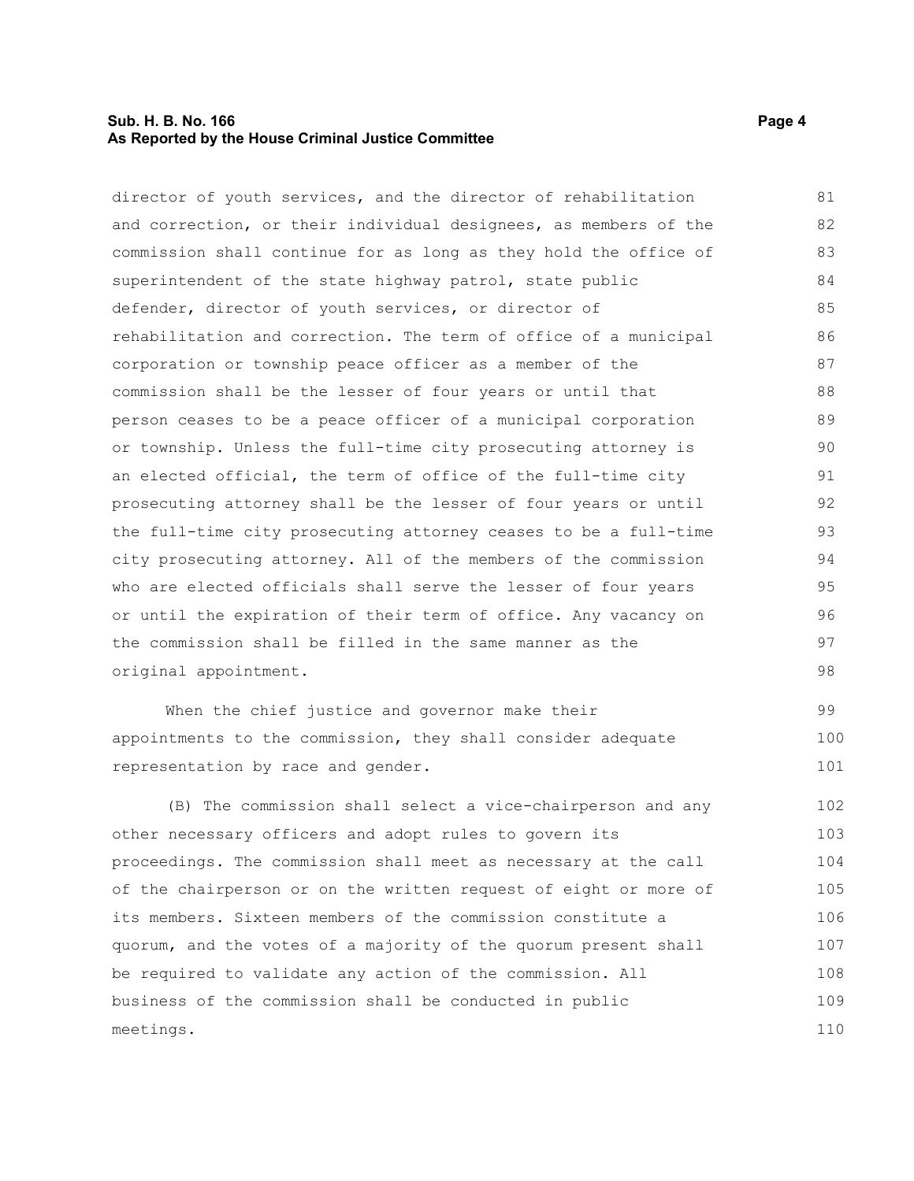director of youth services, and the director of rehabilitation and correction, or their individual designees, as members of the commission shall continue for as long as they hold the office of superintendent of the state highway patrol, state public defender, director of youth services, or director of rehabilitation and correction. The term of office of a municipal corporation or township peace officer as a member of the commission shall be the lesser of four years or until that person ceases to be a peace officer of a municipal corporation or township. Unless the full-time city prosecuting attorney is an elected official, the term of office of the full-time city prosecuting attorney shall be the lesser of four years or until the full-time city prosecuting attorney ceases to be a full-time city prosecuting attorney. All of the members of the commission who are elected officials shall serve the lesser of four years or until the expiration of their term of office. Any vacancy on the commission shall be filled in the same manner as the original appointment.

When the chief justice and governor make their appointments to the commission, they shall consider adequate representation by race and gender.

(B) The commission shall select a vice-chairperson and any other necessary officers and adopt rules to govern its proceedings. The commission shall meet as necessary at the call of the chairperson or on the written request of eight or more of its members. Sixteen members of the commission constitute a quorum, and the votes of a majority of the quorum present shall be required to validate any action of the commission. All business of the commission shall be conducted in public meetings.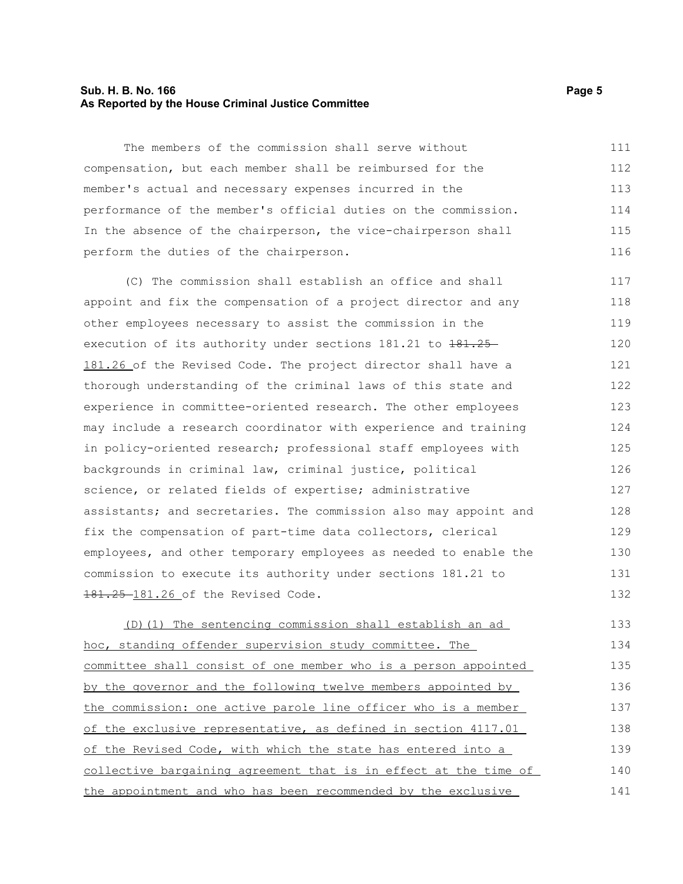The members of the commission shall serve without compensation, but each member shall be reimbursed for the member's actual and necessary expenses incurred in the performance of the member's official duties on the commission. In the absence of the chairperson, the vice-chairperson shall perform the duties of the chairperson.

(C) The commission shall establish an office and shall appoint and fix the compensation of a project director and any other employees necessary to assist the commission in the execution of its authority under sections 181.21 to ~~181.25~~ 181.26 of the Revised Code. The project director shall have a thorough understanding of the criminal laws of this state and experience in committee-oriented research. The other employees may include a research coordinator with experience and training in policy-oriented research; professional staff employees with backgrounds in criminal law, criminal justice, political science, or related fields of expertise; administrative assistants; and secretaries. The commission also may appoint and fix the compensation of part-time data collectors, clerical employees, and other temporary employees as needed to enable the commission to execute its authority under sections 181.21 to ~~181.25~~ 181.26 of the Revised Code.

<u>(D)(1) The sentencing commission shall establish an ad hoc, standing offender supervision study committee. The committee shall consist of one member who is a person appointed by the governor and the following twelve members appointed by the commission: one active parole line officer who is a member of the exclusive representative, as defined in section 4117.01 of the Revised Code, with which the state has entered into a collective bargaining agreement that is in effect at the time of the appointment and who has been recommended by the exclusive</u>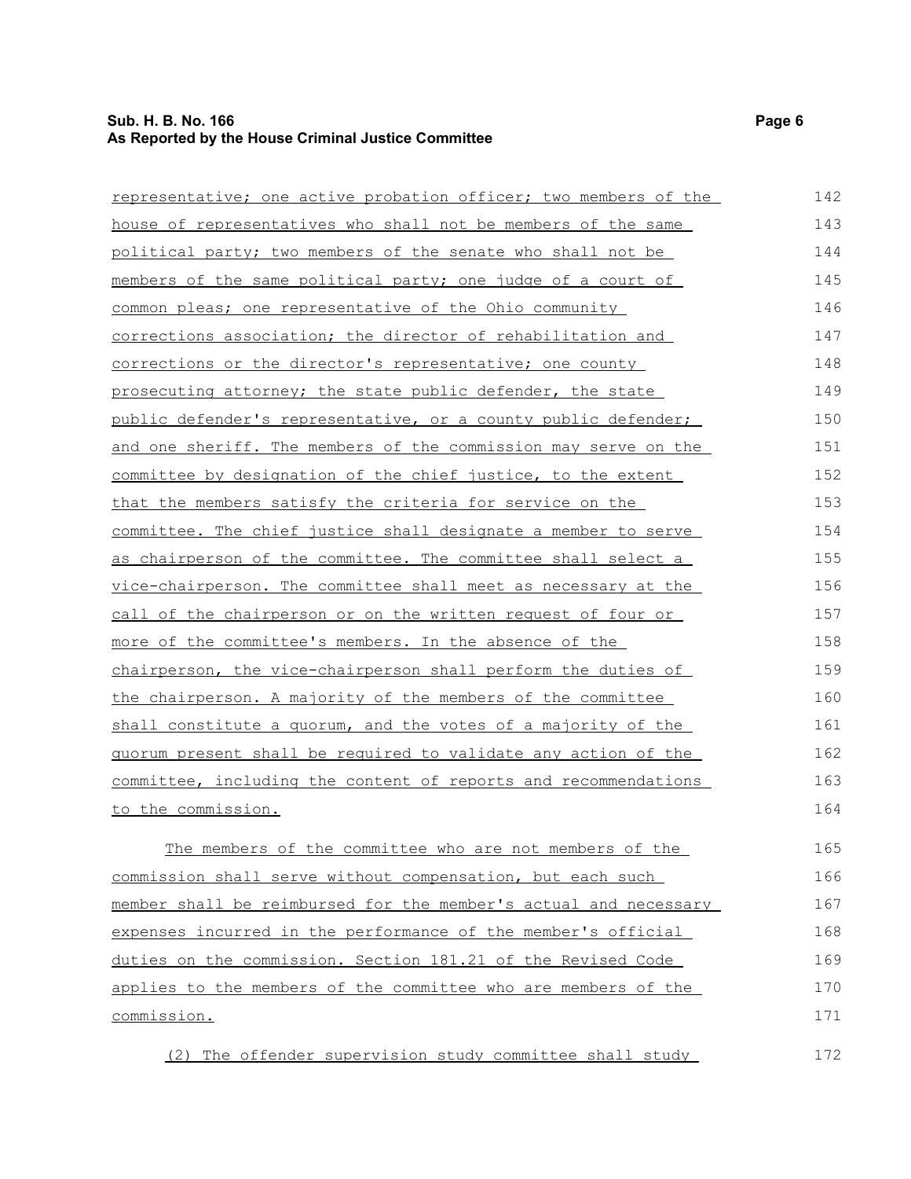representative; one active probation officer; two members of the house of representatives who shall not be members of the same political party; two members of the senate who shall not be members of the same political party; one judge of a court of common pleas; one representative of the Ohio community corrections association; the director of rehabilitation and corrections or the director's representative; one county prosecuting attorney; the state public defender, the state public defender's representative, or a county public defender; and one sheriff. The members of the commission may serve on the committee by designation of the chief justice, to the extent that the members satisfy the criteria for service on the committee. The chief justice shall designate a member to serve as chairperson of the committee. The committee shall select a vice-chairperson. The committee shall meet as necessary at the call of the chairperson or on the written request of four or more of the committee's members. In the absence of the chairperson, the vice-chairperson shall perform the duties of the chairperson. A majority of the members of the committee shall constitute a quorum, and the votes of a majority of the quorum present shall be required to validate any action of the committee, including the content of reports and recommendations to the commission.

The members of the committee who are not members of the commission shall serve without compensation, but each such member shall be reimbursed for the member's actual and necessary expenses incurred in the performance of the member's official duties on the commission. Section 181.21 of the Revised Code applies to the members of the committee who are members of the commission.

(2) The offender supervision study committee shall study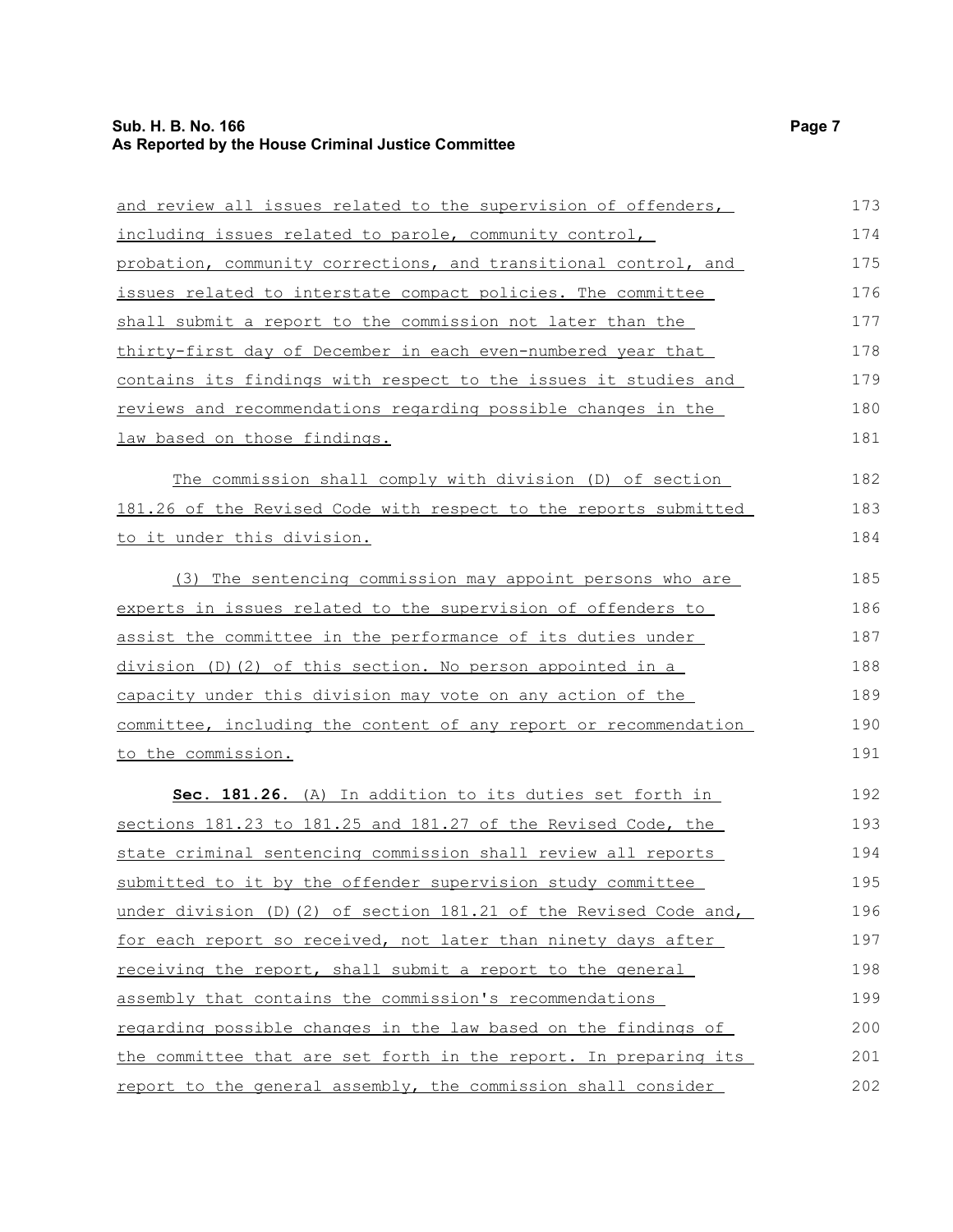and review all issues related to the supervision of offenders, including issues related to parole, community control, probation, community corrections, and transitional control, and issues related to interstate compact policies. The committee shall submit a report to the commission not later than the thirty-first day of December in each even-numbered year that contains its findings with respect to the issues it studies and reviews and recommendations regarding possible changes in the law based on those findings.

The commission shall comply with division (D) of section 181.26 of the Revised Code with respect to the reports submitted to it under this division.

(3) The sentencing commission may appoint persons who are experts in issues related to the supervision of offenders to assist the committee in the performance of its duties under division (D)(2) of this section. No person appointed in a capacity under this division may vote on any action of the committee, including the content of any report or recommendation to the commission.

**Sec. 181.26.** (A) In addition to its duties set forth in sections 181.23 to 181.25 and 181.27 of the Revised Code, the state criminal sentencing commission shall review all reports submitted to it by the offender supervision study committee under division (D)(2) of section 181.21 of the Revised Code and, for each report so received, not later than ninety days after receiving the report, shall submit a report to the general assembly that contains the commission's recommendations regarding possible changes in the law based on the findings of the committee that are set forth in the report. In preparing its report to the general assembly, the commission shall consider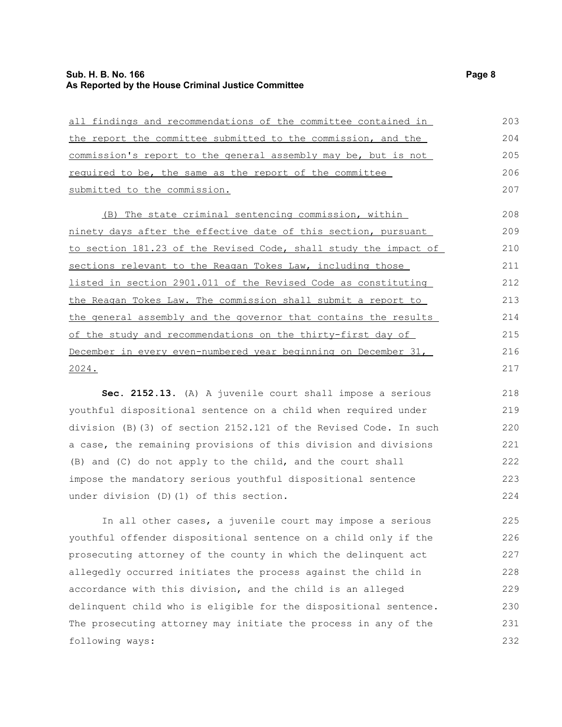all findings and recommendations of the committee contained in the report the committee submitted to the commission, and the commission's report to the general assembly may be, but is not required to be, the same as the report of the committee submitted to the commission.

(B) The state criminal sentencing commission, within ninety days after the effective date of this section, pursuant to section 181.23 of the Revised Code, shall study the impact of sections relevant to the Reagan Tokes Law, including those listed in section 2901.011 of the Revised Code as constituting the Reagan Tokes Law. The commission shall submit a report to the general assembly and the governor that contains the results of the study and recommendations on the thirty-first day of December in every even-numbered year beginning on December 31, 2024.

**Sec. 2152.13.** (A) A juvenile court shall impose a serious youthful dispositional sentence on a child when required under division (B)(3) of section 2152.121 of the Revised Code. In such a case, the remaining provisions of this division and divisions (B) and (C) do not apply to the child, and the court shall impose the mandatory serious youthful dispositional sentence under division (D)(1) of this section.

In all other cases, a juvenile court may impose a serious youthful offender dispositional sentence on a child only if the prosecuting attorney of the county in which the delinquent act allegedly occurred initiates the process against the child in accordance with this division, and the child is an alleged delinquent child who is eligible for the dispositional sentence. The prosecuting attorney may initiate the process in any of the following ways: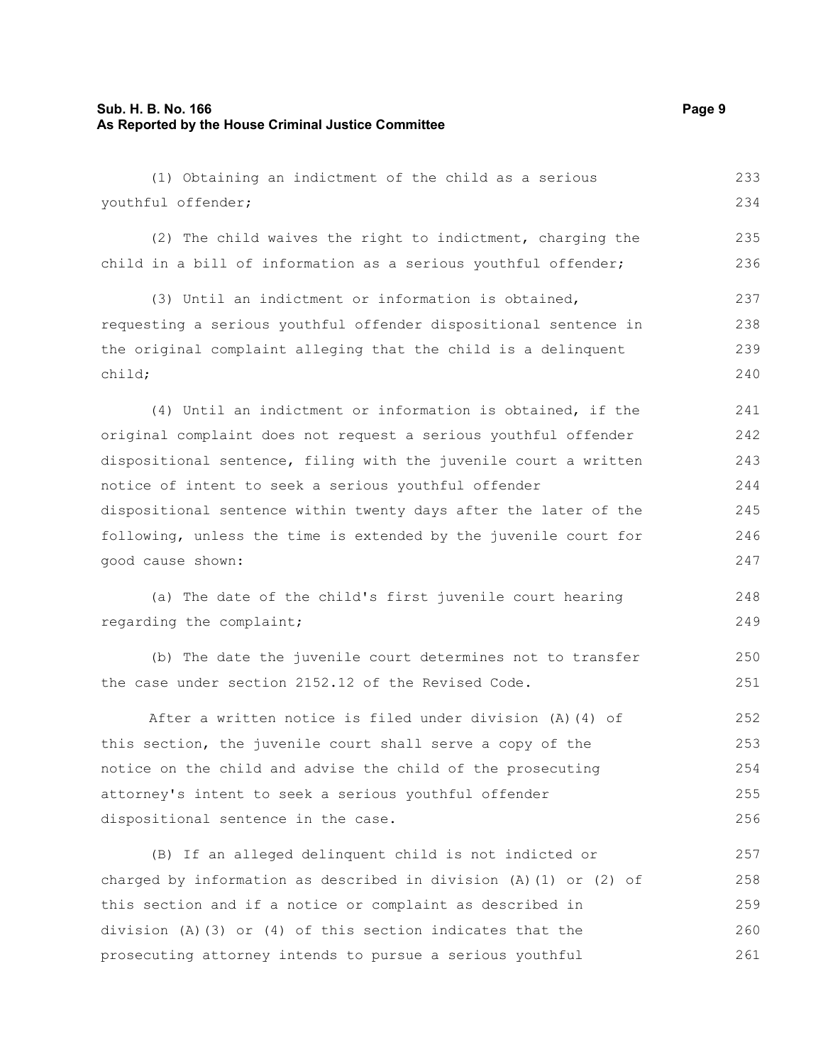(1) Obtaining an indictment of the child as a serious youthful offender;

(2) The child waives the right to indictment, charging the child in a bill of information as a serious youthful offender;

(3) Until an indictment or information is obtained, requesting a serious youthful offender dispositional sentence in the original complaint alleging that the child is a delinquent child;

(4) Until an indictment or information is obtained, if the original complaint does not request a serious youthful offender dispositional sentence, filing with the juvenile court a written notice of intent to seek a serious youthful offender dispositional sentence within twenty days after the later of the following, unless the time is extended by the juvenile court for good cause shown:

(a) The date of the child's first juvenile court hearing regarding the complaint;

(b) The date the juvenile court determines not to transfer the case under section 2152.12 of the Revised Code.

After a written notice is filed under division (A)(4) of this section, the juvenile court shall serve a copy of the notice on the child and advise the child of the prosecuting attorney's intent to seek a serious youthful offender dispositional sentence in the case.

(B) If an alleged delinquent child is not indicted or charged by information as described in division (A)(1) or (2) of this section and if a notice or complaint as described in division (A)(3) or (4) of this section indicates that the prosecuting attorney intends to pursue a serious youthful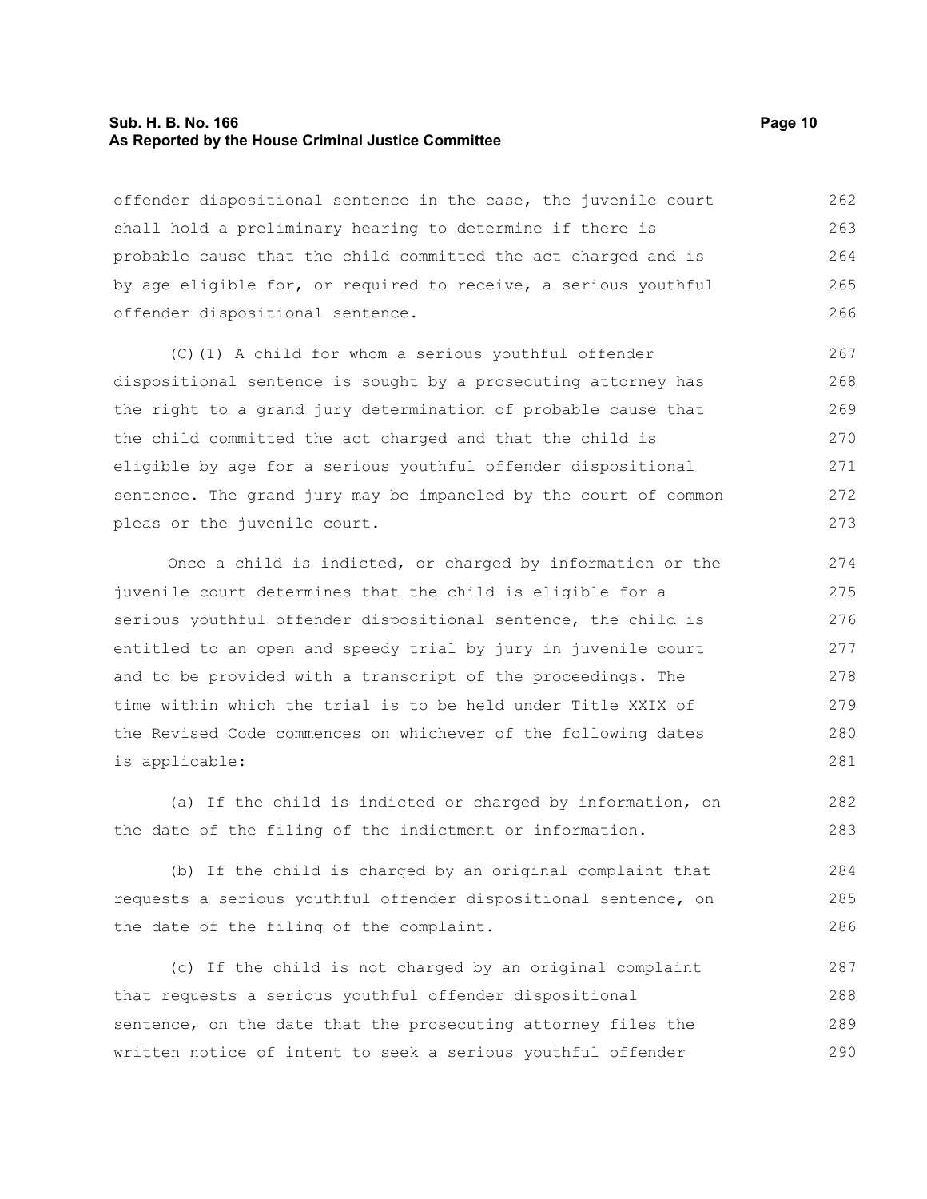offender dispositional sentence in the case, the juvenile court shall hold a preliminary hearing to determine if there is probable cause that the child committed the act charged and is by age eligible for, or required to receive, a serious youthful offender dispositional sentence.

(C)(1) A child for whom a serious youthful offender dispositional sentence is sought by a prosecuting attorney has the right to a grand jury determination of probable cause that the child committed the act charged and that the child is eligible by age for a serious youthful offender dispositional sentence. The grand jury may be impaneled by the court of common pleas or the juvenile court.

Once a child is indicted, or charged by information or the juvenile court determines that the child is eligible for a serious youthful offender dispositional sentence, the child is entitled to an open and speedy trial by jury in juvenile court and to be provided with a transcript of the proceedings. The time within which the trial is to be held under Title XXIX of the Revised Code commences on whichever of the following dates is applicable:

(a) If the child is indicted or charged by information, on the date of the filing of the indictment or information.

(b) If the child is charged by an original complaint that requests a serious youthful offender dispositional sentence, on the date of the filing of the complaint.

(c) If the child is not charged by an original complaint that requests a serious youthful offender dispositional sentence, on the date that the prosecuting attorney files the written notice of intent to seek a serious youthful offender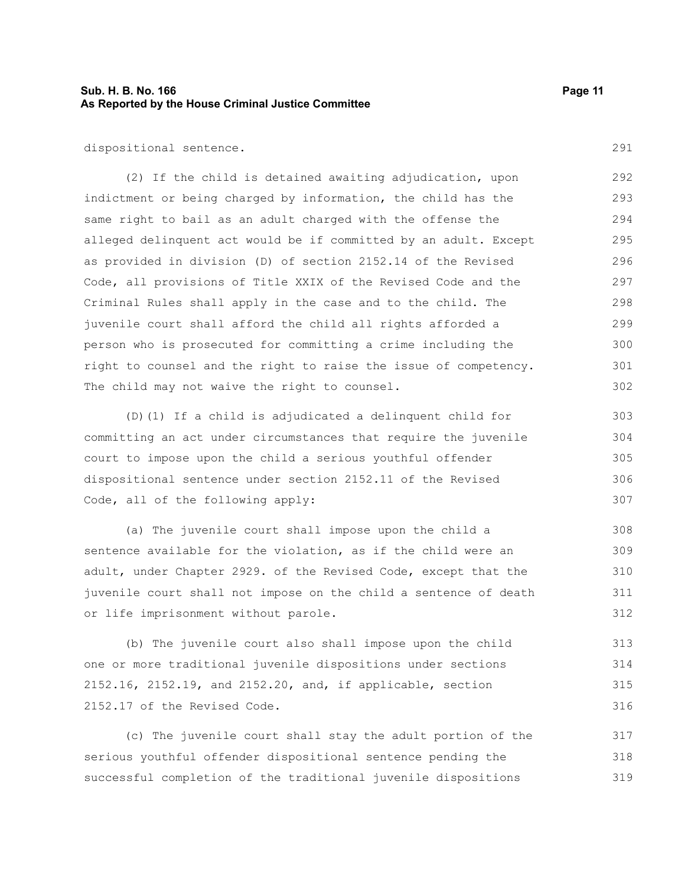dispositional sentence.

(2) If the child is detained awaiting adjudication, upon indictment or being charged by information, the child has the same right to bail as an adult charged with the offense the alleged delinquent act would be if committed by an adult. Except as provided in division (D) of section 2152.14 of the Revised Code, all provisions of Title XXIX of the Revised Code and the Criminal Rules shall apply in the case and to the child. The juvenile court shall afford the child all rights afforded a person who is prosecuted for committing a crime including the right to counsel and the right to raise the issue of competency. The child may not waive the right to counsel.

(D)(1) If a child is adjudicated a delinquent child for committing an act under circumstances that require the juvenile court to impose upon the child a serious youthful offender dispositional sentence under section 2152.11 of the Revised Code, all of the following apply:

(a) The juvenile court shall impose upon the child a sentence available for the violation, as if the child were an adult, under Chapter 2929. of the Revised Code, except that the juvenile court shall not impose on the child a sentence of death or life imprisonment without parole.

(b) The juvenile court also shall impose upon the child one or more traditional juvenile dispositions under sections 2152.16, 2152.19, and 2152.20, and, if applicable, section 2152.17 of the Revised Code.

(c) The juvenile court shall stay the adult portion of the serious youthful offender dispositional sentence pending the successful completion of the traditional juvenile dispositions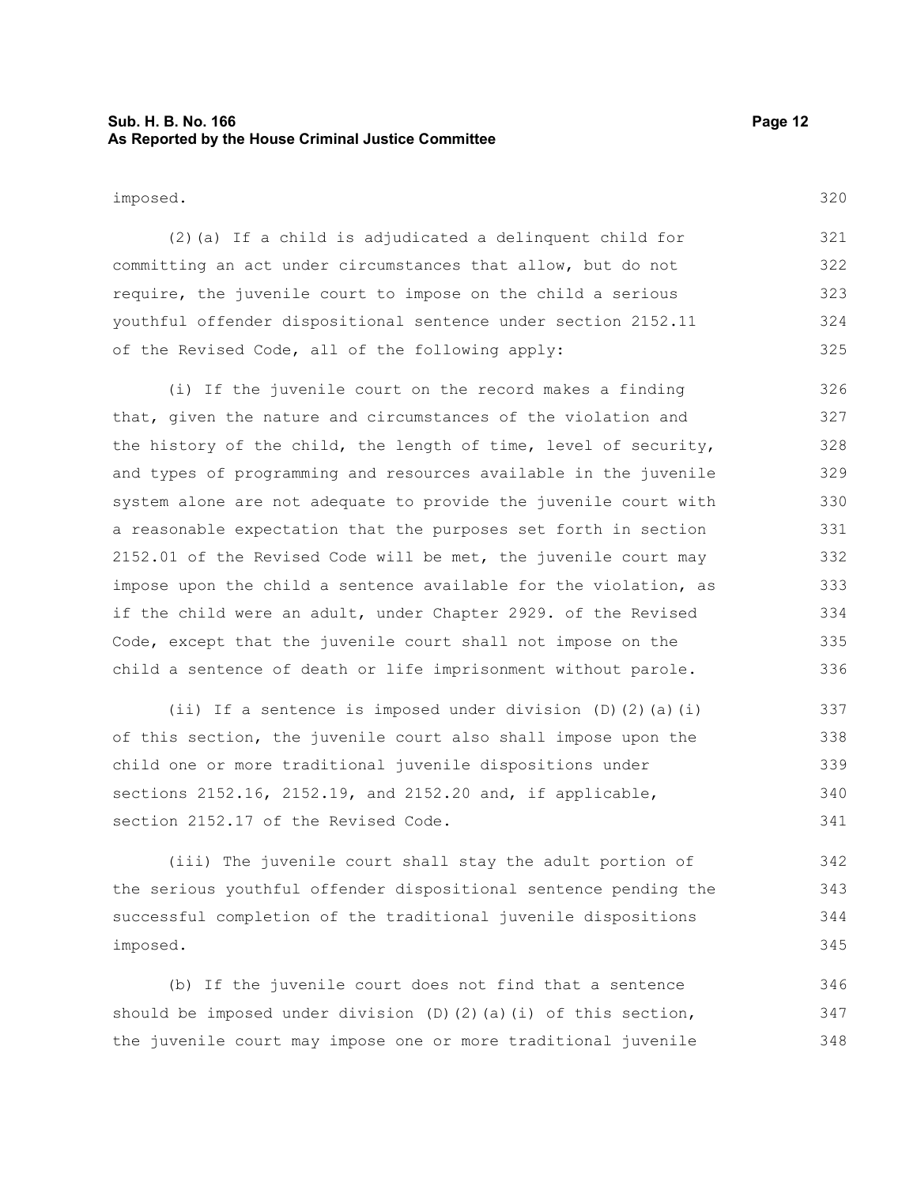imposed.

(2)(a) If a child is adjudicated a delinquent child for committing an act under circumstances that allow, but do not require, the juvenile court to impose on the child a serious youthful offender dispositional sentence under section 2152.11 of the Revised Code, all of the following apply:

(i) If the juvenile court on the record makes a finding that, given the nature and circumstances of the violation and the history of the child, the length of time, level of security, and types of programming and resources available in the juvenile system alone are not adequate to provide the juvenile court with a reasonable expectation that the purposes set forth in section 2152.01 of the Revised Code will be met, the juvenile court may impose upon the child a sentence available for the violation, as if the child were an adult, under Chapter 2929. of the Revised Code, except that the juvenile court shall not impose on the child a sentence of death or life imprisonment without parole.

(ii) If a sentence is imposed under division (D)(2)(a)(i) of this section, the juvenile court also shall impose upon the child one or more traditional juvenile dispositions under sections 2152.16, 2152.19, and 2152.20 and, if applicable, section 2152.17 of the Revised Code.

(iii) The juvenile court shall stay the adult portion of the serious youthful offender dispositional sentence pending the successful completion of the traditional juvenile dispositions imposed.

(b) If the juvenile court does not find that a sentence should be imposed under division (D)(2)(a)(i) of this section, the juvenile court may impose one or more traditional juvenile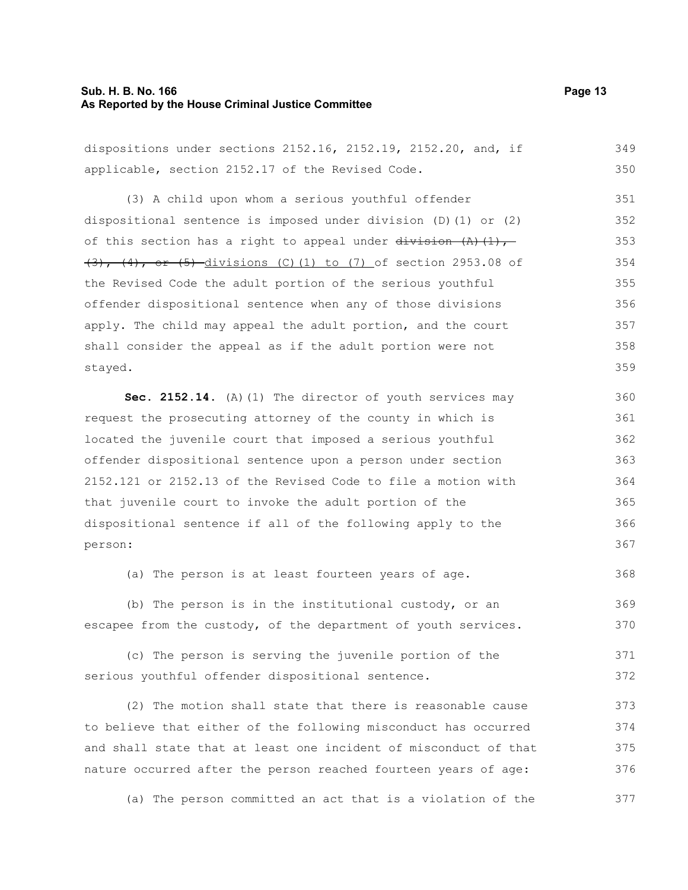dispositions under sections 2152.16, 2152.19, 2152.20, and, if applicable, section 2152.17 of the Revised Code.

(3) A child upon whom a serious youthful offender dispositional sentence is imposed under division (D)(1) or (2) of this section has a right to appeal under ~~division (A)(1), (3), (4), or (5)~~ divisions (C)(1) to (7) of section 2953.08 of the Revised Code the adult portion of the serious youthful offender dispositional sentence when any of those divisions apply. The child may appeal the adult portion, and the court shall consider the appeal as if the adult portion were not stayed.

**Sec. 2152.14.** (A)(1) The director of youth services may request the prosecuting attorney of the county in which is located the juvenile court that imposed a serious youthful offender dispositional sentence upon a person under section 2152.121 or 2152.13 of the Revised Code to file a motion with that juvenile court to invoke the adult portion of the dispositional sentence if all of the following apply to the person:

(a) The person is at least fourteen years of age.

(b) The person is in the institutional custody, or an escapee from the custody, of the department of youth services.

(c) The person is serving the juvenile portion of the serious youthful offender dispositional sentence.

(2) The motion shall state that there is reasonable cause to believe that either of the following misconduct has occurred and shall state that at least one incident of misconduct of that nature occurred after the person reached fourteen years of age:

(a) The person committed an act that is a violation of the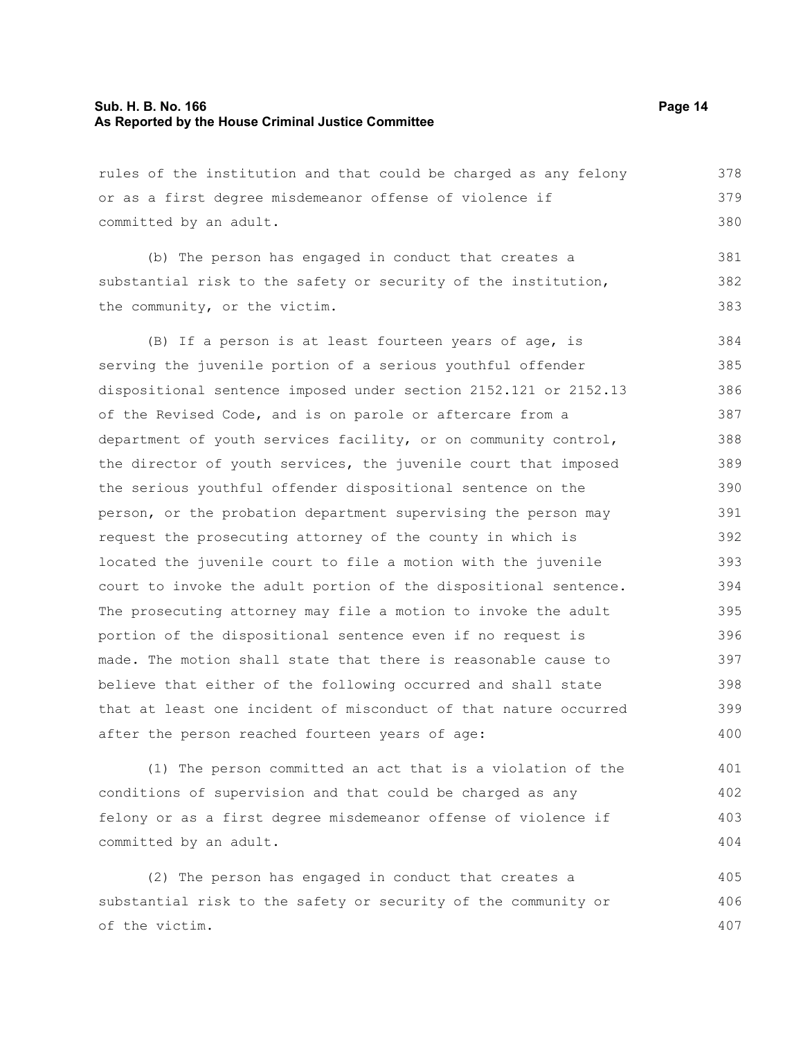rules of the institution and that could be charged as any felony or as a first degree misdemeanor offense of violence if committed by an adult.

(b) The person has engaged in conduct that creates a substantial risk to the safety or security of the institution, the community, or the victim.

(B) If a person is at least fourteen years of age, is serving the juvenile portion of a serious youthful offender dispositional sentence imposed under section 2152.121 or 2152.13 of the Revised Code, and is on parole or aftercare from a department of youth services facility, or on community control, the director of youth services, the juvenile court that imposed the serious youthful offender dispositional sentence on the person, or the probation department supervising the person may request the prosecuting attorney of the county in which is located the juvenile court to file a motion with the juvenile court to invoke the adult portion of the dispositional sentence. The prosecuting attorney may file a motion to invoke the adult portion of the dispositional sentence even if no request is made. The motion shall state that there is reasonable cause to believe that either of the following occurred and shall state that at least one incident of misconduct of that nature occurred after the person reached fourteen years of age:

(1) The person committed an act that is a violation of the conditions of supervision and that could be charged as any felony or as a first degree misdemeanor offense of violence if committed by an adult.

(2) The person has engaged in conduct that creates a substantial risk to the safety or security of the community or of the victim.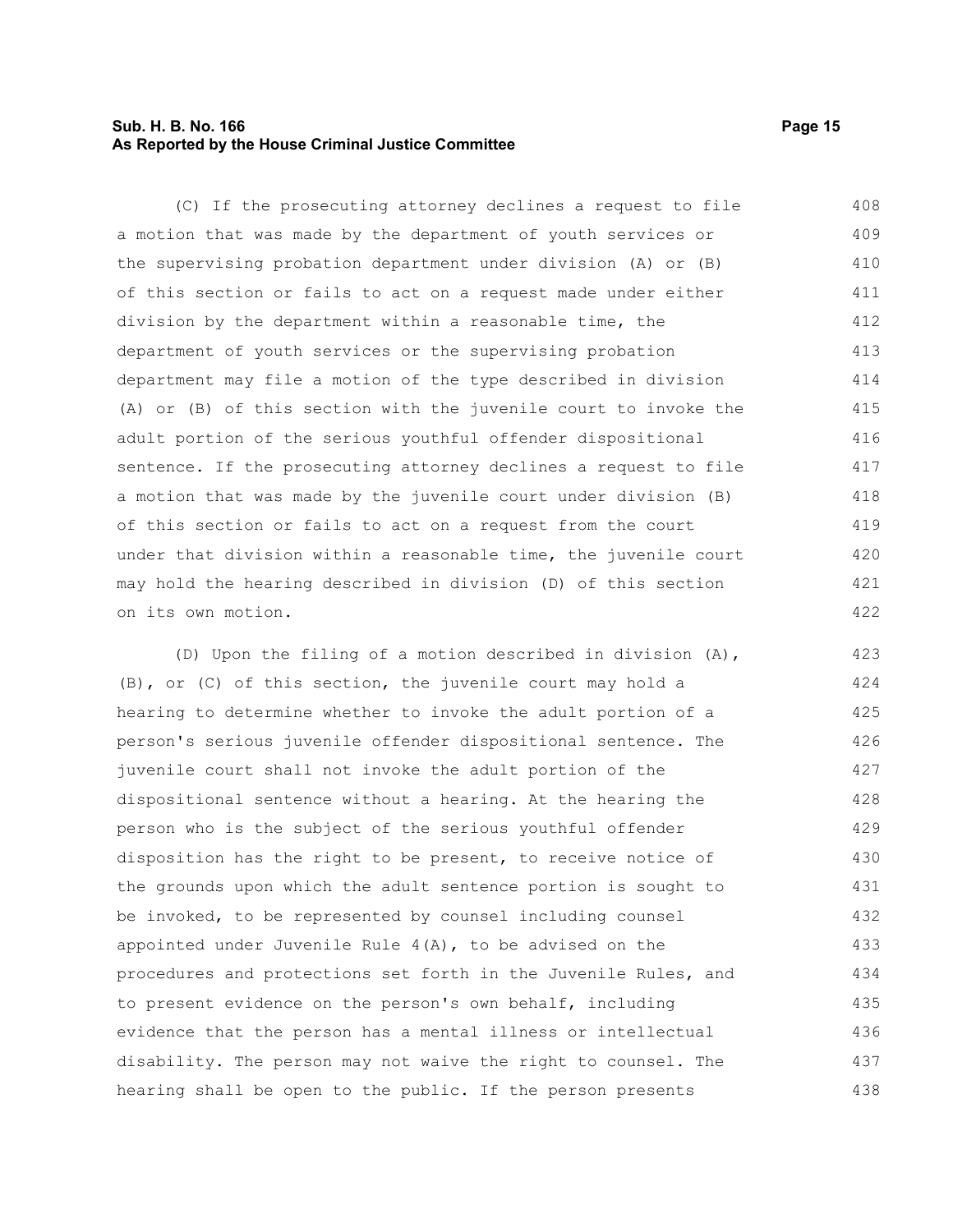(C) If the prosecuting attorney declines a request to file a motion that was made by the department of youth services or the supervising probation department under division (A) or (B) of this section or fails to act on a request made under either division by the department within a reasonable time, the department of youth services or the supervising probation department may file a motion of the type described in division (A) or (B) of this section with the juvenile court to invoke the adult portion of the serious youthful offender dispositional sentence. If the prosecuting attorney declines a request to file a motion that was made by the juvenile court under division (B) of this section or fails to act on a request from the court under that division within a reasonable time, the juvenile court may hold the hearing described in division (D) of this section on its own motion.

(D) Upon the filing of a motion described in division (A), (B), or (C) of this section, the juvenile court may hold a hearing to determine whether to invoke the adult portion of a person's serious juvenile offender dispositional sentence. The juvenile court shall not invoke the adult portion of the dispositional sentence without a hearing. At the hearing the person who is the subject of the serious youthful offender disposition has the right to be present, to receive notice of the grounds upon which the adult sentence portion is sought to be invoked, to be represented by counsel including counsel appointed under Juvenile Rule 4(A), to be advised on the procedures and protections set forth in the Juvenile Rules, and to present evidence on the person's own behalf, including evidence that the person has a mental illness or intellectual disability. The person may not waive the right to counsel. The hearing shall be open to the public. If the person presents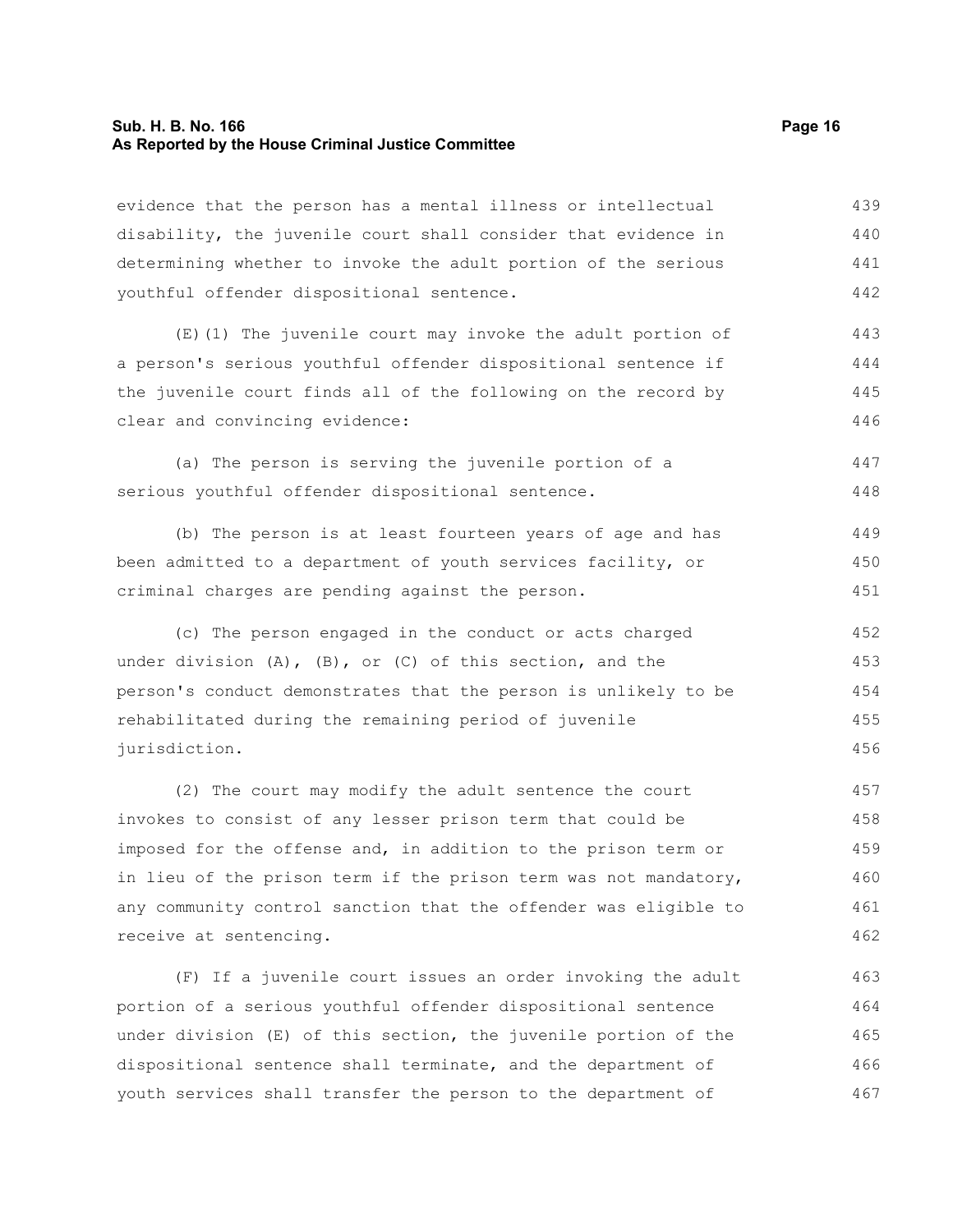evidence that the person has a mental illness or intellectual disability, the juvenile court shall consider that evidence in determining whether to invoke the adult portion of the serious youthful offender dispositional sentence.

(E)(1) The juvenile court may invoke the adult portion of a person's serious youthful offender dispositional sentence if the juvenile court finds all of the following on the record by clear and convincing evidence:

(a) The person is serving the juvenile portion of a serious youthful offender dispositional sentence.

(b) The person is at least fourteen years of age and has been admitted to a department of youth services facility, or criminal charges are pending against the person.

(c) The person engaged in the conduct or acts charged under division (A), (B), or (C) of this section, and the person's conduct demonstrates that the person is unlikely to be rehabilitated during the remaining period of juvenile jurisdiction.

(2) The court may modify the adult sentence the court invokes to consist of any lesser prison term that could be imposed for the offense and, in addition to the prison term or in lieu of the prison term if the prison term was not mandatory, any community control sanction that the offender was eligible to receive at sentencing.

(F) If a juvenile court issues an order invoking the adult portion of a serious youthful offender dispositional sentence under division (E) of this section, the juvenile portion of the dispositional sentence shall terminate, and the department of youth services shall transfer the person to the department of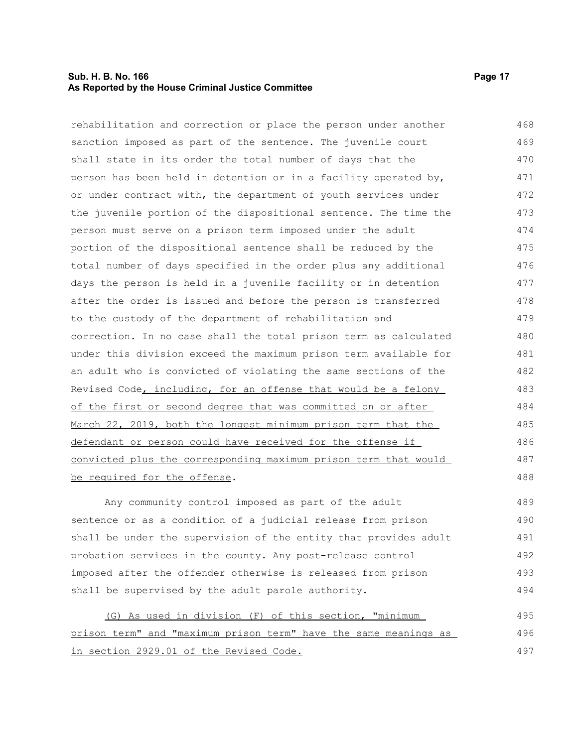rehabilitation and correction or place the person under another sanction imposed as part of the sentence. The juvenile court shall state in its order the total number of days that the person has been held in detention or in a facility operated by, or under contract with, the department of youth services under the juvenile portion of the dispositional sentence. The time the person must serve on a prison term imposed under the adult portion of the dispositional sentence shall be reduced by the total number of days specified in the order plus any additional days the person is held in a juvenile facility or in detention after the order is issued and before the person is transferred to the custody of the department of rehabilitation and correction. In no case shall the total prison term as calculated under this division exceed the maximum prison term available for an adult who is convicted of violating the same sections of the Revised Code, including, for an offense that would be a felony of the first or second degree that was committed on or after March 22, 2019, both the longest minimum prison term that the defendant or person could have received for the offense if convicted plus the corresponding maximum prison term that would be required for the offense.

Any community control imposed as part of the adult sentence or as a condition of a judicial release from prison shall be under the supervision of the entity that provides adult probation services in the county. Any post-release control imposed after the offender otherwise is released from prison shall be supervised by the adult parole authority.

(G) As used in division (F) of this section, "minimum prison term" and "maximum prison term" have the same meanings as in section 2929.01 of the Revised Code.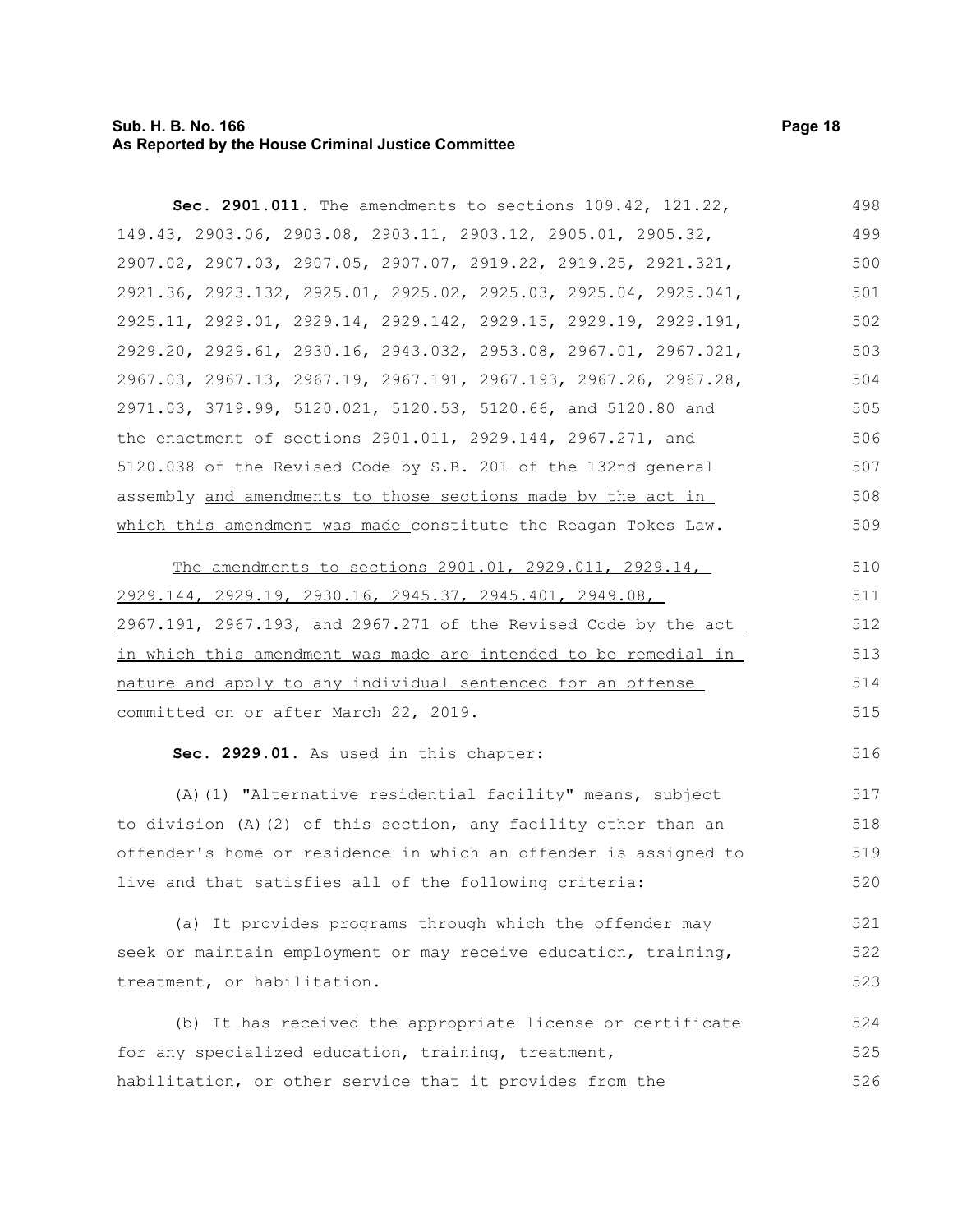**Sec. 2901.011.** The amendments to sections 109.42, 121.22, 149.43, 2903.06, 2903.08, 2903.11, 2903.12, 2905.01, 2905.32, 2907.02, 2907.03, 2907.05, 2907.07, 2919.22, 2919.25, 2921.321, 2921.36, 2923.132, 2925.01, 2925.02, 2925.03, 2925.04, 2925.041, 2925.11, 2929.01, 2929.14, 2929.142, 2929.15, 2929.19, 2929.191, 2929.20, 2929.61, 2930.16, 2943.032, 2953.08, 2967.01, 2967.021, 2967.03, 2967.13, 2967.19, 2967.191, 2967.193, 2967.26, 2967.28, 2971.03, 3719.99, 5120.021, 5120.53, 5120.66, and 5120.80 and the enactment of sections 2901.011, 2929.144, 2967.271, and 5120.038 of the Revised Code by S.B. 201 of the 132nd general assembly <u>and amendments to those sections made by the act in which this amendment was made</u> constitute the Reagan Tokes Law.

<u>The amendments to sections 2901.01, 2929.011, 2929.14, 2929.144, 2929.19, 2930.16, 2945.37, 2945.401, 2949.08, 2967.191, 2967.193, and 2967.271 of the Revised Code by the act in which this amendment was made are intended to be remedial in nature and apply to any individual sentenced for an offense committed on or after March 22, 2019.</u>

**Sec. 2929.01.** As used in this chapter:

(A)(1) "Alternative residential facility" means, subject to division (A)(2) of this section, any facility other than an offender's home or residence in which an offender is assigned to live and that satisfies all of the following criteria:

(a) It provides programs through which the offender may seek or maintain employment or may receive education, training, treatment, or habilitation.

(b) It has received the appropriate license or certificate for any specialized education, training, treatment, habilitation, or other service that it provides from the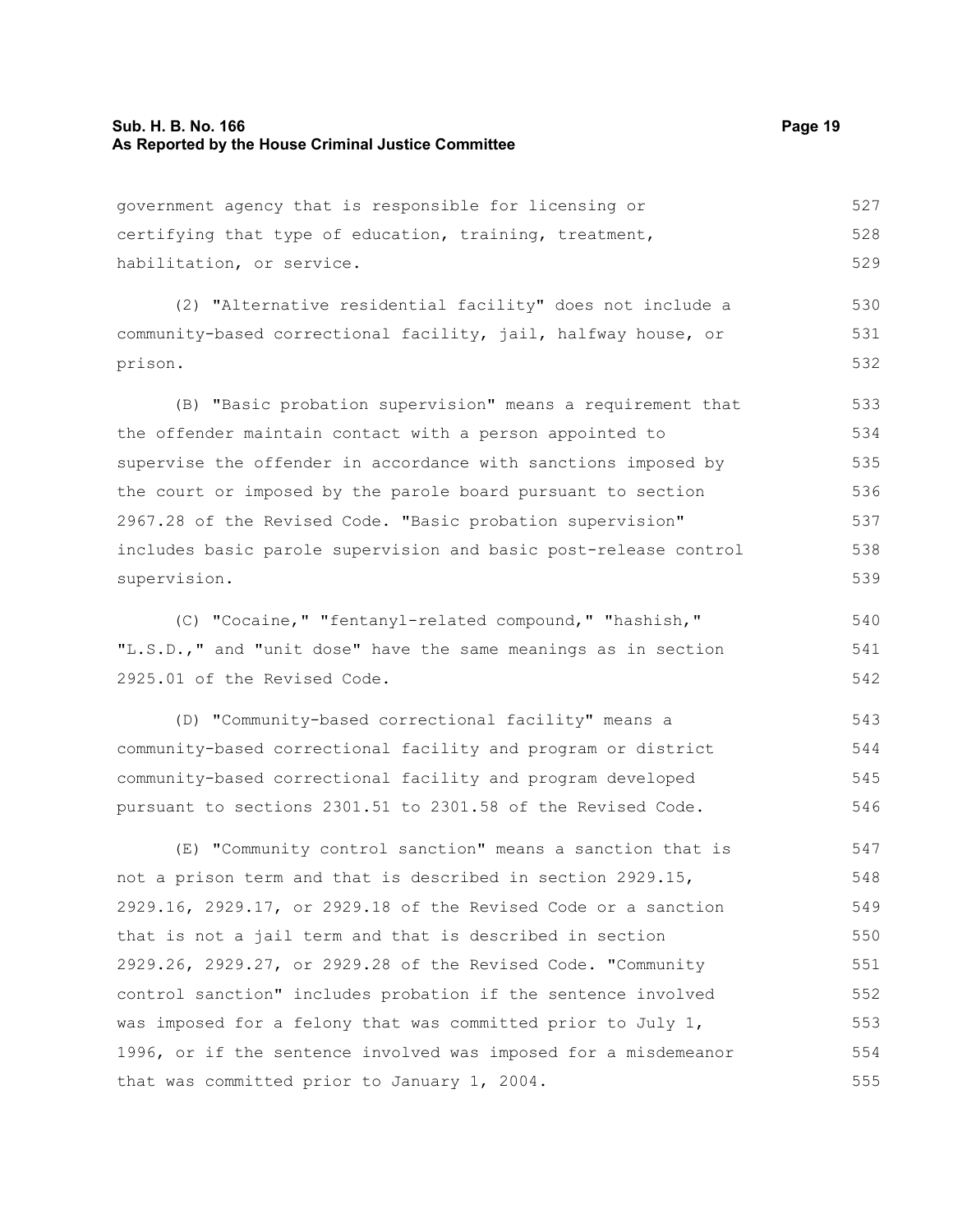government agency that is responsible for licensing or certifying that type of education, training, treatment, habilitation, or service.

(2) "Alternative residential facility" does not include a community-based correctional facility, jail, halfway house, or prison.

(B) "Basic probation supervision" means a requirement that the offender maintain contact with a person appointed to supervise the offender in accordance with sanctions imposed by the court or imposed by the parole board pursuant to section 2967.28 of the Revised Code. "Basic probation supervision" includes basic parole supervision and basic post-release control supervision.

(C) "Cocaine," "fentanyl-related compound," "hashish," "L.S.D.," and "unit dose" have the same meanings as in section 2925.01 of the Revised Code.

(D) "Community-based correctional facility" means a community-based correctional facility and program or district community-based correctional facility and program developed pursuant to sections 2301.51 to 2301.58 of the Revised Code.

(E) "Community control sanction" means a sanction that is not a prison term and that is described in section 2929.15, 2929.16, 2929.17, or 2929.18 of the Revised Code or a sanction that is not a jail term and that is described in section 2929.26, 2929.27, or 2929.28 of the Revised Code. "Community control sanction" includes probation if the sentence involved was imposed for a felony that was committed prior to July 1, 1996, or if the sentence involved was imposed for a misdemeanor that was committed prior to January 1, 2004.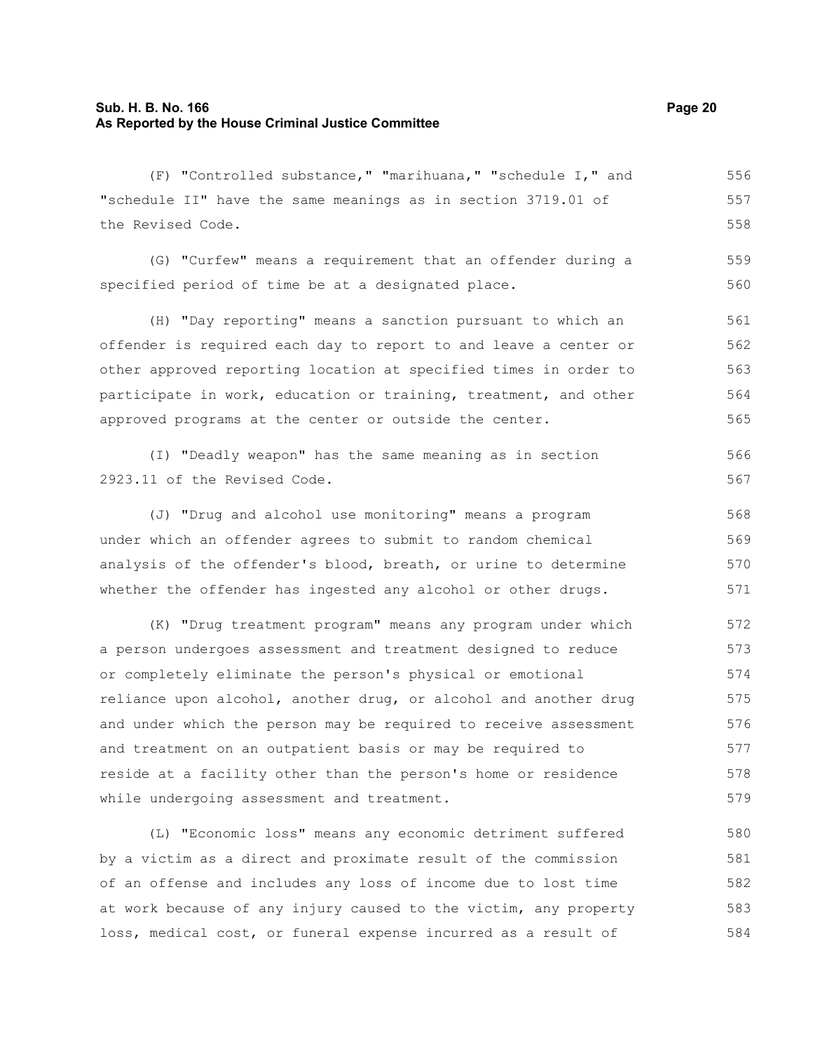(F) "Controlled substance," "marihuana," "schedule I," and "schedule II" have the same meanings as in section 3719.01 of the Revised Code.

(G) "Curfew" means a requirement that an offender during a specified period of time be at a designated place.

(H) "Day reporting" means a sanction pursuant to which an offender is required each day to report to and leave a center or other approved reporting location at specified times in order to participate in work, education or training, treatment, and other approved programs at the center or outside the center.

(I) "Deadly weapon" has the same meaning as in section 2923.11 of the Revised Code.

(J) "Drug and alcohol use monitoring" means a program under which an offender agrees to submit to random chemical analysis of the offender's blood, breath, or urine to determine whether the offender has ingested any alcohol or other drugs.

(K) "Drug treatment program" means any program under which a person undergoes assessment and treatment designed to reduce or completely eliminate the person's physical or emotional reliance upon alcohol, another drug, or alcohol and another drug and under which the person may be required to receive assessment and treatment on an outpatient basis or may be required to reside at a facility other than the person's home or residence while undergoing assessment and treatment.

(L) "Economic loss" means any economic detriment suffered by a victim as a direct and proximate result of the commission of an offense and includes any loss of income due to lost time at work because of any injury caused to the victim, any property loss, medical cost, or funeral expense incurred as a result of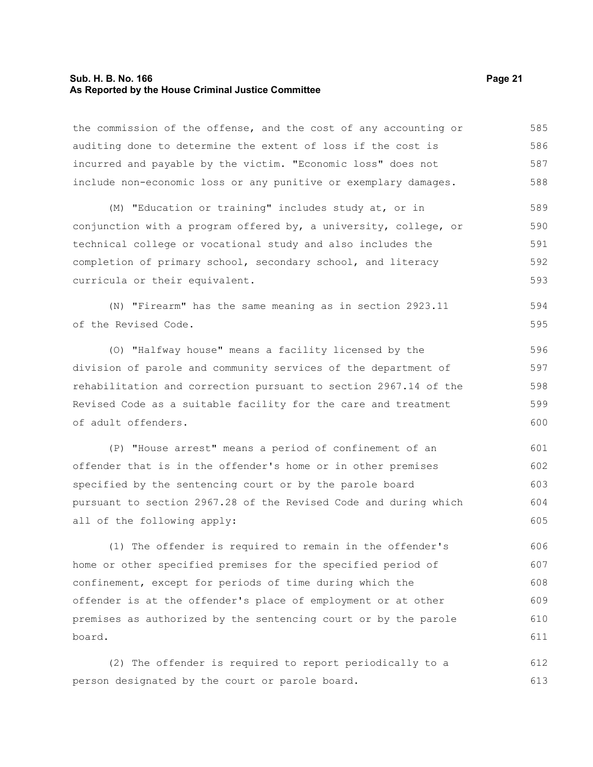the commission of the offense, and the cost of any accounting or auditing done to determine the extent of loss if the cost is incurred and payable by the victim. "Economic loss" does not include non-economic loss or any punitive or exemplary damages.

(M) "Education or training" includes study at, or in conjunction with a program offered by, a university, college, or technical college or vocational study and also includes the completion of primary school, secondary school, and literacy curricula or their equivalent.

(N) "Firearm" has the same meaning as in section 2923.11 of the Revised Code.

(O) "Halfway house" means a facility licensed by the division of parole and community services of the department of rehabilitation and correction pursuant to section 2967.14 of the Revised Code as a suitable facility for the care and treatment of adult offenders.

(P) "House arrest" means a period of confinement of an offender that is in the offender's home or in other premises specified by the sentencing court or by the parole board pursuant to section 2967.28 of the Revised Code and during which all of the following apply:

(1) The offender is required to remain in the offender's home or other specified premises for the specified period of confinement, except for periods of time during which the offender is at the offender's place of employment or at other premises as authorized by the sentencing court or by the parole board.

(2) The offender is required to report periodically to a person designated by the court or parole board.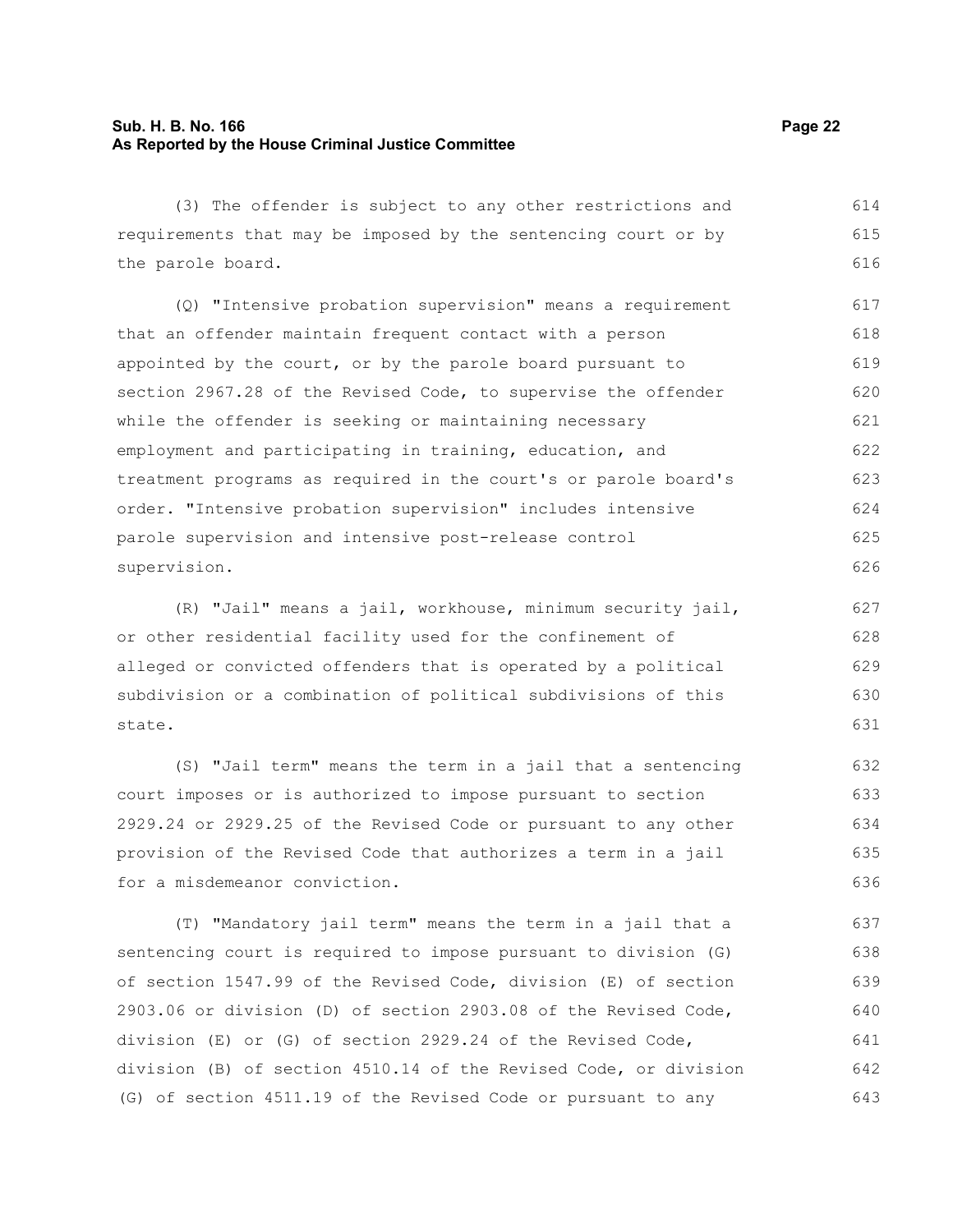(3) The offender is subject to any other restrictions and requirements that may be imposed by the sentencing court or by the parole board.

(Q) "Intensive probation supervision" means a requirement that an offender maintain frequent contact with a person appointed by the court, or by the parole board pursuant to section 2967.28 of the Revised Code, to supervise the offender while the offender is seeking or maintaining necessary employment and participating in training, education, and treatment programs as required in the court's or parole board's order. "Intensive probation supervision" includes intensive parole supervision and intensive post-release control supervision.

(R) "Jail" means a jail, workhouse, minimum security jail, or other residential facility used for the confinement of alleged or convicted offenders that is operated by a political subdivision or a combination of political subdivisions of this state.

(S) "Jail term" means the term in a jail that a sentencing court imposes or is authorized to impose pursuant to section 2929.24 or 2929.25 of the Revised Code or pursuant to any other provision of the Revised Code that authorizes a term in a jail for a misdemeanor conviction.

(T) "Mandatory jail term" means the term in a jail that a sentencing court is required to impose pursuant to division (G) of section 1547.99 of the Revised Code, division (E) of section 2903.06 or division (D) of section 2903.08 of the Revised Code, division (E) or (G) of section 2929.24 of the Revised Code, division (B) of section 4510.14 of the Revised Code, or division (G) of section 4511.19 of the Revised Code or pursuant to any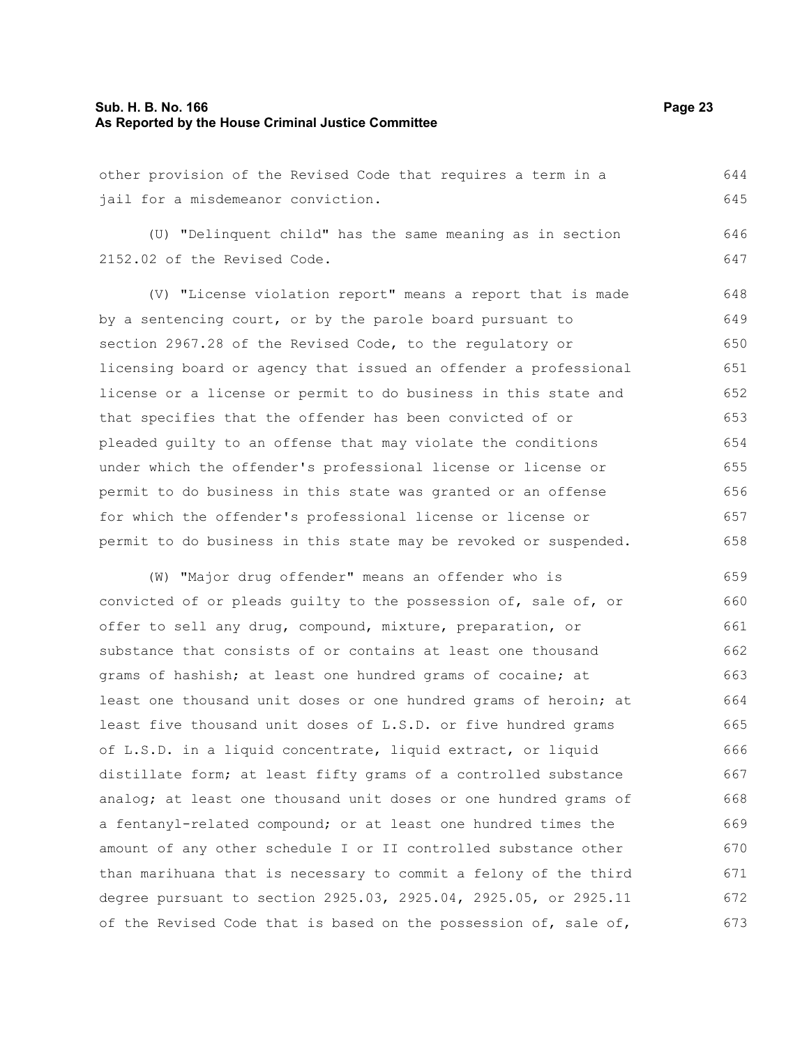other provision of the Revised Code that requires a term in a jail for a misdemeanor conviction.

(U) "Delinquent child" has the same meaning as in section 2152.02 of the Revised Code.

(V) "License violation report" means a report that is made by a sentencing court, or by the parole board pursuant to section 2967.28 of the Revised Code, to the regulatory or licensing board or agency that issued an offender a professional license or a license or permit to do business in this state and that specifies that the offender has been convicted of or pleaded guilty to an offense that may violate the conditions under which the offender's professional license or license or permit to do business in this state was granted or an offense for which the offender's professional license or license or permit to do business in this state may be revoked or suspended.

(W) "Major drug offender" means an offender who is convicted of or pleads guilty to the possession of, sale of, or offer to sell any drug, compound, mixture, preparation, or substance that consists of or contains at least one thousand grams of hashish; at least one hundred grams of cocaine; at least one thousand unit doses or one hundred grams of heroin; at least five thousand unit doses of L.S.D. or five hundred grams of L.S.D. in a liquid concentrate, liquid extract, or liquid distillate form; at least fifty grams of a controlled substance analog; at least one thousand unit doses or one hundred grams of a fentanyl-related compound; or at least one hundred times the amount of any other schedule I or II controlled substance other than marihuana that is necessary to commit a felony of the third degree pursuant to section 2925.03, 2925.04, 2925.05, or 2925.11 of the Revised Code that is based on the possession of, sale of,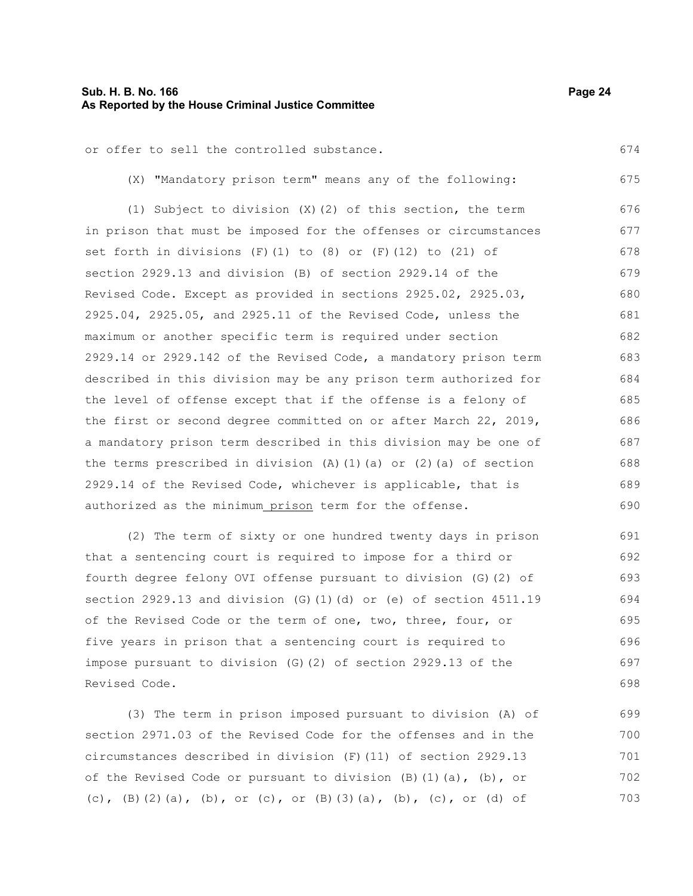or offer to sell the controlled substance.

(X) "Mandatory prison term" means any of the following:

(1) Subject to division (X)(2) of this section, the term in prison that must be imposed for the offenses or circumstances set forth in divisions (F)(1) to (8) or (F)(12) to (21) of section 2929.13 and division (B) of section 2929.14 of the Revised Code. Except as provided in sections 2925.02, 2925.03, 2925.04, 2925.05, and 2925.11 of the Revised Code, unless the maximum or another specific term is required under section 2929.14 or 2929.142 of the Revised Code, a mandatory prison term described in this division may be any prison term authorized for the level of offense except that if the offense is a felony of the first or second degree committed on or after March 22, 2019, a mandatory prison term described in this division may be one of the terms prescribed in division (A)(1)(a) or (2)(a) of section 2929.14 of the Revised Code, whichever is applicable, that is authorized as the minimum prison term for the offense.

(2) The term of sixty or one hundred twenty days in prison that a sentencing court is required to impose for a third or fourth degree felony OVI offense pursuant to division (G)(2) of section 2929.13 and division (G)(1)(d) or (e) of section 4511.19 of the Revised Code or the term of one, two, three, four, or five years in prison that a sentencing court is required to impose pursuant to division (G)(2) of section 2929.13 of the Revised Code.

(3) The term in prison imposed pursuant to division (A) of section 2971.03 of the Revised Code for the offenses and in the circumstances described in division (F)(11) of section 2929.13 of the Revised Code or pursuant to division (B)(1)(a), (b), or (c), (B)(2)(a), (b), or (c), or (B)(3)(a), (b), (c), or (d) of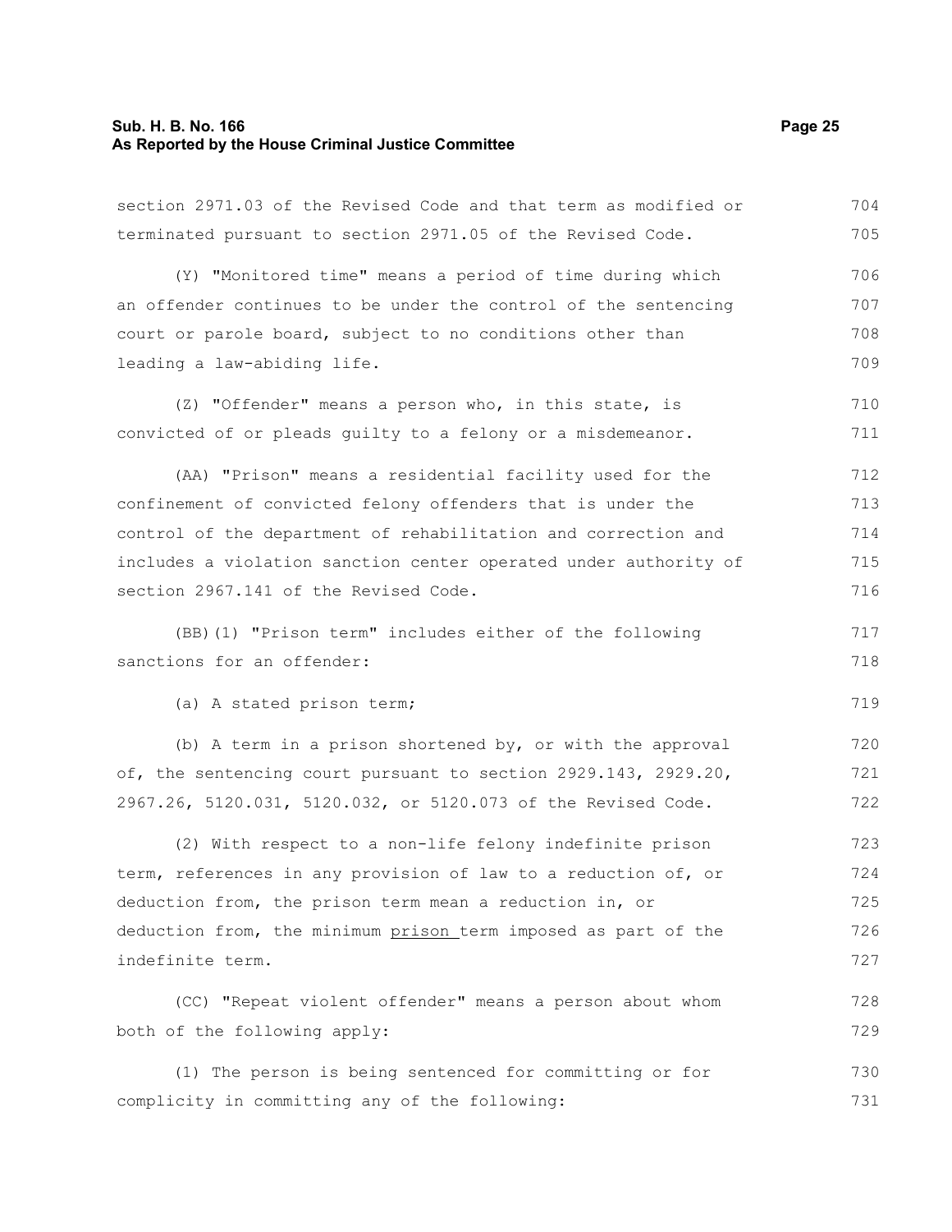section 2971.03 of the Revised Code and that term as modified or terminated pursuant to section 2971.05 of the Revised Code.

(Y) "Monitored time" means a period of time during which an offender continues to be under the control of the sentencing court or parole board, subject to no conditions other than leading a law-abiding life.

(Z) "Offender" means a person who, in this state, is convicted of or pleads guilty to a felony or a misdemeanor.

(AA) "Prison" means a residential facility used for the confinement of convicted felony offenders that is under the control of the department of rehabilitation and correction and includes a violation sanction center operated under authority of section 2967.141 of the Revised Code.

(BB)(1) "Prison term" includes either of the following sanctions for an offender:

(a) A stated prison term;

(b) A term in a prison shortened by, or with the approval of, the sentencing court pursuant to section 2929.143, 2929.20, 2967.26, 5120.031, 5120.032, or 5120.073 of the Revised Code.

(2) With respect to a non-life felony indefinite prison term, references in any provision of law to a reduction of, or deduction from, the prison term mean a reduction in, or deduction from, the minimum <u>prison</u> term imposed as part of the indefinite term.

(CC) "Repeat violent offender" means a person about whom both of the following apply:

(1) The person is being sentenced for committing or for complicity in committing any of the following: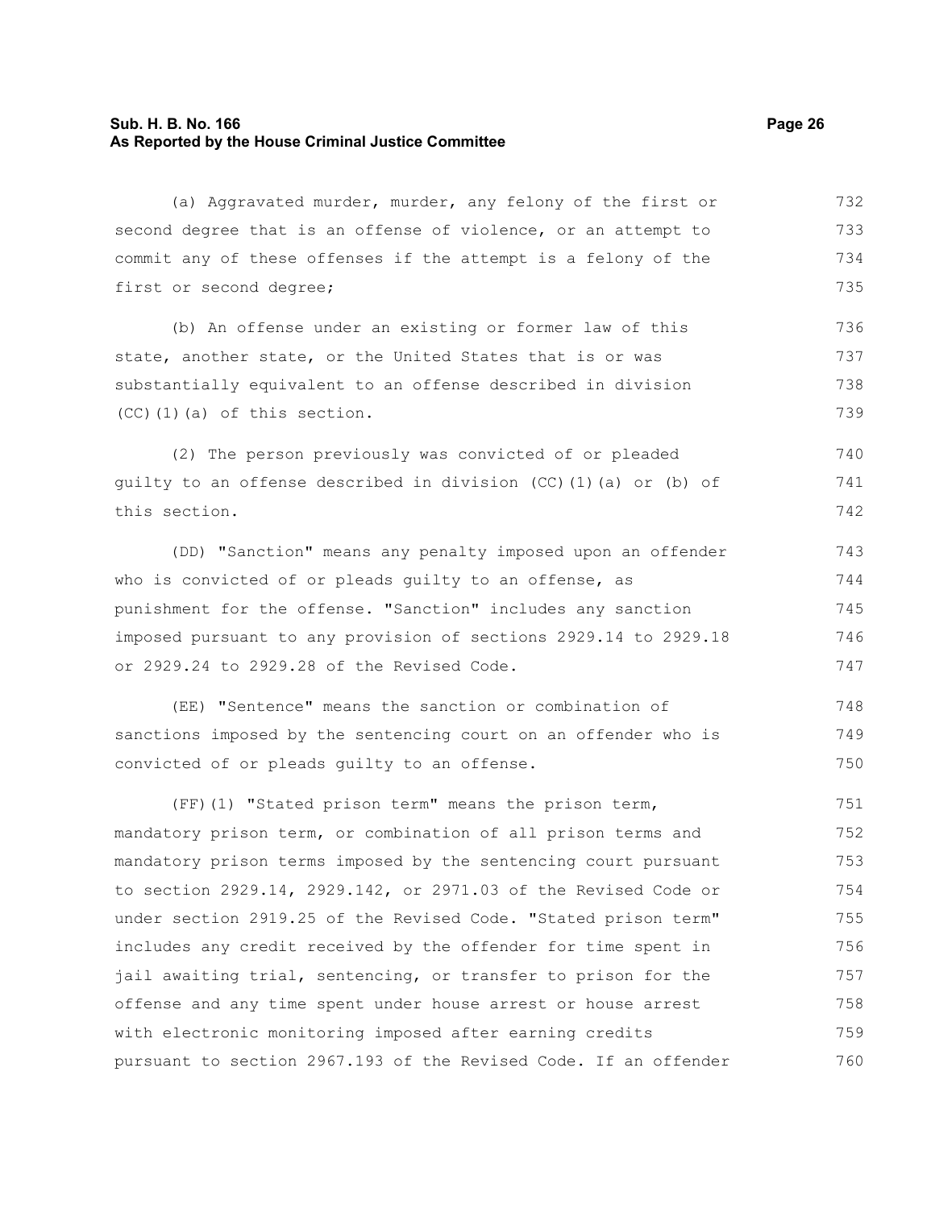(a) Aggravated murder, murder, any felony of the first or second degree that is an offense of violence, or an attempt to commit any of these offenses if the attempt is a felony of the first or second degree;

(b) An offense under an existing or former law of this state, another state, or the United States that is or was substantially equivalent to an offense described in division (CC)(1)(a) of this section.

(2) The person previously was convicted of or pleaded guilty to an offense described in division (CC)(1)(a) or (b) of this section.

(DD) "Sanction" means any penalty imposed upon an offender who is convicted of or pleads guilty to an offense, as punishment for the offense. "Sanction" includes any sanction imposed pursuant to any provision of sections 2929.14 to 2929.18 or 2929.24 to 2929.28 of the Revised Code.

(EE) "Sentence" means the sanction or combination of sanctions imposed by the sentencing court on an offender who is convicted of or pleads guilty to an offense.

(FF)(1) "Stated prison term" means the prison term, mandatory prison term, or combination of all prison terms and mandatory prison terms imposed by the sentencing court pursuant to section 2929.14, 2929.142, or 2971.03 of the Revised Code or under section 2919.25 of the Revised Code. "Stated prison term" includes any credit received by the offender for time spent in jail awaiting trial, sentencing, or transfer to prison for the offense and any time spent under house arrest or house arrest with electronic monitoring imposed after earning credits pursuant to section 2967.193 of the Revised Code. If an offender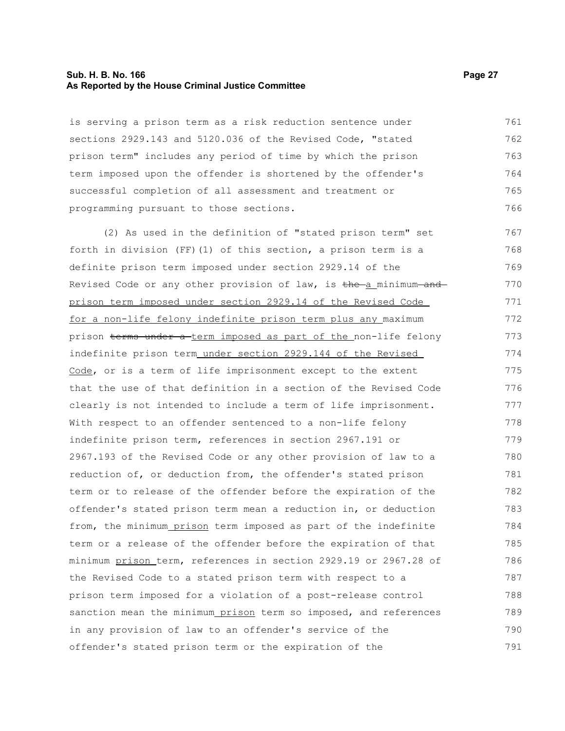is serving a prison term as a risk reduction sentence under sections 2929.143 and 5120.036 of the Revised Code, "stated prison term" includes any period of time by which the prison term imposed upon the offender is shortened by the offender's successful completion of all assessment and treatment or programming pursuant to those sections.

(2) As used in the definition of "stated prison term" set forth in division (FF)(1) of this section, a prison term is a definite prison term imposed under section 2929.14 of the Revised Code or any other provision of law, is ~~the~~ a minimum ~~and~~ prison term imposed under section 2929.14 of the Revised Code for a non-life felony indefinite prison term plus any maximum prison ~~terms under a~~ term imposed as part of the non-life felony indefinite prison term under section 2929.144 of the Revised Code, or is a term of life imprisonment except to the extent that the use of that definition in a section of the Revised Code clearly is not intended to include a term of life imprisonment. With respect to an offender sentenced to a non-life felony indefinite prison term, references in section 2967.191 or 2967.193 of the Revised Code or any other provision of law to a reduction of, or deduction from, the offender's stated prison term or to release of the offender before the expiration of the offender's stated prison term mean a reduction in, or deduction from, the minimum prison term imposed as part of the indefinite term or a release of the offender before the expiration of that minimum prison term, references in section 2929.19 or 2967.28 of the Revised Code to a stated prison term with respect to a prison term imposed for a violation of a post-release control sanction mean the minimum prison term so imposed, and references in any provision of law to an offender's service of the offender's stated prison term or the expiration of the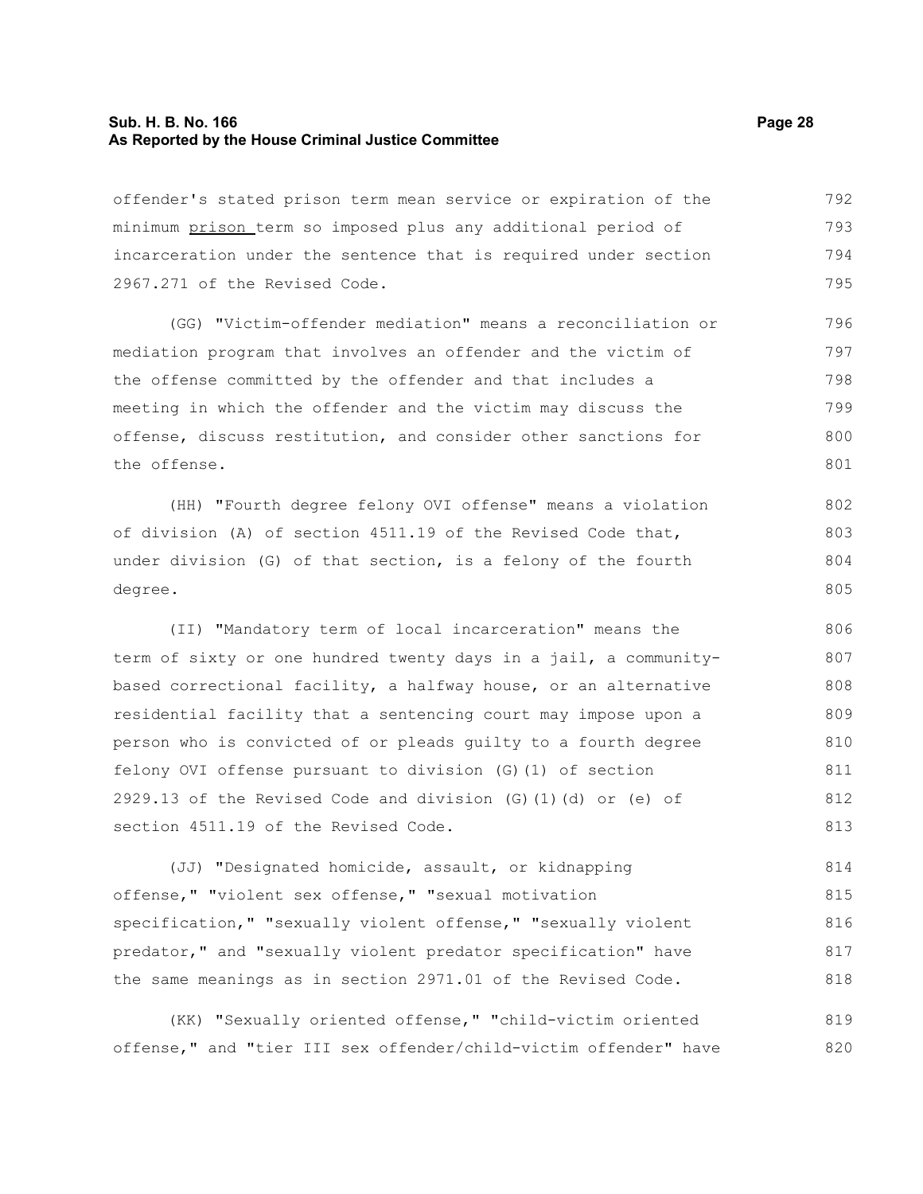offender's stated prison term mean service or expiration of the minimum <u>prison</u> term so imposed plus any additional period of incarceration under the sentence that is required under section 2967.271 of the Revised Code.

(GG) "Victim-offender mediation" means a reconciliation or mediation program that involves an offender and the victim of the offense committed by the offender and that includes a meeting in which the offender and the victim may discuss the offense, discuss restitution, and consider other sanctions for the offense.

(HH) "Fourth degree felony OVI offense" means a violation of division (A) of section 4511.19 of the Revised Code that, under division (G) of that section, is a felony of the fourth degree.

(II) "Mandatory term of local incarceration" means the term of sixty or one hundred twenty days in a jail, a community-based correctional facility, a halfway house, or an alternative residential facility that a sentencing court may impose upon a person who is convicted of or pleads guilty to a fourth degree felony OVI offense pursuant to division (G)(1) of section 2929.13 of the Revised Code and division (G)(1)(d) or (e) of section 4511.19 of the Revised Code.

(JJ) "Designated homicide, assault, or kidnapping offense," "violent sex offense," "sexual motivation specification," "sexually violent offense," "sexually violent predator," and "sexually violent predator specification" have the same meanings as in section 2971.01 of the Revised Code.

(KK) "Sexually oriented offense," "child-victim oriented offense," and "tier III sex offender/child-victim offender" have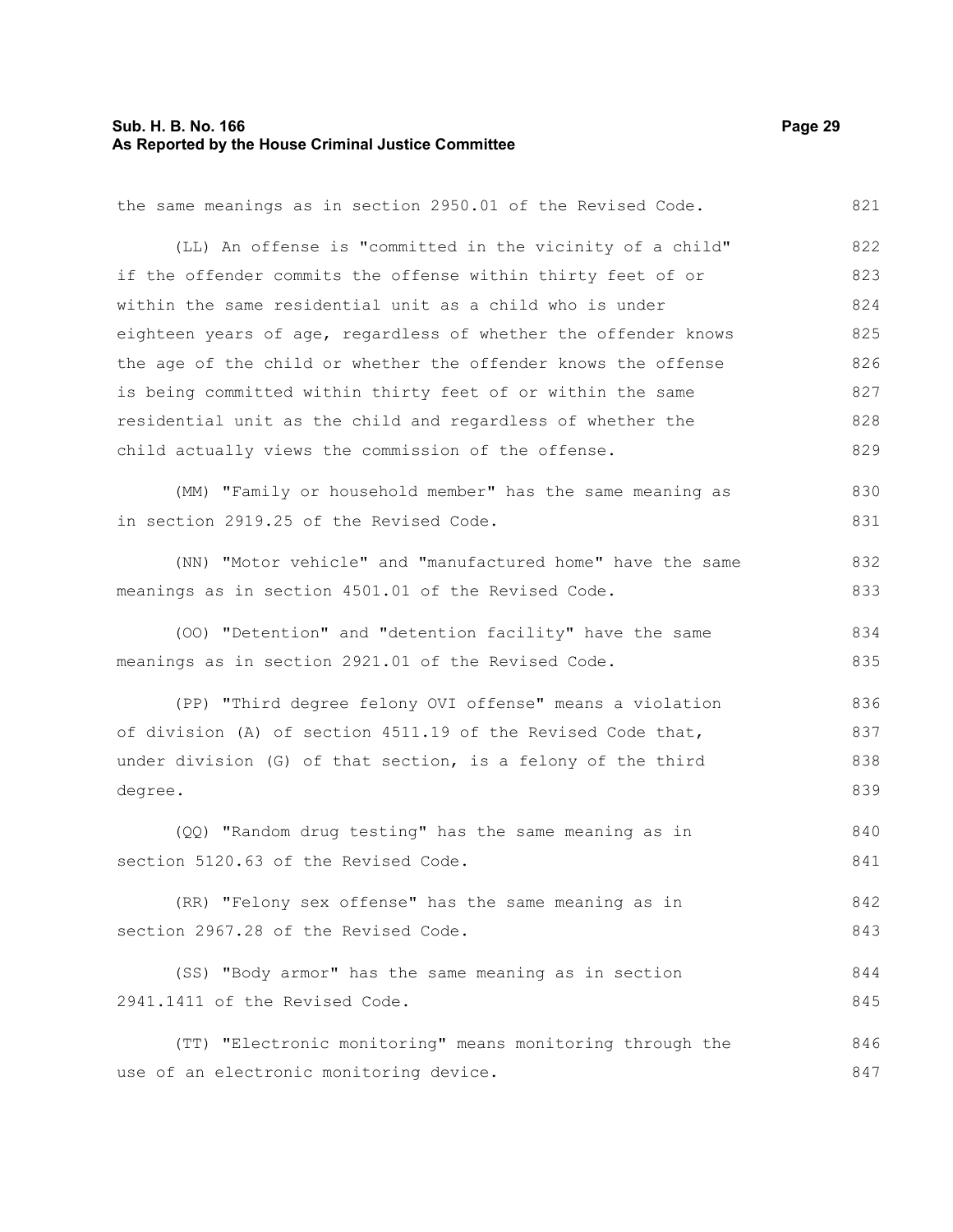the same meanings as in section 2950.01 of the Revised Code.

(LL) An offense is "committed in the vicinity of a child" if the offender commits the offense within thirty feet of or within the same residential unit as a child who is under eighteen years of age, regardless of whether the offender knows the age of the child or whether the offender knows the offense is being committed within thirty feet of or within the same residential unit as the child and regardless of whether the child actually views the commission of the offense.

(MM) "Family or household member" has the same meaning as in section 2919.25 of the Revised Code.

(NN) "Motor vehicle" and "manufactured home" have the same meanings as in section 4501.01 of the Revised Code.

(OO) "Detention" and "detention facility" have the same meanings as in section 2921.01 of the Revised Code.

(PP) "Third degree felony OVI offense" means a violation of division (A) of section 4511.19 of the Revised Code that, under division (G) of that section, is a felony of the third degree.

(QQ) "Random drug testing" has the same meaning as in section 5120.63 of the Revised Code.

(RR) "Felony sex offense" has the same meaning as in section 2967.28 of the Revised Code.

(SS) "Body armor" has the same meaning as in section 2941.1411 of the Revised Code.

(TT) "Electronic monitoring" means monitoring through the use of an electronic monitoring device.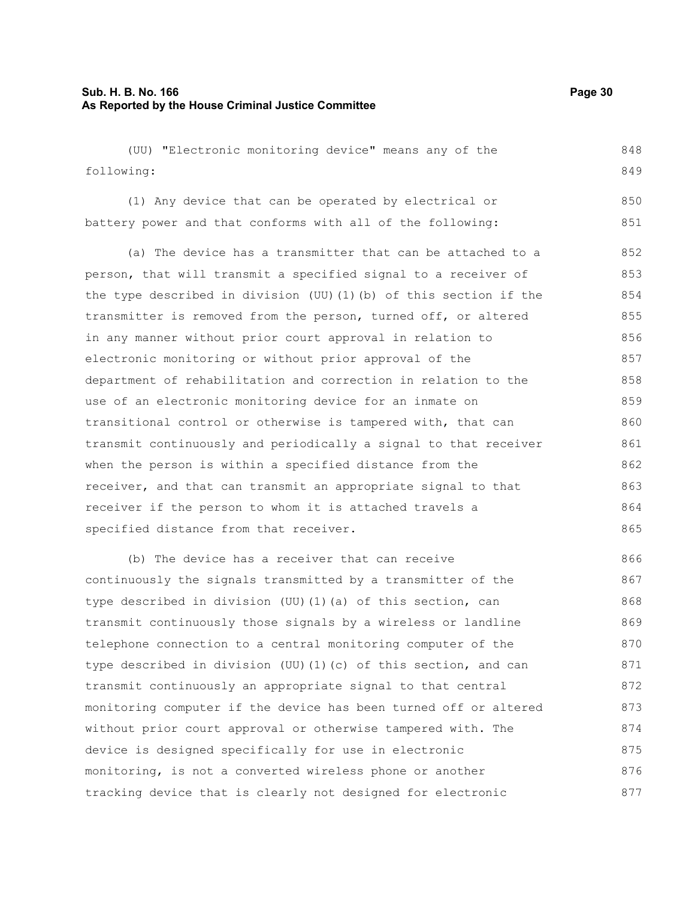(UU) "Electronic monitoring device" means any of the following:

(1) Any device that can be operated by electrical or battery power and that conforms with all of the following:

(a) The device has a transmitter that can be attached to a person, that will transmit a specified signal to a receiver of the type described in division (UU)(1)(b) of this section if the transmitter is removed from the person, turned off, or altered in any manner without prior court approval in relation to electronic monitoring or without prior approval of the department of rehabilitation and correction in relation to the use of an electronic monitoring device for an inmate on transitional control or otherwise is tampered with, that can transmit continuously and periodically a signal to that receiver when the person is within a specified distance from the receiver, and that can transmit an appropriate signal to that receiver if the person to whom it is attached travels a specified distance from that receiver.

(b) The device has a receiver that can receive continuously the signals transmitted by a transmitter of the type described in division (UU)(1)(a) of this section, can transmit continuously those signals by a wireless or landline telephone connection to a central monitoring computer of the type described in division (UU)(1)(c) of this section, and can transmit continuously an appropriate signal to that central monitoring computer if the device has been turned off or altered without prior court approval or otherwise tampered with. The device is designed specifically for use in electronic monitoring, is not a converted wireless phone or another tracking device that is clearly not designed for electronic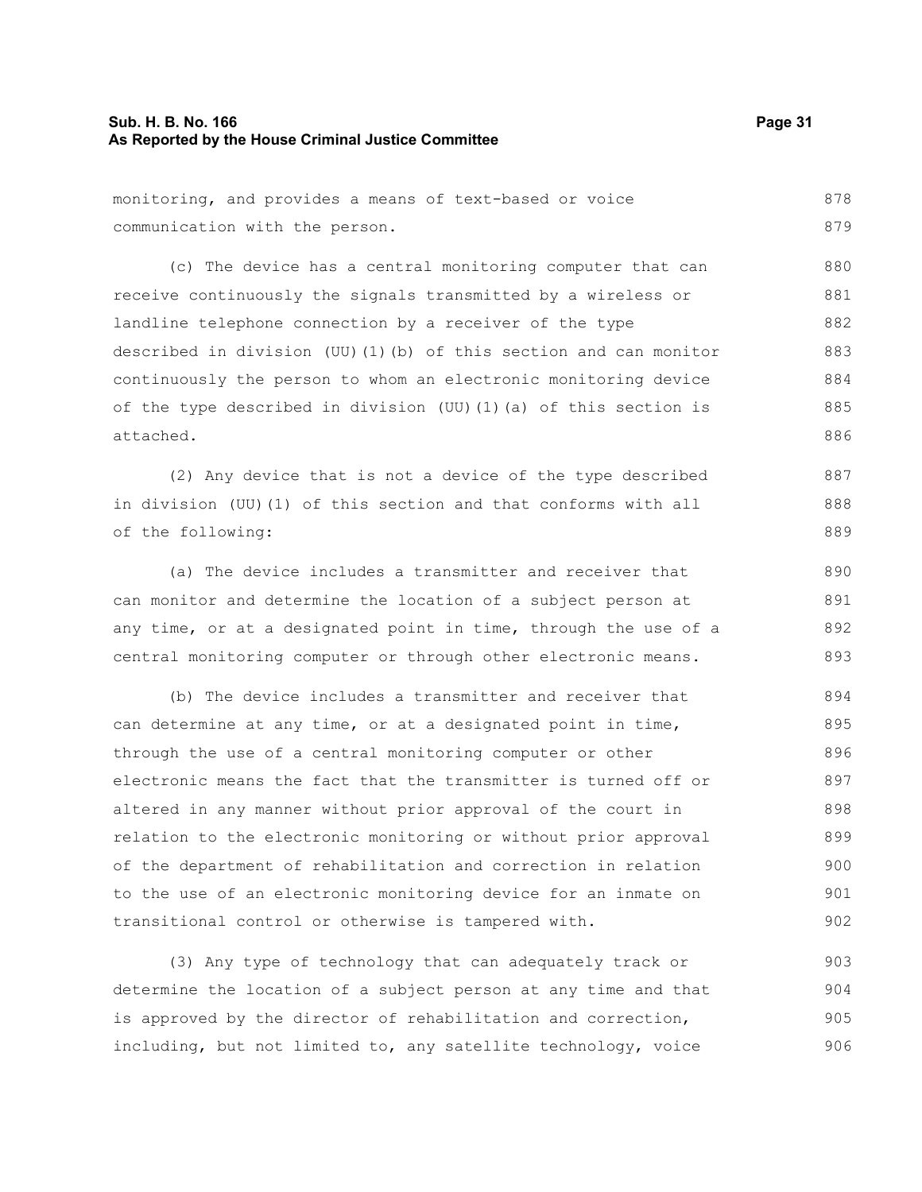monitoring, and provides a means of text-based or voice communication with the person.

(c) The device has a central monitoring computer that can receive continuously the signals transmitted by a wireless or landline telephone connection by a receiver of the type described in division (UU)(1)(b) of this section and can monitor continuously the person to whom an electronic monitoring device of the type described in division (UU)(1)(a) of this section is attached.

(2) Any device that is not a device of the type described in division (UU)(1) of this section and that conforms with all of the following:

(a) The device includes a transmitter and receiver that can monitor and determine the location of a subject person at any time, or at a designated point in time, through the use of a central monitoring computer or through other electronic means.

(b) The device includes a transmitter and receiver that can determine at any time, or at a designated point in time, through the use of a central monitoring computer or other electronic means the fact that the transmitter is turned off or altered in any manner without prior approval of the court in relation to the electronic monitoring or without prior approval of the department of rehabilitation and correction in relation to the use of an electronic monitoring device for an inmate on transitional control or otherwise is tampered with.

(3) Any type of technology that can adequately track or determine the location of a subject person at any time and that is approved by the director of rehabilitation and correction, including, but not limited to, any satellite technology, voice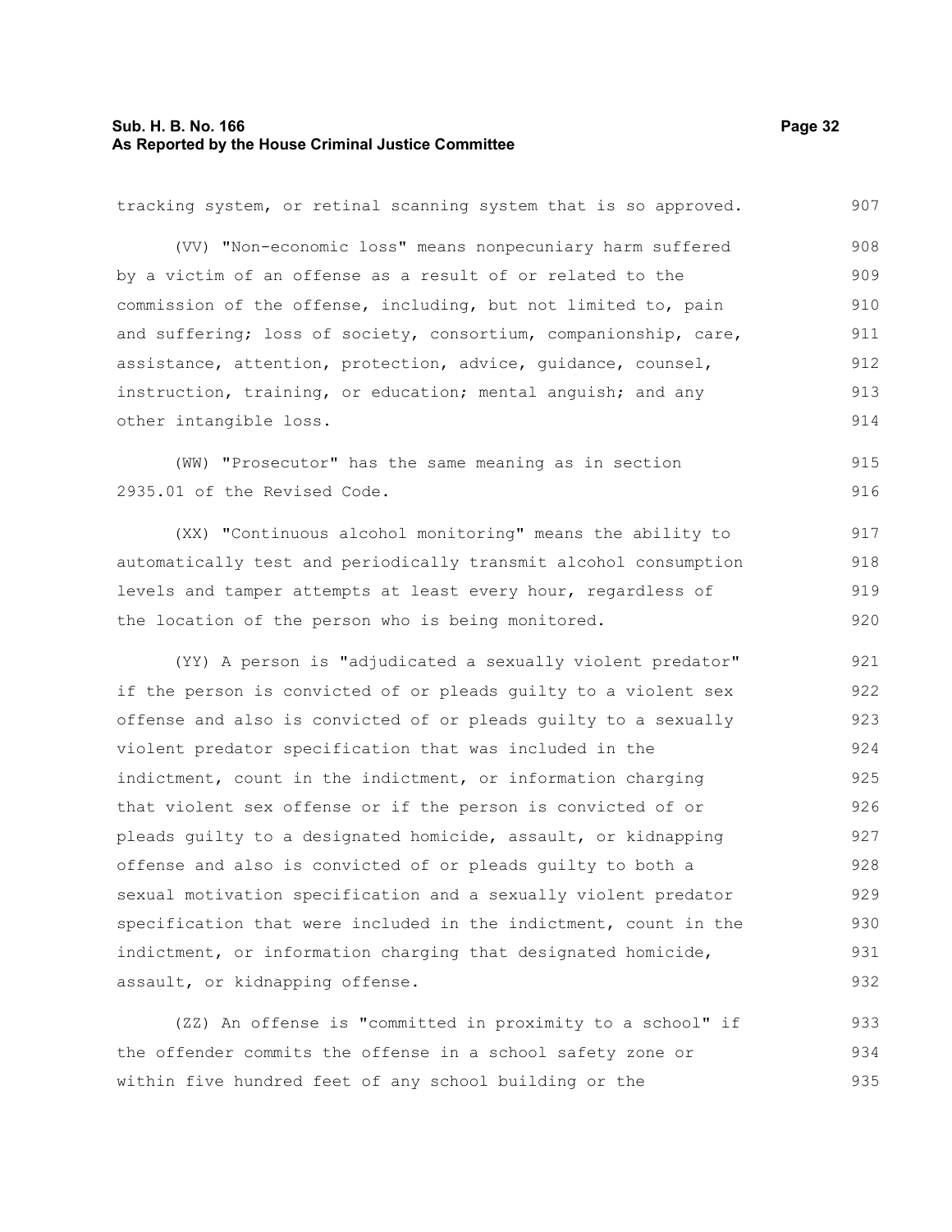tracking system, or retinal scanning system that is so approved.

(VV) "Non-economic loss" means nonpecuniary harm suffered by a victim of an offense as a result of or related to the commission of the offense, including, but not limited to, pain and suffering; loss of society, consortium, companionship, care, assistance, attention, protection, advice, guidance, counsel, instruction, training, or education; mental anguish; and any other intangible loss.

(WW) "Prosecutor" has the same meaning as in section 2935.01 of the Revised Code.

(XX) "Continuous alcohol monitoring" means the ability to automatically test and periodically transmit alcohol consumption levels and tamper attempts at least every hour, regardless of the location of the person who is being monitored.

(YY) A person is "adjudicated a sexually violent predator" if the person is convicted of or pleads guilty to a violent sex offense and also is convicted of or pleads guilty to a sexually violent predator specification that was included in the indictment, count in the indictment, or information charging that violent sex offense or if the person is convicted of or pleads guilty to a designated homicide, assault, or kidnapping offense and also is convicted of or pleads guilty to both a sexual motivation specification and a sexually violent predator specification that were included in the indictment, count in the indictment, or information charging that designated homicide, assault, or kidnapping offense.

(ZZ) An offense is "committed in proximity to a school" if the offender commits the offense in a school safety zone or within five hundred feet of any school building or the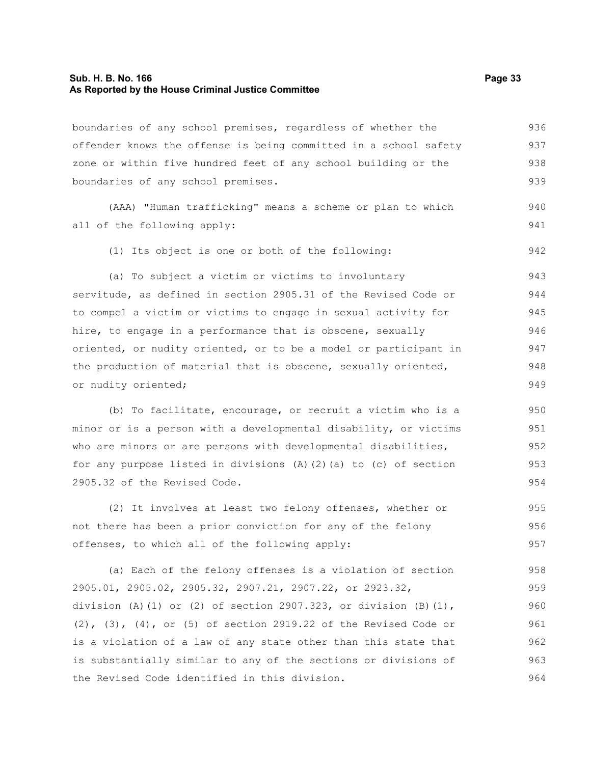boundaries of any school premises, regardless of whether the offender knows the offense is being committed in a school safety zone or within five hundred feet of any school building or the boundaries of any school premises.

(AAA) "Human trafficking" means a scheme or plan to which all of the following apply:

(1) Its object is one or both of the following:

(a) To subject a victim or victims to involuntary servitude, as defined in section 2905.31 of the Revised Code or to compel a victim or victims to engage in sexual activity for hire, to engage in a performance that is obscene, sexually oriented, or nudity oriented, or to be a model or participant in the production of material that is obscene, sexually oriented, or nudity oriented;

(b) To facilitate, encourage, or recruit a victim who is a minor or is a person with a developmental disability, or victims who are minors or are persons with developmental disabilities, for any purpose listed in divisions (A)(2)(a) to (c) of section 2905.32 of the Revised Code.

(2) It involves at least two felony offenses, whether or not there has been a prior conviction for any of the felony offenses, to which all of the following apply:

(a) Each of the felony offenses is a violation of section 2905.01, 2905.02, 2905.32, 2907.21, 2907.22, or 2923.32, division (A)(1) or (2) of section 2907.323, or division (B)(1), (2), (3), (4), or (5) of section 2919.22 of the Revised Code or is a violation of a law of any state other than this state that is substantially similar to any of the sections or divisions of the Revised Code identified in this division.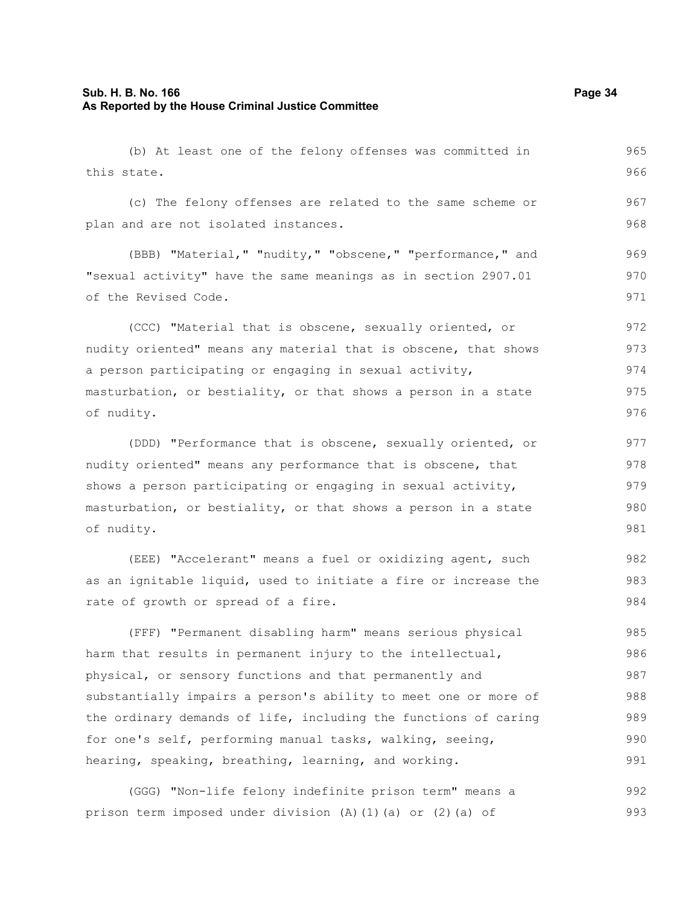(b) At least one of the felony offenses was committed in this state.

(c) The felony offenses are related to the same scheme or plan and are not isolated instances.

(BBB) "Material," "nudity," "obscene," "performance," and "sexual activity" have the same meanings as in section 2907.01 of the Revised Code.

(CCC) "Material that is obscene, sexually oriented, or nudity oriented" means any material that is obscene, that shows a person participating or engaging in sexual activity, masturbation, or bestiality, or that shows a person in a state of nudity.

(DDD) "Performance that is obscene, sexually oriented, or nudity oriented" means any performance that is obscene, that shows a person participating or engaging in sexual activity, masturbation, or bestiality, or that shows a person in a state of nudity.

(EEE) "Accelerant" means a fuel or oxidizing agent, such as an ignitable liquid, used to initiate a fire or increase the rate of growth or spread of a fire.

(FFF) "Permanent disabling harm" means serious physical harm that results in permanent injury to the intellectual, physical, or sensory functions and that permanently and substantially impairs a person's ability to meet one or more of the ordinary demands of life, including the functions of caring for one's self, performing manual tasks, walking, seeing, hearing, speaking, breathing, learning, and working.

(GGG) "Non-life felony indefinite prison term" means a prison term imposed under division (A)(1)(a) or (2)(a) of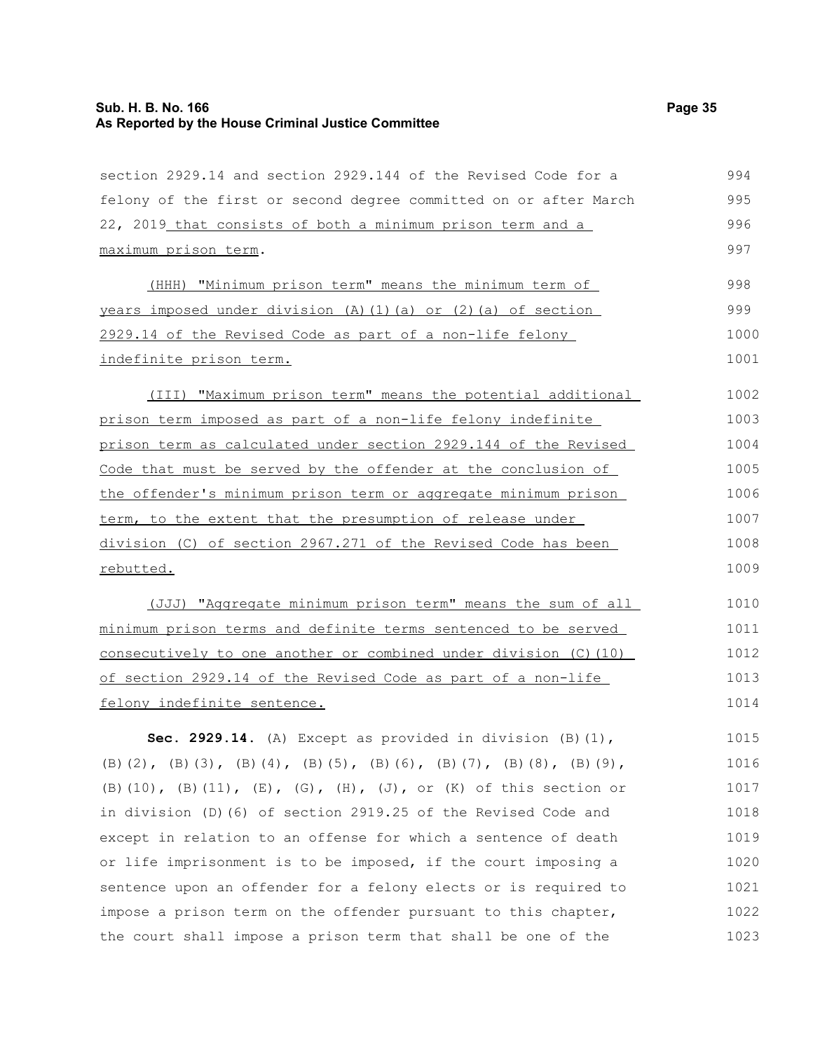section 2929.14 and section 2929.144 of the Revised Code for a felony of the first or second degree committed on or after March 22, 2019 that consists of both a minimum prison term and a maximum prison term.

(HHH) "Minimum prison term" means the minimum term of years imposed under division (A)(1)(a) or (2)(a) of section 2929.14 of the Revised Code as part of a non-life felony indefinite prison term.

(III) "Maximum prison term" means the potential additional prison term imposed as part of a non-life felony indefinite prison term as calculated under section 2929.144 of the Revised Code that must be served by the offender at the conclusion of the offender's minimum prison term or aggregate minimum prison term, to the extent that the presumption of release under division (C) of section 2967.271 of the Revised Code has been rebutted.

(JJJ) "Aggregate minimum prison term" means the sum of all minimum prison terms and definite terms sentenced to be served consecutively to one another or combined under division (C)(10) of section 2929.14 of the Revised Code as part of a non-life felony indefinite sentence.

**Sec. 2929.14.** (A) Except as provided in division (B)(1), (B)(2), (B)(3), (B)(4), (B)(5), (B)(6), (B)(7), (B)(8), (B)(9), (B)(10), (B)(11), (E), (G), (H), (J), or (K) of this section or in division (D)(6) of section 2919.25 of the Revised Code and except in relation to an offense for which a sentence of death or life imprisonment is to be imposed, if the court imposing a sentence upon an offender for a felony elects or is required to impose a prison term on the offender pursuant to this chapter, the court shall impose a prison term that shall be one of the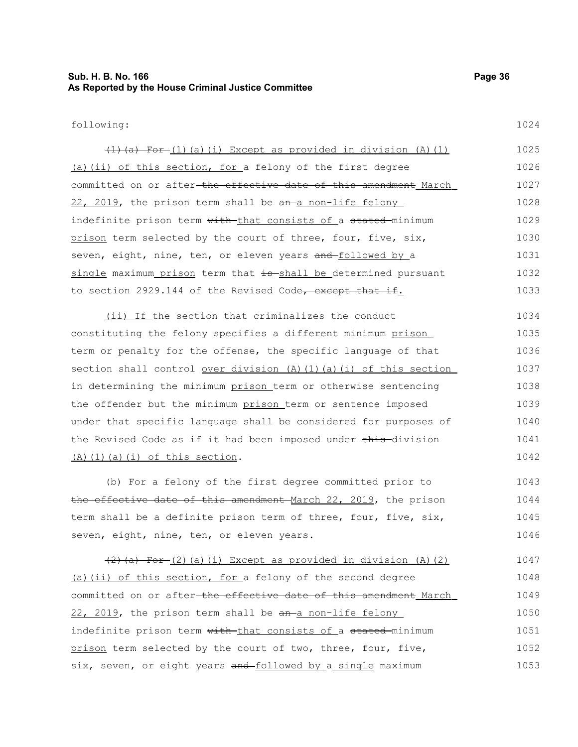following:

~~(1)(a) For~~ (1)(a)(i) Except as provided in division (A)(1)(a)(ii) of this section, for a felony of the first degree committed on or after ~~the effective date of this amendment~~ March 22, 2019, the prison term shall be ~~an~~ a non-life felony indefinite prison term ~~with~~ that consists of a ~~stated~~ minimum prison term selected by the court of three, four, five, six, seven, eight, nine, ten, or eleven years ~~and~~ followed by a single maximum prison term that ~~is~~ shall be determined pursuant to section 2929.144 of the Revised Code~~, except that if~~.

(ii) If the section that criminalizes the conduct constituting the felony specifies a different minimum prison term or penalty for the offense, the specific language of that section shall control over division (A)(1)(a)(i) of this section in determining the minimum prison term or otherwise sentencing the offender but the minimum prison term or sentence imposed under that specific language shall be considered for purposes of the Revised Code as if it had been imposed under ~~this~~ division (A)(1)(a)(i) of this section.

(b) For a felony of the first degree committed prior to ~~the effective date of this amendment~~ March 22, 2019, the prison term shall be a definite prison term of three, four, five, six, seven, eight, nine, ten, or eleven years.

~~(2)(a) For~~ (2)(a)(i) Except as provided in division (A)(2)(a)(ii) of this section, for a felony of the second degree committed on or after ~~the effective date of this amendment~~ March 22, 2019, the prison term shall be ~~an~~ a non-life felony indefinite prison term ~~with~~ that consists of a ~~stated~~ minimum prison term selected by the court of two, three, four, five, six, seven, or eight years ~~and~~ followed by a single maximum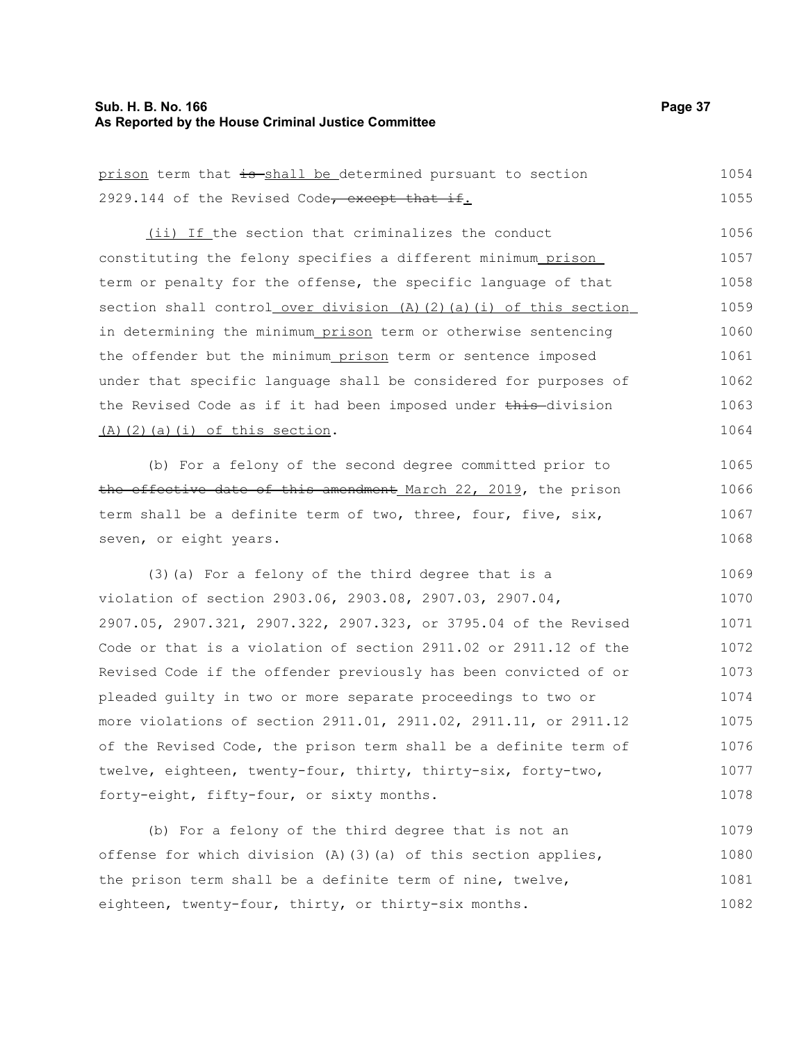prison term that is shall be determined pursuant to section 2929.144 of the Revised Code, except that if.

(ii) If the section that criminalizes the conduct constituting the felony specifies a different minimum prison term or penalty for the offense, the specific language of that section shall control over division (A)(2)(a)(i) of this section in determining the minimum prison term or otherwise sentencing the offender but the minimum prison term or sentence imposed under that specific language shall be considered for purposes of the Revised Code as if it had been imposed under this division (A)(2)(a)(i) of this section.

(b) For a felony of the second degree committed prior to the effective date of this amendment March 22, 2019, the prison term shall be a definite term of two, three, four, five, six, seven, or eight years.

(3)(a) For a felony of the third degree that is a violation of section 2903.06, 2903.08, 2907.03, 2907.04, 2907.05, 2907.321, 2907.322, 2907.323, or 3795.04 of the Revised Code or that is a violation of section 2911.02 or 2911.12 of the Revised Code if the offender previously has been convicted of or pleaded guilty in two or more separate proceedings to two or more violations of section 2911.01, 2911.02, 2911.11, or 2911.12 of the Revised Code, the prison term shall be a definite term of twelve, eighteen, twenty-four, thirty, thirty-six, forty-two, forty-eight, fifty-four, or sixty months.

(b) For a felony of the third degree that is not an offense for which division (A)(3)(a) of this section applies, the prison term shall be a definite term of nine, twelve, eighteen, twenty-four, thirty, or thirty-six months.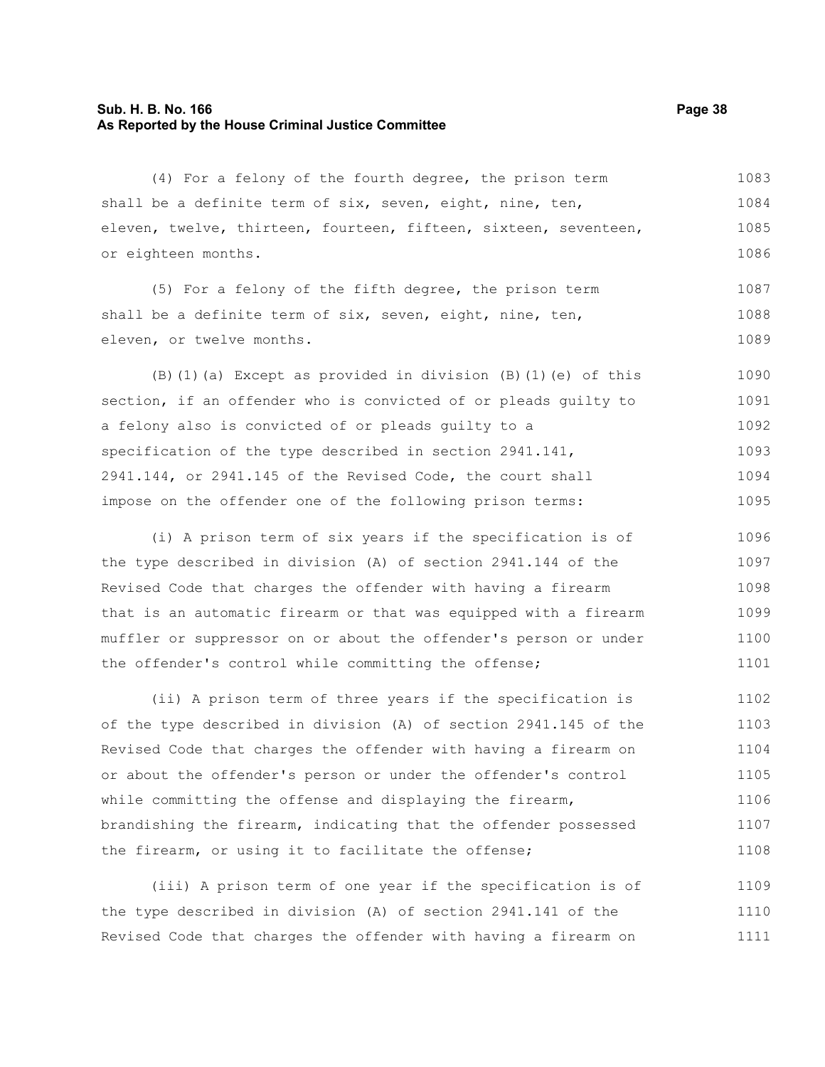(4) For a felony of the fourth degree, the prison term shall be a definite term of six, seven, eight, nine, ten, eleven, twelve, thirteen, fourteen, fifteen, sixteen, seventeen, or eighteen months.

(5) For a felony of the fifth degree, the prison term shall be a definite term of six, seven, eight, nine, ten, eleven, or twelve months.

(B)(1)(a) Except as provided in division (B)(1)(e) of this section, if an offender who is convicted of or pleads guilty to a felony also is convicted of or pleads guilty to a specification of the type described in section 2941.141, 2941.144, or 2941.145 of the Revised Code, the court shall impose on the offender one of the following prison terms:

(i) A prison term of six years if the specification is of the type described in division (A) of section 2941.144 of the Revised Code that charges the offender with having a firearm that is an automatic firearm or that was equipped with a firearm muffler or suppressor on or about the offender's person or under the offender's control while committing the offense;

(ii) A prison term of three years if the specification is of the type described in division (A) of section 2941.145 of the Revised Code that charges the offender with having a firearm on or about the offender's person or under the offender's control while committing the offense and displaying the firearm, brandishing the firearm, indicating that the offender possessed the firearm, or using it to facilitate the offense;

(iii) A prison term of one year if the specification is of the type described in division (A) of section 2941.141 of the Revised Code that charges the offender with having a firearm on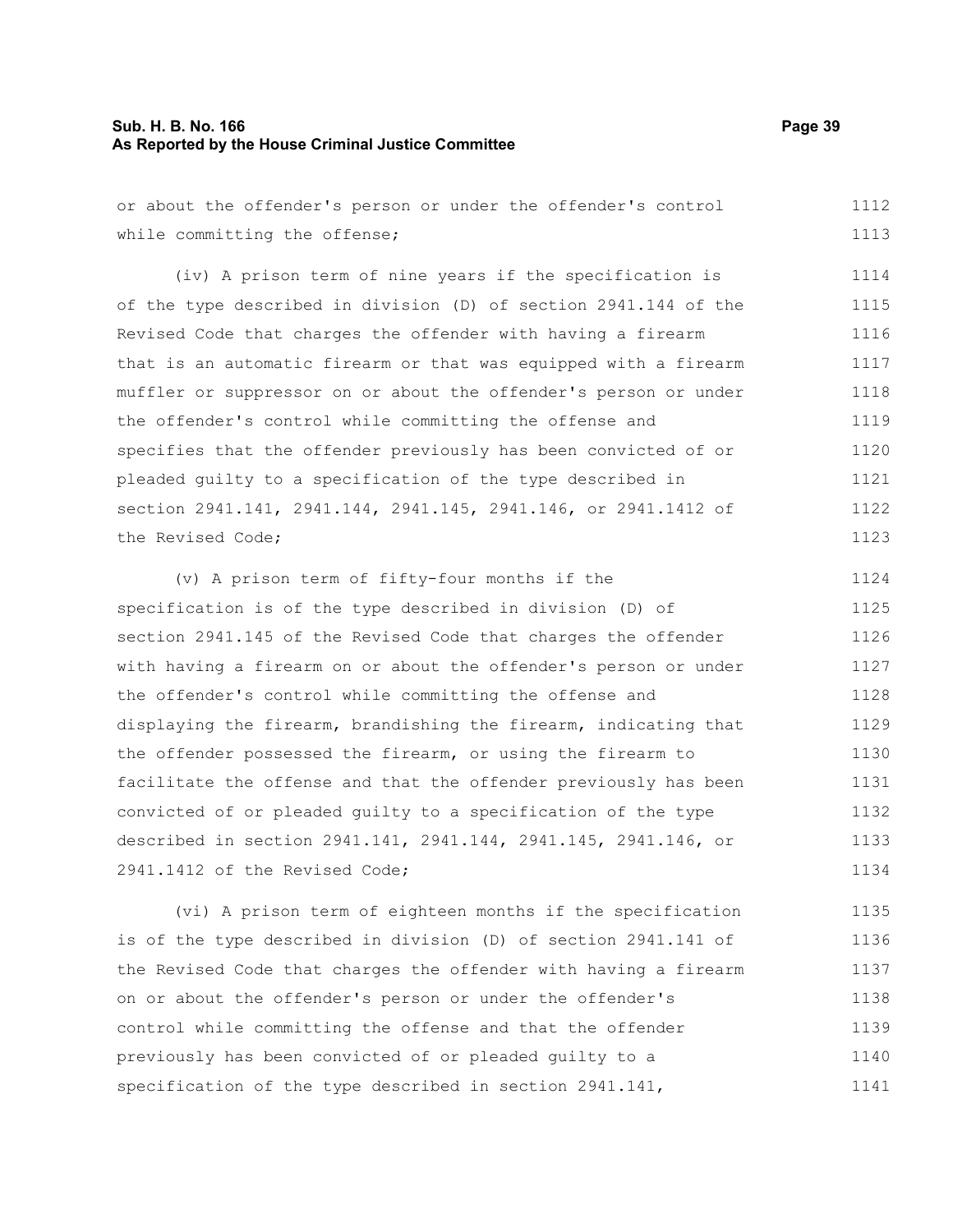or about the offender's person or under the offender's control while committing the offense;

(iv) A prison term of nine years if the specification is of the type described in division (D) of section 2941.144 of the Revised Code that charges the offender with having a firearm that is an automatic firearm or that was equipped with a firearm muffler or suppressor on or about the offender's person or under the offender's control while committing the offense and specifies that the offender previously has been convicted of or pleaded guilty to a specification of the type described in section 2941.141, 2941.144, 2941.145, 2941.146, or 2941.1412 of the Revised Code;

(v) A prison term of fifty-four months if the specification is of the type described in division (D) of section 2941.145 of the Revised Code that charges the offender with having a firearm on or about the offender's person or under the offender's control while committing the offense and displaying the firearm, brandishing the firearm, indicating that the offender possessed the firearm, or using the firearm to facilitate the offense and that the offender previously has been convicted of or pleaded guilty to a specification of the type described in section 2941.141, 2941.144, 2941.145, 2941.146, or 2941.1412 of the Revised Code;

(vi) A prison term of eighteen months if the specification is of the type described in division (D) of section 2941.141 of the Revised Code that charges the offender with having a firearm on or about the offender's person or under the offender's control while committing the offense and that the offender previously has been convicted of or pleaded guilty to a specification of the type described in section 2941.141,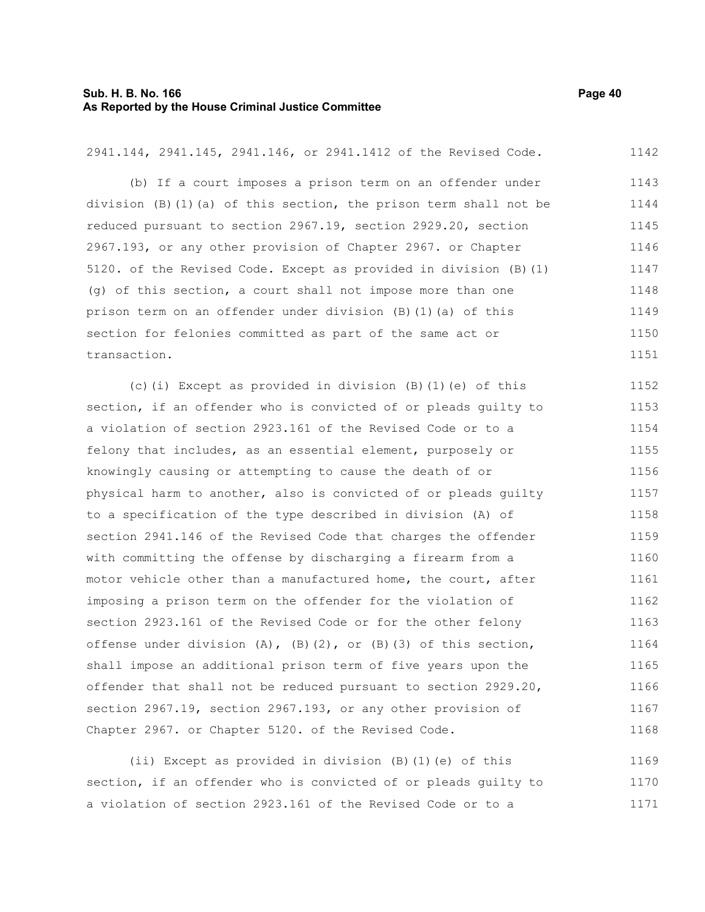2941.144, 2941.145, 2941.146, or 2941.1412 of the Revised Code.

(b) If a court imposes a prison term on an offender under division (B)(1)(a) of this section, the prison term shall not be reduced pursuant to section 2967.19, section 2929.20, section 2967.193, or any other provision of Chapter 2967. or Chapter 5120. of the Revised Code. Except as provided in division (B)(1)(g) of this section, a court shall not impose more than one prison term on an offender under division (B)(1)(a) of this section for felonies committed as part of the same act or transaction.

(c)(i) Except as provided in division (B)(1)(e) of this section, if an offender who is convicted of or pleads guilty to a violation of section 2923.161 of the Revised Code or to a felony that includes, as an essential element, purposely or knowingly causing or attempting to cause the death of or physical harm to another, also is convicted of or pleads guilty to a specification of the type described in division (A) of section 2941.146 of the Revised Code that charges the offender with committing the offense by discharging a firearm from a motor vehicle other than a manufactured home, the court, after imposing a prison term on the offender for the violation of section 2923.161 of the Revised Code or for the other felony offense under division (A), (B)(2), or (B)(3) of this section, shall impose an additional prison term of five years upon the offender that shall not be reduced pursuant to section 2929.20, section 2967.19, section 2967.193, or any other provision of Chapter 2967. or Chapter 5120. of the Revised Code.

(ii) Except as provided in division (B)(1)(e) of this section, if an offender who is convicted of or pleads guilty to a violation of section 2923.161 of the Revised Code or to a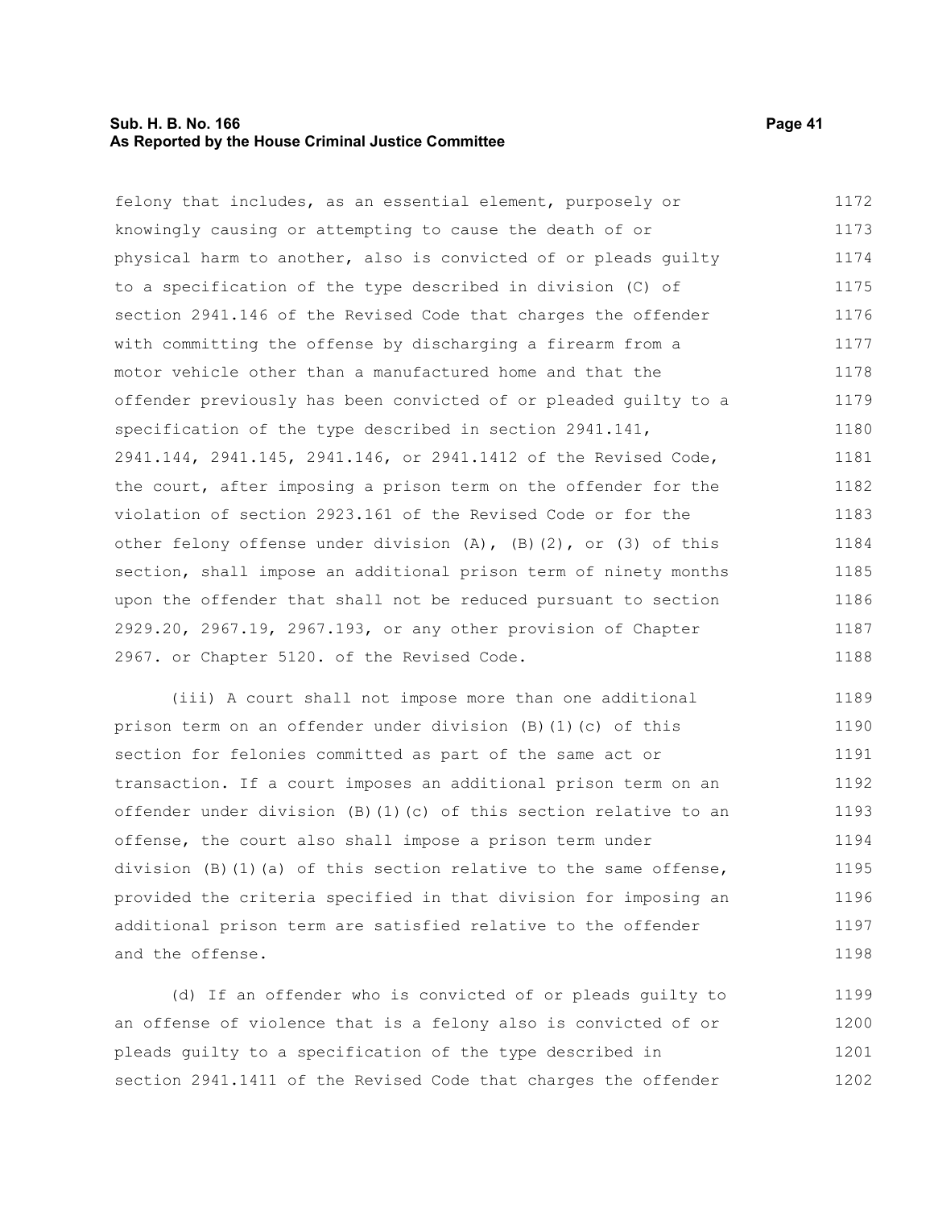felony that includes, as an essential element, purposely or knowingly causing or attempting to cause the death of or physical harm to another, also is convicted of or pleads guilty to a specification of the type described in division (C) of section 2941.146 of the Revised Code that charges the offender with committing the offense by discharging a firearm from a motor vehicle other than a manufactured home and that the offender previously has been convicted of or pleaded guilty to a specification of the type described in section 2941.141, 2941.144, 2941.145, 2941.146, or 2941.1412 of the Revised Code, the court, after imposing a prison term on the offender for the violation of section 2923.161 of the Revised Code or for the other felony offense under division (A), (B)(2), or (3) of this section, shall impose an additional prison term of ninety months upon the offender that shall not be reduced pursuant to section 2929.20, 2967.19, 2967.193, or any other provision of Chapter 2967. or Chapter 5120. of the Revised Code.

(iii) A court shall not impose more than one additional prison term on an offender under division (B)(1)(c) of this section for felonies committed as part of the same act or transaction. If a court imposes an additional prison term on an offender under division (B)(1)(c) of this section relative to an offense, the court also shall impose a prison term under division (B)(1)(a) of this section relative to the same offense, provided the criteria specified in that division for imposing an additional prison term are satisfied relative to the offender and the offense.

(d) If an offender who is convicted of or pleads guilty to an offense of violence that is a felony also is convicted of or pleads guilty to a specification of the type described in section 2941.1411 of the Revised Code that charges the offender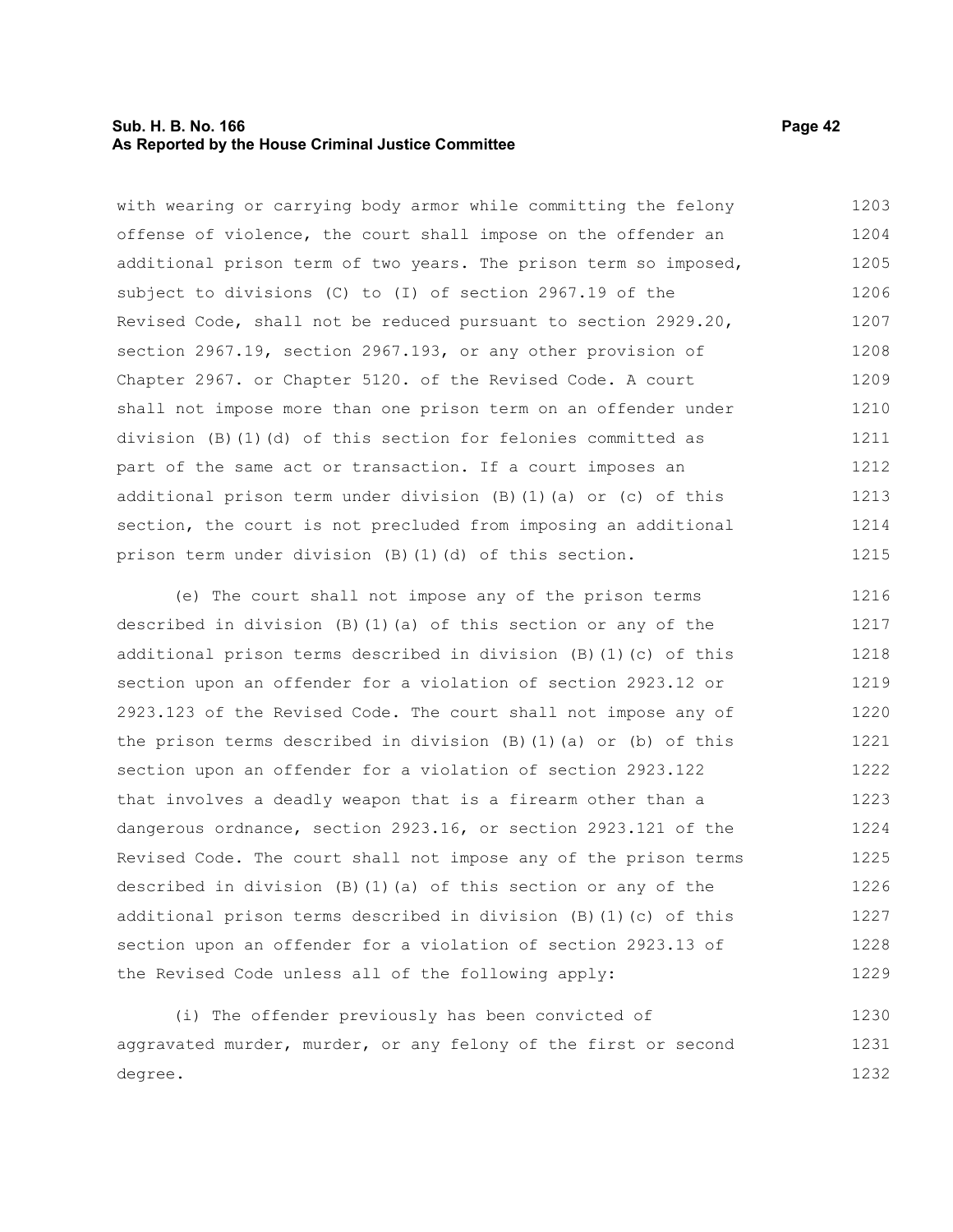with wearing or carrying body armor while committing the felony offense of violence, the court shall impose on the offender an additional prison term of two years. The prison term so imposed, subject to divisions (C) to (I) of section 2967.19 of the Revised Code, shall not be reduced pursuant to section 2929.20, section 2967.19, section 2967.193, or any other provision of Chapter 2967. or Chapter 5120. of the Revised Code. A court shall not impose more than one prison term on an offender under division (B)(1)(d) of this section for felonies committed as part of the same act or transaction. If a court imposes an additional prison term under division (B)(1)(a) or (c) of this section, the court is not precluded from imposing an additional prison term under division (B)(1)(d) of this section.

(e) The court shall not impose any of the prison terms described in division (B)(1)(a) of this section or any of the additional prison terms described in division (B)(1)(c) of this section upon an offender for a violation of section 2923.12 or 2923.123 of the Revised Code. The court shall not impose any of the prison terms described in division (B)(1)(a) or (b) of this section upon an offender for a violation of section 2923.122 that involves a deadly weapon that is a firearm other than a dangerous ordnance, section 2923.16, or section 2923.121 of the Revised Code. The court shall not impose any of the prison terms described in division (B)(1)(a) of this section or any of the additional prison terms described in division (B)(1)(c) of this section upon an offender for a violation of section 2923.13 of the Revised Code unless all of the following apply:

(i) The offender previously has been convicted of aggravated murder, murder, or any felony of the first or second degree.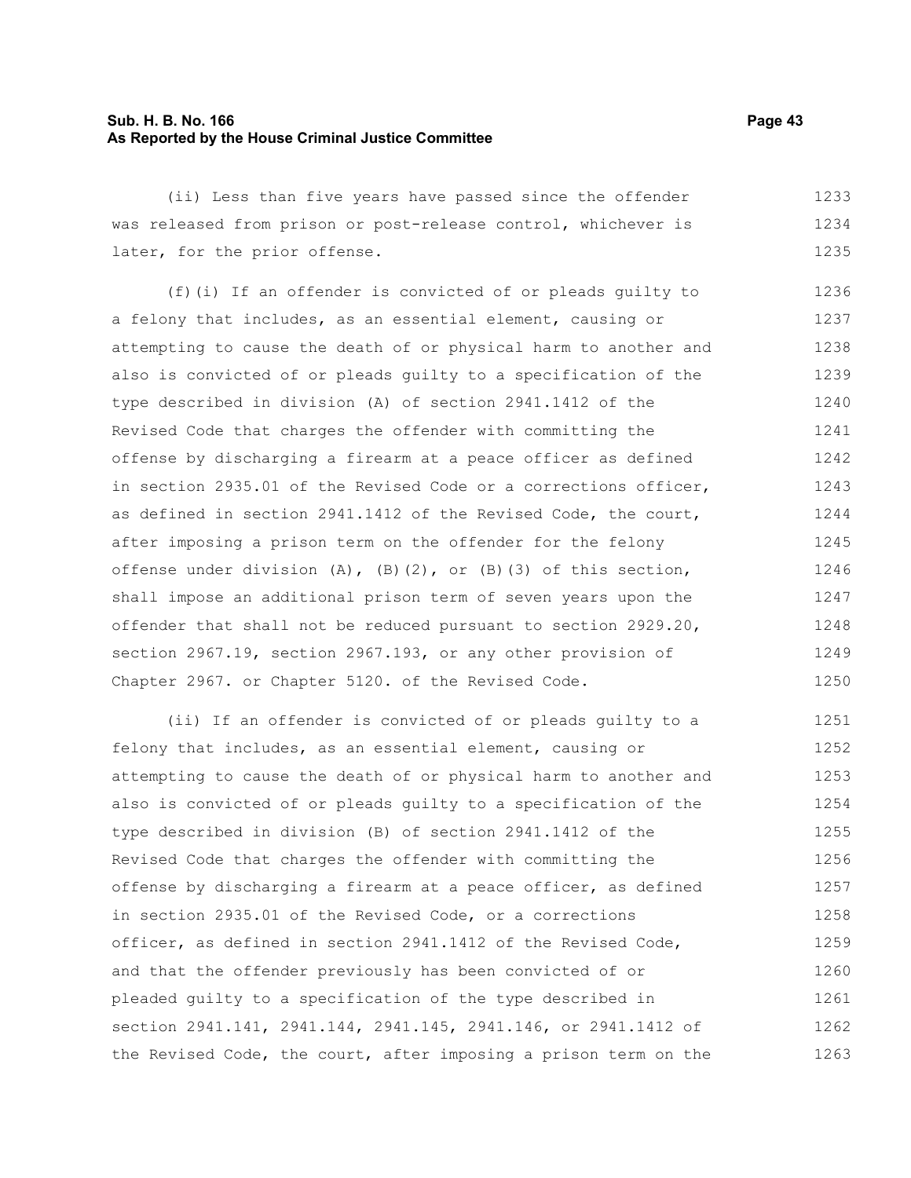(ii) Less than five years have passed since the offender was released from prison or post-release control, whichever is later, for the prior offense.

(f)(i) If an offender is convicted of or pleads guilty to a felony that includes, as an essential element, causing or attempting to cause the death of or physical harm to another and also is convicted of or pleads guilty to a specification of the type described in division (A) of section 2941.1412 of the Revised Code that charges the offender with committing the offense by discharging a firearm at a peace officer as defined in section 2935.01 of the Revised Code or a corrections officer, as defined in section 2941.1412 of the Revised Code, the court, after imposing a prison term on the offender for the felony offense under division (A), (B)(2), or (B)(3) of this section, shall impose an additional prison term of seven years upon the offender that shall not be reduced pursuant to section 2929.20, section 2967.19, section 2967.193, or any other provision of Chapter 2967. or Chapter 5120. of the Revised Code.

(ii) If an offender is convicted of or pleads guilty to a felony that includes, as an essential element, causing or attempting to cause the death of or physical harm to another and also is convicted of or pleads guilty to a specification of the type described in division (B) of section 2941.1412 of the Revised Code that charges the offender with committing the offense by discharging a firearm at a peace officer, as defined in section 2935.01 of the Revised Code, or a corrections officer, as defined in section 2941.1412 of the Revised Code, and that the offender previously has been convicted of or pleaded guilty to a specification of the type described in section 2941.141, 2941.144, 2941.145, 2941.146, or 2941.1412 of the Revised Code, the court, after imposing a prison term on the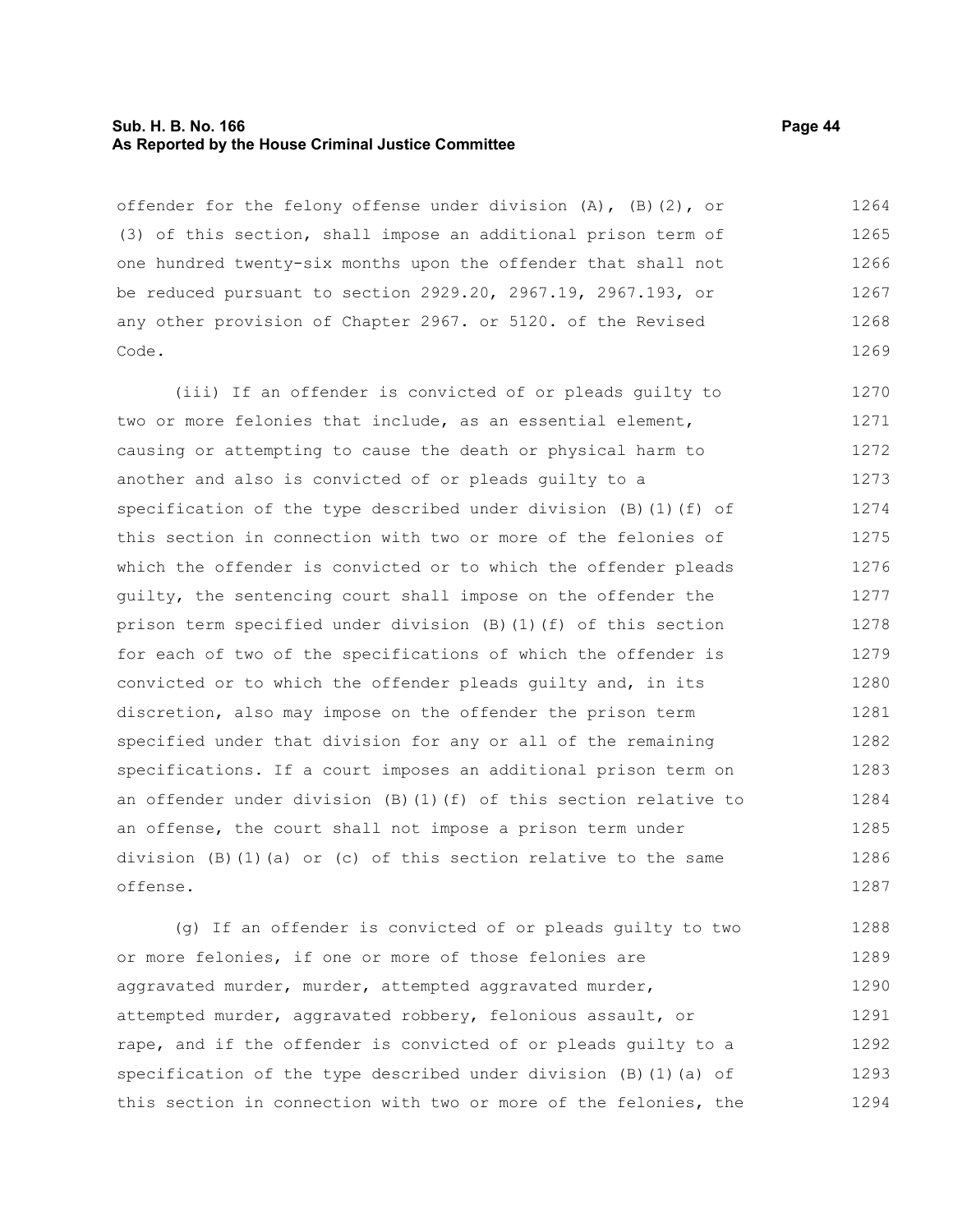offender for the felony offense under division (A), (B)(2), or (3) of this section, shall impose an additional prison term of one hundred twenty-six months upon the offender that shall not be reduced pursuant to section 2929.20, 2967.19, 2967.193, or any other provision of Chapter 2967. or 5120. of the Revised Code.

(iii) If an offender is convicted of or pleads guilty to two or more felonies that include, as an essential element, causing or attempting to cause the death or physical harm to another and also is convicted of or pleads guilty to a specification of the type described under division (B)(1)(f) of this section in connection with two or more of the felonies of which the offender is convicted or to which the offender pleads guilty, the sentencing court shall impose on the offender the prison term specified under division (B)(1)(f) of this section for each of two of the specifications of which the offender is convicted or to which the offender pleads guilty and, in its discretion, also may impose on the offender the prison term specified under that division for any or all of the remaining specifications. If a court imposes an additional prison term on an offender under division (B)(1)(f) of this section relative to an offense, the court shall not impose a prison term under division (B)(1)(a) or (c) of this section relative to the same offense.

(g) If an offender is convicted of or pleads guilty to two or more felonies, if one or more of those felonies are aggravated murder, murder, attempted aggravated murder, attempted murder, aggravated robbery, felonious assault, or rape, and if the offender is convicted of or pleads guilty to a specification of the type described under division (B)(1)(a) of this section in connection with two or more of the felonies, the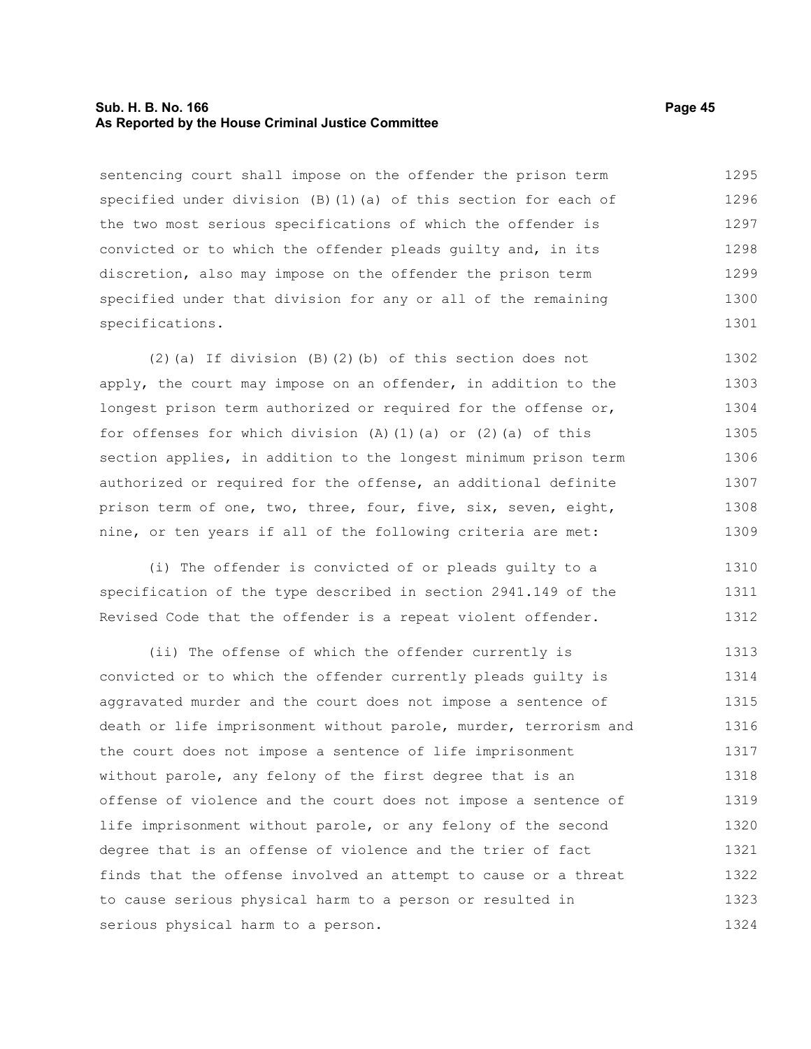sentencing court shall impose on the offender the prison term specified under division (B)(1)(a) of this section for each of the two most serious specifications of which the offender is convicted or to which the offender pleads guilty and, in its discretion, also may impose on the offender the prison term specified under that division for any or all of the remaining specifications.

(2)(a) If division (B)(2)(b) of this section does not apply, the court may impose on an offender, in addition to the longest prison term authorized or required for the offense or, for offenses for which division (A)(1)(a) or (2)(a) of this section applies, in addition to the longest minimum prison term authorized or required for the offense, an additional definite prison term of one, two, three, four, five, six, seven, eight, nine, or ten years if all of the following criteria are met:

(i) The offender is convicted of or pleads guilty to a specification of the type described in section 2941.149 of the Revised Code that the offender is a repeat violent offender.

(ii) The offense of which the offender currently is convicted or to which the offender currently pleads guilty is aggravated murder and the court does not impose a sentence of death or life imprisonment without parole, murder, terrorism and the court does not impose a sentence of life imprisonment without parole, any felony of the first degree that is an offense of violence and the court does not impose a sentence of life imprisonment without parole, or any felony of the second degree that is an offense of violence and the trier of fact finds that the offense involved an attempt to cause or a threat to cause serious physical harm to a person or resulted in serious physical harm to a person.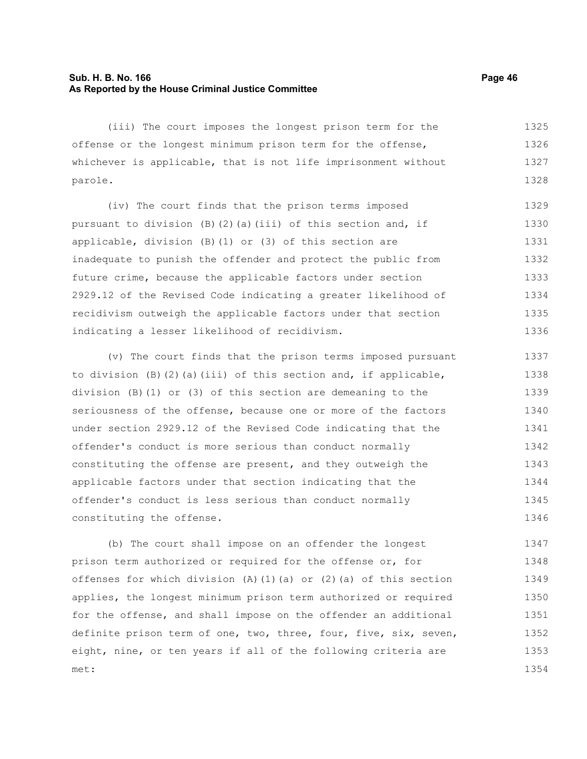(iii) The court imposes the longest prison term for the offense or the longest minimum prison term for the offense, whichever is applicable, that is not life imprisonment without parole.

(iv) The court finds that the prison terms imposed pursuant to division (B)(2)(a)(iii) of this section and, if applicable, division (B)(1) or (3) of this section are inadequate to punish the offender and protect the public from future crime, because the applicable factors under section 2929.12 of the Revised Code indicating a greater likelihood of recidivism outweigh the applicable factors under that section indicating a lesser likelihood of recidivism.

(v) The court finds that the prison terms imposed pursuant to division (B)(2)(a)(iii) of this section and, if applicable, division (B)(1) or (3) of this section are demeaning to the seriousness of the offense, because one or more of the factors under section 2929.12 of the Revised Code indicating that the offender's conduct is more serious than conduct normally constituting the offense are present, and they outweigh the applicable factors under that section indicating that the offender's conduct is less serious than conduct normally constituting the offense.

(b) The court shall impose on an offender the longest prison term authorized or required for the offense or, for offenses for which division (A)(1)(a) or (2)(a) of this section applies, the longest minimum prison term authorized or required for the offense, and shall impose on the offender an additional definite prison term of one, two, three, four, five, six, seven, eight, nine, or ten years if all of the following criteria are met: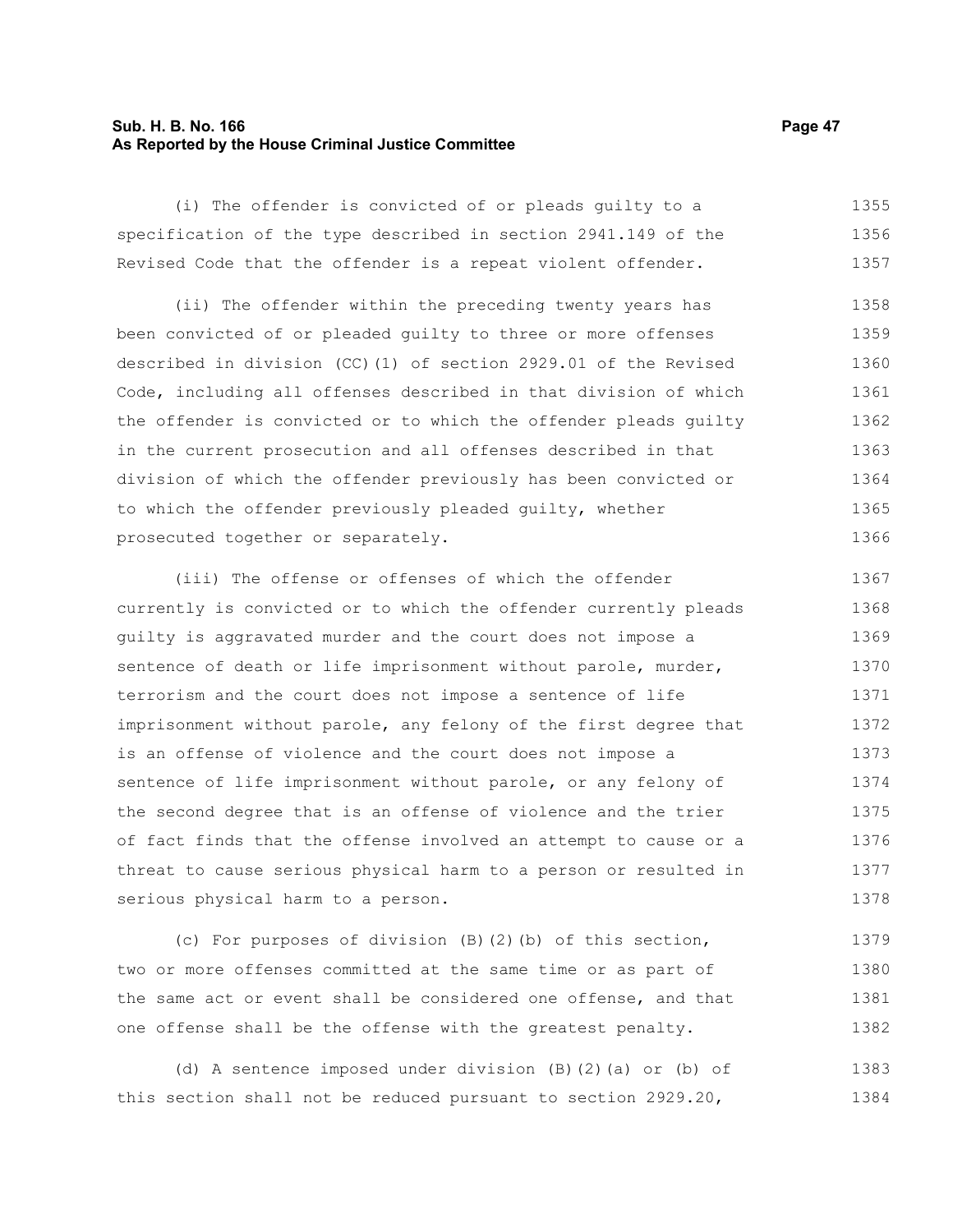(i) The offender is convicted of or pleads guilty to a specification of the type described in section 2941.149 of the Revised Code that the offender is a repeat violent offender.

(ii) The offender within the preceding twenty years has been convicted of or pleaded guilty to three or more offenses described in division (CC)(1) of section 2929.01 of the Revised Code, including all offenses described in that division of which the offender is convicted or to which the offender pleads guilty in the current prosecution and all offenses described in that division of which the offender previously has been convicted or to which the offender previously pleaded guilty, whether prosecuted together or separately.

(iii) The offense or offenses of which the offender currently is convicted or to which the offender currently pleads guilty is aggravated murder and the court does not impose a sentence of death or life imprisonment without parole, murder, terrorism and the court does not impose a sentence of life imprisonment without parole, any felony of the first degree that is an offense of violence and the court does not impose a sentence of life imprisonment without parole, or any felony of the second degree that is an offense of violence and the trier of fact finds that the offense involved an attempt to cause or a threat to cause serious physical harm to a person or resulted in serious physical harm to a person.

(c) For purposes of division (B)(2)(b) of this section, two or more offenses committed at the same time or as part of the same act or event shall be considered one offense, and that one offense shall be the offense with the greatest penalty.

(d) A sentence imposed under division (B)(2)(a) or (b) of this section shall not be reduced pursuant to section 2929.20,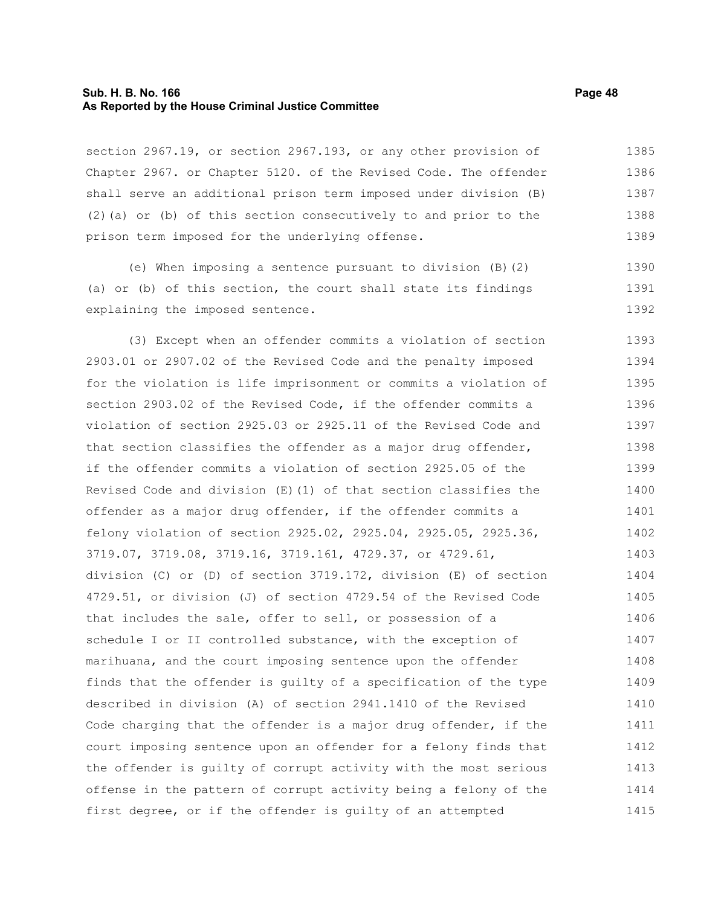section 2967.19, or section 2967.193, or any other provision of Chapter 2967. or Chapter 5120. of the Revised Code. The offender shall serve an additional prison term imposed under division (B)(2)(a) or (b) of this section consecutively to and prior to the prison term imposed for the underlying offense.

(e) When imposing a sentence pursuant to division (B)(2)(a) or (b) of this section, the court shall state its findings explaining the imposed sentence.

(3) Except when an offender commits a violation of section 2903.01 or 2907.02 of the Revised Code and the penalty imposed for the violation is life imprisonment or commits a violation of section 2903.02 of the Revised Code, if the offender commits a violation of section 2925.03 or 2925.11 of the Revised Code and that section classifies the offender as a major drug offender, if the offender commits a violation of section 2925.05 of the Revised Code and division (E)(1) of that section classifies the offender as a major drug offender, if the offender commits a felony violation of section 2925.02, 2925.04, 2925.05, 2925.36, 3719.07, 3719.08, 3719.16, 3719.161, 4729.37, or 4729.61, division (C) or (D) of section 3719.172, division (E) of section 4729.51, or division (J) of section 4729.54 of the Revised Code that includes the sale, offer to sell, or possession of a schedule I or II controlled substance, with the exception of marihuana, and the court imposing sentence upon the offender finds that the offender is guilty of a specification of the type described in division (A) of section 2941.1410 of the Revised Code charging that the offender is a major drug offender, if the court imposing sentence upon an offender for a felony finds that the offender is guilty of corrupt activity with the most serious offense in the pattern of corrupt activity being a felony of the first degree, or if the offender is guilty of an attempted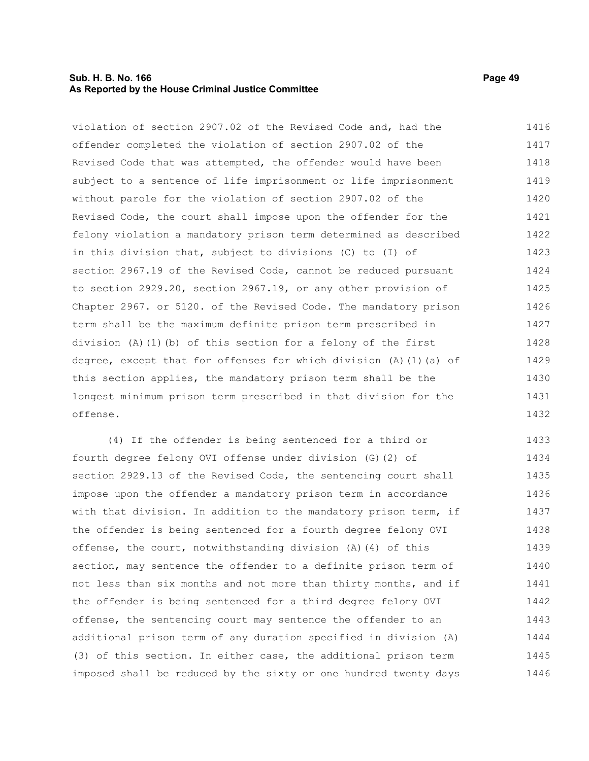violation of section 2907.02 of the Revised Code and, had the offender completed the violation of section 2907.02 of the Revised Code that was attempted, the offender would have been subject to a sentence of life imprisonment or life imprisonment without parole for the violation of section 2907.02 of the Revised Code, the court shall impose upon the offender for the felony violation a mandatory prison term determined as described in this division that, subject to divisions (C) to (I) of section 2967.19 of the Revised Code, cannot be reduced pursuant to section 2929.20, section 2967.19, or any other provision of Chapter 2967. or 5120. of the Revised Code. The mandatory prison term shall be the maximum definite prison term prescribed in division (A)(1)(b) of this section for a felony of the first degree, except that for offenses for which division (A)(1)(a) of this section applies, the mandatory prison term shall be the longest minimum prison term prescribed in that division for the offense.

(4) If the offender is being sentenced for a third or fourth degree felony OVI offense under division (G)(2) of section 2929.13 of the Revised Code, the sentencing court shall impose upon the offender a mandatory prison term in accordance with that division. In addition to the mandatory prison term, if the offender is being sentenced for a fourth degree felony OVI offense, the court, notwithstanding division (A)(4) of this section, may sentence the offender to a definite prison term of not less than six months and not more than thirty months, and if the offender is being sentenced for a third degree felony OVI offense, the sentencing court may sentence the offender to an additional prison term of any duration specified in division (A)(3) of this section. In either case, the additional prison term imposed shall be reduced by the sixty or one hundred twenty days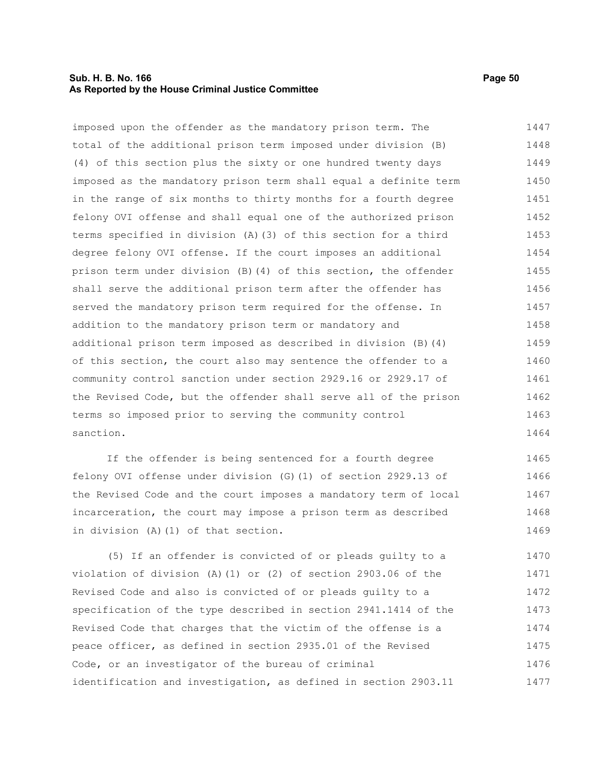imposed upon the offender as the mandatory prison term. The total of the additional prison term imposed under division (B)(4) of this section plus the sixty or one hundred twenty days imposed as the mandatory prison term shall equal a definite term in the range of six months to thirty months for a fourth degree felony OVI offense and shall equal one of the authorized prison terms specified in division (A)(3) of this section for a third degree felony OVI offense. If the court imposes an additional prison term under division (B)(4) of this section, the offender shall serve the additional prison term after the offender has served the mandatory prison term required for the offense. In addition to the mandatory prison term or mandatory and additional prison term imposed as described in division (B)(4) of this section, the court also may sentence the offender to a community control sanction under section 2929.16 or 2929.17 of the Revised Code, but the offender shall serve all of the prison terms so imposed prior to serving the community control sanction.

If the offender is being sentenced for a fourth degree felony OVI offense under division (G)(1) of section 2929.13 of the Revised Code and the court imposes a mandatory term of local incarceration, the court may impose a prison term as described in division (A)(1) of that section.

(5) If an offender is convicted of or pleads guilty to a violation of division (A)(1) or (2) of section 2903.06 of the Revised Code and also is convicted of or pleads guilty to a specification of the type described in section 2941.1414 of the Revised Code that charges that the victim of the offense is a peace officer, as defined in section 2935.01 of the Revised Code, or an investigator of the bureau of criminal identification and investigation, as defined in section 2903.11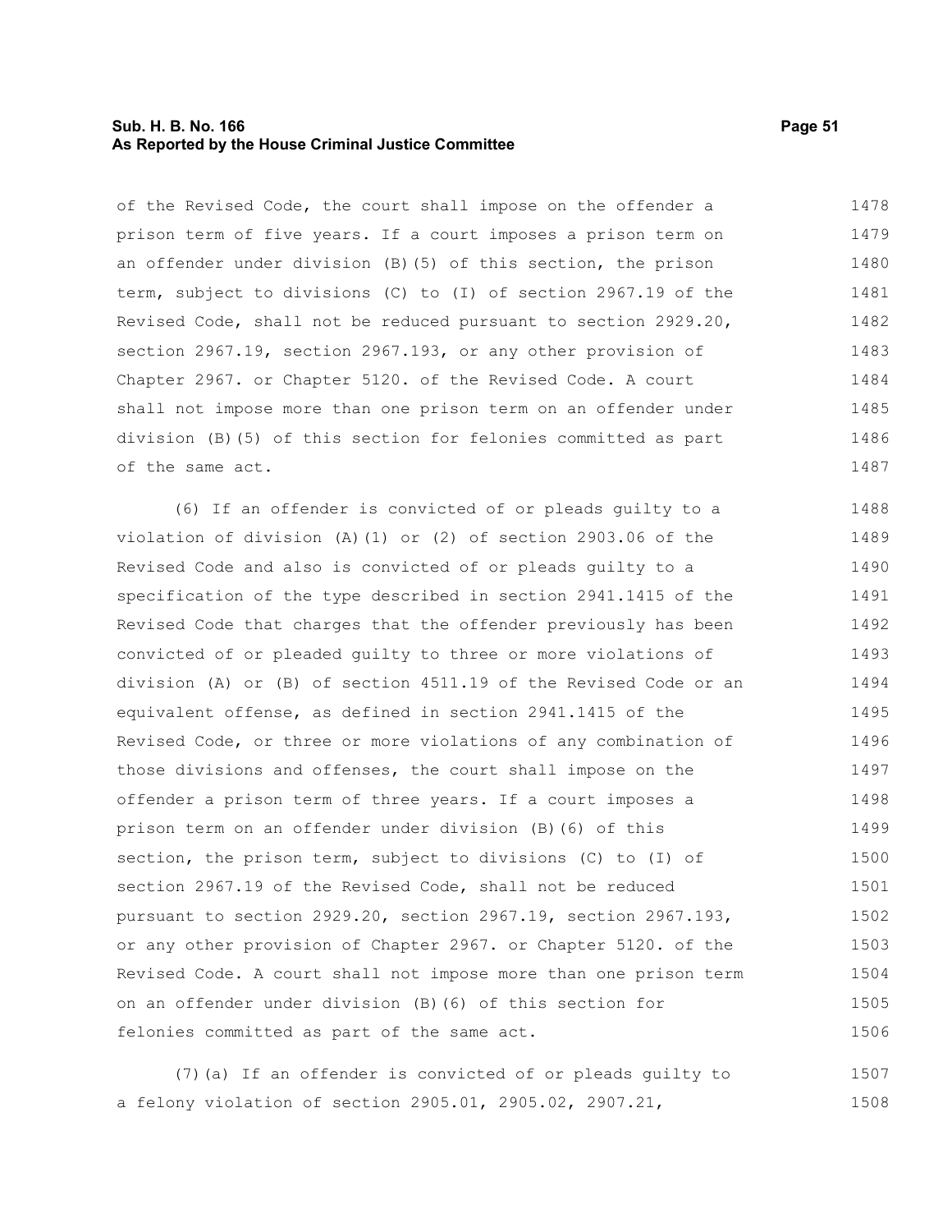of the Revised Code, the court shall impose on the offender a prison term of five years. If a court imposes a prison term on an offender under division (B)(5) of this section, the prison term, subject to divisions (C) to (I) of section 2967.19 of the Revised Code, shall not be reduced pursuant to section 2929.20, section 2967.19, section 2967.193, or any other provision of Chapter 2967. or Chapter 5120. of the Revised Code. A court shall not impose more than one prison term on an offender under division (B)(5) of this section for felonies committed as part of the same act.

(6) If an offender is convicted of or pleads guilty to a violation of division (A)(1) or (2) of section 2903.06 of the Revised Code and also is convicted of or pleads guilty to a specification of the type described in section 2941.1415 of the Revised Code that charges that the offender previously has been convicted of or pleaded guilty to three or more violations of division (A) or (B) of section 4511.19 of the Revised Code or an equivalent offense, as defined in section 2941.1415 of the Revised Code, or three or more violations of any combination of those divisions and offenses, the court shall impose on the offender a prison term of three years. If a court imposes a prison term on an offender under division (B)(6) of this section, the prison term, subject to divisions (C) to (I) of section 2967.19 of the Revised Code, shall not be reduced pursuant to section 2929.20, section 2967.19, section 2967.193, or any other provision of Chapter 2967. or Chapter 5120. of the Revised Code. A court shall not impose more than one prison term on an offender under division (B)(6) of this section for felonies committed as part of the same act.

(7)(a) If an offender is convicted of or pleads guilty to a felony violation of section 2905.01, 2905.02, 2907.21,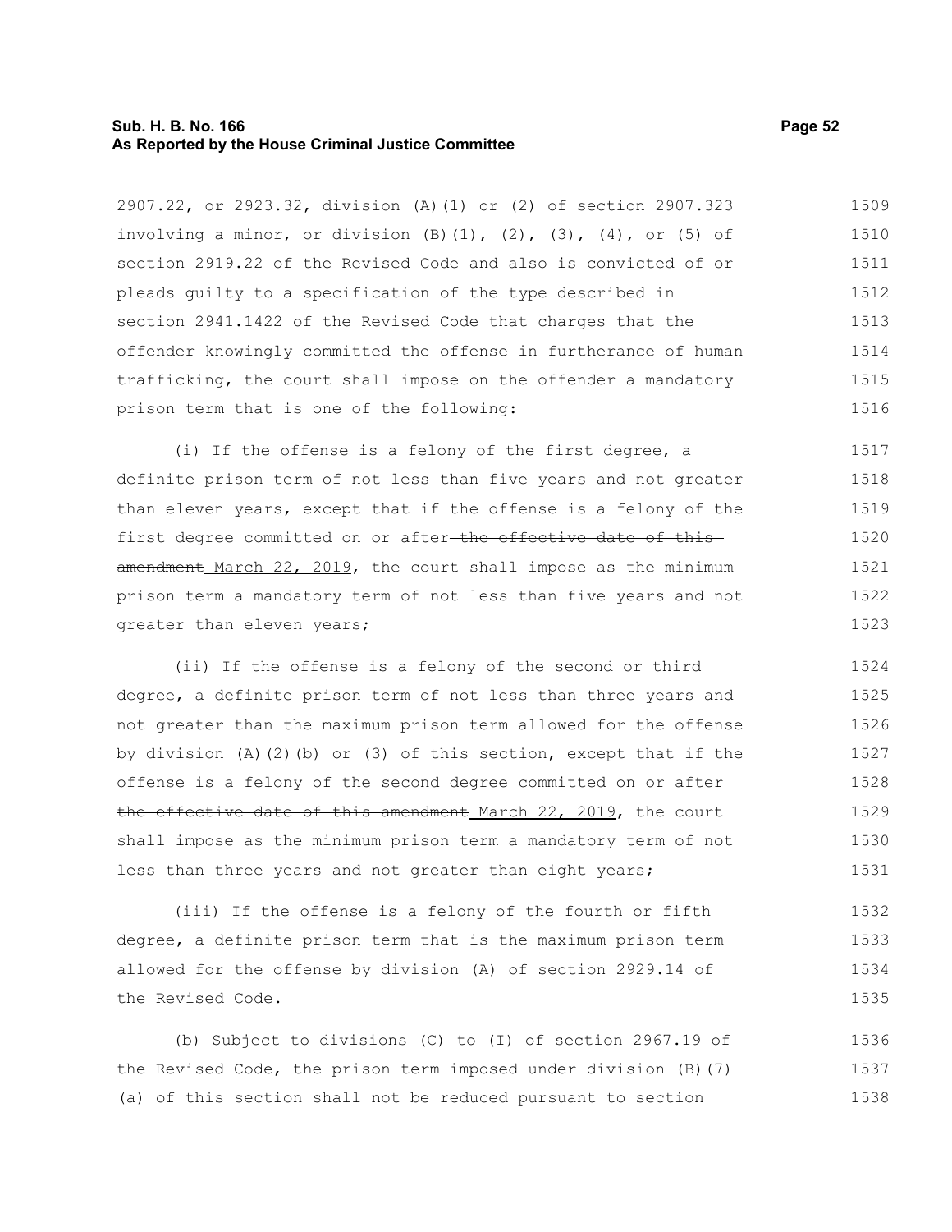2907.22, or 2923.32, division (A)(1) or (2) of section 2907.323 involving a minor, or division (B)(1), (2), (3), (4), or (5) of section 2919.22 of the Revised Code and also is convicted of or pleads guilty to a specification of the type described in section 2941.1422 of the Revised Code that charges that the offender knowingly committed the offense in furtherance of human trafficking, the court shall impose on the offender a mandatory prison term that is one of the following:

(i) If the offense is a felony of the first degree, a definite prison term of not less than five years and not greater than eleven years, except that if the offense is a felony of the first degree committed on or after ~~the effective date of this amendment~~ March 22, 2019, the court shall impose as the minimum prison term a mandatory term of not less than five years and not greater than eleven years;

(ii) If the offense is a felony of the second or third degree, a definite prison term of not less than three years and not greater than the maximum prison term allowed for the offense by division (A)(2)(b) or (3) of this section, except that if the offense is a felony of the second degree committed on or after ~~the effective date of this amendment~~ March 22, 2019, the court shall impose as the minimum prison term a mandatory term of not less than three years and not greater than eight years;

(iii) If the offense is a felony of the fourth or fifth degree, a definite prison term that is the maximum prison term allowed for the offense by division (A) of section 2929.14 of the Revised Code.

(b) Subject to divisions (C) to (I) of section 2967.19 of the Revised Code, the prison term imposed under division (B)(7)(a) of this section shall not be reduced pursuant to section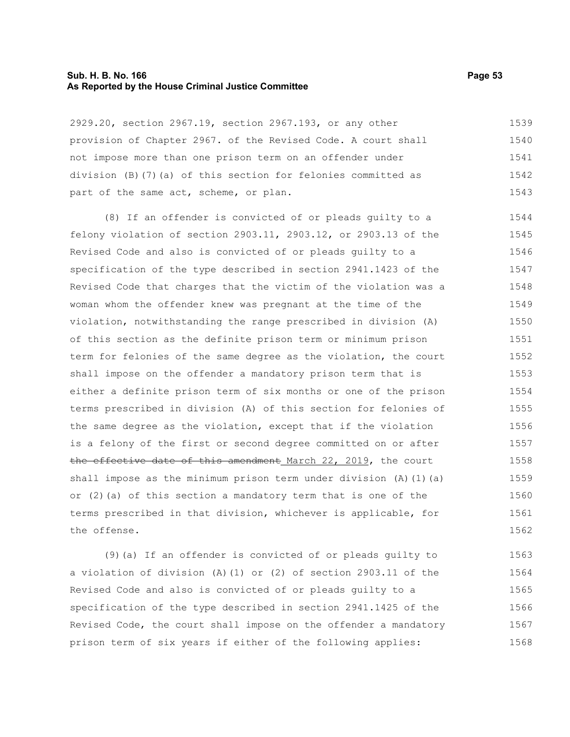2929.20, section 2967.19, section 2967.193, or any other provision of Chapter 2967. of the Revised Code. A court shall not impose more than one prison term on an offender under division (B)(7)(a) of this section for felonies committed as part of the same act, scheme, or plan.

(8) If an offender is convicted of or pleads guilty to a felony violation of section 2903.11, 2903.12, or 2903.13 of the Revised Code and also is convicted of or pleads guilty to a specification of the type described in section 2941.1423 of the Revised Code that charges that the victim of the violation was a woman whom the offender knew was pregnant at the time of the violation, notwithstanding the range prescribed in division (A) of this section as the definite prison term or minimum prison term for felonies of the same degree as the violation, the court shall impose on the offender a mandatory prison term that is either a definite prison term of six months or one of the prison terms prescribed in division (A) of this section for felonies of the same degree as the violation, except that if the violation is a felony of the first or second degree committed on or after ~~the effective date of this amendment~~ March 22, 2019, the court shall impose as the minimum prison term under division (A)(1)(a) or (2)(a) of this section a mandatory term that is one of the terms prescribed in that division, whichever is applicable, for the offense.

(9)(a) If an offender is convicted of or pleads guilty to a violation of division (A)(1) or (2) of section 2903.11 of the Revised Code and also is convicted of or pleads guilty to a specification of the type described in section 2941.1425 of the Revised Code, the court shall impose on the offender a mandatory prison term of six years if either of the following applies: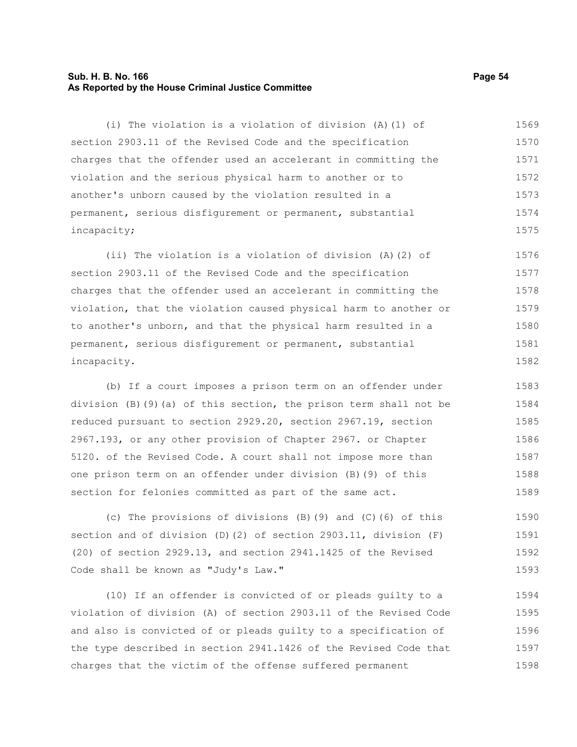(i) The violation is a violation of division (A)(1) of section 2903.11 of the Revised Code and the specification charges that the offender used an accelerant in committing the violation and the serious physical harm to another or to another's unborn caused by the violation resulted in a permanent, serious disfigurement or permanent, substantial incapacity;

(ii) The violation is a violation of division (A)(2) of section 2903.11 of the Revised Code and the specification charges that the offender used an accelerant in committing the violation, that the violation caused physical harm to another or to another's unborn, and that the physical harm resulted in a permanent, serious disfigurement or permanent, substantial incapacity.

(b) If a court imposes a prison term on an offender under division (B)(9)(a) of this section, the prison term shall not be reduced pursuant to section 2929.20, section 2967.19, section 2967.193, or any other provision of Chapter 2967. or Chapter 5120. of the Revised Code. A court shall not impose more than one prison term on an offender under division (B)(9) of this section for felonies committed as part of the same act.

(c) The provisions of divisions (B)(9) and (C)(6) of this section and of division (D)(2) of section 2903.11, division (F)(20) of section 2929.13, and section 2941.1425 of the Revised Code shall be known as "Judy's Law."

(10) If an offender is convicted of or pleads guilty to a violation of division (A) of section 2903.11 of the Revised Code and also is convicted of or pleads guilty to a specification of the type described in section 2941.1426 of the Revised Code that charges that the victim of the offense suffered permanent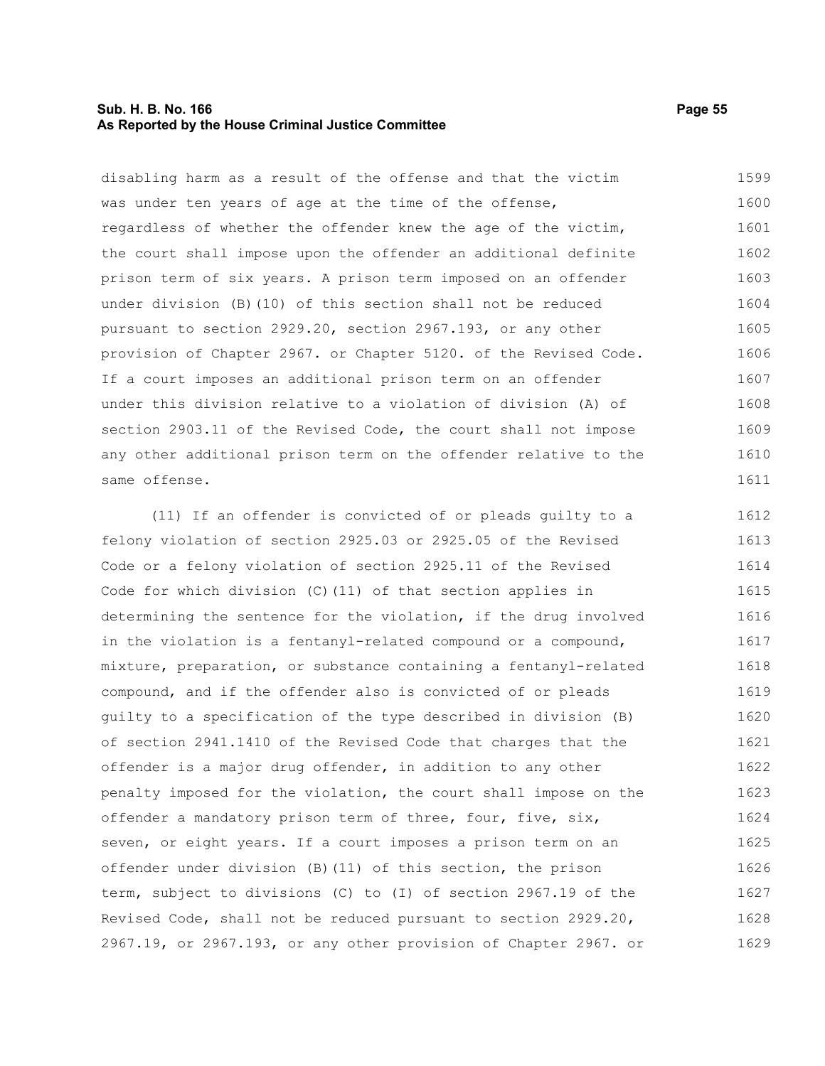disabling harm as a result of the offense and that the victim was under ten years of age at the time of the offense, regardless of whether the offender knew the age of the victim, the court shall impose upon the offender an additional definite prison term of six years. A prison term imposed on an offender under division (B)(10) of this section shall not be reduced pursuant to section 2929.20, section 2967.193, or any other provision of Chapter 2967. or Chapter 5120. of the Revised Code. If a court imposes an additional prison term on an offender under this division relative to a violation of division (A) of section 2903.11 of the Revised Code, the court shall not impose any other additional prison term on the offender relative to the same offense.

(11) If an offender is convicted of or pleads guilty to a felony violation of section 2925.03 or 2925.05 of the Revised Code or a felony violation of section 2925.11 of the Revised Code for which division (C)(11) of that section applies in determining the sentence for the violation, if the drug involved in the violation is a fentanyl-related compound or a compound, mixture, preparation, or substance containing a fentanyl-related compound, and if the offender also is convicted of or pleads guilty to a specification of the type described in division (B) of section 2941.1410 of the Revised Code that charges that the offender is a major drug offender, in addition to any other penalty imposed for the violation, the court shall impose on the offender a mandatory prison term of three, four, five, six, seven, or eight years. If a court imposes a prison term on an offender under division (B)(11) of this section, the prison term, subject to divisions (C) to (I) of section 2967.19 of the Revised Code, shall not be reduced pursuant to section 2929.20, 2967.19, or 2967.193, or any other provision of Chapter 2967. or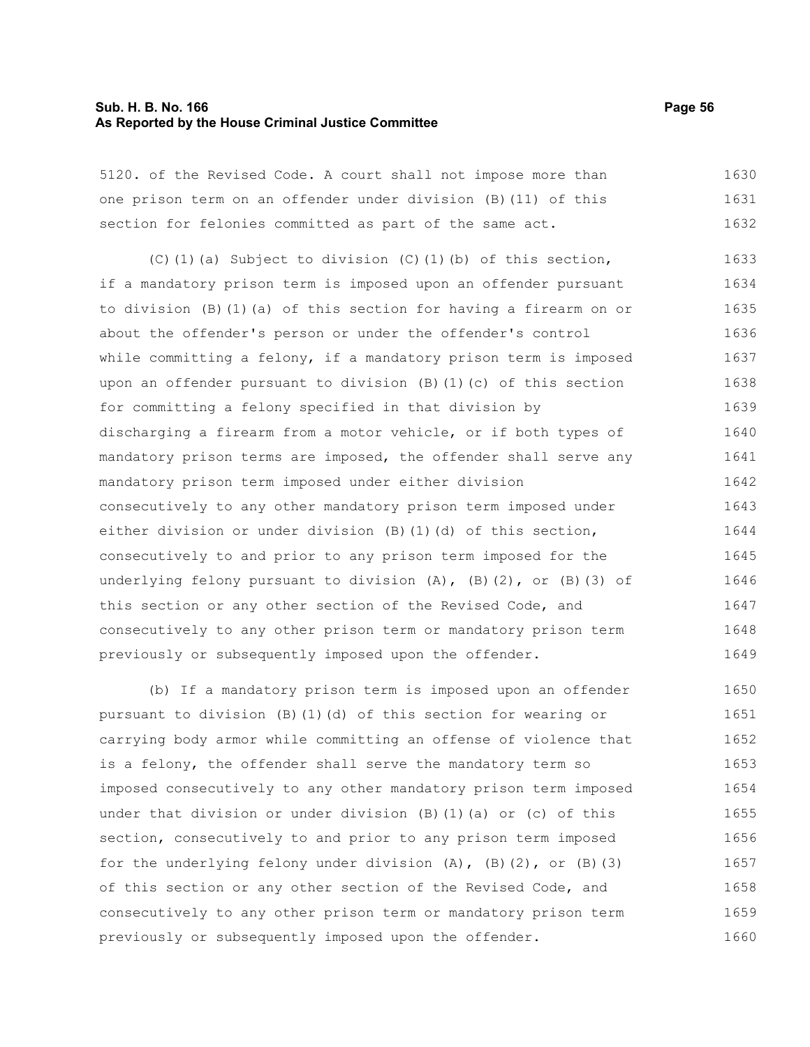5120. of the Revised Code. A court shall not impose more than one prison term on an offender under division (B)(11) of this section for felonies committed as part of the same act.

(C)(1)(a) Subject to division (C)(1)(b) of this section, if a mandatory prison term is imposed upon an offender pursuant to division (B)(1)(a) of this section for having a firearm on or about the offender's person or under the offender's control while committing a felony, if a mandatory prison term is imposed upon an offender pursuant to division (B)(1)(c) of this section for committing a felony specified in that division by discharging a firearm from a motor vehicle, or if both types of mandatory prison terms are imposed, the offender shall serve any mandatory prison term imposed under either division consecutively to any other mandatory prison term imposed under either division or under division (B)(1)(d) of this section, consecutively to and prior to any prison term imposed for the underlying felony pursuant to division (A), (B)(2), or (B)(3) of this section or any other section of the Revised Code, and consecutively to any other prison term or mandatory prison term previously or subsequently imposed upon the offender.

(b) If a mandatory prison term is imposed upon an offender pursuant to division (B)(1)(d) of this section for wearing or carrying body armor while committing an offense of violence that is a felony, the offender shall serve the mandatory term so imposed consecutively to any other mandatory prison term imposed under that division or under division (B)(1)(a) or (c) of this section, consecutively to and prior to any prison term imposed for the underlying felony under division (A), (B)(2), or (B)(3) of this section or any other section of the Revised Code, and consecutively to any other prison term or mandatory prison term previously or subsequently imposed upon the offender.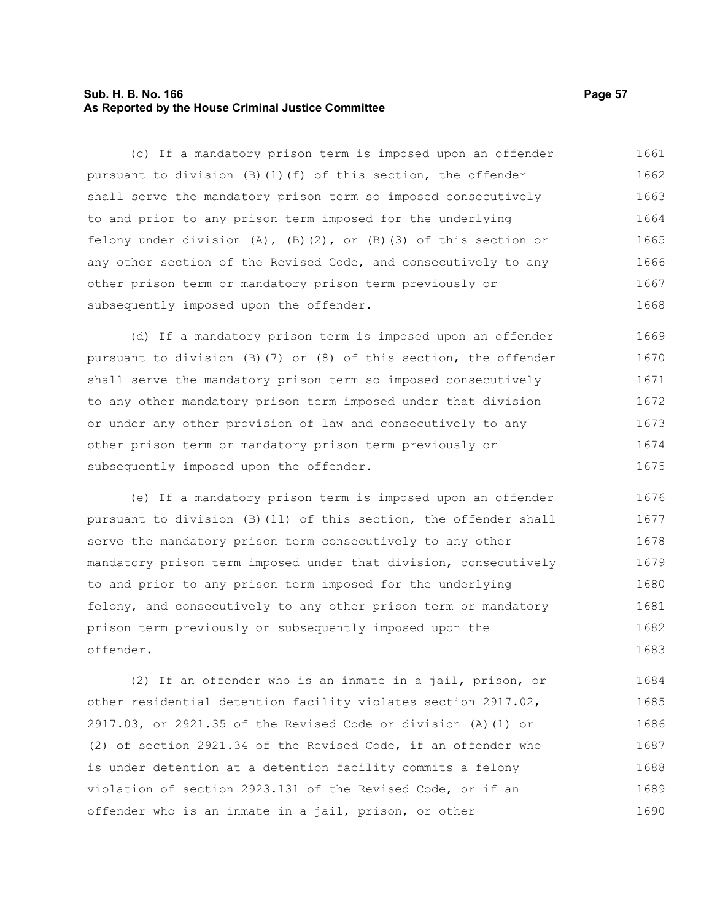(c) If a mandatory prison term is imposed upon an offender pursuant to division (B)(1)(f) of this section, the offender shall serve the mandatory prison term so imposed consecutively to and prior to any prison term imposed for the underlying felony under division (A), (B)(2), or (B)(3) of this section or any other section of the Revised Code, and consecutively to any other prison term or mandatory prison term previously or subsequently imposed upon the offender.

(d) If a mandatory prison term is imposed upon an offender pursuant to division (B)(7) or (8) of this section, the offender shall serve the mandatory prison term so imposed consecutively to any other mandatory prison term imposed under that division or under any other provision of law and consecutively to any other prison term or mandatory prison term previously or subsequently imposed upon the offender.

(e) If a mandatory prison term is imposed upon an offender pursuant to division (B)(11) of this section, the offender shall serve the mandatory prison term consecutively to any other mandatory prison term imposed under that division, consecutively to and prior to any prison term imposed for the underlying felony, and consecutively to any other prison term or mandatory prison term previously or subsequently imposed upon the offender.

(2) If an offender who is an inmate in a jail, prison, or other residential detention facility violates section 2917.02, 2917.03, or 2921.35 of the Revised Code or division (A)(1) or (2) of section 2921.34 of the Revised Code, if an offender who is under detention at a detention facility commits a felony violation of section 2923.131 of the Revised Code, or if an offender who is an inmate in a jail, prison, or other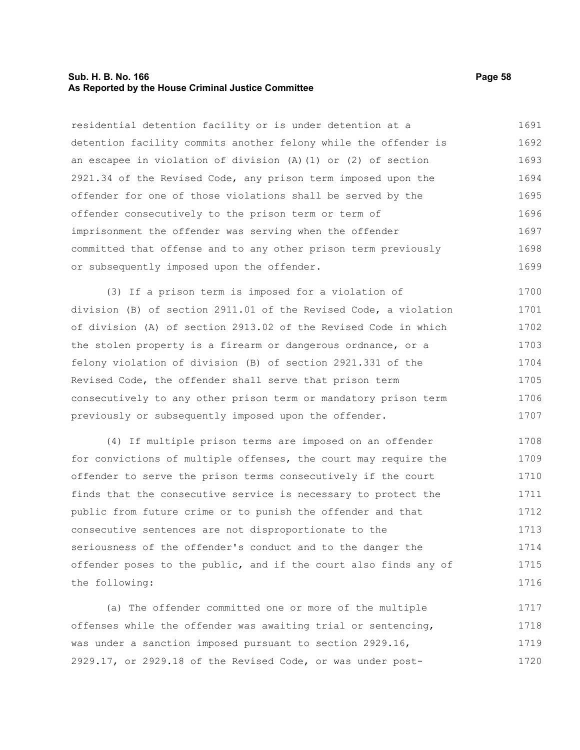residential detention facility or is under detention at a detention facility commits another felony while the offender is an escapee in violation of division (A)(1) or (2) of section 2921.34 of the Revised Code, any prison term imposed upon the offender for one of those violations shall be served by the offender consecutively to the prison term or term of imprisonment the offender was serving when the offender committed that offense and to any other prison term previously or subsequently imposed upon the offender.

(3) If a prison term is imposed for a violation of division (B) of section 2911.01 of the Revised Code, a violation of division (A) of section 2913.02 of the Revised Code in which the stolen property is a firearm or dangerous ordnance, or a felony violation of division (B) of section 2921.331 of the Revised Code, the offender shall serve that prison term consecutively to any other prison term or mandatory prison term previously or subsequently imposed upon the offender.

(4) If multiple prison terms are imposed on an offender for convictions of multiple offenses, the court may require the offender to serve the prison terms consecutively if the court finds that the consecutive service is necessary to protect the public from future crime or to punish the offender and that consecutive sentences are not disproportionate to the seriousness of the offender's conduct and to the danger the offender poses to the public, and if the court also finds any of the following:

(a) The offender committed one or more of the multiple offenses while the offender was awaiting trial or sentencing, was under a sanction imposed pursuant to section 2929.16, 2929.17, or 2929.18 of the Revised Code, or was under post-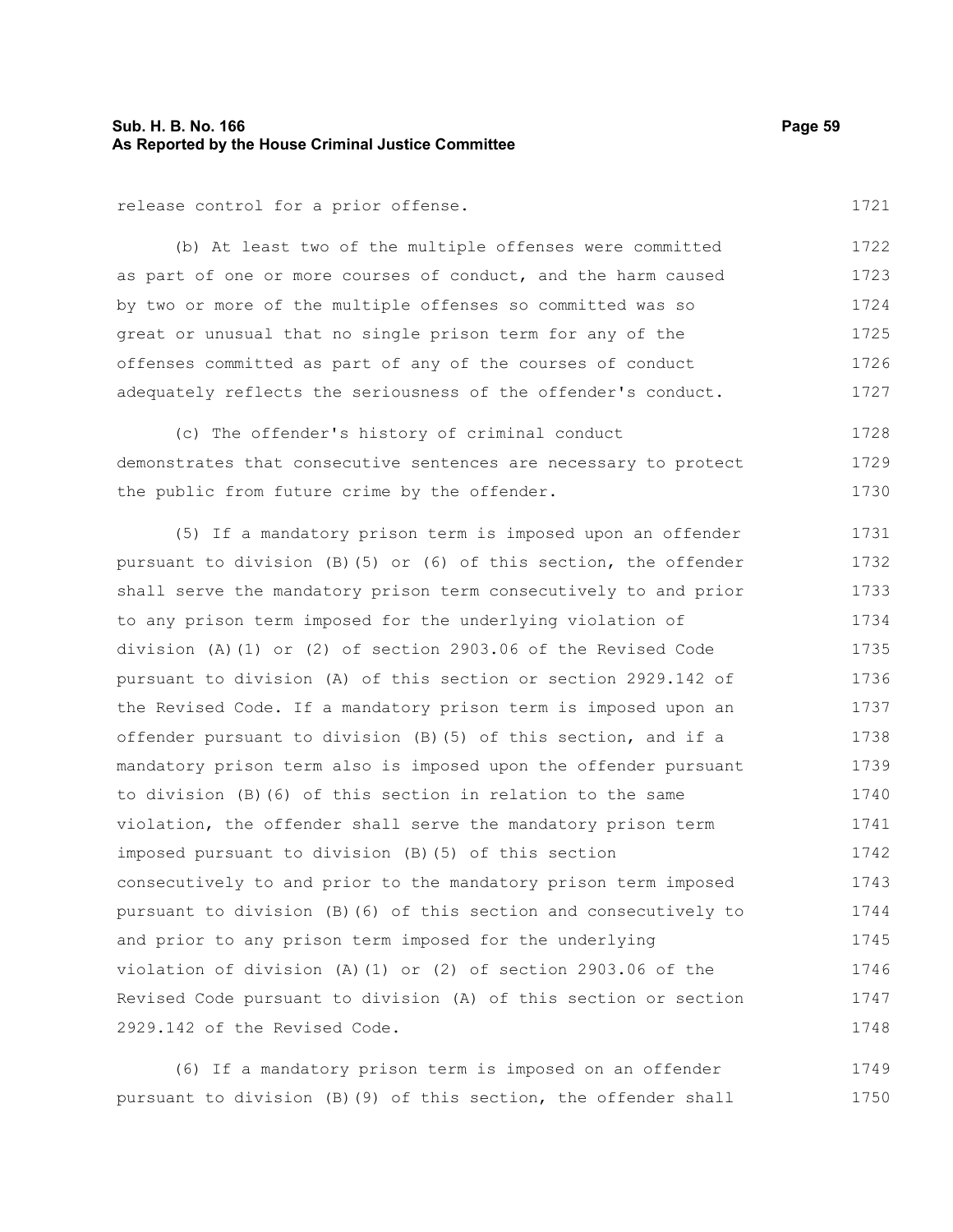release control for a prior offense.

(b) At least two of the multiple offenses were committed as part of one or more courses of conduct, and the harm caused by two or more of the multiple offenses so committed was so great or unusual that no single prison term for any of the offenses committed as part of any of the courses of conduct adequately reflects the seriousness of the offender's conduct.

(c) The offender's history of criminal conduct demonstrates that consecutive sentences are necessary to protect the public from future crime by the offender.

(5) If a mandatory prison term is imposed upon an offender pursuant to division (B)(5) or (6) of this section, the offender shall serve the mandatory prison term consecutively to and prior to any prison term imposed for the underlying violation of division (A)(1) or (2) of section 2903.06 of the Revised Code pursuant to division (A) of this section or section 2929.142 of the Revised Code. If a mandatory prison term is imposed upon an offender pursuant to division (B)(5) of this section, and if a mandatory prison term also is imposed upon the offender pursuant to division (B)(6) of this section in relation to the same violation, the offender shall serve the mandatory prison term imposed pursuant to division (B)(5) of this section consecutively to and prior to the mandatory prison term imposed pursuant to division (B)(6) of this section and consecutively to and prior to any prison term imposed for the underlying violation of division (A)(1) or (2) of section 2903.06 of the Revised Code pursuant to division (A) of this section or section 2929.142 of the Revised Code.

(6) If a mandatory prison term is imposed on an offender pursuant to division (B)(9) of this section, the offender shall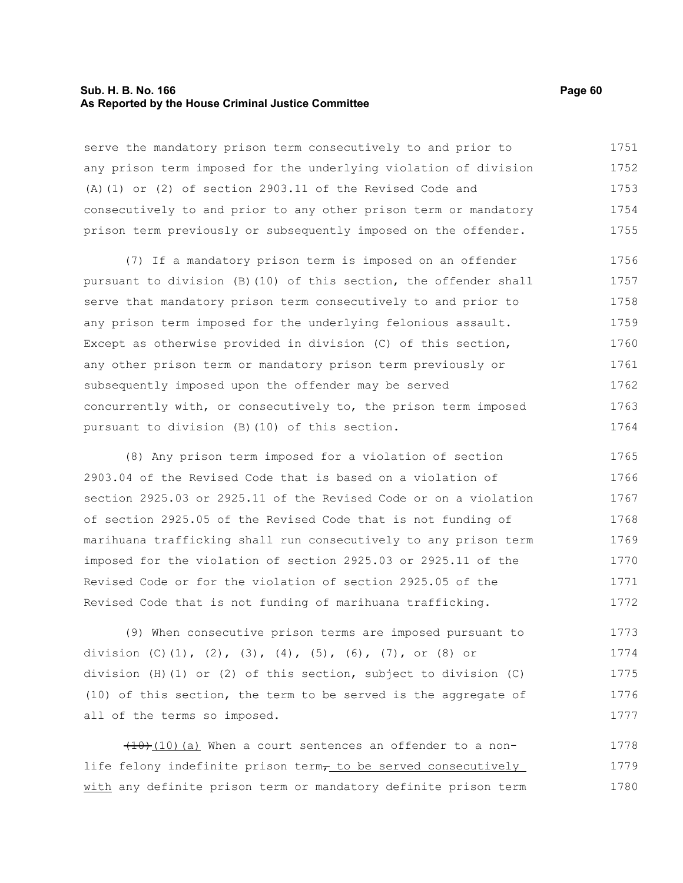serve the mandatory prison term consecutively to and prior to any prison term imposed for the underlying violation of division (A)(1) or (2) of section 2903.11 of the Revised Code and consecutively to and prior to any other prison term or mandatory prison term previously or subsequently imposed on the offender.

(7) If a mandatory prison term is imposed on an offender pursuant to division (B)(10) of this section, the offender shall serve that mandatory prison term consecutively to and prior to any prison term imposed for the underlying felonious assault. Except as otherwise provided in division (C) of this section, any other prison term or mandatory prison term previously or subsequently imposed upon the offender may be served concurrently with, or consecutively to, the prison term imposed pursuant to division (B)(10) of this section.

(8) Any prison term imposed for a violation of section 2903.04 of the Revised Code that is based on a violation of section 2925.03 or 2925.11 of the Revised Code or on a violation of section 2925.05 of the Revised Code that is not funding of marihuana trafficking shall run consecutively to any prison term imposed for the violation of section 2925.03 or 2925.11 of the Revised Code or for the violation of section 2925.05 of the Revised Code that is not funding of marihuana trafficking.

(9) When consecutive prison terms are imposed pursuant to division (C)(1), (2), (3), (4), (5), (6), (7), or (8) or division (H)(1) or (2) of this section, subject to division (C)(10) of this section, the term to be served is the aggregate of all of the terms so imposed.

~~(10)~~(10)(a) When a court sentences an offender to a non-life felony indefinite prison term~~,~~ to be served consecutively with any definite prison term or mandatory definite prison term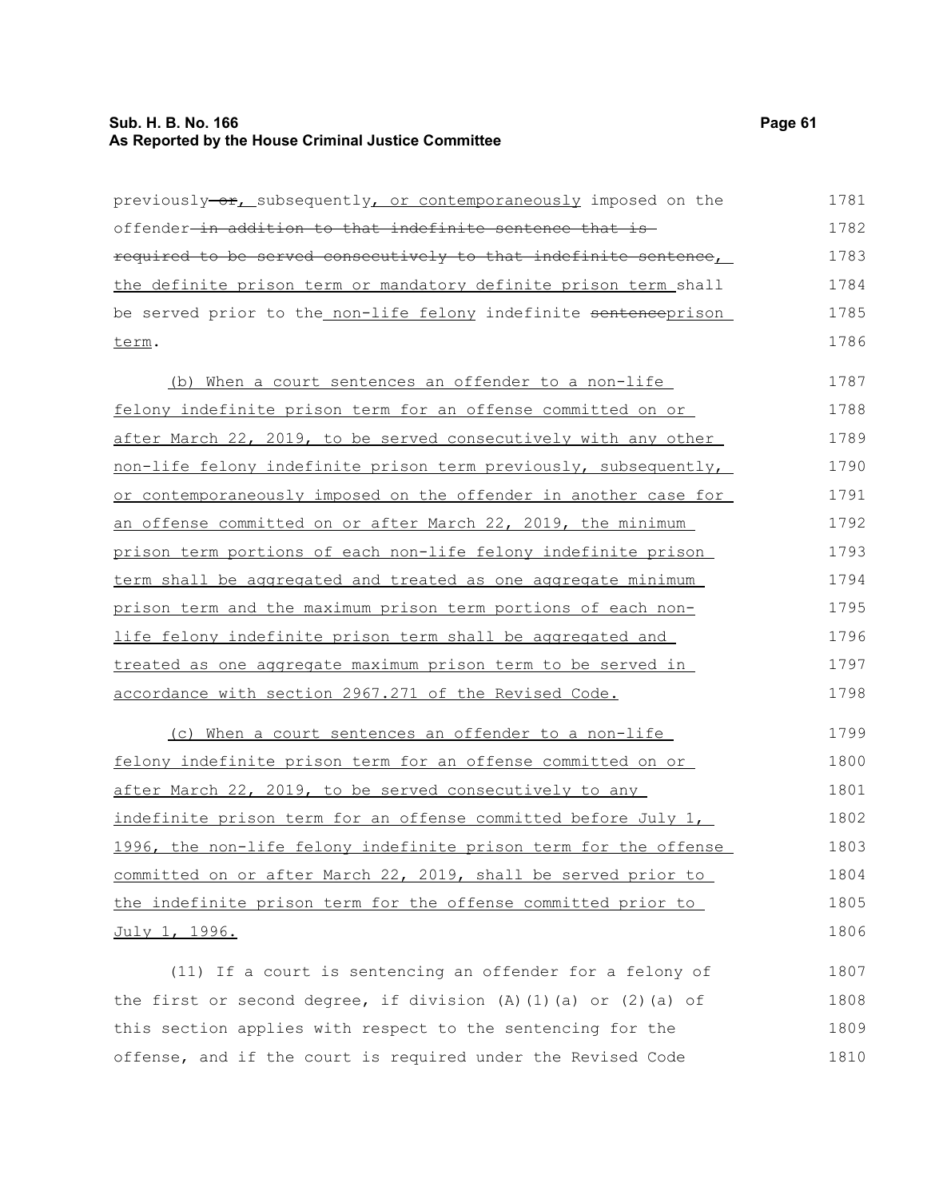previously ~~or~~, subsequently, or contemporaneously imposed on the offender ~~in addition to that indefinite sentence that is required to be served consecutively to that indefinite sentence~~, the definite prison term or mandatory definite prison term shall be served prior to the non-life felony indefinite ~~sentence~~prison term.

(b) When a court sentences an offender to a non-life felony indefinite prison term for an offense committed on or after March 22, 2019, to be served consecutively with any other non-life felony indefinite prison term previously, subsequently, or contemporaneously imposed on the offender in another case for an offense committed on or after March 22, 2019, the minimum prison term portions of each non-life felony indefinite prison term shall be aggregated and treated as one aggregate minimum prison term and the maximum prison term portions of each non-life felony indefinite prison term shall be aggregated and treated as one aggregate maximum prison term to be served in accordance with section 2967.271 of the Revised Code.

(c) When a court sentences an offender to a non-life felony indefinite prison term for an offense committed on or after March 22, 2019, to be served consecutively to any indefinite prison term for an offense committed before July 1, 1996, the non-life felony indefinite prison term for the offense committed on or after March 22, 2019, shall be served prior to the indefinite prison term for the offense committed prior to July 1, 1996.

(11) If a court is sentencing an offender for a felony of the first or second degree, if division (A)(1)(a) or (2)(a) of this section applies with respect to the sentencing for the offense, and if the court is required under the Revised Code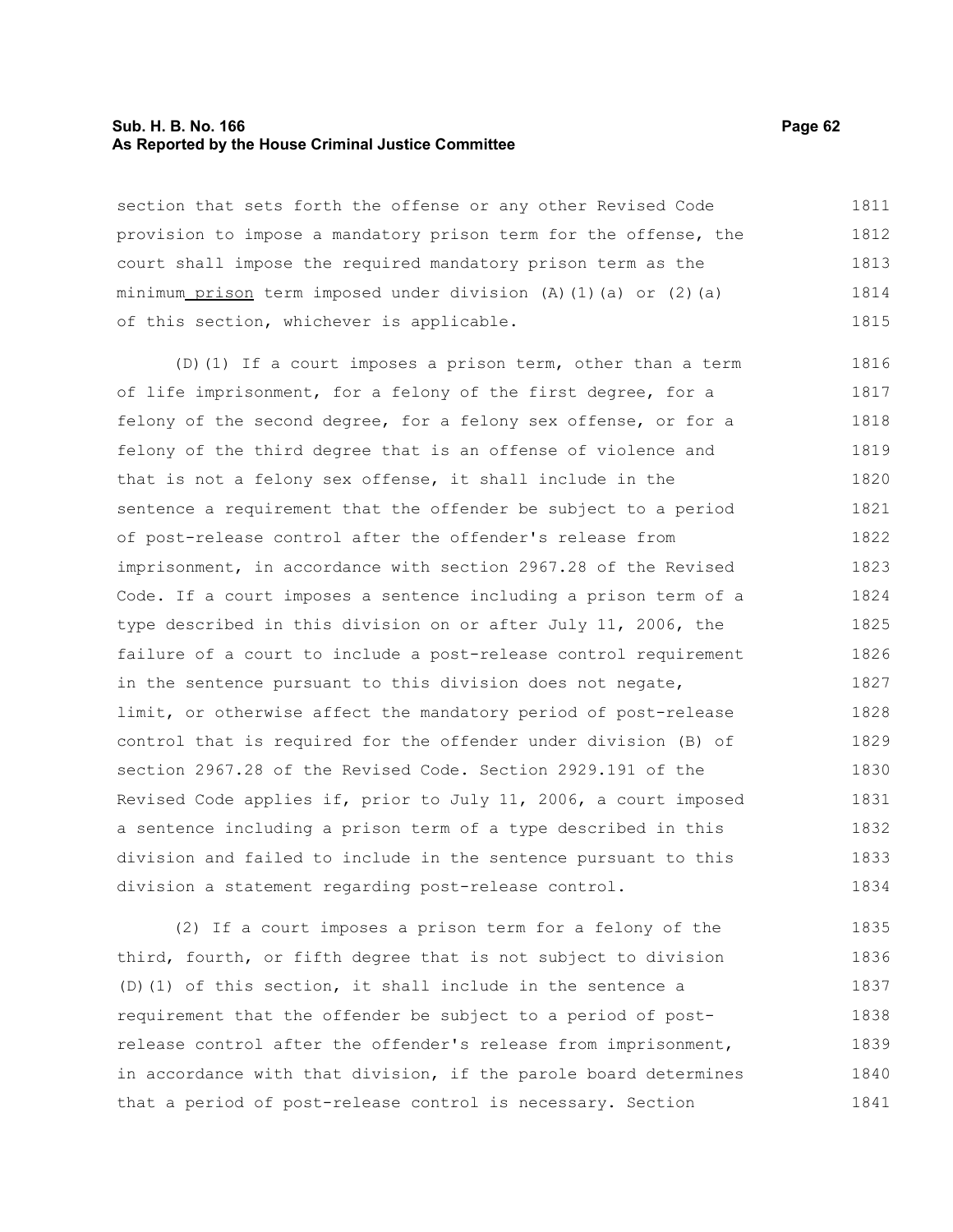section that sets forth the offense or any other Revised Code provision to impose a mandatory prison term for the offense, the court shall impose the required mandatory prison term as the minimum <u>prison</u> term imposed under division (A)(1)(a) or (2)(a) of this section, whichever is applicable.

(D)(1) If a court imposes a prison term, other than a term of life imprisonment, for a felony of the first degree, for a felony of the second degree, for a felony sex offense, or for a felony of the third degree that is an offense of violence and that is not a felony sex offense, it shall include in the sentence a requirement that the offender be subject to a period of post-release control after the offender's release from imprisonment, in accordance with section 2967.28 of the Revised Code. If a court imposes a sentence including a prison term of a type described in this division on or after July 11, 2006, the failure of a court to include a post-release control requirement in the sentence pursuant to this division does not negate, limit, or otherwise affect the mandatory period of post-release control that is required for the offender under division (B) of section 2967.28 of the Revised Code. Section 2929.191 of the Revised Code applies if, prior to July 11, 2006, a court imposed a sentence including a prison term of a type described in this division and failed to include in the sentence pursuant to this division a statement regarding post-release control.

(2) If a court imposes a prison term for a felony of the third, fourth, or fifth degree that is not subject to division (D)(1) of this section, it shall include in the sentence a requirement that the offender be subject to a period of post-release control after the offender's release from imprisonment, in accordance with that division, if the parole board determines that a period of post-release control is necessary. Section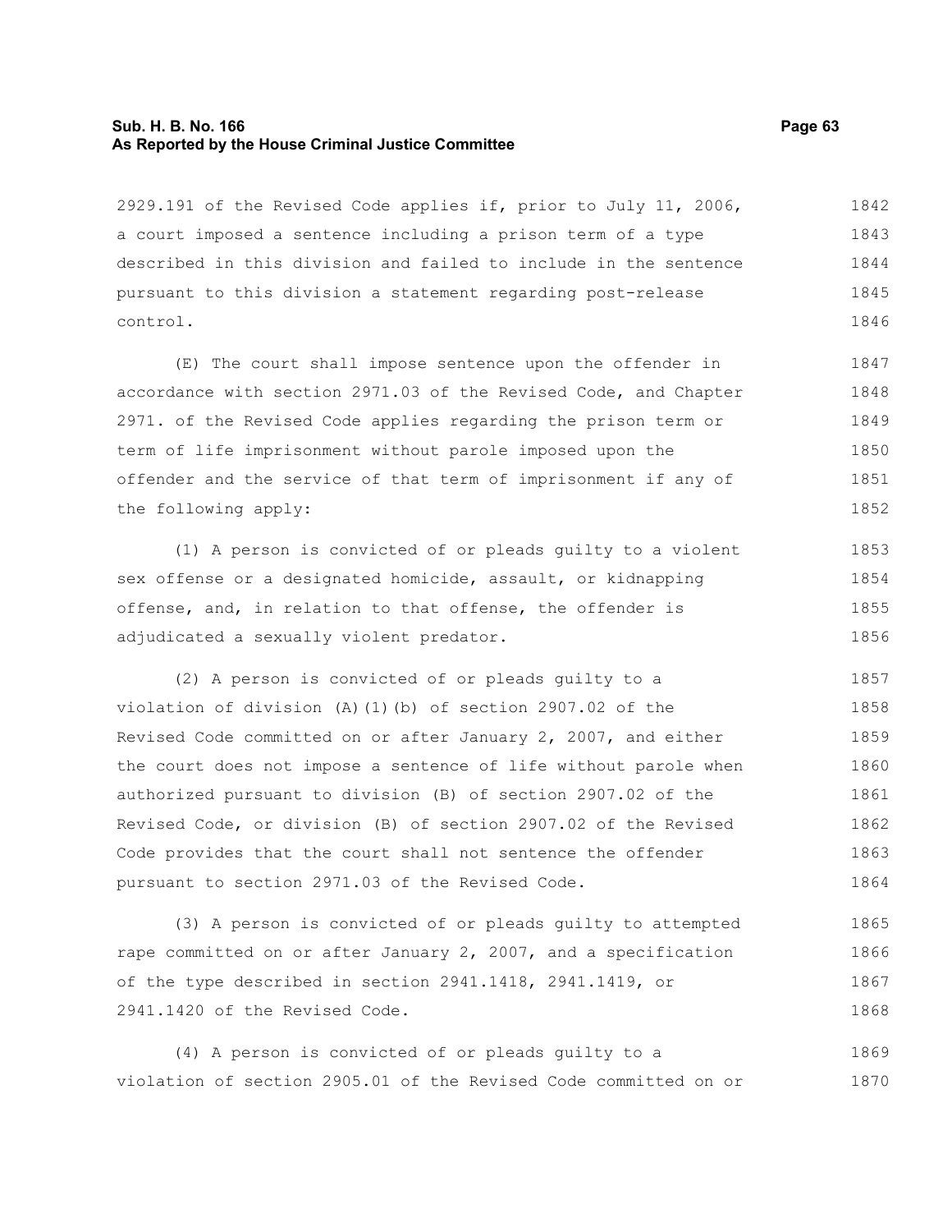2929.191 of the Revised Code applies if, prior to July 11, 2006, a court imposed a sentence including a prison term of a type described in this division and failed to include in the sentence pursuant to this division a statement regarding post-release control.

(E) The court shall impose sentence upon the offender in accordance with section 2971.03 of the Revised Code, and Chapter 2971. of the Revised Code applies regarding the prison term or term of life imprisonment without parole imposed upon the offender and the service of that term of imprisonment if any of the following apply:

(1) A person is convicted of or pleads guilty to a violent sex offense or a designated homicide, assault, or kidnapping offense, and, in relation to that offense, the offender is adjudicated a sexually violent predator.

(2) A person is convicted of or pleads guilty to a violation of division (A)(1)(b) of section 2907.02 of the Revised Code committed on or after January 2, 2007, and either the court does not impose a sentence of life without parole when authorized pursuant to division (B) of section 2907.02 of the Revised Code, or division (B) of section 2907.02 of the Revised Code provides that the court shall not sentence the offender pursuant to section 2971.03 of the Revised Code.

(3) A person is convicted of or pleads guilty to attempted rape committed on or after January 2, 2007, and a specification of the type described in section 2941.1418, 2941.1419, or 2941.1420 of the Revised Code.

(4) A person is convicted of or pleads guilty to a violation of section 2905.01 of the Revised Code committed on or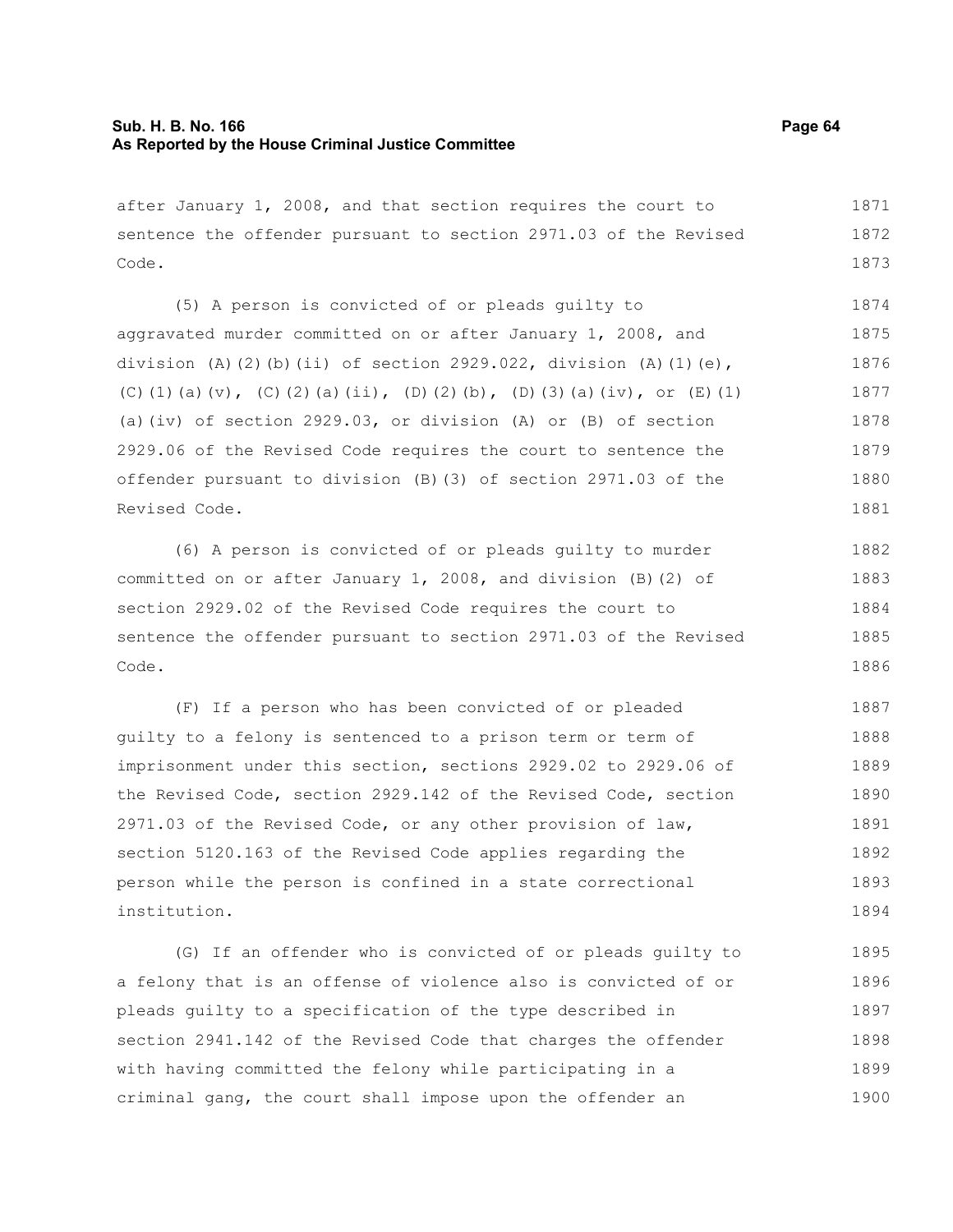after January 1, 2008, and that section requires the court to sentence the offender pursuant to section 2971.03 of the Revised Code.

(5) A person is convicted of or pleads guilty to aggravated murder committed on or after January 1, 2008, and division (A)(2)(b)(ii) of section 2929.022, division (A)(1)(e), (C)(1)(a)(v), (C)(2)(a)(ii), (D)(2)(b), (D)(3)(a)(iv), or (E)(1)(a)(iv) of section 2929.03, or division (A) or (B) of section 2929.06 of the Revised Code requires the court to sentence the offender pursuant to division (B)(3) of section 2971.03 of the Revised Code.

(6) A person is convicted of or pleads guilty to murder committed on or after January 1, 2008, and division (B)(2) of section 2929.02 of the Revised Code requires the court to sentence the offender pursuant to section 2971.03 of the Revised Code.

(F) If a person who has been convicted of or pleaded guilty to a felony is sentenced to a prison term or term of imprisonment under this section, sections 2929.02 to 2929.06 of the Revised Code, section 2929.142 of the Revised Code, section 2971.03 of the Revised Code, or any other provision of law, section 5120.163 of the Revised Code applies regarding the person while the person is confined in a state correctional institution.

(G) If an offender who is convicted of or pleads guilty to a felony that is an offense of violence also is convicted of or pleads guilty to a specification of the type described in section 2941.142 of the Revised Code that charges the offender with having committed the felony while participating in a criminal gang, the court shall impose upon the offender an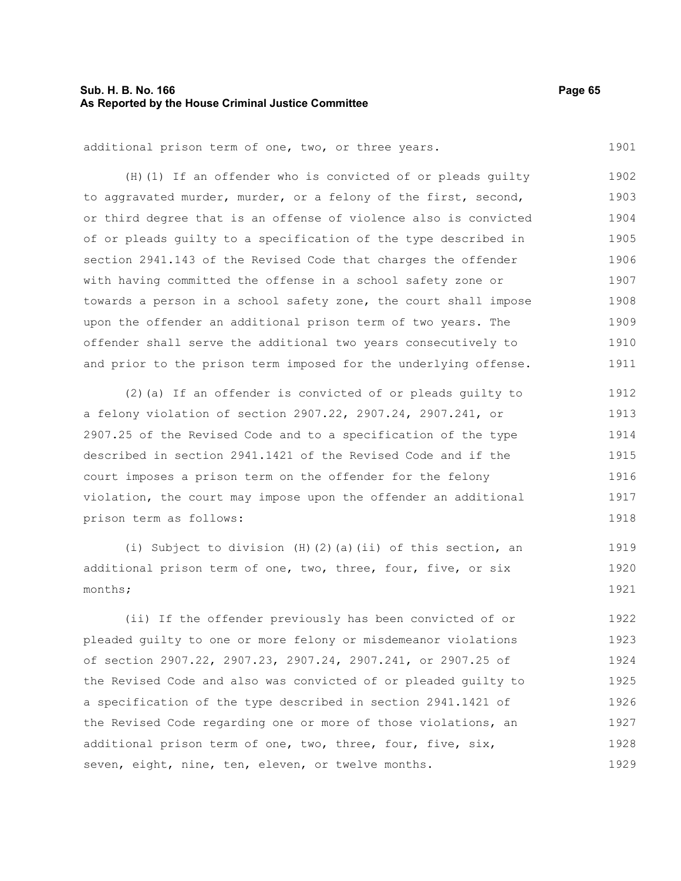additional prison term of one, two, or three years.

(H)(1) If an offender who is convicted of or pleads guilty to aggravated murder, murder, or a felony of the first, second, or third degree that is an offense of violence also is convicted of or pleads guilty to a specification of the type described in section 2941.143 of the Revised Code that charges the offender with having committed the offense in a school safety zone or towards a person in a school safety zone, the court shall impose upon the offender an additional prison term of two years. The offender shall serve the additional two years consecutively to and prior to the prison term imposed for the underlying offense.

(2)(a) If an offender is convicted of or pleads guilty to a felony violation of section 2907.22, 2907.24, 2907.241, or 2907.25 of the Revised Code and to a specification of the type described in section 2941.1421 of the Revised Code and if the court imposes a prison term on the offender for the felony violation, the court may impose upon the offender an additional prison term as follows:

(i) Subject to division (H)(2)(a)(ii) of this section, an additional prison term of one, two, three, four, five, or six months;

(ii) If the offender previously has been convicted of or pleaded guilty to one or more felony or misdemeanor violations of section 2907.22, 2907.23, 2907.24, 2907.241, or 2907.25 of the Revised Code and also was convicted of or pleaded guilty to a specification of the type described in section 2941.1421 of the Revised Code regarding one or more of those violations, an additional prison term of one, two, three, four, five, six, seven, eight, nine, ten, eleven, or twelve months.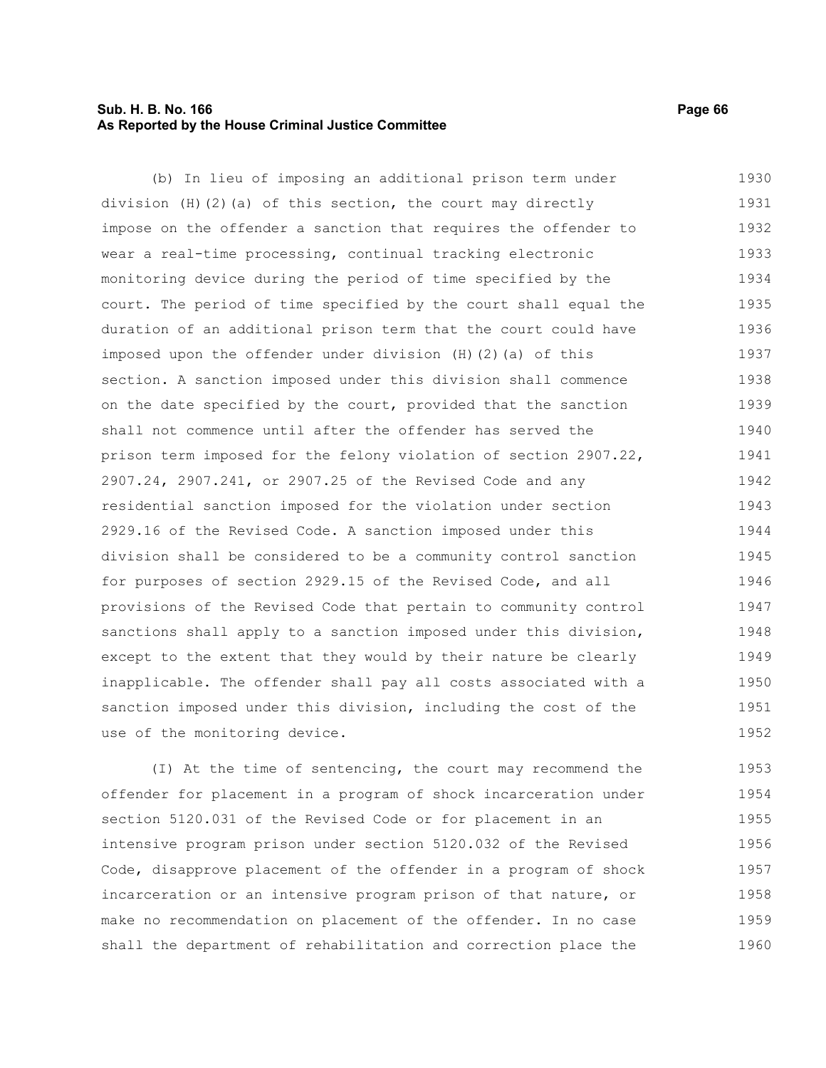(b) In lieu of imposing an additional prison term under division (H)(2)(a) of this section, the court may directly impose on the offender a sanction that requires the offender to wear a real-time processing, continual tracking electronic monitoring device during the period of time specified by the court. The period of time specified by the court shall equal the duration of an additional prison term that the court could have imposed upon the offender under division (H)(2)(a) of this section. A sanction imposed under this division shall commence on the date specified by the court, provided that the sanction shall not commence until after the offender has served the prison term imposed for the felony violation of section 2907.22, 2907.24, 2907.241, or 2907.25 of the Revised Code and any residential sanction imposed for the violation under section 2929.16 of the Revised Code. A sanction imposed under this division shall be considered to be a community control sanction for purposes of section 2929.15 of the Revised Code, and all provisions of the Revised Code that pertain to community control sanctions shall apply to a sanction imposed under this division, except to the extent that they would by their nature be clearly inapplicable. The offender shall pay all costs associated with a sanction imposed under this division, including the cost of the use of the monitoring device.

(I) At the time of sentencing, the court may recommend the offender for placement in a program of shock incarceration under section 5120.031 of the Revised Code or for placement in an intensive program prison under section 5120.032 of the Revised Code, disapprove placement of the offender in a program of shock incarceration or an intensive program prison of that nature, or make no recommendation on placement of the offender. In no case shall the department of rehabilitation and correction place the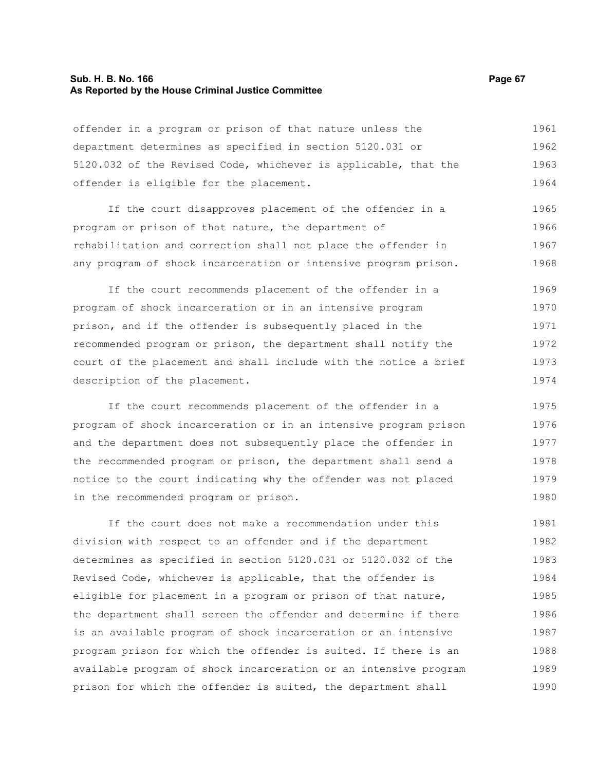offender in a program or prison of that nature unless the department determines as specified in section 5120.031 or 5120.032 of the Revised Code, whichever is applicable, that the offender is eligible for the placement.

If the court disapproves placement of the offender in a program or prison of that nature, the department of rehabilitation and correction shall not place the offender in any program of shock incarceration or intensive program prison.

If the court recommends placement of the offender in a program of shock incarceration or in an intensive program prison, and if the offender is subsequently placed in the recommended program or prison, the department shall notify the court of the placement and shall include with the notice a brief description of the placement.

If the court recommends placement of the offender in a program of shock incarceration or in an intensive program prison and the department does not subsequently place the offender in the recommended program or prison, the department shall send a notice to the court indicating why the offender was not placed in the recommended program or prison.

If the court does not make a recommendation under this division with respect to an offender and if the department determines as specified in section 5120.031 or 5120.032 of the Revised Code, whichever is applicable, that the offender is eligible for placement in a program or prison of that nature, the department shall screen the offender and determine if there is an available program of shock incarceration or an intensive program prison for which the offender is suited. If there is an available program of shock incarceration or an intensive program prison for which the offender is suited, the department shall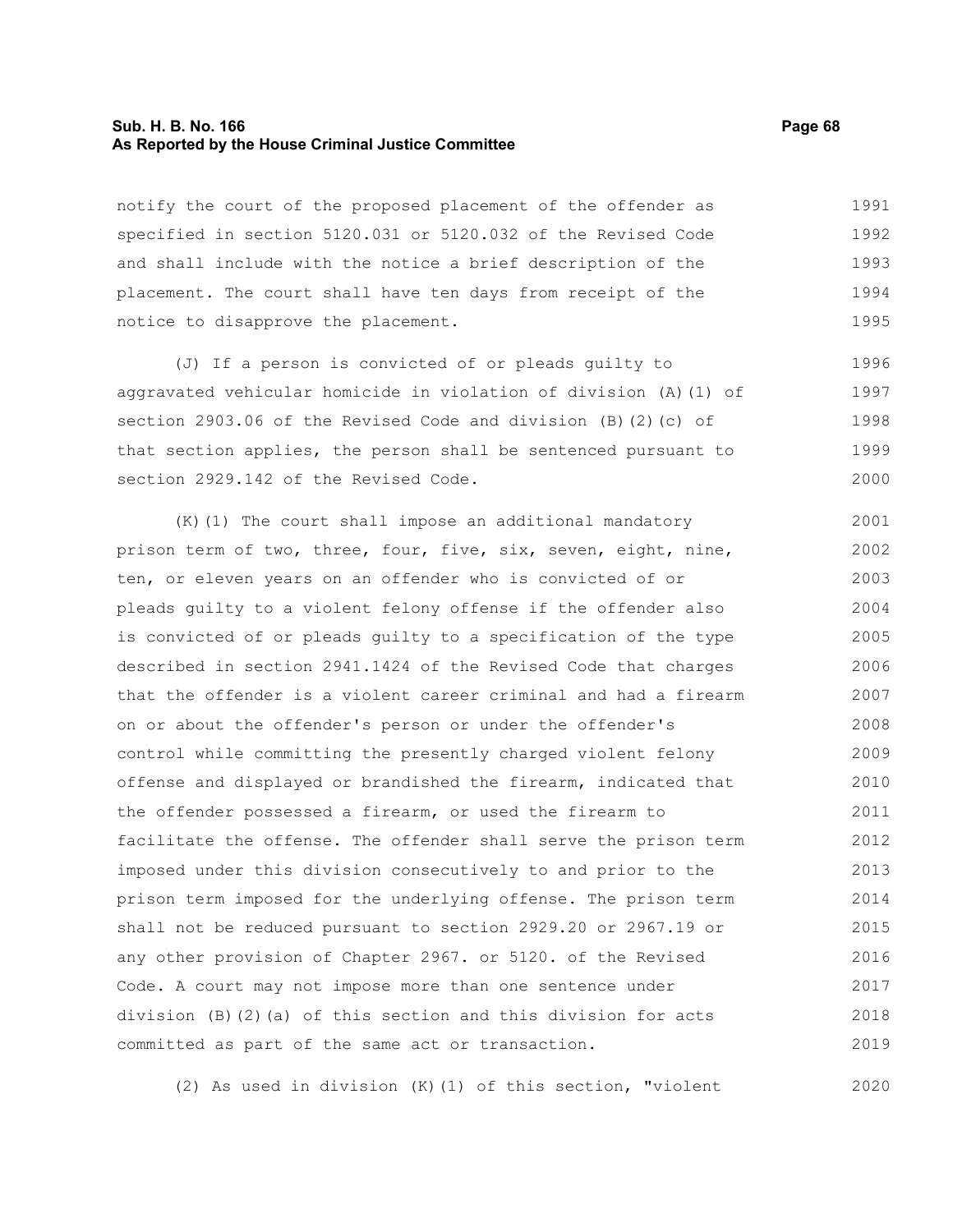notify the court of the proposed placement of the offender as specified in section 5120.031 or 5120.032 of the Revised Code and shall include with the notice a brief description of the placement. The court shall have ten days from receipt of the notice to disapprove the placement.

(J) If a person is convicted of or pleads guilty to aggravated vehicular homicide in violation of division (A)(1) of section 2903.06 of the Revised Code and division (B)(2)(c) of that section applies, the person shall be sentenced pursuant to section 2929.142 of the Revised Code.

(K)(1) The court shall impose an additional mandatory prison term of two, three, four, five, six, seven, eight, nine, ten, or eleven years on an offender who is convicted of or pleads guilty to a violent felony offense if the offender also is convicted of or pleads guilty to a specification of the type described in section 2941.1424 of the Revised Code that charges that the offender is a violent career criminal and had a firearm on or about the offender's person or under the offender's control while committing the presently charged violent felony offense and displayed or brandished the firearm, indicated that the offender possessed a firearm, or used the firearm to facilitate the offense. The offender shall serve the prison term imposed under this division consecutively to and prior to the prison term imposed for the underlying offense. The prison term shall not be reduced pursuant to section 2929.20 or 2967.19 or any other provision of Chapter 2967. or 5120. of the Revised Code. A court may not impose more than one sentence under division (B)(2)(a) of this section and this division for acts committed as part of the same act or transaction.

(2) As used in division (K)(1) of this section, "violent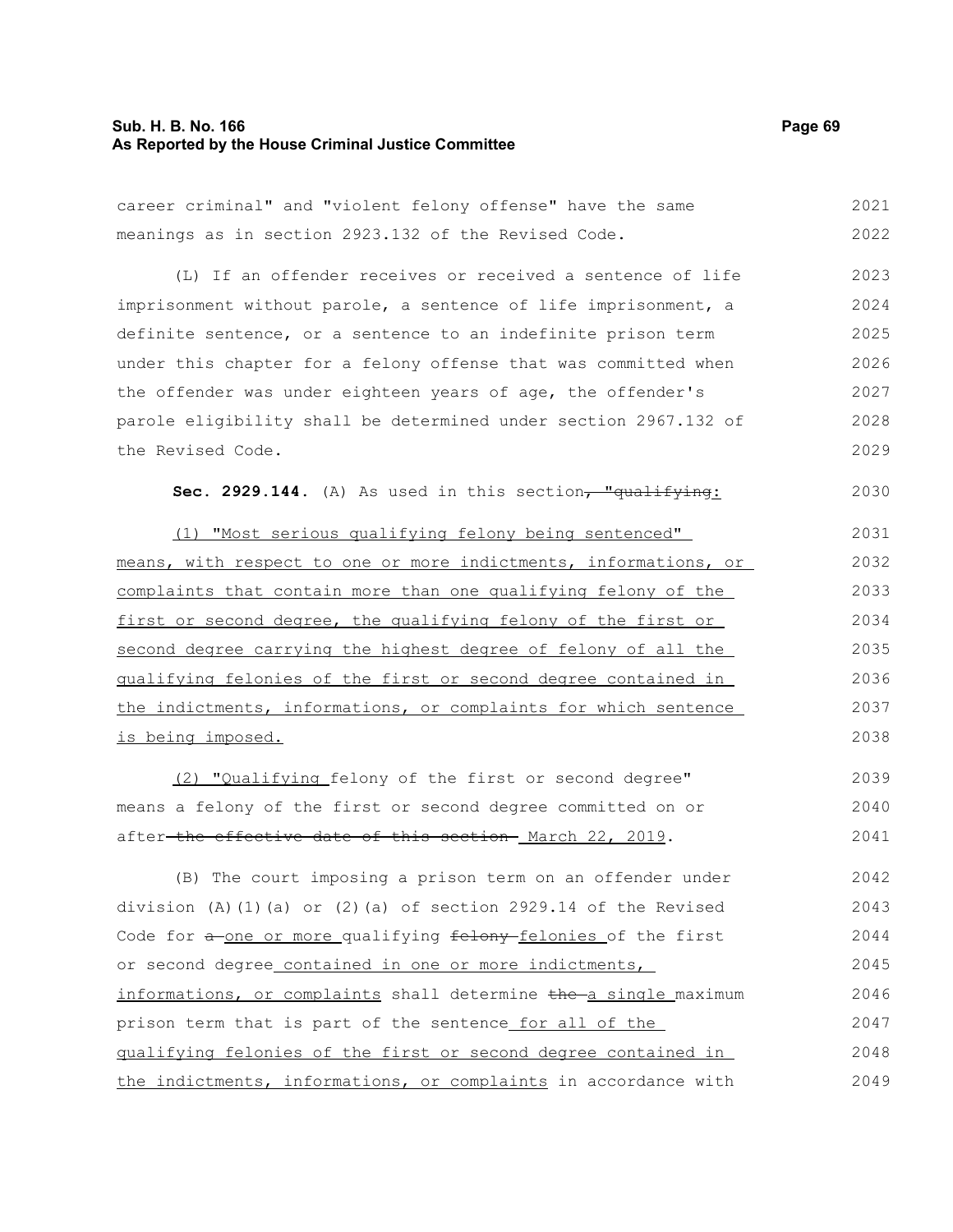career criminal" and "violent felony offense" have the same meanings as in section 2923.132 of the Revised Code.

(L) If an offender receives or received a sentence of life imprisonment without parole, a sentence of life imprisonment, a definite sentence, or a sentence to an indefinite prison term under this chapter for a felony offense that was committed when the offender was under eighteen years of age, the offender's parole eligibility shall be determined under section 2967.132 of the Revised Code.

**Sec. 2929.144.** (A) As used in this section~~, "qualifying~~:

(1) "Most serious qualifying felony being sentenced" means, with respect to one or more indictments, informations, or complaints that contain more than one qualifying felony of the first or second degree, the qualifying felony of the first or second degree carrying the highest degree of felony of all the qualifying felonies of the first or second degree contained in the indictments, informations, or complaints for which sentence is being imposed.

(2) "Qualifying felony of the first or second degree" means a felony of the first or second degree committed on or after ~~the effective date of this section~~ March 22, 2019.

(B) The court imposing a prison term on an offender under division (A)(1)(a) or (2)(a) of section 2929.14 of the Revised Code for ~~a~~ one or more qualifying ~~felony~~ felonies of the first or second degree contained in one or more indictments, informations, or complaints shall determine ~~the~~ a single maximum prison term that is part of the sentence for all of the qualifying felonies of the first or second degree contained in the indictments, informations, or complaints in accordance with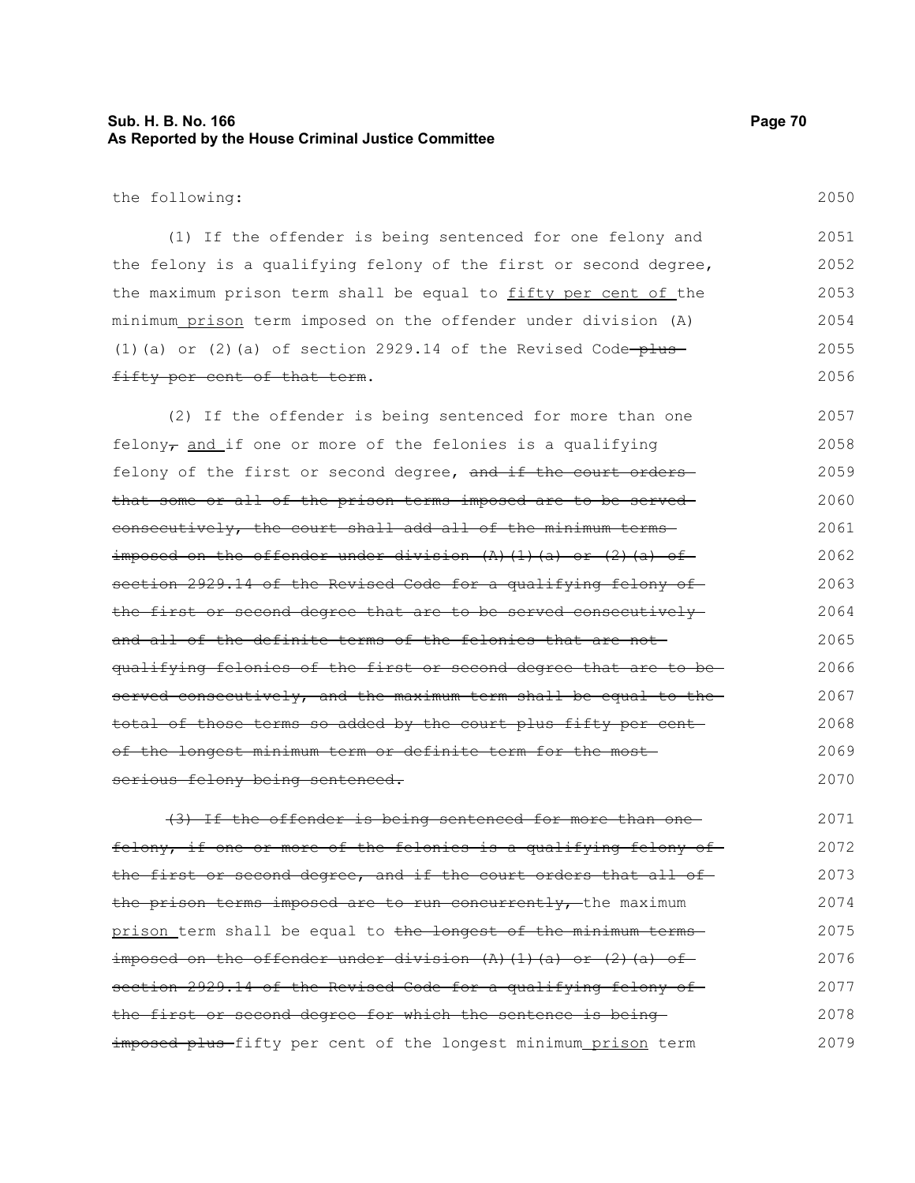the following:

(1) If the offender is being sentenced for one felony and the felony is a qualifying felony of the first or second degree, the maximum prison term shall be equal to <u>fifty per cent of</u> the minimum <u>prison</u> term imposed on the offender under division (A)(1)(a) or (2)(a) of section 2929.14 of the Revised Code~~ plus fifty per cent of that term~~.

(2) If the offender is being sentenced for more than one felony~~,~~ <u>and</u> if one or more of the felonies is a qualifying felony of the first or second degree, ~~and if the court orders that some or all of the prison terms imposed are to be served consecutively, the court shall add all of the minimum terms imposed on the offender under division (A)(1)(a) or (2)(a) of section 2929.14 of the Revised Code for a qualifying felony of the first or second degree that are to be served consecutively and all of the definite terms of the felonies that are not qualifying felonies of the first or second degree that are to be served consecutively, and the maximum term shall be equal to the total of those terms so added by the court plus fifty per cent of the longest minimum term or definite term for the most serious felony being sentenced.~~

~~(3) If the offender is being sentenced for more than one felony, if one or more of the felonies is a qualifying felony of the first or second degree, and if the court orders that all of the prison terms imposed are to run concurrently,~~ the maximum <u>prison</u> term shall be equal to ~~the longest of the minimum terms imposed on the offender under division (A)(1)(a) or (2)(a) of section 2929.14 of the Revised Code for a qualifying felony of the first or second degree for which the sentence is being imposed plus~~ fifty per cent of the longest minimum <u>prison</u> term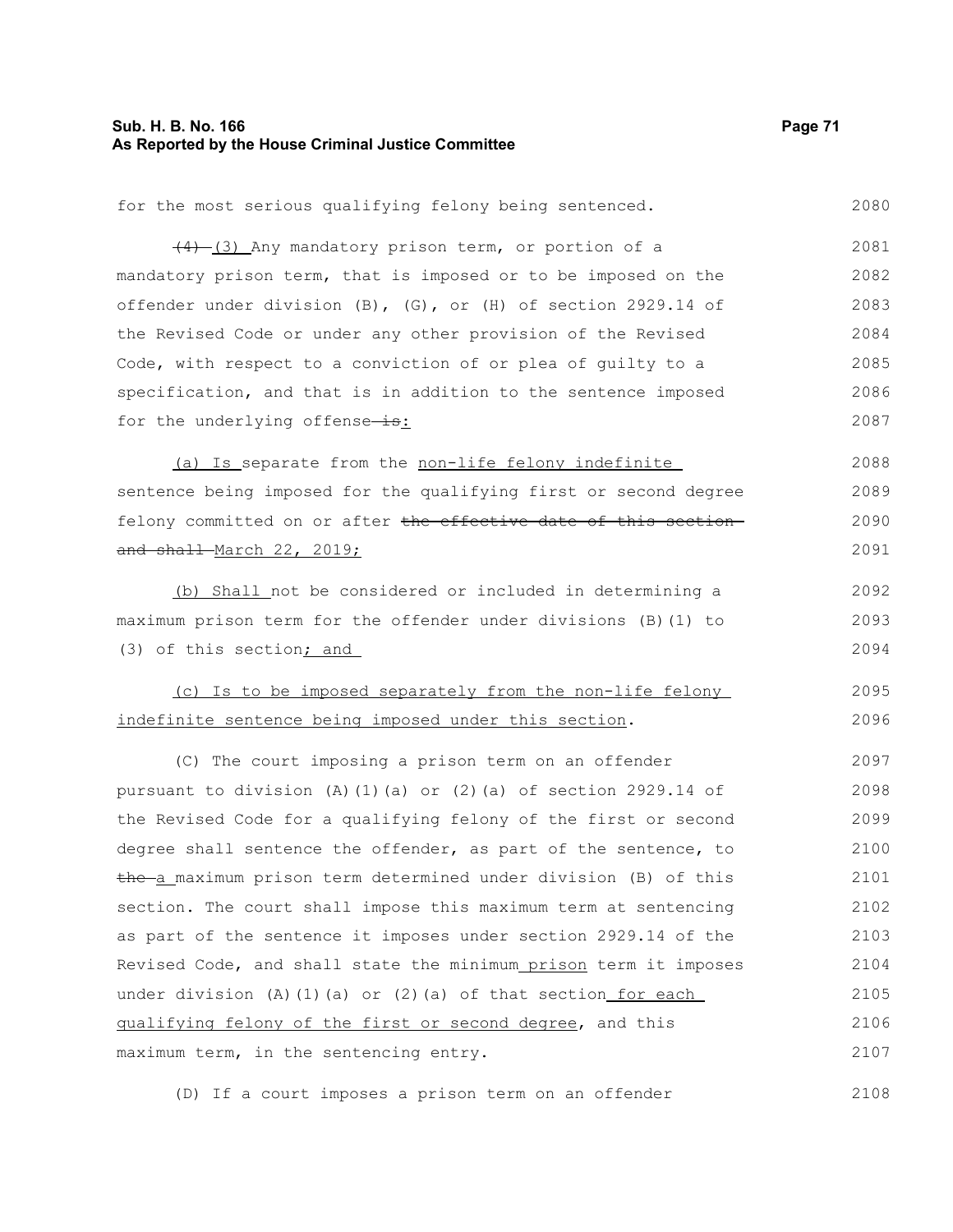for the most serious qualifying felony being sentenced.

~~(4)~~ (3) Any mandatory prison term, or portion of a mandatory prison term, that is imposed or to be imposed on the offender under division (B), (G), or (H) of section 2929.14 of the Revised Code or under any other provision of the Revised Code, with respect to a conviction of or plea of guilty to a specification, and that is in addition to the sentence imposed for the underlying offense ~~is~~:

(a) Is separate from the non-life felony indefinite sentence being imposed for the qualifying first or second degree felony committed on or after ~~the effective date of this section and shall~~ March 22, 2019;

(b) Shall not be considered or included in determining a maximum prison term for the offender under divisions (B)(1) to (3) of this section; and

(c) Is to be imposed separately from the non-life felony indefinite sentence being imposed under this section.

(C) The court imposing a prison term on an offender pursuant to division (A)(1)(a) or (2)(a) of section 2929.14 of the Revised Code for a qualifying felony of the first or second degree shall sentence the offender, as part of the sentence, to ~~the~~ a maximum prison term determined under division (B) of this section. The court shall impose this maximum term at sentencing as part of the sentence it imposes under section 2929.14 of the Revised Code, and shall state the minimum prison term it imposes under division (A)(1)(a) or (2)(a) of that section for each qualifying felony of the first or second degree, and this maximum term, in the sentencing entry.

(D) If a court imposes a prison term on an offender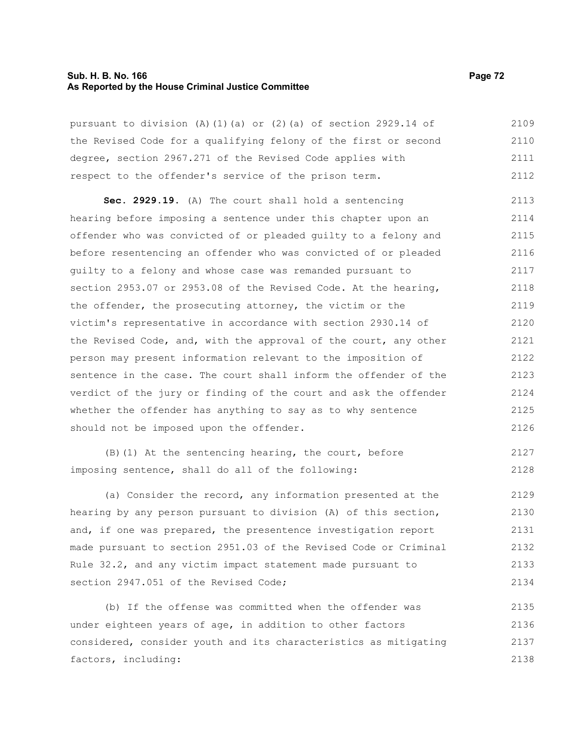pursuant to division (A)(1)(a) or (2)(a) of section 2929.14 of the Revised Code for a qualifying felony of the first or second degree, section 2967.271 of the Revised Code applies with respect to the offender's service of the prison term.

**Sec. 2929.19.** (A) The court shall hold a sentencing hearing before imposing a sentence under this chapter upon an offender who was convicted of or pleaded guilty to a felony and before resentencing an offender who was convicted of or pleaded guilty to a felony and whose case was remanded pursuant to section 2953.07 or 2953.08 of the Revised Code. At the hearing, the offender, the prosecuting attorney, the victim or the victim's representative in accordance with section 2930.14 of the Revised Code, and, with the approval of the court, any other person may present information relevant to the imposition of sentence in the case. The court shall inform the offender of the verdict of the jury or finding of the court and ask the offender whether the offender has anything to say as to why sentence should not be imposed upon the offender.

(B)(1) At the sentencing hearing, the court, before imposing sentence, shall do all of the following:

(a) Consider the record, any information presented at the hearing by any person pursuant to division (A) of this section, and, if one was prepared, the presentence investigation report made pursuant to section 2951.03 of the Revised Code or Criminal Rule 32.2, and any victim impact statement made pursuant to section 2947.051 of the Revised Code;

(b) If the offense was committed when the offender was under eighteen years of age, in addition to other factors considered, consider youth and its characteristics as mitigating factors, including: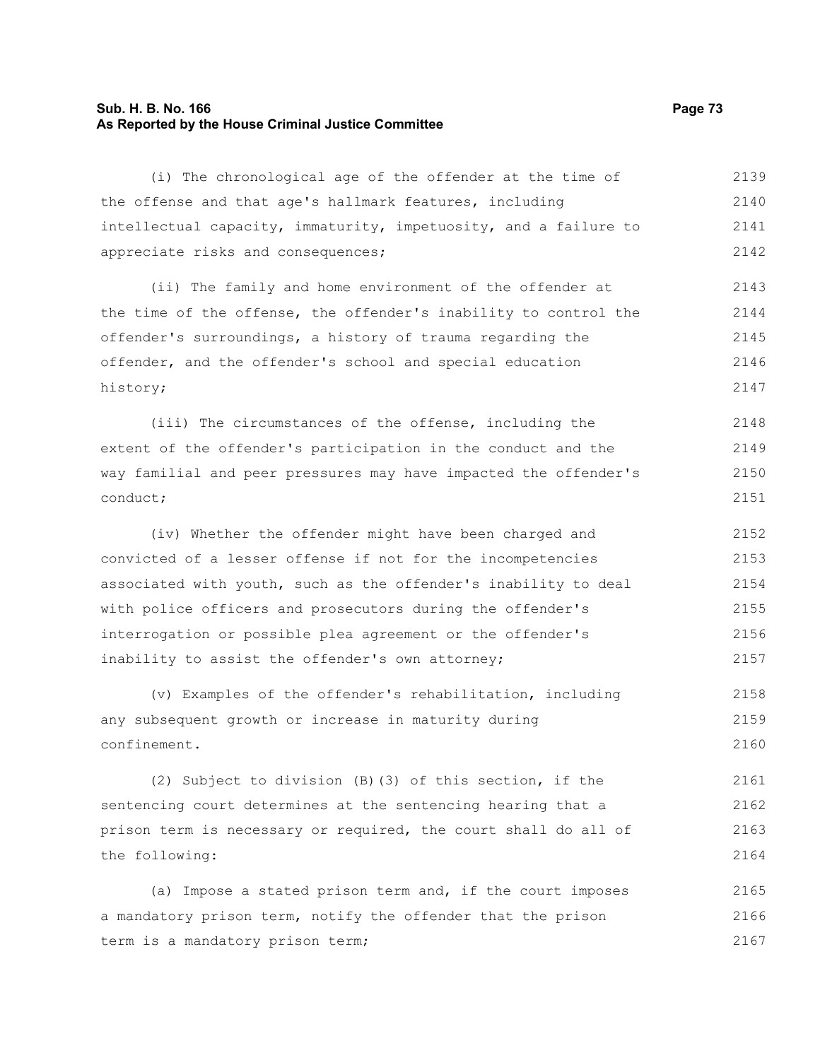(i) The chronological age of the offender at the time of the offense and that age's hallmark features, including intellectual capacity, immaturity, impetuosity, and a failure to appreciate risks and consequences;

(ii) The family and home environment of the offender at the time of the offense, the offender's inability to control the offender's surroundings, a history of trauma regarding the offender, and the offender's school and special education history;

(iii) The circumstances of the offense, including the extent of the offender's participation in the conduct and the way familial and peer pressures may have impacted the offender's conduct;

(iv) Whether the offender might have been charged and convicted of a lesser offense if not for the incompetencies associated with youth, such as the offender's inability to deal with police officers and prosecutors during the offender's interrogation or possible plea agreement or the offender's inability to assist the offender's own attorney;

(v) Examples of the offender's rehabilitation, including any subsequent growth or increase in maturity during confinement.

(2) Subject to division (B)(3) of this section, if the sentencing court determines at the sentencing hearing that a prison term is necessary or required, the court shall do all of the following:

(a) Impose a stated prison term and, if the court imposes a mandatory prison term, notify the offender that the prison term is a mandatory prison term;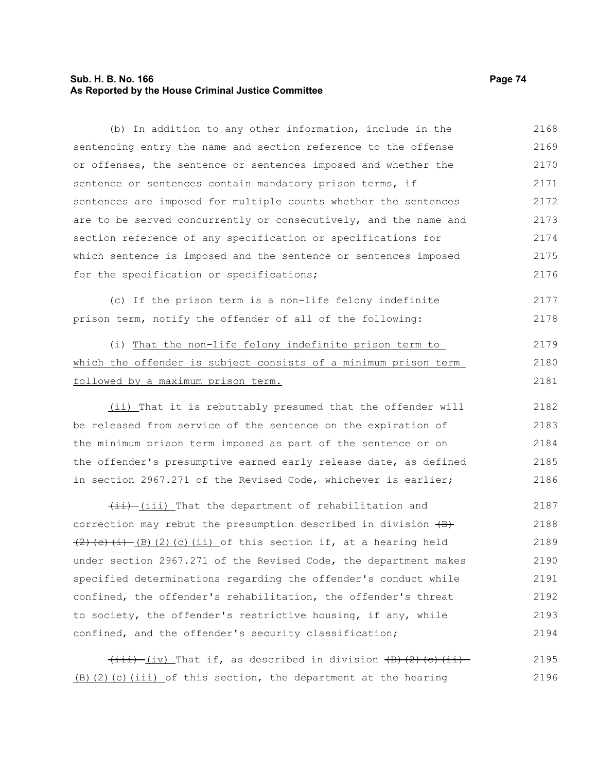(b) In addition to any other information, include in the sentencing entry the name and section reference to the offense or offenses, the sentence or sentences imposed and whether the sentence or sentences contain mandatory prison terms, if sentences are imposed for multiple counts whether the sentences are to be served concurrently or consecutively, and the name and section reference of any specification or specifications for which sentence is imposed and the sentence or sentences imposed for the specification or specifications;

(c) If the prison term is a non-life felony indefinite prison term, notify the offender of all of the following:

(i) <u>That the non-life felony indefinite prison term to which the offender is subject consists of a minimum prison term followed by a maximum prison term.</u>

<u>(ii)</u> That it is rebuttably presumed that the offender will be released from service of the sentence on the expiration of the minimum prison term imposed as part of the sentence or on the offender's presumptive earned early release date, as defined in section 2967.271 of the Revised Code, whichever is earlier;

~~(ii)~~ <u>(iii)</u> That the department of rehabilitation and correction may rebut the presumption described in division ~~(B)(2)(c)(i)~~ <u>(B)(2)(c)(ii)</u> of this section if, at a hearing held under section 2967.271 of the Revised Code, the department makes specified determinations regarding the offender's conduct while confined, the offender's rehabilitation, the offender's threat to society, the offender's restrictive housing, if any, while confined, and the offender's security classification;

~~(iii)~~ <u>(iv)</u> That if, as described in division ~~(B)(2)(c)(ii)~~ <u>(B)(2)(c)(iii)</u> of this section, the department at the hearing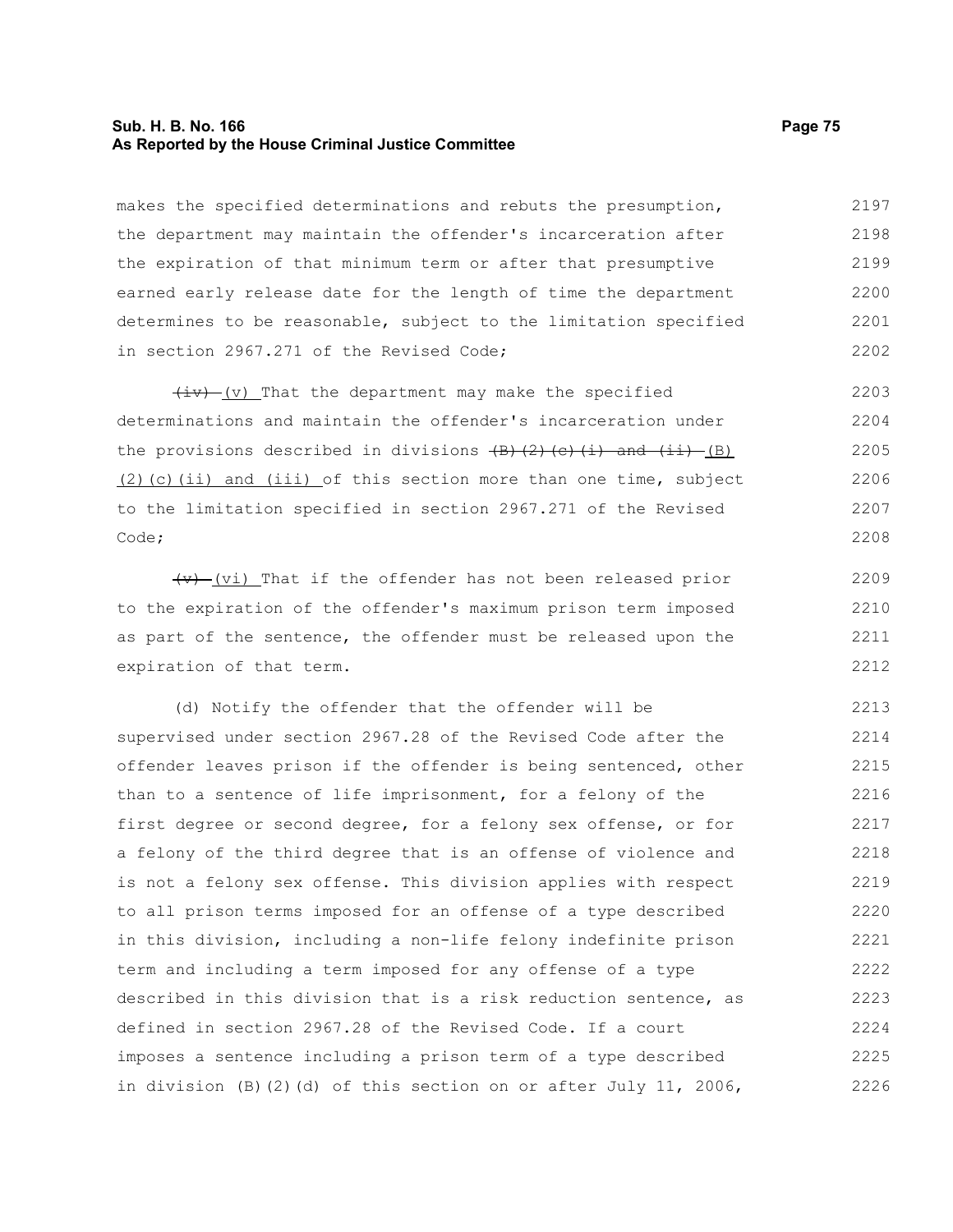makes the specified determinations and rebuts the presumption, the department may maintain the offender's incarceration after the expiration of that minimum term or after that presumptive earned early release date for the length of time the department determines to be reasonable, subject to the limitation specified in section 2967.271 of the Revised Code;

~~(iv)~~ (v) That the department may make the specified determinations and maintain the offender's incarceration under the provisions described in divisions ~~(B)(2)(c)(i) and (ii)~~ (B)(2)(c)(ii) and (iii) of this section more than one time, subject to the limitation specified in section 2967.271 of the Revised Code;

~~(v)~~ (vi) That if the offender has not been released prior to the expiration of the offender's maximum prison term imposed as part of the sentence, the offender must be released upon the expiration of that term.

(d) Notify the offender that the offender will be supervised under section 2967.28 of the Revised Code after the offender leaves prison if the offender is being sentenced, other than to a sentence of life imprisonment, for a felony of the first degree or second degree, for a felony sex offense, or for a felony of the third degree that is an offense of violence and is not a felony sex offense. This division applies with respect to all prison terms imposed for an offense of a type described in this division, including a non-life felony indefinite prison term and including a term imposed for any offense of a type described in this division that is a risk reduction sentence, as defined in section 2967.28 of the Revised Code. If a court imposes a sentence including a prison term of a type described in division (B)(2)(d) of this section on or after July 11, 2006,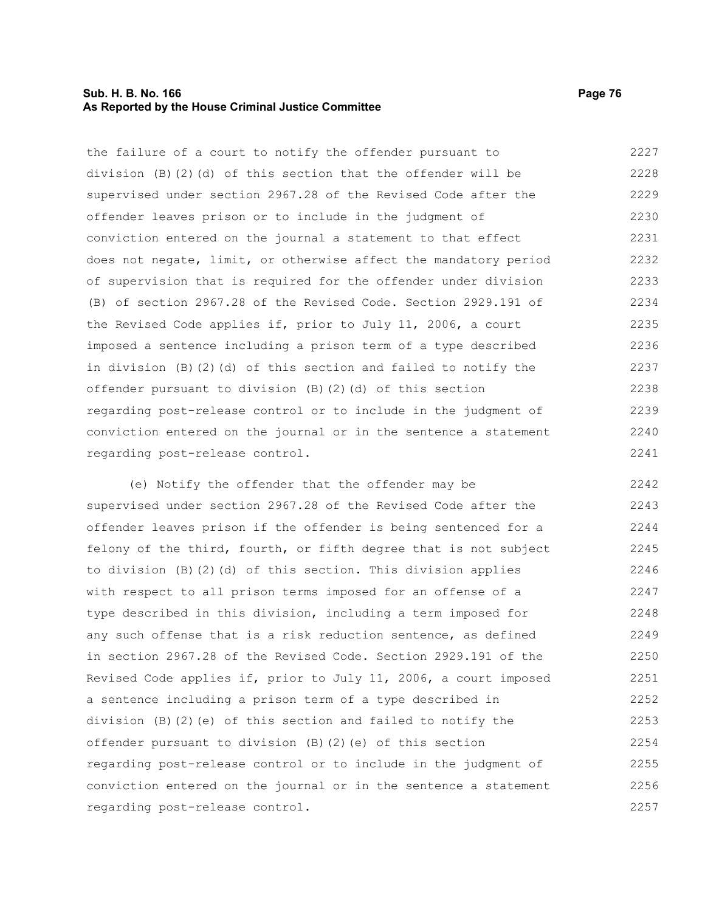the failure of a court to notify the offender pursuant to division (B)(2)(d) of this section that the offender will be supervised under section 2967.28 of the Revised Code after the offender leaves prison or to include in the judgment of conviction entered on the journal a statement to that effect does not negate, limit, or otherwise affect the mandatory period of supervision that is required for the offender under division (B) of section 2967.28 of the Revised Code. Section 2929.191 of the Revised Code applies if, prior to July 11, 2006, a court imposed a sentence including a prison term of a type described in division (B)(2)(d) of this section and failed to notify the offender pursuant to division (B)(2)(d) of this section regarding post-release control or to include in the judgment of conviction entered on the journal or in the sentence a statement regarding post-release control.

(e) Notify the offender that the offender may be supervised under section 2967.28 of the Revised Code after the offender leaves prison if the offender is being sentenced for a felony of the third, fourth, or fifth degree that is not subject to division (B)(2)(d) of this section. This division applies with respect to all prison terms imposed for an offense of a type described in this division, including a term imposed for any such offense that is a risk reduction sentence, as defined in section 2967.28 of the Revised Code. Section 2929.191 of the Revised Code applies if, prior to July 11, 2006, a court imposed a sentence including a prison term of a type described in division (B)(2)(e) of this section and failed to notify the offender pursuant to division (B)(2)(e) of this section regarding post-release control or to include in the judgment of conviction entered on the journal or in the sentence a statement regarding post-release control.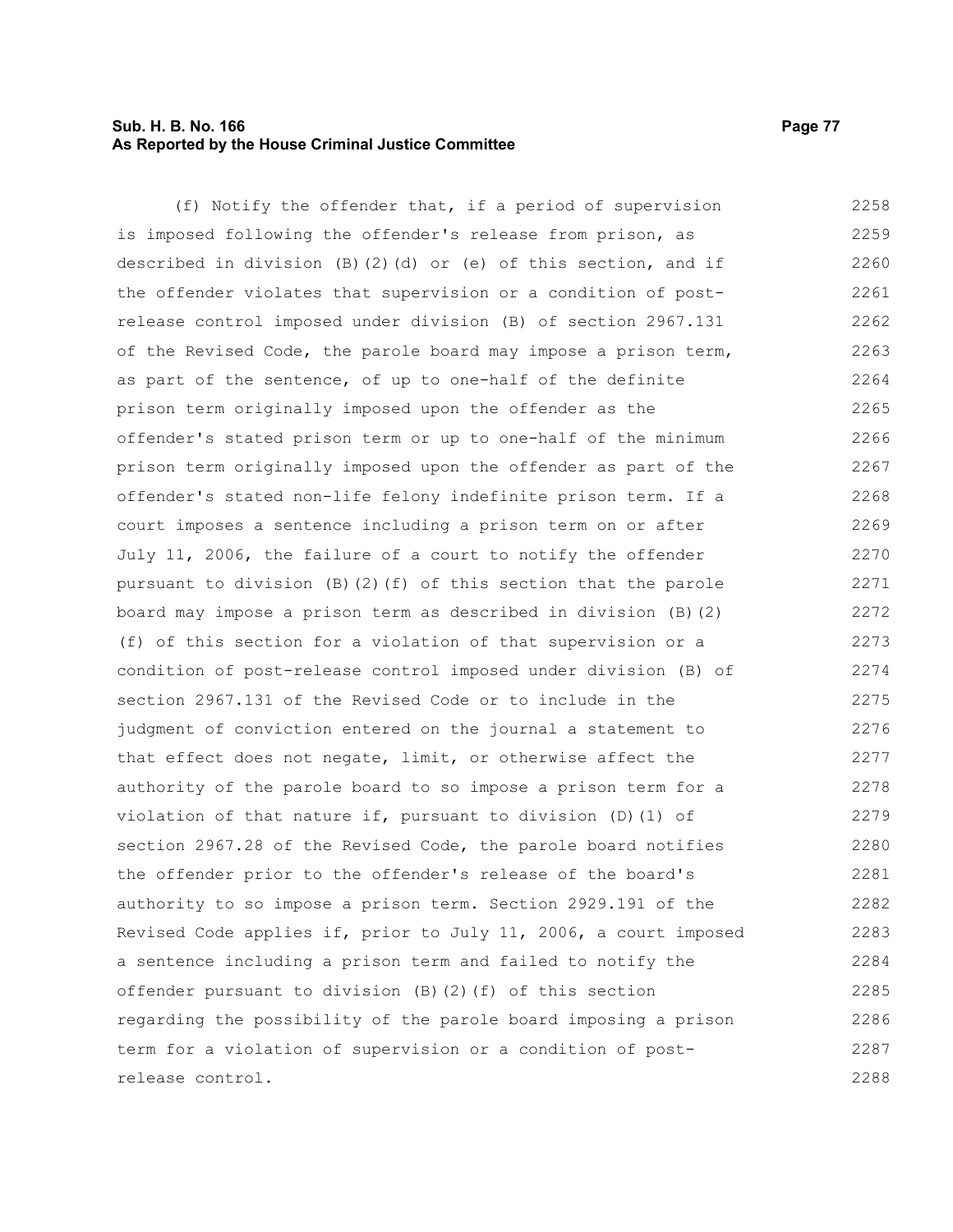(f) Notify the offender that, if a period of supervision is imposed following the offender's release from prison, as described in division (B)(2)(d) or (e) of this section, and if the offender violates that supervision or a condition of post-release control imposed under division (B) of section 2967.131 of the Revised Code, the parole board may impose a prison term, as part of the sentence, of up to one-half of the definite prison term originally imposed upon the offender as the offender's stated prison term or up to one-half of the minimum prison term originally imposed upon the offender as part of the offender's stated non-life felony indefinite prison term. If a court imposes a sentence including a prison term on or after July 11, 2006, the failure of a court to notify the offender pursuant to division (B)(2)(f) of this section that the parole board may impose a prison term as described in division (B)(2)(f) of this section for a violation of that supervision or a condition of post-release control imposed under division (B) of section 2967.131 of the Revised Code or to include in the judgment of conviction entered on the journal a statement to that effect does not negate, limit, or otherwise affect the authority of the parole board to so impose a prison term for a violation of that nature if, pursuant to division (D)(1) of section 2967.28 of the Revised Code, the parole board notifies the offender prior to the offender's release of the board's authority to so impose a prison term. Section 2929.191 of the Revised Code applies if, prior to July 11, 2006, a court imposed a sentence including a prison term and failed to notify the offender pursuant to division (B)(2)(f) of this section regarding the possibility of the parole board imposing a prison term for a violation of supervision or a condition of post-release control.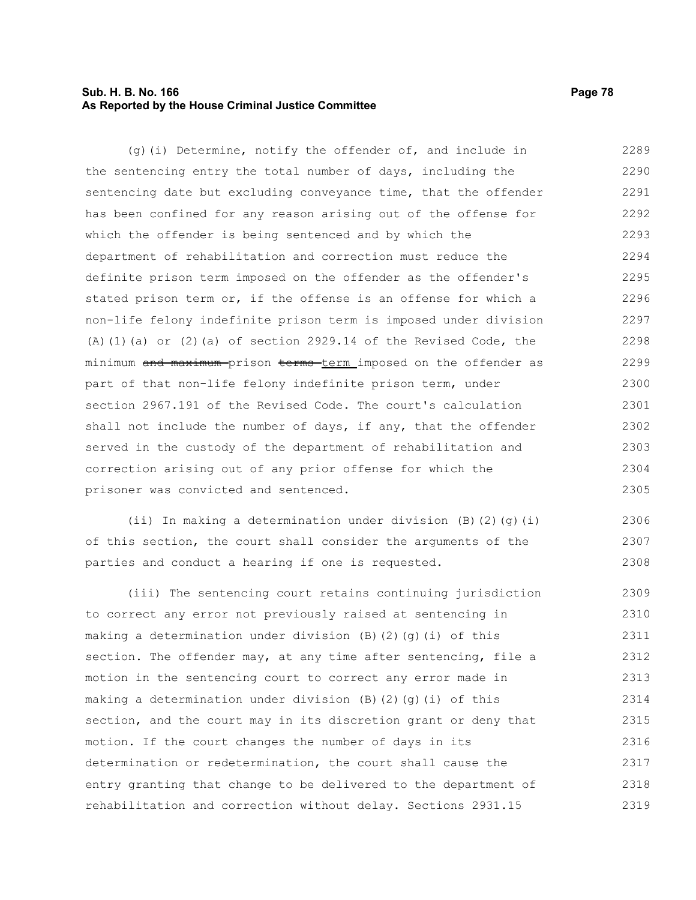(g)(i) Determine, notify the offender of, and include in the sentencing entry the total number of days, including the sentencing date but excluding conveyance time, that the offender has been confined for any reason arising out of the offense for which the offender is being sentenced and by which the department of rehabilitation and correction must reduce the definite prison term imposed on the offender as the offender's stated prison term or, if the offense is an offense for which a non-life felony indefinite prison term is imposed under division (A)(1)(a) or (2)(a) of section 2929.14 of the Revised Code, the minimum ~~and maximum~~ prison ~~terms~~ term imposed on the offender as part of that non-life felony indefinite prison term, under section 2967.191 of the Revised Code. The court's calculation shall not include the number of days, if any, that the offender served in the custody of the department of rehabilitation and correction arising out of any prior offense for which the prisoner was convicted and sentenced.

(ii) In making a determination under division (B)(2)(g)(i) of this section, the court shall consider the arguments of the parties and conduct a hearing if one is requested.

(iii) The sentencing court retains continuing jurisdiction to correct any error not previously raised at sentencing in making a determination under division (B)(2)(g)(i) of this section. The offender may, at any time after sentencing, file a motion in the sentencing court to correct any error made in making a determination under division (B)(2)(g)(i) of this section, and the court may in its discretion grant or deny that motion. If the court changes the number of days in its determination or redetermination, the court shall cause the entry granting that change to be delivered to the department of rehabilitation and correction without delay. Sections 2931.15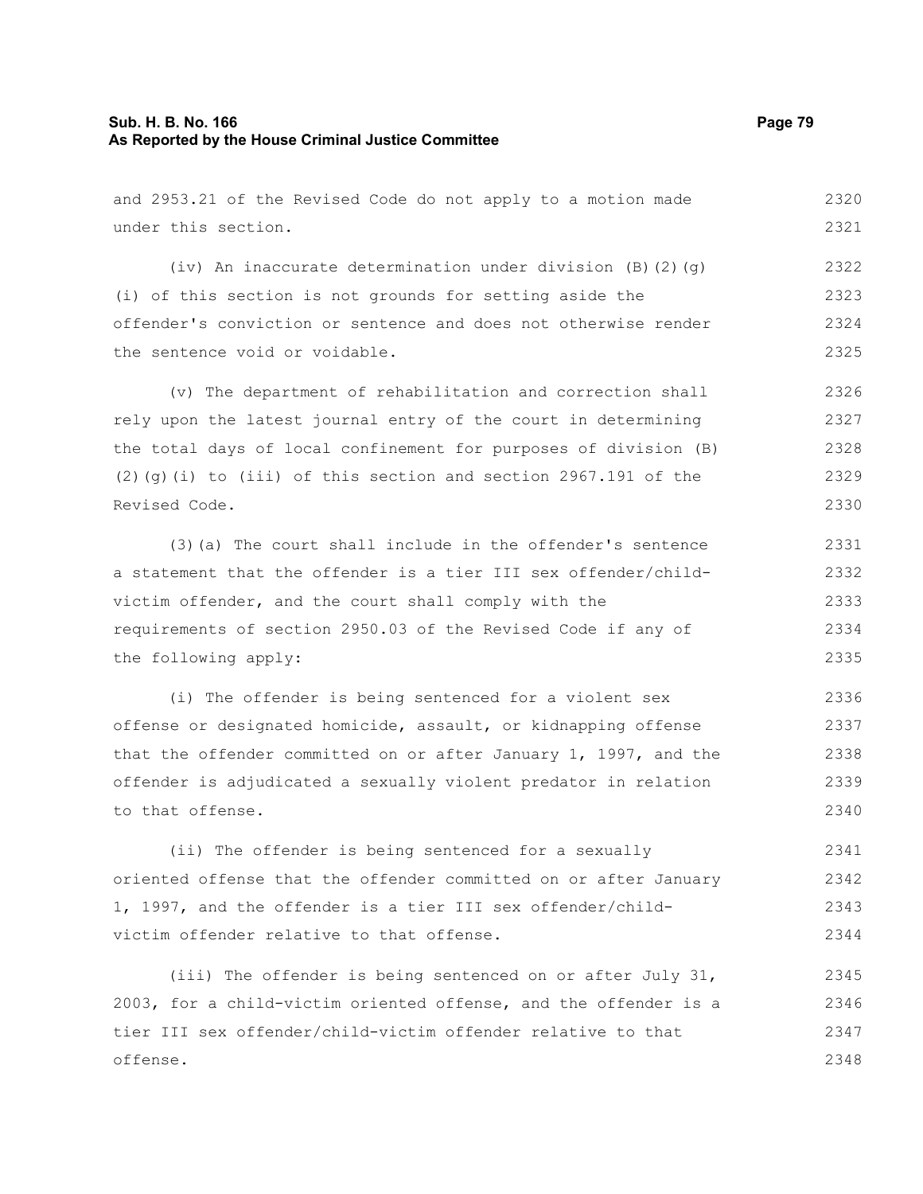and 2953.21 of the Revised Code do not apply to a motion made under this section.

(iv) An inaccurate determination under division (B)(2)(g)(i) of this section is not grounds for setting aside the offender's conviction or sentence and does not otherwise render the sentence void or voidable.

(v) The department of rehabilitation and correction shall rely upon the latest journal entry of the court in determining the total days of local confinement for purposes of division (B)(2)(g)(i) to (iii) of this section and section 2967.191 of the Revised Code.

(3)(a) The court shall include in the offender's sentence a statement that the offender is a tier III sex offender/child-victim offender, and the court shall comply with the requirements of section 2950.03 of the Revised Code if any of the following apply:

(i) The offender is being sentenced for a violent sex offense or designated homicide, assault, or kidnapping offense that the offender committed on or after January 1, 1997, and the offender is adjudicated a sexually violent predator in relation to that offense.

(ii) The offender is being sentenced for a sexually oriented offense that the offender committed on or after January 1, 1997, and the offender is a tier III sex offender/child-victim offender relative to that offense.

(iii) The offender is being sentenced on or after July 31, 2003, for a child-victim oriented offense, and the offender is a tier III sex offender/child-victim offender relative to that offense.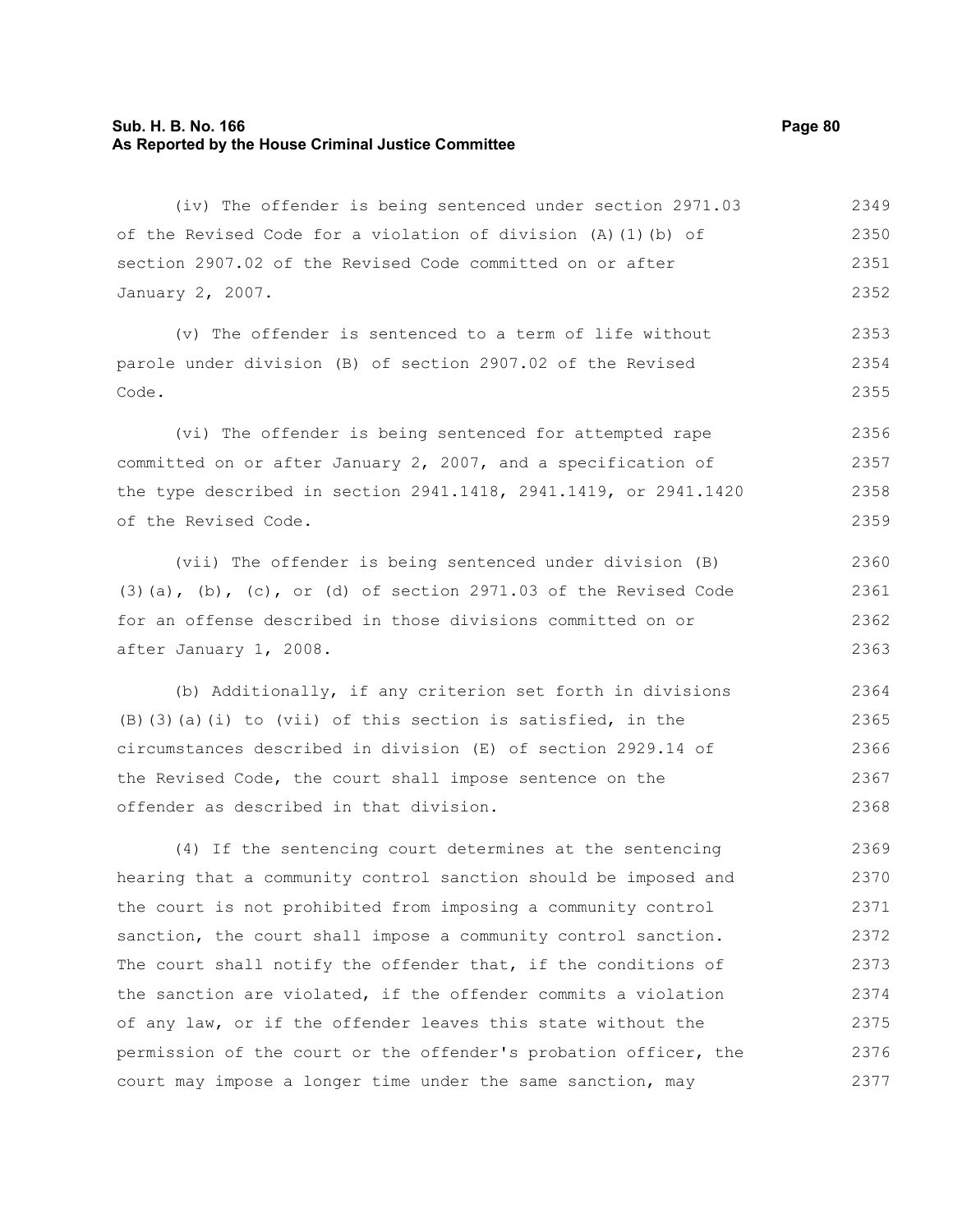(iv) The offender is being sentenced under section 2971.03 of the Revised Code for a violation of division (A)(1)(b) of section 2907.02 of the Revised Code committed on or after January 2, 2007.

(v) The offender is sentenced to a term of life without parole under division (B) of section 2907.02 of the Revised Code.

(vi) The offender is being sentenced for attempted rape committed on or after January 2, 2007, and a specification of the type described in section 2941.1418, 2941.1419, or 2941.1420 of the Revised Code.

(vii) The offender is being sentenced under division (B)(3)(a), (b), (c), or (d) of section 2971.03 of the Revised Code for an offense described in those divisions committed on or after January 1, 2008.

(b) Additionally, if any criterion set forth in divisions (B)(3)(a)(i) to (vii) of this section is satisfied, in the circumstances described in division (E) of section 2929.14 of the Revised Code, the court shall impose sentence on the offender as described in that division.

(4) If the sentencing court determines at the sentencing hearing that a community control sanction should be imposed and the court is not prohibited from imposing a community control sanction, the court shall impose a community control sanction. The court shall notify the offender that, if the conditions of the sanction are violated, if the offender commits a violation of any law, or if the offender leaves this state without the permission of the court or the offender's probation officer, the court may impose a longer time under the same sanction, may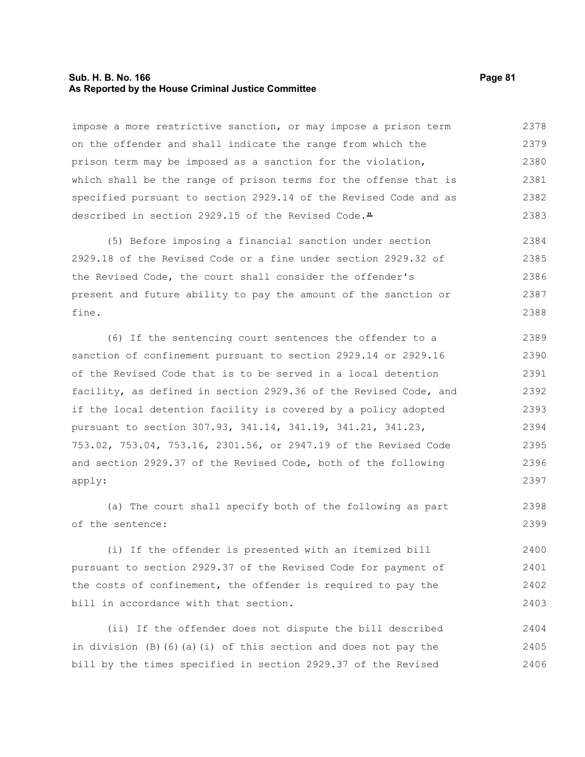impose a more restrictive sanction, or may impose a prison term on the offender and shall indicate the range from which the prison term may be imposed as a sanction for the violation, which shall be the range of prison terms for the offense that is specified pursuant to section 2929.14 of the Revised Code and as described in section 2929.15 of the Revised Code."

(5) Before imposing a financial sanction under section 2929.18 of the Revised Code or a fine under section 2929.32 of the Revised Code, the court shall consider the offender's present and future ability to pay the amount of the sanction or fine.

(6) If the sentencing court sentences the offender to a sanction of confinement pursuant to section 2929.14 or 2929.16 of the Revised Code that is to be served in a local detention facility, as defined in section 2929.36 of the Revised Code, and if the local detention facility is covered by a policy adopted pursuant to section 307.93, 341.14, 341.19, 341.21, 341.23, 753.02, 753.04, 753.16, 2301.56, or 2947.19 of the Revised Code and section 2929.37 of the Revised Code, both of the following apply:

(a) The court shall specify both of the following as part of the sentence:

(i) If the offender is presented with an itemized bill pursuant to section 2929.37 of the Revised Code for payment of the costs of confinement, the offender is required to pay the bill in accordance with that section.

(ii) If the offender does not dispute the bill described in division (B)(6)(a)(i) of this section and does not pay the bill by the times specified in section 2929.37 of the Revised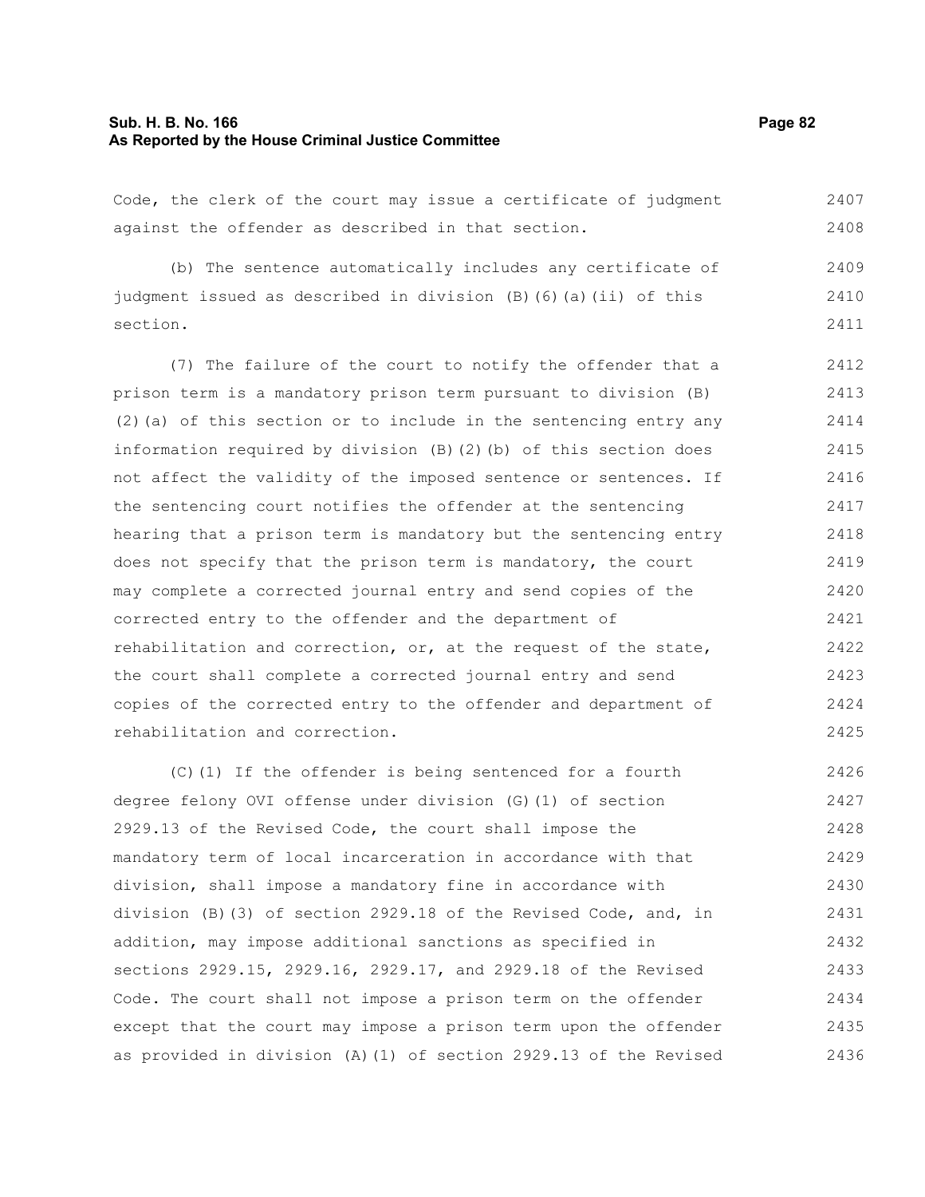Code, the clerk of the court may issue a certificate of judgment against the offender as described in that section.

(b) The sentence automatically includes any certificate of judgment issued as described in division (B)(6)(a)(ii) of this section.

(7) The failure of the court to notify the offender that a prison term is a mandatory prison term pursuant to division (B)(2)(a) of this section or to include in the sentencing entry any information required by division (B)(2)(b) of this section does not affect the validity of the imposed sentence or sentences. If the sentencing court notifies the offender at the sentencing hearing that a prison term is mandatory but the sentencing entry does not specify that the prison term is mandatory, the court may complete a corrected journal entry and send copies of the corrected entry to the offender and the department of rehabilitation and correction, or, at the request of the state, the court shall complete a corrected journal entry and send copies of the corrected entry to the offender and department of rehabilitation and correction.

(C)(1) If the offender is being sentenced for a fourth degree felony OVI offense under division (G)(1) of section 2929.13 of the Revised Code, the court shall impose the mandatory term of local incarceration in accordance with that division, shall impose a mandatory fine in accordance with division (B)(3) of section 2929.18 of the Revised Code, and, in addition, may impose additional sanctions as specified in sections 2929.15, 2929.16, 2929.17, and 2929.18 of the Revised Code. The court shall not impose a prison term on the offender except that the court may impose a prison term upon the offender as provided in division (A)(1) of section 2929.13 of the Revised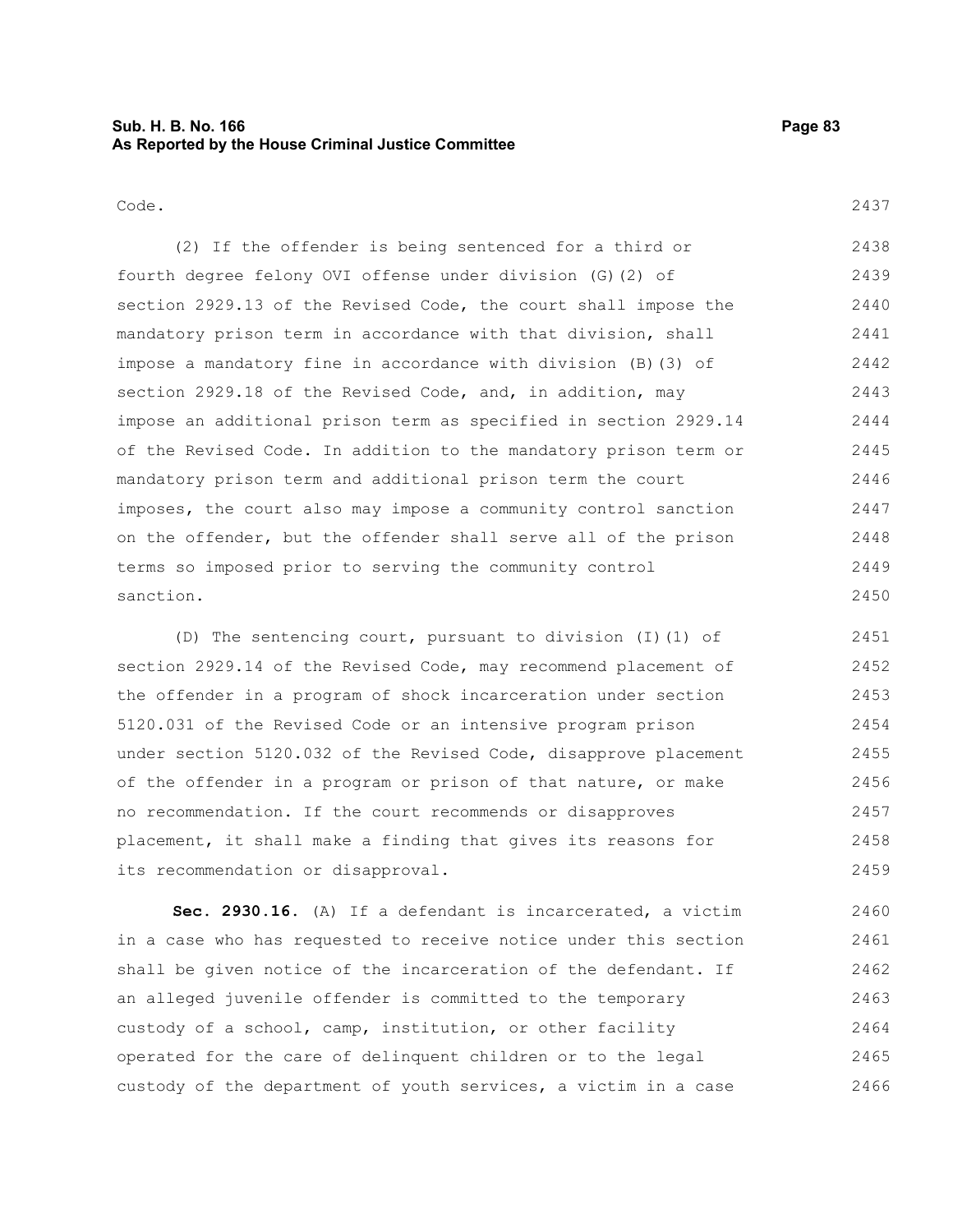Code.

(2) If the offender is being sentenced for a third or fourth degree felony OVI offense under division (G)(2) of section 2929.13 of the Revised Code, the court shall impose the mandatory prison term in accordance with that division, shall impose a mandatory fine in accordance with division (B)(3) of section 2929.18 of the Revised Code, and, in addition, may impose an additional prison term as specified in section 2929.14 of the Revised Code. In addition to the mandatory prison term or mandatory prison term and additional prison term the court imposes, the court also may impose a community control sanction on the offender, but the offender shall serve all of the prison terms so imposed prior to serving the community control sanction.

(D) The sentencing court, pursuant to division (I)(1) of section 2929.14 of the Revised Code, may recommend placement of the offender in a program of shock incarceration under section 5120.031 of the Revised Code or an intensive program prison under section 5120.032 of the Revised Code, disapprove placement of the offender in a program or prison of that nature, or make no recommendation. If the court recommends or disapproves placement, it shall make a finding that gives its reasons for its recommendation or disapproval.

**Sec. 2930.16.** (A) If a defendant is incarcerated, a victim in a case who has requested to receive notice under this section shall be given notice of the incarceration of the defendant. If an alleged juvenile offender is committed to the temporary custody of a school, camp, institution, or other facility operated for the care of delinquent children or to the legal custody of the department of youth services, a victim in a case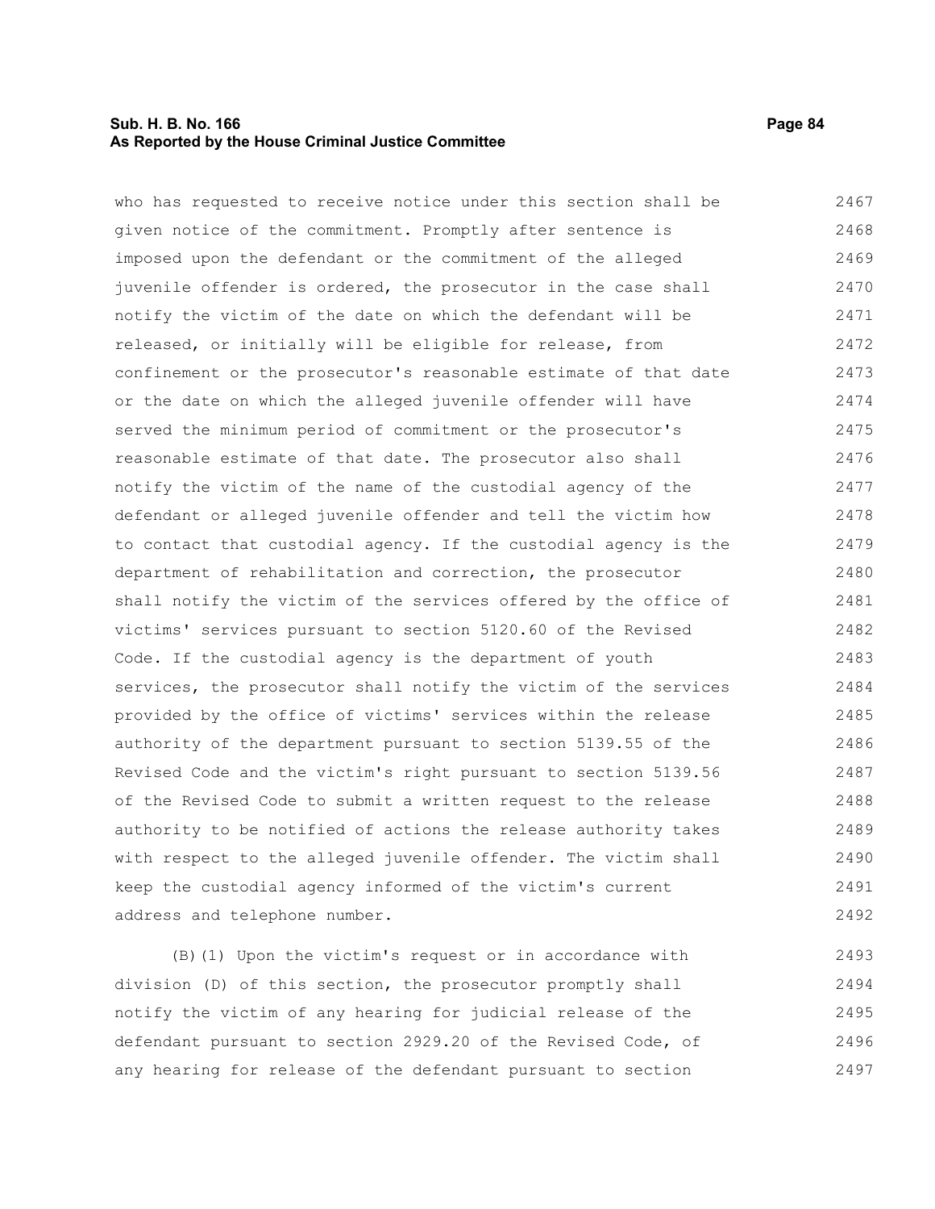who has requested to receive notice under this section shall be given notice of the commitment. Promptly after sentence is imposed upon the defendant or the commitment of the alleged juvenile offender is ordered, the prosecutor in the case shall notify the victim of the date on which the defendant will be released, or initially will be eligible for release, from confinement or the prosecutor's reasonable estimate of that date or the date on which the alleged juvenile offender will have served the minimum period of commitment or the prosecutor's reasonable estimate of that date. The prosecutor also shall notify the victim of the name of the custodial agency of the defendant or alleged juvenile offender and tell the victim how to contact that custodial agency. If the custodial agency is the department of rehabilitation and correction, the prosecutor shall notify the victim of the services offered by the office of victims' services pursuant to section 5120.60 of the Revised Code. If the custodial agency is the department of youth services, the prosecutor shall notify the victim of the services provided by the office of victims' services within the release authority of the department pursuant to section 5139.55 of the Revised Code and the victim's right pursuant to section 5139.56 of the Revised Code to submit a written request to the release authority to be notified of actions the release authority takes with respect to the alleged juvenile offender. The victim shall keep the custodial agency informed of the victim's current address and telephone number.

(B)(1) Upon the victim's request or in accordance with division (D) of this section, the prosecutor promptly shall notify the victim of any hearing for judicial release of the defendant pursuant to section 2929.20 of the Revised Code, of any hearing for release of the defendant pursuant to section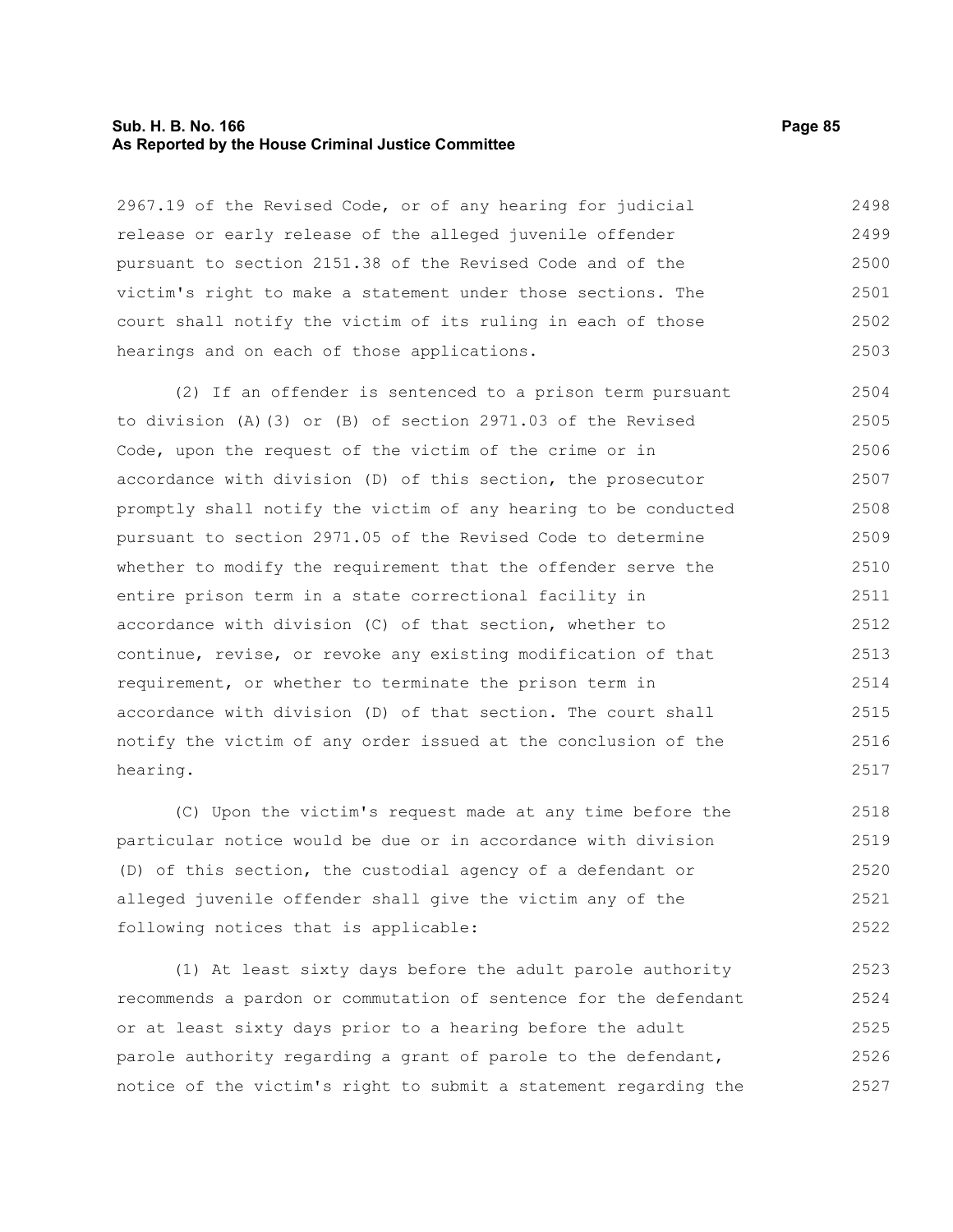2967.19 of the Revised Code, or of any hearing for judicial release or early release of the alleged juvenile offender pursuant to section 2151.38 of the Revised Code and of the victim's right to make a statement under those sections. The court shall notify the victim of its ruling in each of those hearings and on each of those applications.

(2) If an offender is sentenced to a prison term pursuant to division (A)(3) or (B) of section 2971.03 of the Revised Code, upon the request of the victim of the crime or in accordance with division (D) of this section, the prosecutor promptly shall notify the victim of any hearing to be conducted pursuant to section 2971.05 of the Revised Code to determine whether to modify the requirement that the offender serve the entire prison term in a state correctional facility in accordance with division (C) of that section, whether to continue, revise, or revoke any existing modification of that requirement, or whether to terminate the prison term in accordance with division (D) of that section. The court shall notify the victim of any order issued at the conclusion of the hearing.

(C) Upon the victim's request made at any time before the particular notice would be due or in accordance with division (D) of this section, the custodial agency of a defendant or alleged juvenile offender shall give the victim any of the following notices that is applicable:

(1) At least sixty days before the adult parole authority recommends a pardon or commutation of sentence for the defendant or at least sixty days prior to a hearing before the adult parole authority regarding a grant of parole to the defendant, notice of the victim's right to submit a statement regarding the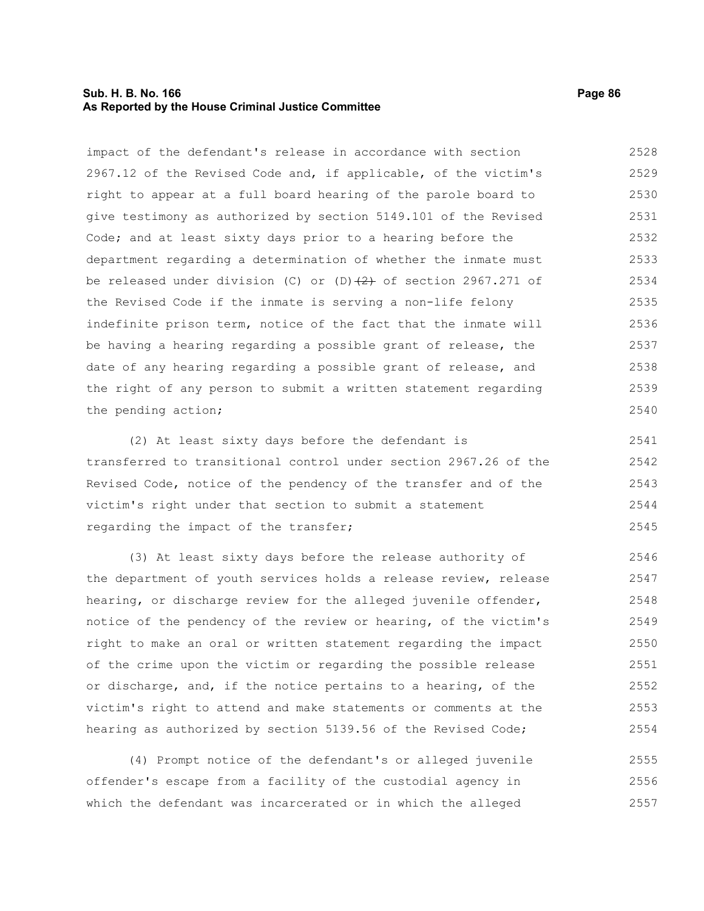impact of the defendant's release in accordance with section 2967.12 of the Revised Code and, if applicable, of the victim's right to appear at a full board hearing of the parole board to give testimony as authorized by section 5149.101 of the Revised Code; and at least sixty days prior to a hearing before the department regarding a determination of whether the inmate must be released under division (C) or (D)~~(2)~~ of section 2967.271 of the Revised Code if the inmate is serving a non-life felony indefinite prison term, notice of the fact that the inmate will be having a hearing regarding a possible grant of release, the date of any hearing regarding a possible grant of release, and the right of any person to submit a written statement regarding the pending action;

(2) At least sixty days before the defendant is transferred to transitional control under section 2967.26 of the Revised Code, notice of the pendency of the transfer and of the victim's right under that section to submit a statement regarding the impact of the transfer;

(3) At least sixty days before the release authority of the department of youth services holds a release review, release hearing, or discharge review for the alleged juvenile offender, notice of the pendency of the review or hearing, of the victim's right to make an oral or written statement regarding the impact of the crime upon the victim or regarding the possible release or discharge, and, if the notice pertains to a hearing, of the victim's right to attend and make statements or comments at the hearing as authorized by section 5139.56 of the Revised Code;

(4) Prompt notice of the defendant's or alleged juvenile offender's escape from a facility of the custodial agency in which the defendant was incarcerated or in which the alleged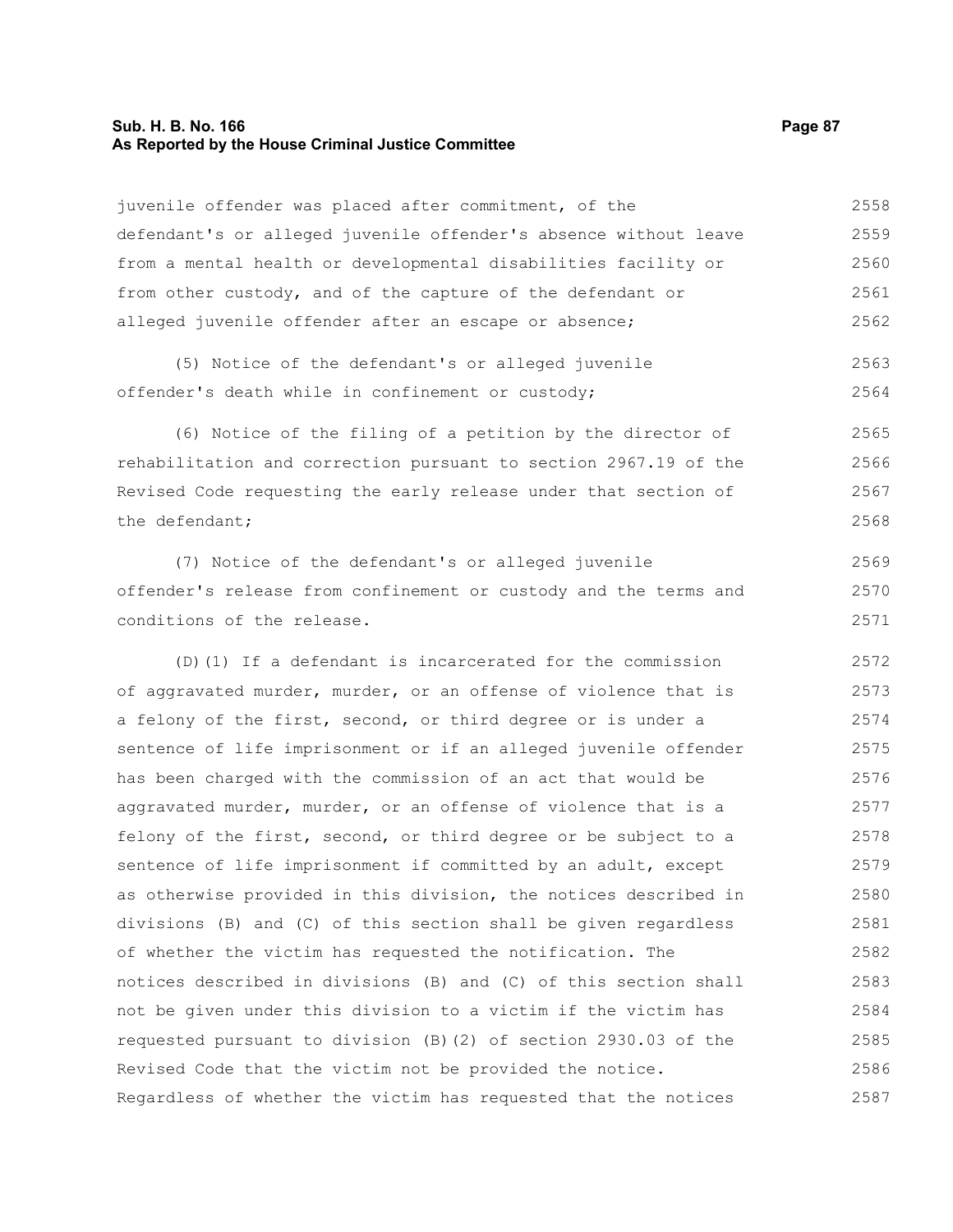juvenile offender was placed after commitment, of the defendant's or alleged juvenile offender's absence without leave from a mental health or developmental disabilities facility or from other custody, and of the capture of the defendant or alleged juvenile offender after an escape or absence;

(5) Notice of the defendant's or alleged juvenile offender's death while in confinement or custody;

(6) Notice of the filing of a petition by the director of rehabilitation and correction pursuant to section 2967.19 of the Revised Code requesting the early release under that section of the defendant;

(7) Notice of the defendant's or alleged juvenile offender's release from confinement or custody and the terms and conditions of the release.

(D)(1) If a defendant is incarcerated for the commission of aggravated murder, murder, or an offense of violence that is a felony of the first, second, or third degree or is under a sentence of life imprisonment or if an alleged juvenile offender has been charged with the commission of an act that would be aggravated murder, murder, or an offense of violence that is a felony of the first, second, or third degree or be subject to a sentence of life imprisonment if committed by an adult, except as otherwise provided in this division, the notices described in divisions (B) and (C) of this section shall be given regardless of whether the victim has requested the notification. The notices described in divisions (B) and (C) of this section shall not be given under this division to a victim if the victim has requested pursuant to division (B)(2) of section 2930.03 of the Revised Code that the victim not be provided the notice. Regardless of whether the victim has requested that the notices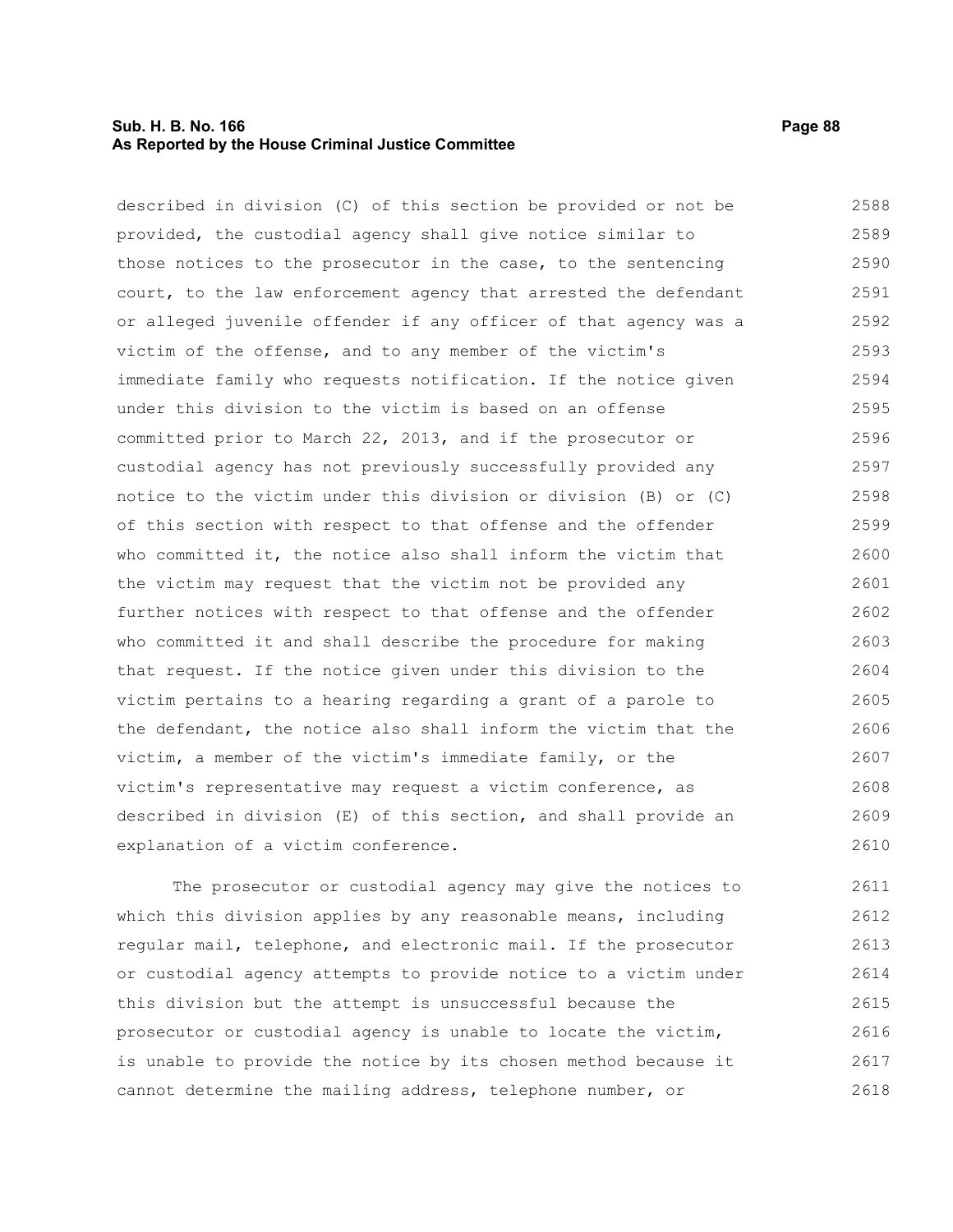described in division (C) of this section be provided or not be provided, the custodial agency shall give notice similar to those notices to the prosecutor in the case, to the sentencing court, to the law enforcement agency that arrested the defendant or alleged juvenile offender if any officer of that agency was a victim of the offense, and to any member of the victim's immediate family who requests notification. If the notice given under this division to the victim is based on an offense committed prior to March 22, 2013, and if the prosecutor or custodial agency has not previously successfully provided any notice to the victim under this division or division (B) or (C) of this section with respect to that offense and the offender who committed it, the notice also shall inform the victim that the victim may request that the victim not be provided any further notices with respect to that offense and the offender who committed it and shall describe the procedure for making that request. If the notice given under this division to the victim pertains to a hearing regarding a grant of a parole to the defendant, the notice also shall inform the victim that the victim, a member of the victim's immediate family, or the victim's representative may request a victim conference, as described in division (E) of this section, and shall provide an explanation of a victim conference.

The prosecutor or custodial agency may give the notices to which this division applies by any reasonable means, including regular mail, telephone, and electronic mail. If the prosecutor or custodial agency attempts to provide notice to a victim under this division but the attempt is unsuccessful because the prosecutor or custodial agency is unable to locate the victim, is unable to provide the notice by its chosen method because it cannot determine the mailing address, telephone number, or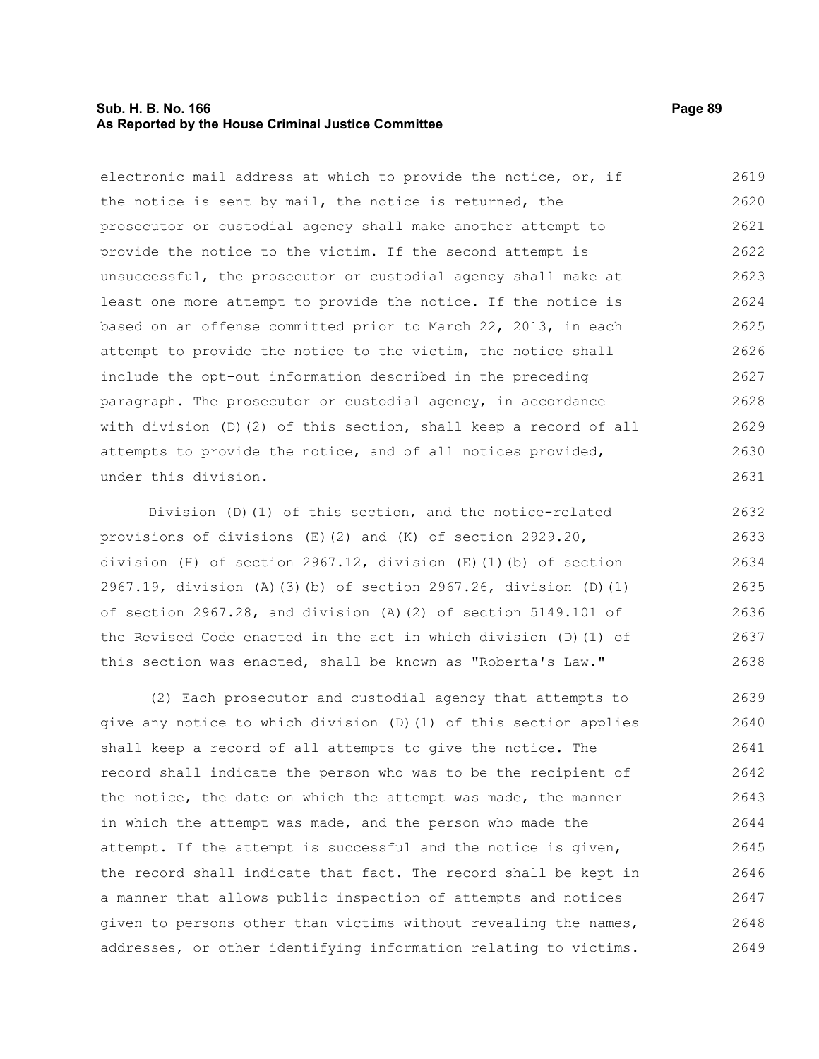electronic mail address at which to provide the notice, or, if the notice is sent by mail, the notice is returned, the prosecutor or custodial agency shall make another attempt to provide the notice to the victim. If the second attempt is unsuccessful, the prosecutor or custodial agency shall make at least one more attempt to provide the notice. If the notice is based on an offense committed prior to March 22, 2013, in each attempt to provide the notice to the victim, the notice shall include the opt-out information described in the preceding paragraph. The prosecutor or custodial agency, in accordance with division (D)(2) of this section, shall keep a record of all attempts to provide the notice, and of all notices provided, under this division.

Division (D)(1) of this section, and the notice-related provisions of divisions (E)(2) and (K) of section 2929.20, division (H) of section 2967.12, division (E)(1)(b) of section 2967.19, division (A)(3)(b) of section 2967.26, division (D)(1) of section 2967.28, and division (A)(2) of section 5149.101 of the Revised Code enacted in the act in which division (D)(1) of this section was enacted, shall be known as "Roberta's Law."

(2) Each prosecutor and custodial agency that attempts to give any notice to which division (D)(1) of this section applies shall keep a record of all attempts to give the notice. The record shall indicate the person who was to be the recipient of the notice, the date on which the attempt was made, the manner in which the attempt was made, and the person who made the attempt. If the attempt is successful and the notice is given, the record shall indicate that fact. The record shall be kept in a manner that allows public inspection of attempts and notices given to persons other than victims without revealing the names, addresses, or other identifying information relating to victims.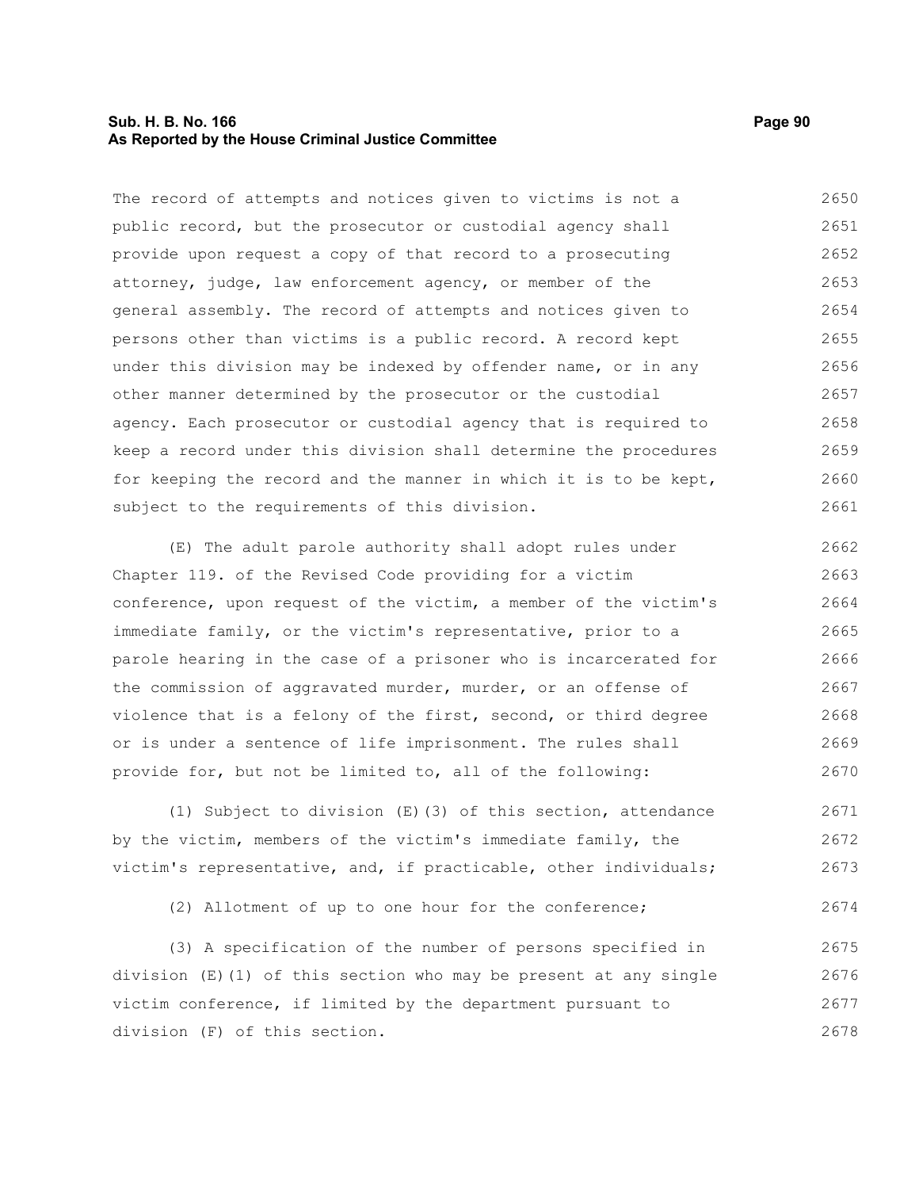The record of attempts and notices given to victims is not a public record, but the prosecutor or custodial agency shall provide upon request a copy of that record to a prosecuting attorney, judge, law enforcement agency, or member of the general assembly. The record of attempts and notices given to persons other than victims is a public record. A record kept under this division may be indexed by offender name, or in any other manner determined by the prosecutor or the custodial agency. Each prosecutor or custodial agency that is required to keep a record under this division shall determine the procedures for keeping the record and the manner in which it is to be kept, subject to the requirements of this division.

(E) The adult parole authority shall adopt rules under Chapter 119. of the Revised Code providing for a victim conference, upon request of the victim, a member of the victim's immediate family, or the victim's representative, prior to a parole hearing in the case of a prisoner who is incarcerated for the commission of aggravated murder, murder, or an offense of violence that is a felony of the first, second, or third degree or is under a sentence of life imprisonment. The rules shall provide for, but not be limited to, all of the following:

(1) Subject to division (E)(3) of this section, attendance by the victim, members of the victim's immediate family, the victim's representative, and, if practicable, other individuals;

(2) Allotment of up to one hour for the conference;

(3) A specification of the number of persons specified in division (E)(1) of this section who may be present at any single victim conference, if limited by the department pursuant to division (F) of this section.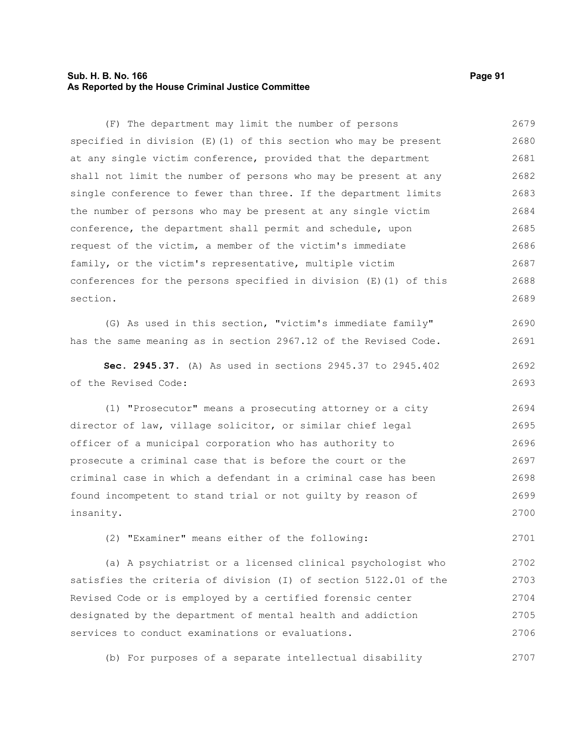(F) The department may limit the number of persons specified in division (E)(1) of this section who may be present at any single victim conference, provided that the department shall not limit the number of persons who may be present at any single conference to fewer than three. If the department limits the number of persons who may be present at any single victim conference, the department shall permit and schedule, upon request of the victim, a member of the victim's immediate family, or the victim's representative, multiple victim conferences for the persons specified in division (E)(1) of this section.

(G) As used in this section, "victim's immediate family" has the same meaning as in section 2967.12 of the Revised Code.

**Sec. 2945.37.** (A) As used in sections 2945.37 to 2945.402 of the Revised Code:

(1) "Prosecutor" means a prosecuting attorney or a city director of law, village solicitor, or similar chief legal officer of a municipal corporation who has authority to prosecute a criminal case that is before the court or the criminal case in which a defendant in a criminal case has been found incompetent to stand trial or not guilty by reason of insanity.

(2) "Examiner" means either of the following:

(a) A psychiatrist or a licensed clinical psychologist who satisfies the criteria of division (I) of section 5122.01 of the Revised Code or is employed by a certified forensic center designated by the department of mental health and addiction services to conduct examinations or evaluations.

(b) For purposes of a separate intellectual disability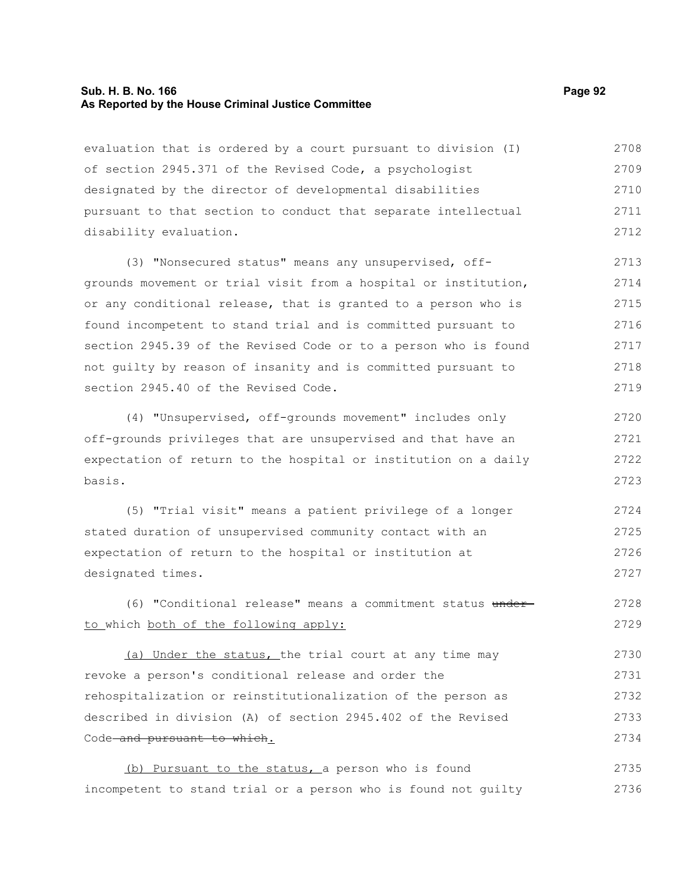evaluation that is ordered by a court pursuant to division (I) of section 2945.371 of the Revised Code, a psychologist designated by the director of developmental disabilities pursuant to that section to conduct that separate intellectual disability evaluation.

(3) "Nonsecured status" means any unsupervised, off-grounds movement or trial visit from a hospital or institution, or any conditional release, that is granted to a person who is found incompetent to stand trial and is committed pursuant to section 2945.39 of the Revised Code or to a person who is found not guilty by reason of insanity and is committed pursuant to section 2945.40 of the Revised Code.

(4) "Unsupervised, off-grounds movement" includes only off-grounds privileges that are unsupervised and that have an expectation of return to the hospital or institution on a daily basis.

(5) "Trial visit" means a patient privilege of a longer stated duration of unsupervised community contact with an expectation of return to the hospital or institution at designated times.

(6) "Conditional release" means a commitment status ~~under~~ to which both of the following apply:

(a) Under the status, the trial court at any time may revoke a person's conditional release and order the rehospitalization or reinstitutionalization of the person as described in division (A) of section 2945.402 of the Revised Code ~~and pursuant to which~~.

(b) Pursuant to the status, a person who is found incompetent to stand trial or a person who is found not guilty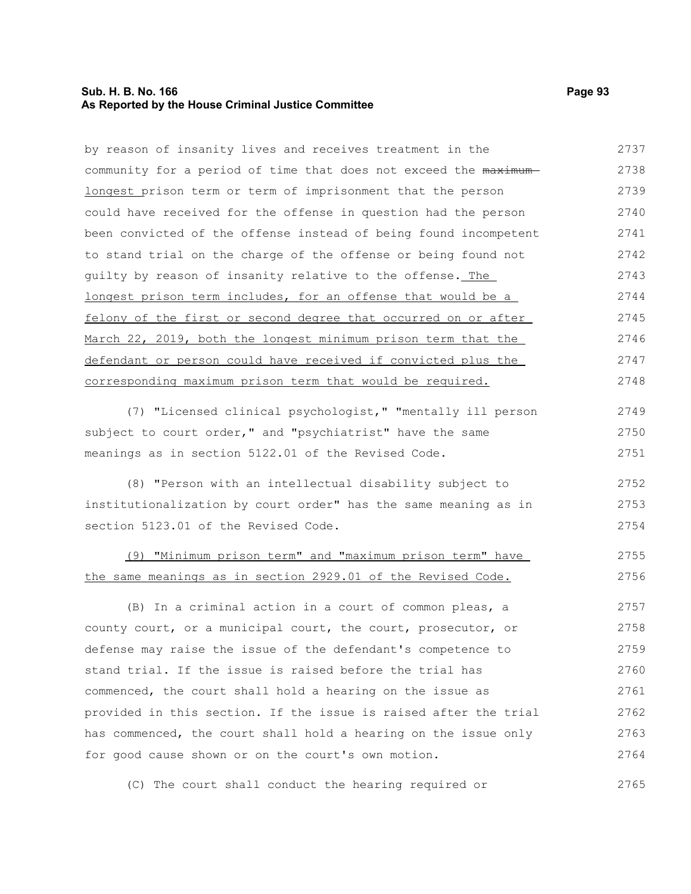by reason of insanity lives and receives treatment in the community for a period of time that does not exceed the ~~maximum~~ longest prison term or term of imprisonment that the person could have received for the offense in question had the person been convicted of the offense instead of being found incompetent to stand trial on the charge of the offense or being found not guilty by reason of insanity relative to the offense. The longest prison term includes, for an offense that would be a felony of the first or second degree that occurred on or after March 22, 2019, both the longest minimum prison term that the defendant or person could have received if convicted plus the corresponding maximum prison term that would be required.

(7) "Licensed clinical psychologist," "mentally ill person subject to court order," and "psychiatrist" have the same meanings as in section 5122.01 of the Revised Code.

(8) "Person with an intellectual disability subject to institutionalization by court order" has the same meaning as in section 5123.01 of the Revised Code.

(9) "Minimum prison term" and "maximum prison term" have the same meanings as in section 2929.01 of the Revised Code.

(B) In a criminal action in a court of common pleas, a county court, or a municipal court, the court, prosecutor, or defense may raise the issue of the defendant's competence to stand trial. If the issue is raised before the trial has commenced, the court shall hold a hearing on the issue as provided in this section. If the issue is raised after the trial has commenced, the court shall hold a hearing on the issue only for good cause shown or on the court's own motion.

(C) The court shall conduct the hearing required or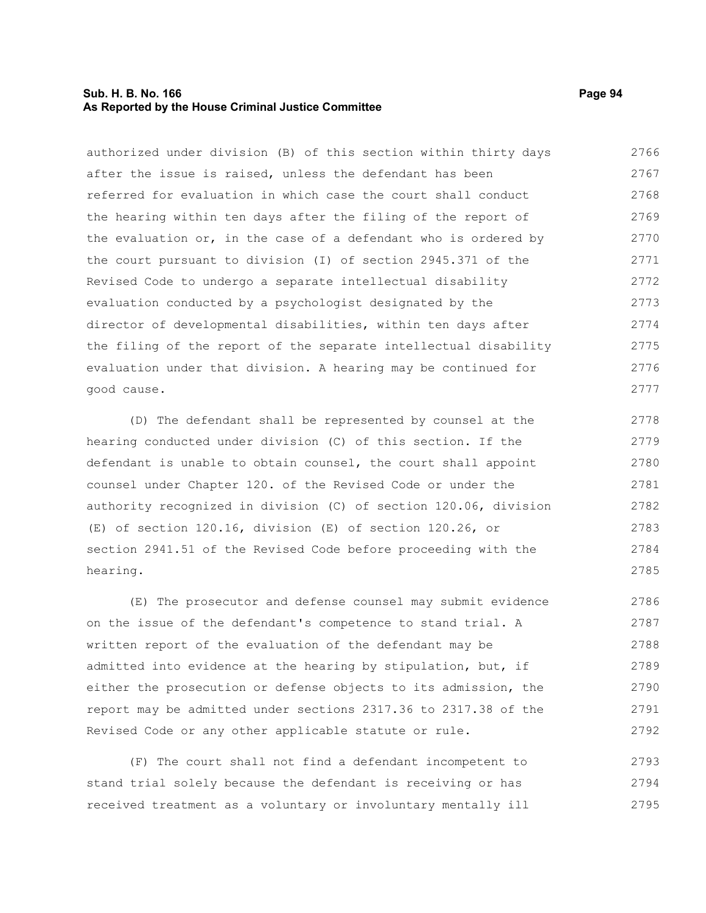authorized under division (B) of this section within thirty days after the issue is raised, unless the defendant has been referred for evaluation in which case the court shall conduct the hearing within ten days after the filing of the report of the evaluation or, in the case of a defendant who is ordered by the court pursuant to division (I) of section 2945.371 of the Revised Code to undergo a separate intellectual disability evaluation conducted by a psychologist designated by the director of developmental disabilities, within ten days after the filing of the report of the separate intellectual disability evaluation under that division. A hearing may be continued for good cause.

(D) The defendant shall be represented by counsel at the hearing conducted under division (C) of this section. If the defendant is unable to obtain counsel, the court shall appoint counsel under Chapter 120. of the Revised Code or under the authority recognized in division (C) of section 120.06, division (E) of section 120.16, division (E) of section 120.26, or section 2941.51 of the Revised Code before proceeding with the hearing.

(E) The prosecutor and defense counsel may submit evidence on the issue of the defendant's competence to stand trial. A written report of the evaluation of the defendant may be admitted into evidence at the hearing by stipulation, but, if either the prosecution or defense objects to its admission, the report may be admitted under sections 2317.36 to 2317.38 of the Revised Code or any other applicable statute or rule.

(F) The court shall not find a defendant incompetent to stand trial solely because the defendant is receiving or has received treatment as a voluntary or involuntary mentally ill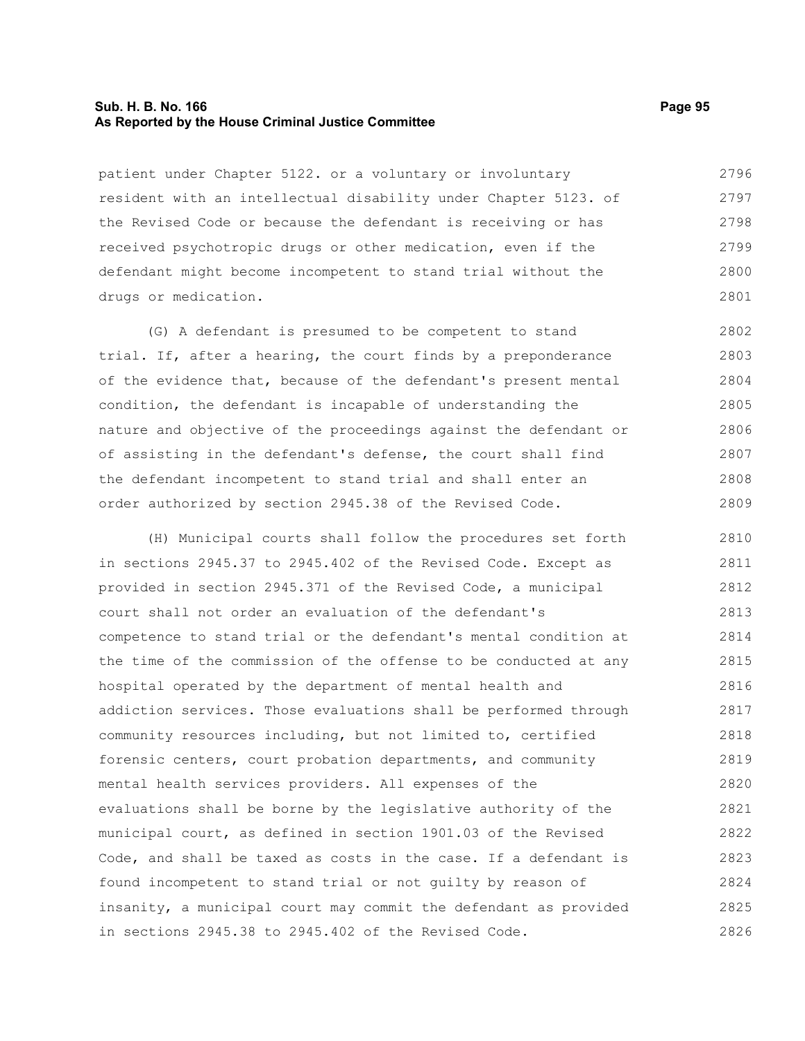patient under Chapter 5122. or a voluntary or involuntary resident with an intellectual disability under Chapter 5123. of the Revised Code or because the defendant is receiving or has received psychotropic drugs or other medication, even if the defendant might become incompetent to stand trial without the drugs or medication.

(G) A defendant is presumed to be competent to stand trial. If, after a hearing, the court finds by a preponderance of the evidence that, because of the defendant's present mental condition, the defendant is incapable of understanding the nature and objective of the proceedings against the defendant or of assisting in the defendant's defense, the court shall find the defendant incompetent to stand trial and shall enter an order authorized by section 2945.38 of the Revised Code.

(H) Municipal courts shall follow the procedures set forth in sections 2945.37 to 2945.402 of the Revised Code. Except as provided in section 2945.371 of the Revised Code, a municipal court shall not order an evaluation of the defendant's competence to stand trial or the defendant's mental condition at the time of the commission of the offense to be conducted at any hospital operated by the department of mental health and addiction services. Those evaluations shall be performed through community resources including, but not limited to, certified forensic centers, court probation departments, and community mental health services providers. All expenses of the evaluations shall be borne by the legislative authority of the municipal court, as defined in section 1901.03 of the Revised Code, and shall be taxed as costs in the case. If a defendant is found incompetent to stand trial or not guilty by reason of insanity, a municipal court may commit the defendant as provided in sections 2945.38 to 2945.402 of the Revised Code.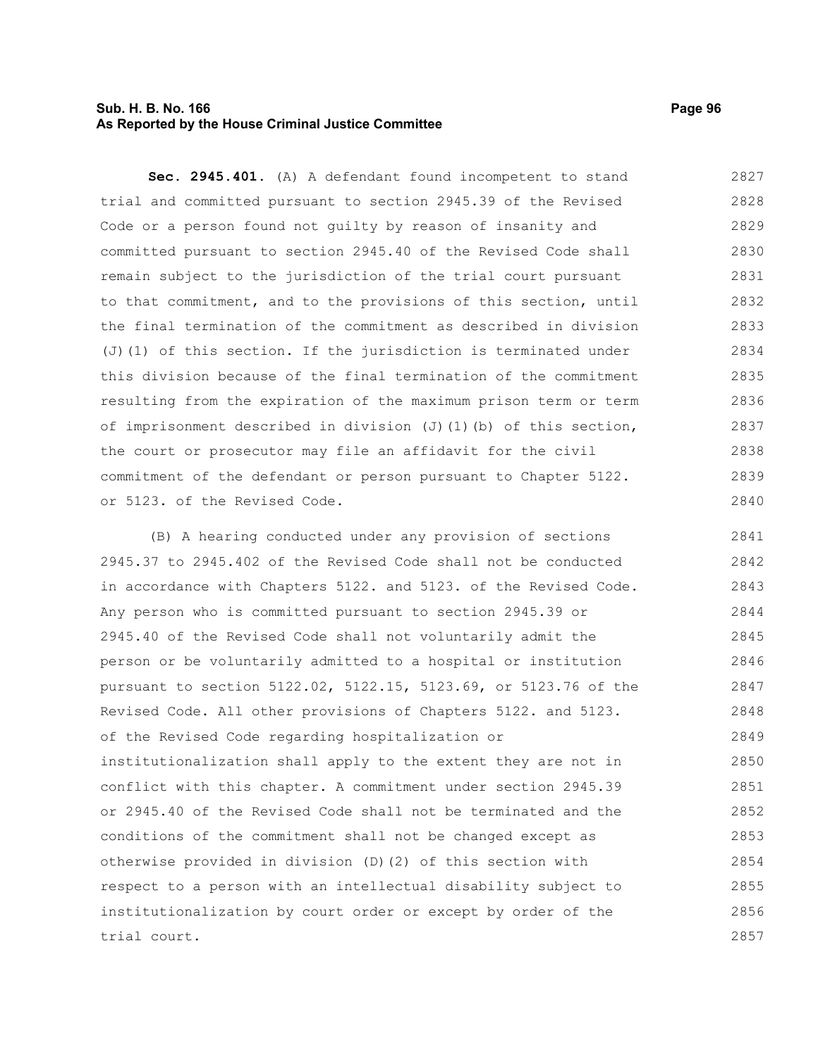**Sec. 2945.401.** (A) A defendant found incompetent to stand trial and committed pursuant to section 2945.39 of the Revised Code or a person found not guilty by reason of insanity and committed pursuant to section 2945.40 of the Revised Code shall remain subject to the jurisdiction of the trial court pursuant to that commitment, and to the provisions of this section, until the final termination of the commitment as described in division (J)(1) of this section. If the jurisdiction is terminated under this division because of the final termination of the commitment resulting from the expiration of the maximum prison term or term of imprisonment described in division (J)(1)(b) of this section, the court or prosecutor may file an affidavit for the civil commitment of the defendant or person pursuant to Chapter 5122. or 5123. of the Revised Code.

(B) A hearing conducted under any provision of sections 2945.37 to 2945.402 of the Revised Code shall not be conducted in accordance with Chapters 5122. and 5123. of the Revised Code. Any person who is committed pursuant to section 2945.39 or 2945.40 of the Revised Code shall not voluntarily admit the person or be voluntarily admitted to a hospital or institution pursuant to section 5122.02, 5122.15, 5123.69, or 5123.76 of the Revised Code. All other provisions of Chapters 5122. and 5123. of the Revised Code regarding hospitalization or institutionalization shall apply to the extent they are not in conflict with this chapter. A commitment under section 2945.39 or 2945.40 of the Revised Code shall not be terminated and the conditions of the commitment shall not be changed except as otherwise provided in division (D)(2) of this section with respect to a person with an intellectual disability subject to institutionalization by court order or except by order of the trial court.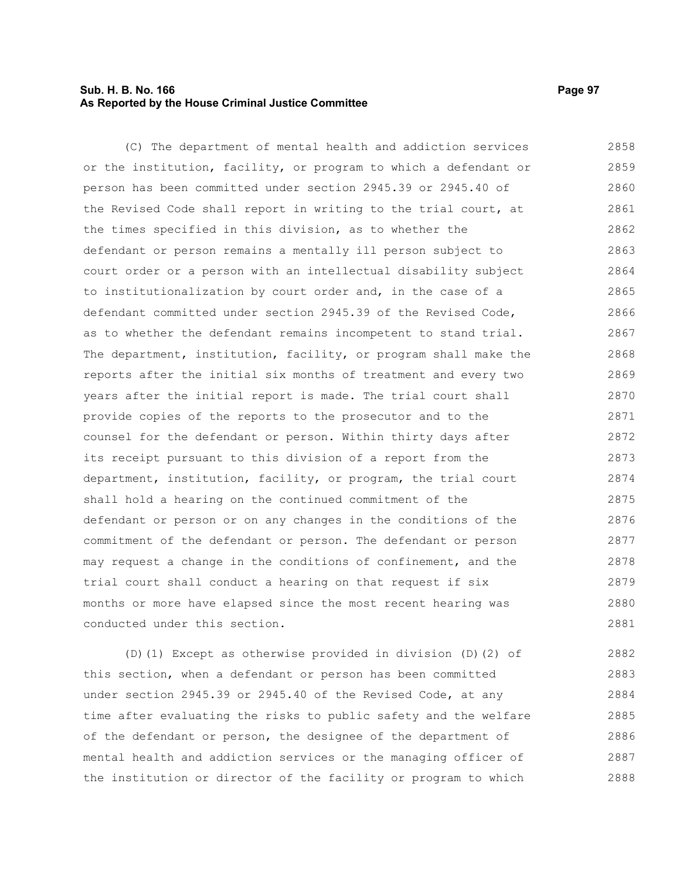(C) The department of mental health and addiction services or the institution, facility, or program to which a defendant or person has been committed under section 2945.39 or 2945.40 of the Revised Code shall report in writing to the trial court, at the times specified in this division, as to whether the defendant or person remains a mentally ill person subject to court order or a person with an intellectual disability subject to institutionalization by court order and, in the case of a defendant committed under section 2945.39 of the Revised Code, as to whether the defendant remains incompetent to stand trial. The department, institution, facility, or program shall make the reports after the initial six months of treatment and every two years after the initial report is made. The trial court shall provide copies of the reports to the prosecutor and to the counsel for the defendant or person. Within thirty days after its receipt pursuant to this division of a report from the department, institution, facility, or program, the trial court shall hold a hearing on the continued commitment of the defendant or person or on any changes in the conditions of the commitment of the defendant or person. The defendant or person may request a change in the conditions of confinement, and the trial court shall conduct a hearing on that request if six months or more have elapsed since the most recent hearing was conducted under this section.

(D)(1) Except as otherwise provided in division (D)(2) of this section, when a defendant or person has been committed under section 2945.39 or 2945.40 of the Revised Code, at any time after evaluating the risks to public safety and the welfare of the defendant or person, the designee of the department of mental health and addiction services or the managing officer of the institution or director of the facility or program to which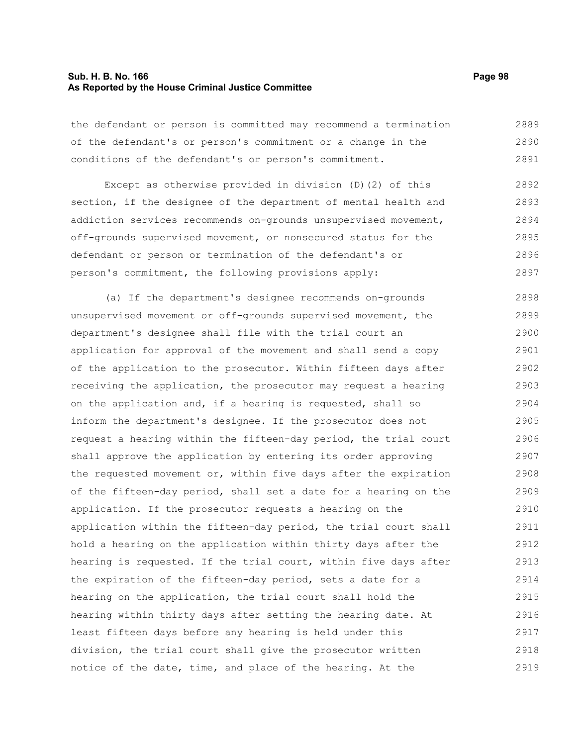the defendant or person is committed may recommend a termination of the defendant's or person's commitment or a change in the conditions of the defendant's or person's commitment.

Except as otherwise provided in division (D)(2) of this section, if the designee of the department of mental health and addiction services recommends on-grounds unsupervised movement, off-grounds supervised movement, or nonsecured status for the defendant or person or termination of the defendant's or person's commitment, the following provisions apply:

(a) If the department's designee recommends on-grounds unsupervised movement or off-grounds supervised movement, the department's designee shall file with the trial court an application for approval of the movement and shall send a copy of the application to the prosecutor. Within fifteen days after receiving the application, the prosecutor may request a hearing on the application and, if a hearing is requested, shall so inform the department's designee. If the prosecutor does not request a hearing within the fifteen-day period, the trial court shall approve the application by entering its order approving the requested movement or, within five days after the expiration of the fifteen-day period, shall set a date for a hearing on the application. If the prosecutor requests a hearing on the application within the fifteen-day period, the trial court shall hold a hearing on the application within thirty days after the hearing is requested. If the trial court, within five days after the expiration of the fifteen-day period, sets a date for a hearing on the application, the trial court shall hold the hearing within thirty days after setting the hearing date. At least fifteen days before any hearing is held under this division, the trial court shall give the prosecutor written notice of the date, time, and place of the hearing. At the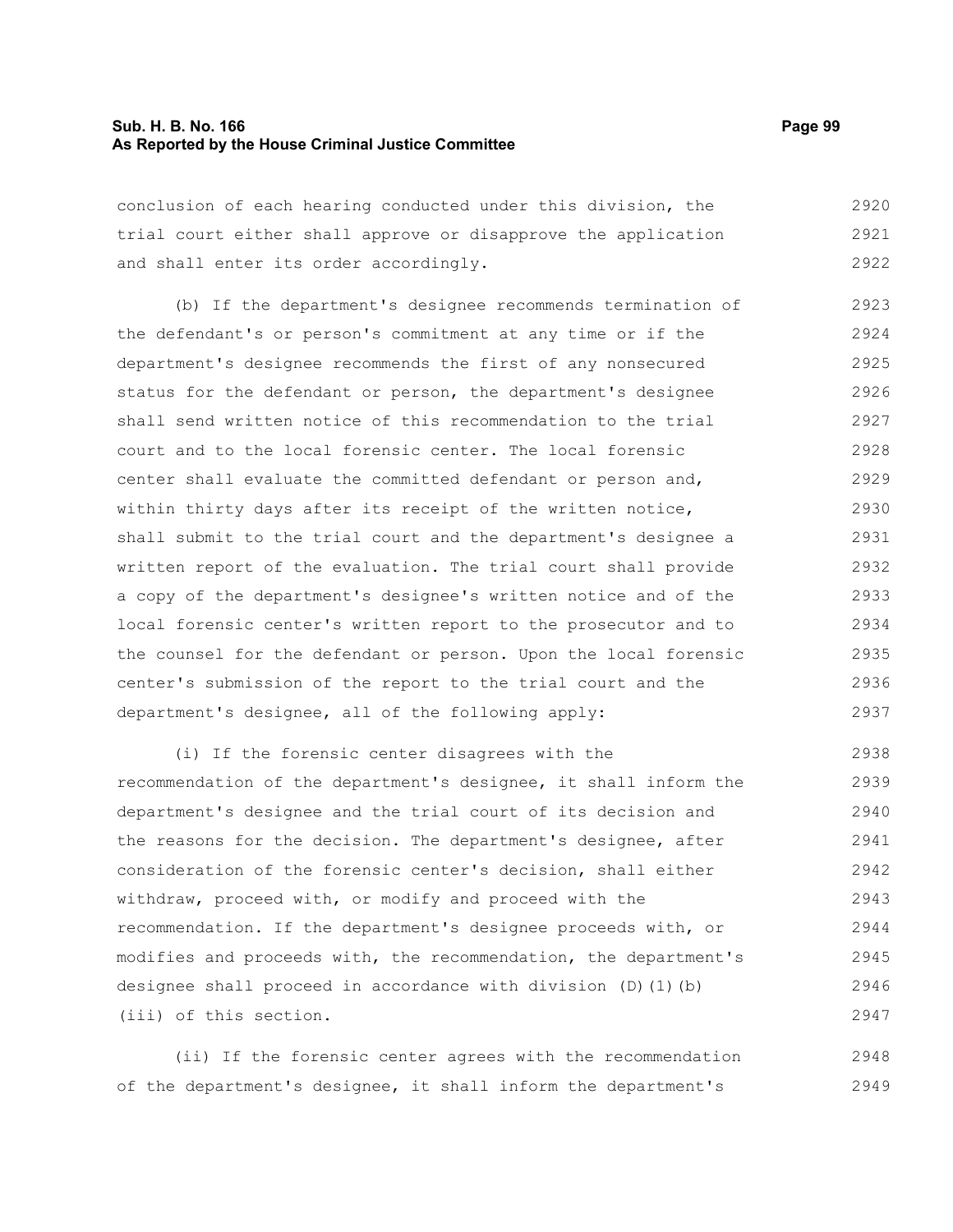conclusion of each hearing conducted under this division, the trial court either shall approve or disapprove the application and shall enter its order accordingly.

(b) If the department's designee recommends termination of the defendant's or person's commitment at any time or if the department's designee recommends the first of any nonsecured status for the defendant or person, the department's designee shall send written notice of this recommendation to the trial court and to the local forensic center. The local forensic center shall evaluate the committed defendant or person and, within thirty days after its receipt of the written notice, shall submit to the trial court and the department's designee a written report of the evaluation. The trial court shall provide a copy of the department's designee's written notice and of the local forensic center's written report to the prosecutor and to the counsel for the defendant or person. Upon the local forensic center's submission of the report to the trial court and the department's designee, all of the following apply:

(i) If the forensic center disagrees with the recommendation of the department's designee, it shall inform the department's designee and the trial court of its decision and the reasons for the decision. The department's designee, after consideration of the forensic center's decision, shall either withdraw, proceed with, or modify and proceed with the recommendation. If the department's designee proceeds with, or modifies and proceeds with, the recommendation, the department's designee shall proceed in accordance with division (D)(1)(b)(iii) of this section.

(ii) If the forensic center agrees with the recommendation of the department's designee, it shall inform the department's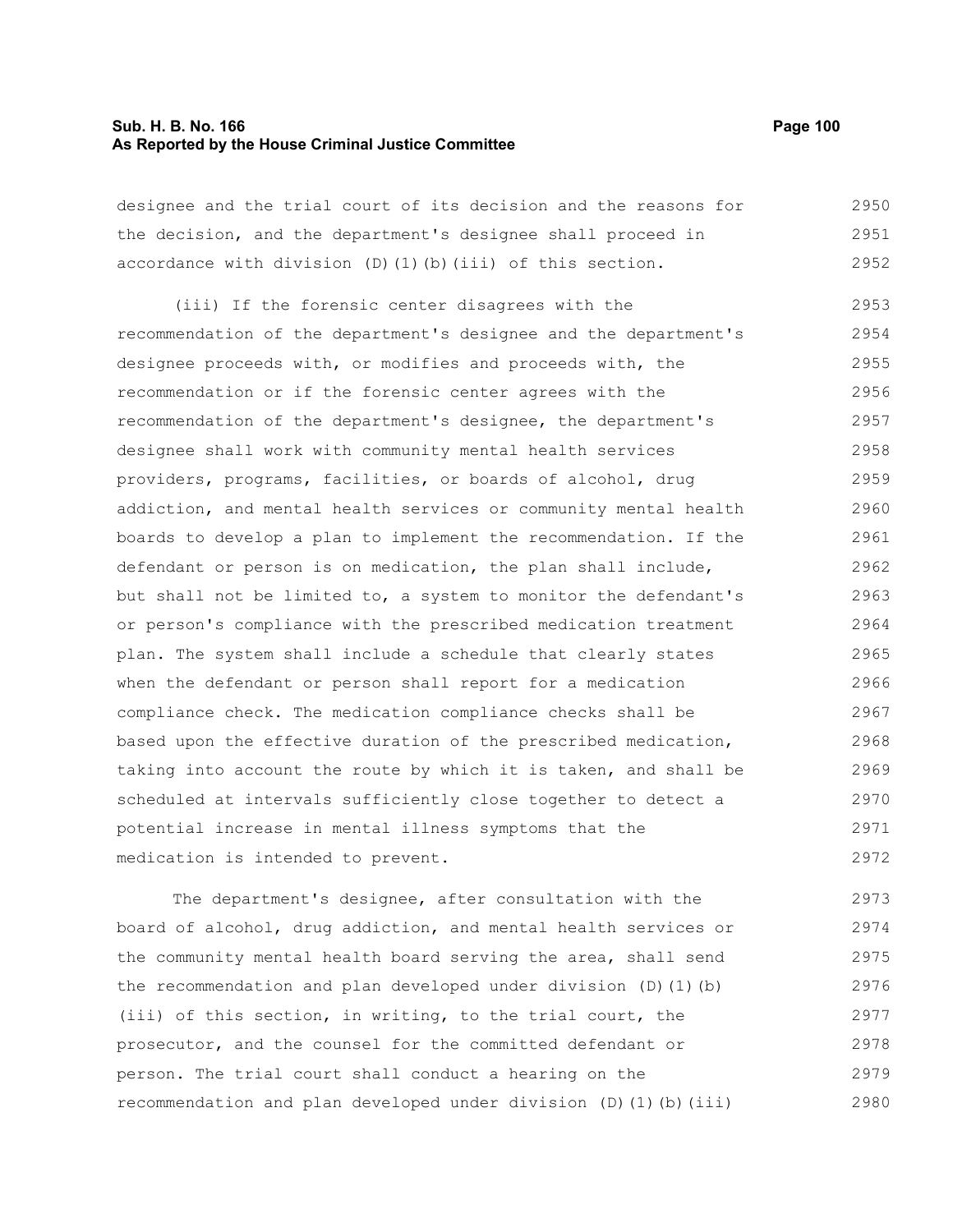designee and the trial court of its decision and the reasons for the decision, and the department's designee shall proceed in accordance with division (D)(1)(b)(iii) of this section.

(iii) If the forensic center disagrees with the recommendation of the department's designee and the department's designee proceeds with, or modifies and proceeds with, the recommendation or if the forensic center agrees with the recommendation of the department's designee, the department's designee shall work with community mental health services providers, programs, facilities, or boards of alcohol, drug addiction, and mental health services or community mental health boards to develop a plan to implement the recommendation. If the defendant or person is on medication, the plan shall include, but shall not be limited to, a system to monitor the defendant's or person's compliance with the prescribed medication treatment plan. The system shall include a schedule that clearly states when the defendant or person shall report for a medication compliance check. The medication compliance checks shall be based upon the effective duration of the prescribed medication, taking into account the route by which it is taken, and shall be scheduled at intervals sufficiently close together to detect a potential increase in mental illness symptoms that the medication is intended to prevent.

The department's designee, after consultation with the board of alcohol, drug addiction, and mental health services or the community mental health board serving the area, shall send the recommendation and plan developed under division (D)(1)(b)(iii) of this section, in writing, to the trial court, the prosecutor, and the counsel for the committed defendant or person. The trial court shall conduct a hearing on the recommendation and plan developed under division (D)(1)(b)(iii)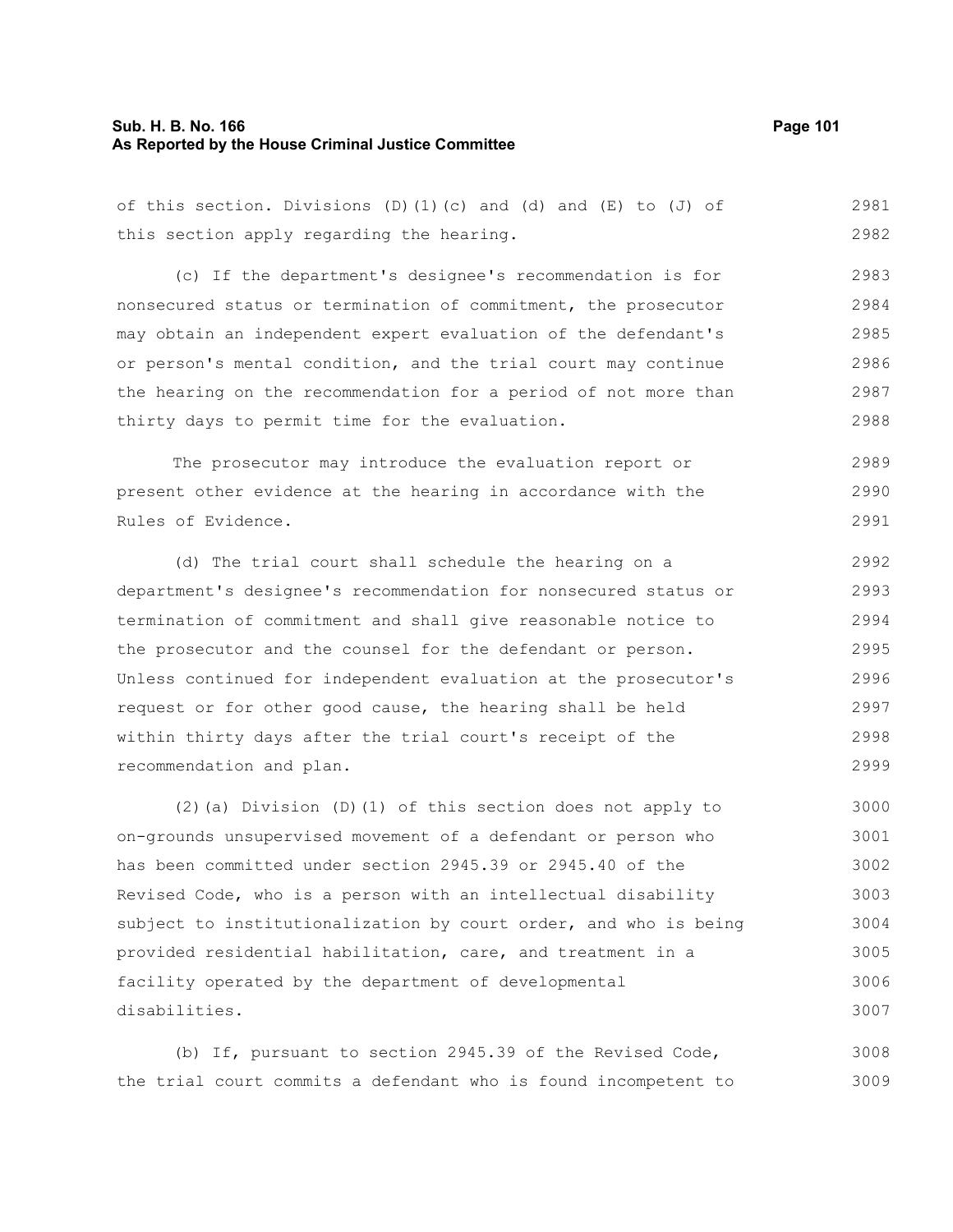of this section. Divisions (D)(1)(c) and (d) and (E) to (J) of this section apply regarding the hearing.

(c) If the department's designee's recommendation is for nonsecured status or termination of commitment, the prosecutor may obtain an independent expert evaluation of the defendant's or person's mental condition, and the trial court may continue the hearing on the recommendation for a period of not more than thirty days to permit time for the evaluation.

The prosecutor may introduce the evaluation report or present other evidence at the hearing in accordance with the Rules of Evidence.

(d) The trial court shall schedule the hearing on a department's designee's recommendation for nonsecured status or termination of commitment and shall give reasonable notice to the prosecutor and the counsel for the defendant or person. Unless continued for independent evaluation at the prosecutor's request or for other good cause, the hearing shall be held within thirty days after the trial court's receipt of the recommendation and plan.

(2)(a) Division (D)(1) of this section does not apply to on-grounds unsupervised movement of a defendant or person who has been committed under section 2945.39 or 2945.40 of the Revised Code, who is a person with an intellectual disability subject to institutionalization by court order, and who is being provided residential habilitation, care, and treatment in a facility operated by the department of developmental disabilities.

(b) If, pursuant to section 2945.39 of the Revised Code, the trial court commits a defendant who is found incompetent to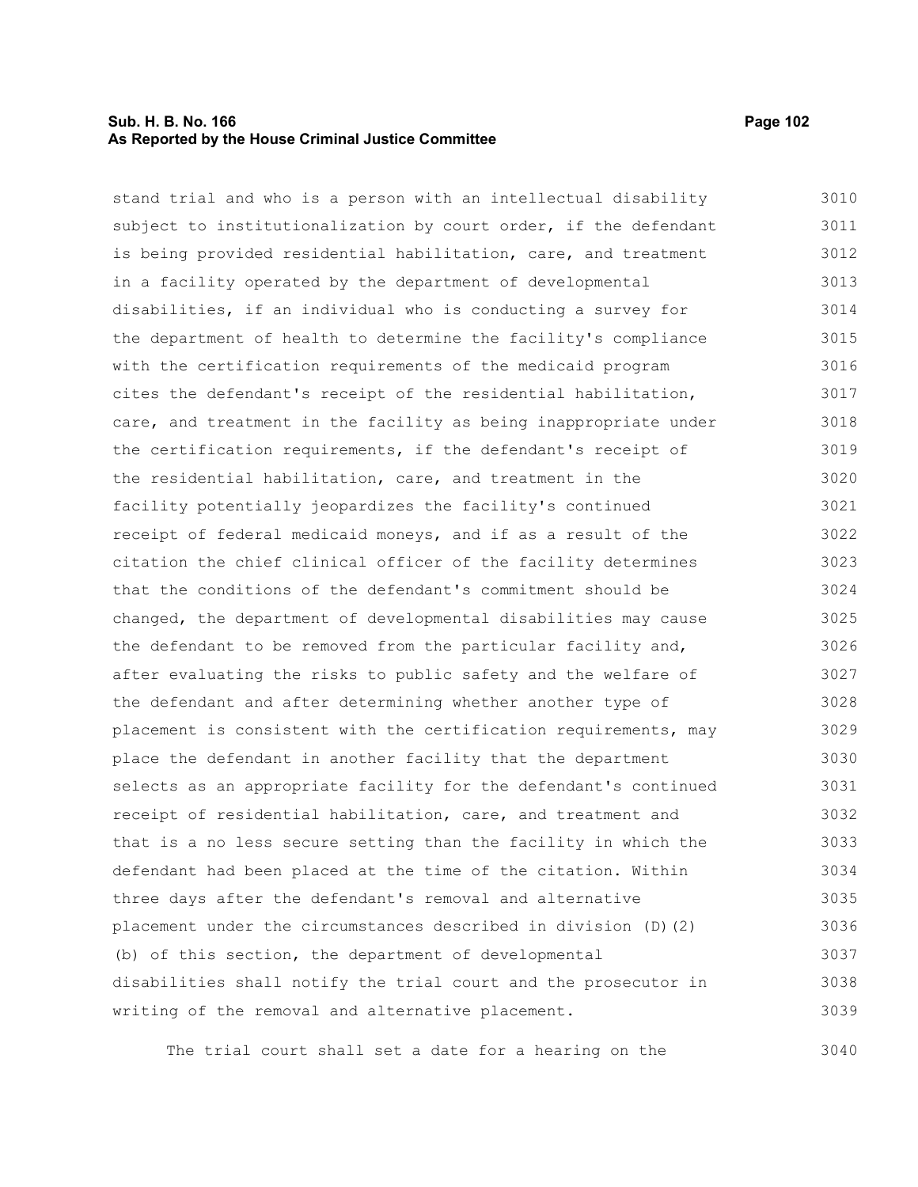stand trial and who is a person with an intellectual disability subject to institutionalization by court order, if the defendant is being provided residential habilitation, care, and treatment in a facility operated by the department of developmental disabilities, if an individual who is conducting a survey for the department of health to determine the facility's compliance with the certification requirements of the medicaid program cites the defendant's receipt of the residential habilitation, care, and treatment in the facility as being inappropriate under the certification requirements, if the defendant's receipt of the residential habilitation, care, and treatment in the facility potentially jeopardizes the facility's continued receipt of federal medicaid moneys, and if as a result of the citation the chief clinical officer of the facility determines that the conditions of the defendant's commitment should be changed, the department of developmental disabilities may cause the defendant to be removed from the particular facility and, after evaluating the risks to public safety and the welfare of the defendant and after determining whether another type of placement is consistent with the certification requirements, may place the defendant in another facility that the department selects as an appropriate facility for the defendant's continued receipt of residential habilitation, care, and treatment and that is a no less secure setting than the facility in which the defendant had been placed at the time of the citation. Within three days after the defendant's removal and alternative placement under the circumstances described in division (D)(2)(b) of this section, the department of developmental disabilities shall notify the trial court and the prosecutor in writing of the removal and alternative placement.

The trial court shall set a date for a hearing on the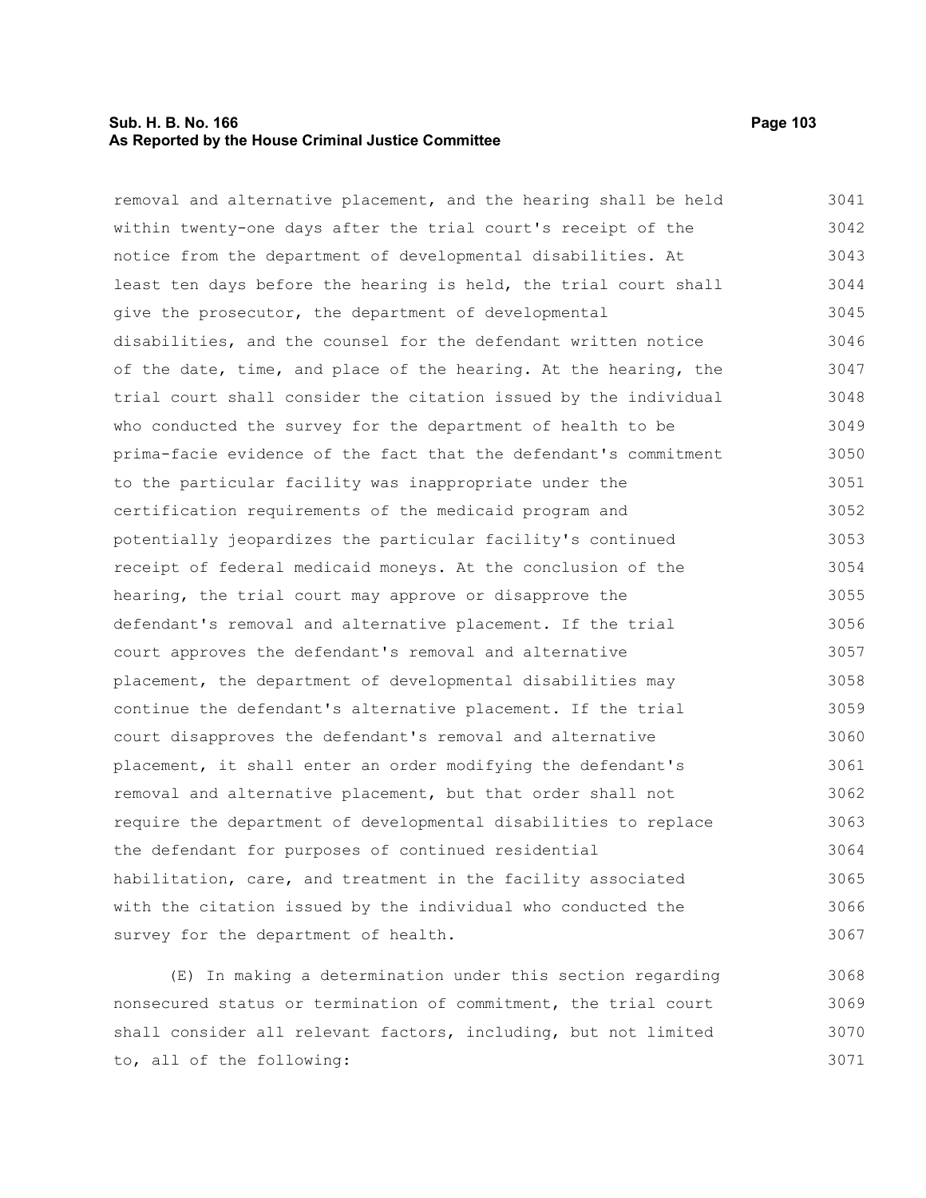removal and alternative placement, and the hearing shall be held within twenty-one days after the trial court's receipt of the notice from the department of developmental disabilities. At least ten days before the hearing is held, the trial court shall give the prosecutor, the department of developmental disabilities, and the counsel for the defendant written notice of the date, time, and place of the hearing. At the hearing, the trial court shall consider the citation issued by the individual who conducted the survey for the department of health to be prima-facie evidence of the fact that the defendant's commitment to the particular facility was inappropriate under the certification requirements of the medicaid program and potentially jeopardizes the particular facility's continued receipt of federal medicaid moneys. At the conclusion of the hearing, the trial court may approve or disapprove the defendant's removal and alternative placement. If the trial court approves the defendant's removal and alternative placement, the department of developmental disabilities may continue the defendant's alternative placement. If the trial court disapproves the defendant's removal and alternative placement, it shall enter an order modifying the defendant's removal and alternative placement, but that order shall not require the department of developmental disabilities to replace the defendant for purposes of continued residential habilitation, care, and treatment in the facility associated with the citation issued by the individual who conducted the survey for the department of health.

(E) In making a determination under this section regarding nonsecured status or termination of commitment, the trial court shall consider all relevant factors, including, but not limited to, all of the following: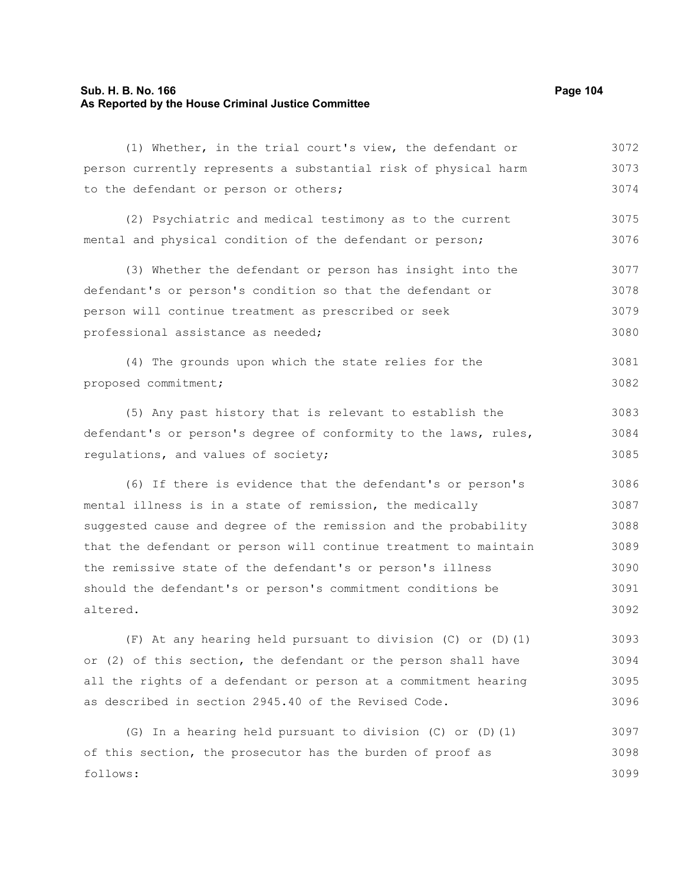(1) Whether, in the trial court's view, the defendant or person currently represents a substantial risk of physical harm to the defendant or person or others;

(2) Psychiatric and medical testimony as to the current mental and physical condition of the defendant or person;

(3) Whether the defendant or person has insight into the defendant's or person's condition so that the defendant or person will continue treatment as prescribed or seek professional assistance as needed;

(4) The grounds upon which the state relies for the proposed commitment;

(5) Any past history that is relevant to establish the defendant's or person's degree of conformity to the laws, rules, regulations, and values of society;

(6) If there is evidence that the defendant's or person's mental illness is in a state of remission, the medically suggested cause and degree of the remission and the probability that the defendant or person will continue treatment to maintain the remissive state of the defendant's or person's illness should the defendant's or person's commitment conditions be altered.

(F) At any hearing held pursuant to division (C) or (D)(1) or (2) of this section, the defendant or the person shall have all the rights of a defendant or person at a commitment hearing as described in section 2945.40 of the Revised Code.

(G) In a hearing held pursuant to division (C) or (D)(1) of this section, the prosecutor has the burden of proof as follows: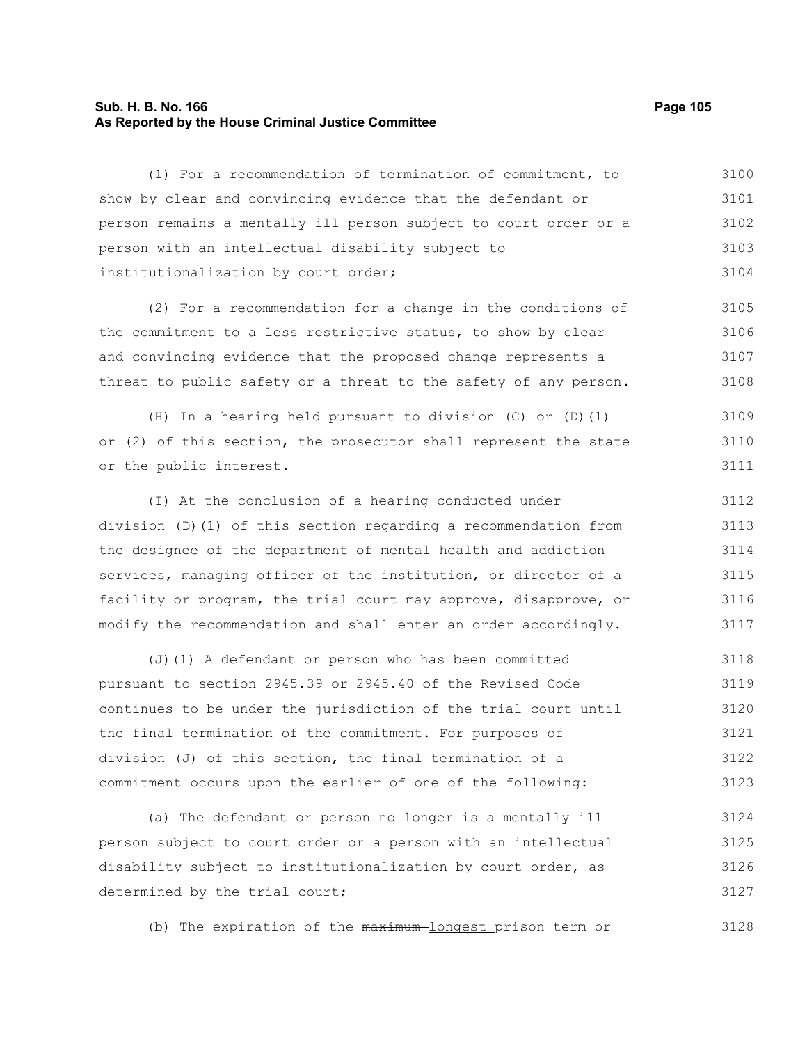(1) For a recommendation of termination of commitment, to show by clear and convincing evidence that the defendant or person remains a mentally ill person subject to court order or a person with an intellectual disability subject to institutionalization by court order;

(2) For a recommendation for a change in the conditions of the commitment to a less restrictive status, to show by clear and convincing evidence that the proposed change represents a threat to public safety or a threat to the safety of any person.

(H) In a hearing held pursuant to division (C) or (D)(1) or (2) of this section, the prosecutor shall represent the state or the public interest.

(I) At the conclusion of a hearing conducted under division (D)(1) of this section regarding a recommendation from the designee of the department of mental health and addiction services, managing officer of the institution, or director of a facility or program, the trial court may approve, disapprove, or modify the recommendation and shall enter an order accordingly.

(J)(1) A defendant or person who has been committed pursuant to section 2945.39 or 2945.40 of the Revised Code continues to be under the jurisdiction of the trial court until the final termination of the commitment. For purposes of division (J) of this section, the final termination of a commitment occurs upon the earlier of one of the following:

(a) The defendant or person no longer is a mentally ill person subject to court order or a person with an intellectual disability subject to institutionalization by court order, as determined by the trial court;

(b) The expiration of the ~~maximum~~ longest prison term or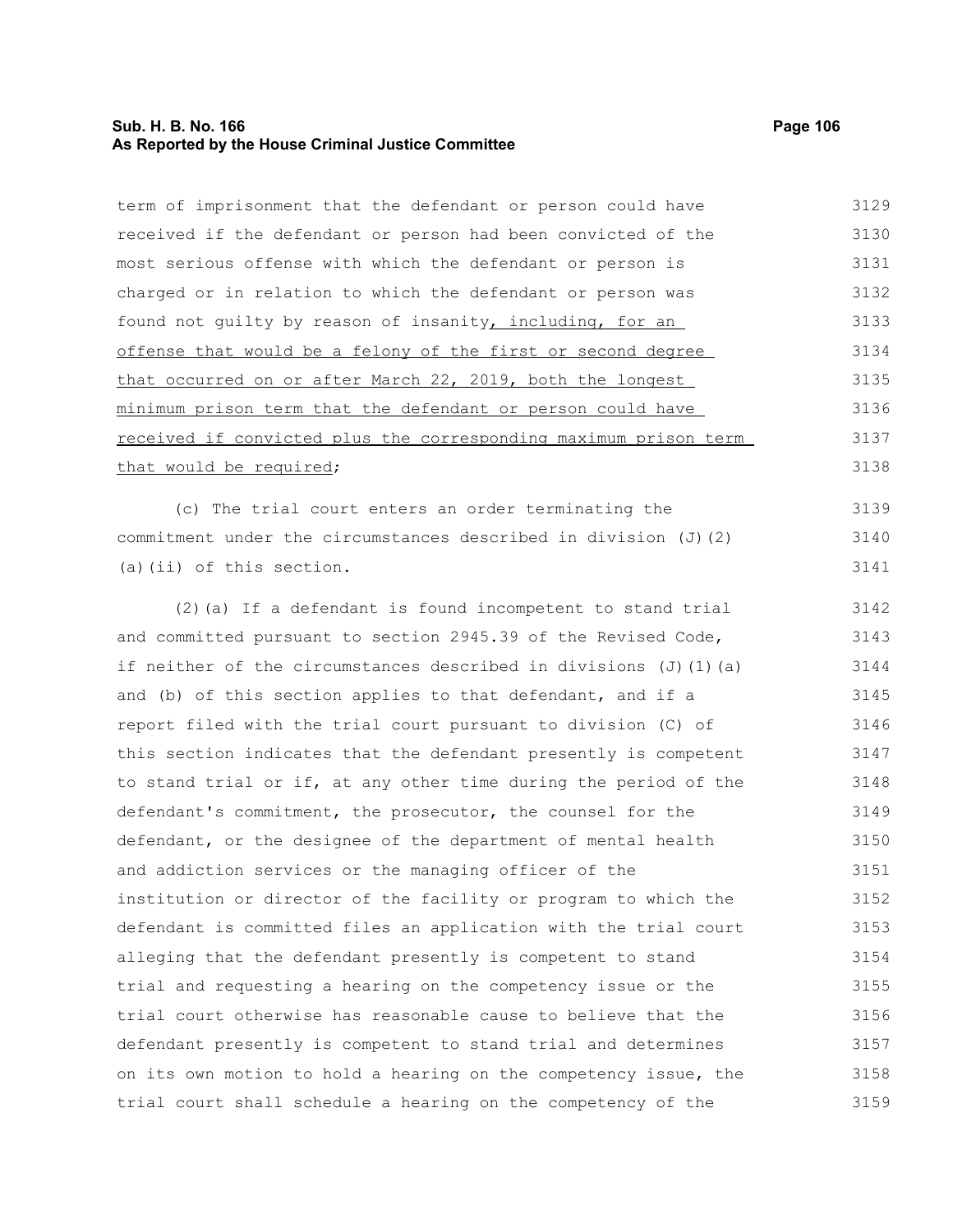term of imprisonment that the defendant or person could have received if the defendant or person had been convicted of the most serious offense with which the defendant or person is charged or in relation to which the defendant or person was found not guilty by reason of insanity, including, for an offense that would be a felony of the first or second degree that occurred on or after March 22, 2019, both the longest minimum prison term that the defendant or person could have received if convicted plus the corresponding maximum prison term that would be required;

(c) The trial court enters an order terminating the commitment under the circumstances described in division (J)(2)(a)(ii) of this section.

(2)(a) If a defendant is found incompetent to stand trial and committed pursuant to section 2945.39 of the Revised Code, if neither of the circumstances described in divisions (J)(1)(a) and (b) of this section applies to that defendant, and if a report filed with the trial court pursuant to division (C) of this section indicates that the defendant presently is competent to stand trial or if, at any other time during the period of the defendant's commitment, the prosecutor, the counsel for the defendant, or the designee of the department of mental health and addiction services or the managing officer of the institution or director of the facility or program to which the defendant is committed files an application with the trial court alleging that the defendant presently is competent to stand trial and requesting a hearing on the competency issue or the trial court otherwise has reasonable cause to believe that the defendant presently is competent to stand trial and determines on its own motion to hold a hearing on the competency issue, the trial court shall schedule a hearing on the competency of the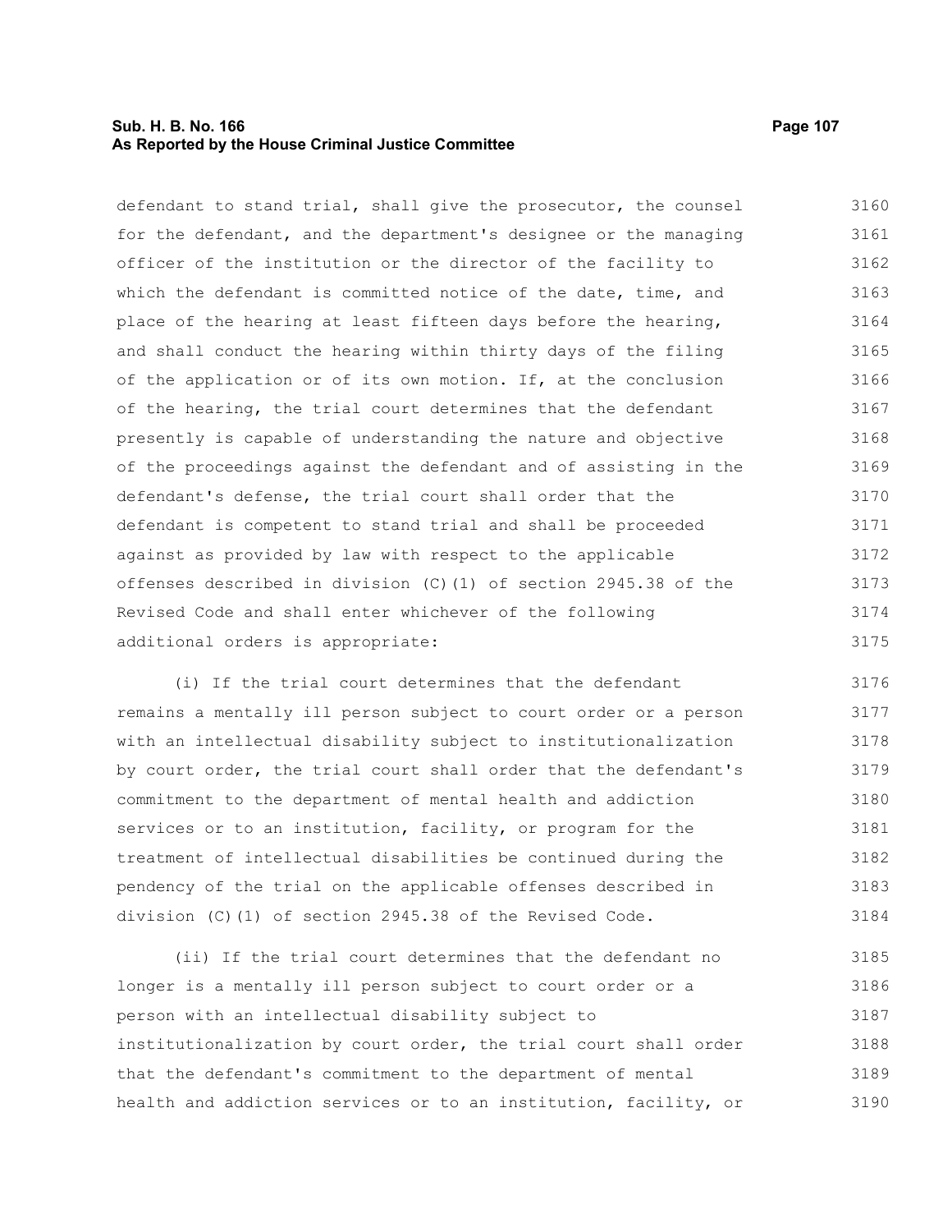defendant to stand trial, shall give the prosecutor, the counsel for the defendant, and the department's designee or the managing officer of the institution or the director of the facility to which the defendant is committed notice of the date, time, and place of the hearing at least fifteen days before the hearing, and shall conduct the hearing within thirty days of the filing of the application or of its own motion. If, at the conclusion of the hearing, the trial court determines that the defendant presently is capable of understanding the nature and objective of the proceedings against the defendant and of assisting in the defendant's defense, the trial court shall order that the defendant is competent to stand trial and shall be proceeded against as provided by law with respect to the applicable offenses described in division (C)(1) of section 2945.38 of the Revised Code and shall enter whichever of the following additional orders is appropriate:

(i) If the trial court determines that the defendant remains a mentally ill person subject to court order or a person with an intellectual disability subject to institutionalization by court order, the trial court shall order that the defendant's commitment to the department of mental health and addiction services or to an institution, facility, or program for the treatment of intellectual disabilities be continued during the pendency of the trial on the applicable offenses described in division (C)(1) of section 2945.38 of the Revised Code.

(ii) If the trial court determines that the defendant no longer is a mentally ill person subject to court order or a person with an intellectual disability subject to institutionalization by court order, the trial court shall order that the defendant's commitment to the department of mental health and addiction services or to an institution, facility, or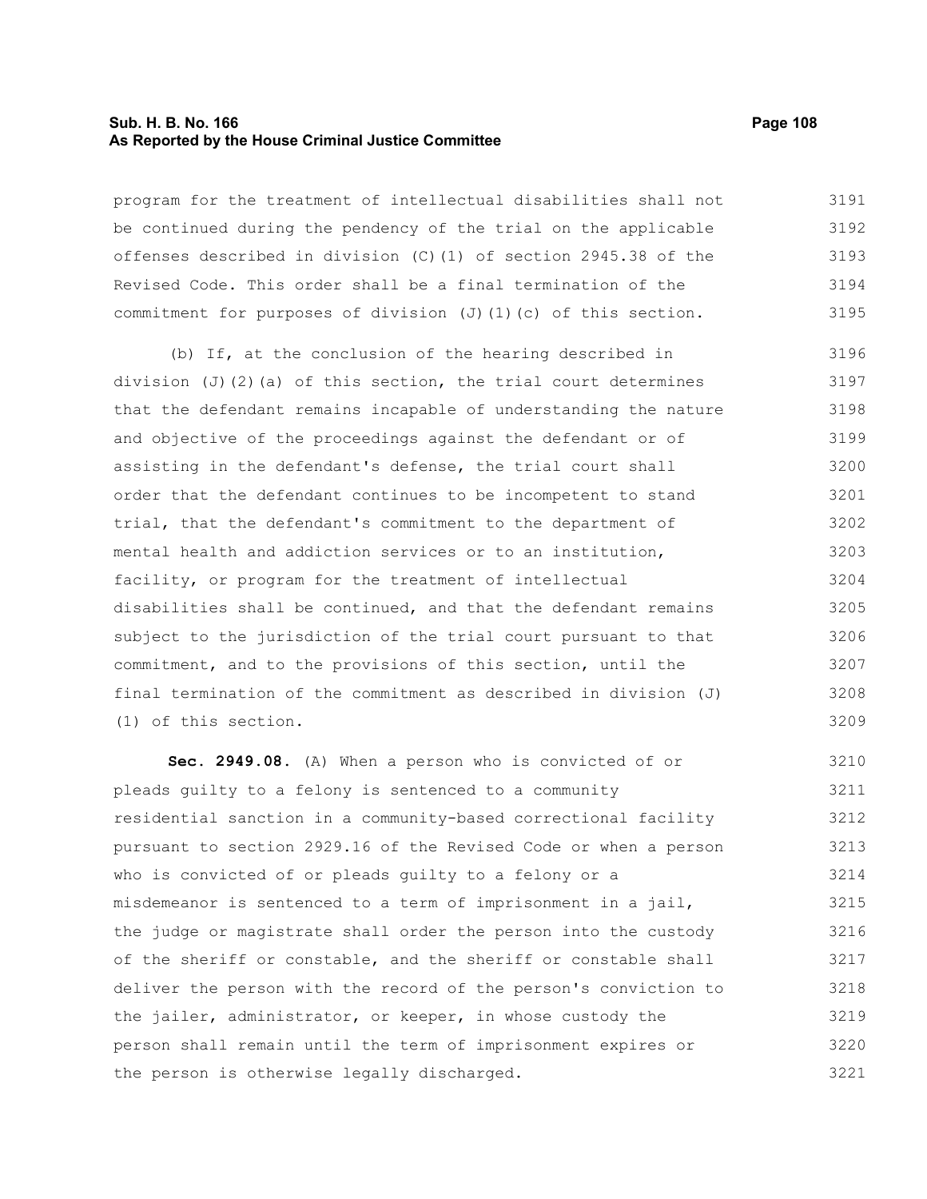program for the treatment of intellectual disabilities shall not be continued during the pendency of the trial on the applicable offenses described in division (C)(1) of section 2945.38 of the Revised Code. This order shall be a final termination of the commitment for purposes of division (J)(1)(c) of this section.

(b) If, at the conclusion of the hearing described in division (J)(2)(a) of this section, the trial court determines that the defendant remains incapable of understanding the nature and objective of the proceedings against the defendant or of assisting in the defendant's defense, the trial court shall order that the defendant continues to be incompetent to stand trial, that the defendant's commitment to the department of mental health and addiction services or to an institution, facility, or program for the treatment of intellectual disabilities shall be continued, and that the defendant remains subject to the jurisdiction of the trial court pursuant to that commitment, and to the provisions of this section, until the final termination of the commitment as described in division (J)(1) of this section.

**Sec. 2949.08.** (A) When a person who is convicted of or pleads guilty to a felony is sentenced to a community residential sanction in a community-based correctional facility pursuant to section 2929.16 of the Revised Code or when a person who is convicted of or pleads guilty to a felony or a misdemeanor is sentenced to a term of imprisonment in a jail, the judge or magistrate shall order the person into the custody of the sheriff or constable, and the sheriff or constable shall deliver the person with the record of the person's conviction to the jailer, administrator, or keeper, in whose custody the person shall remain until the term of imprisonment expires or the person is otherwise legally discharged.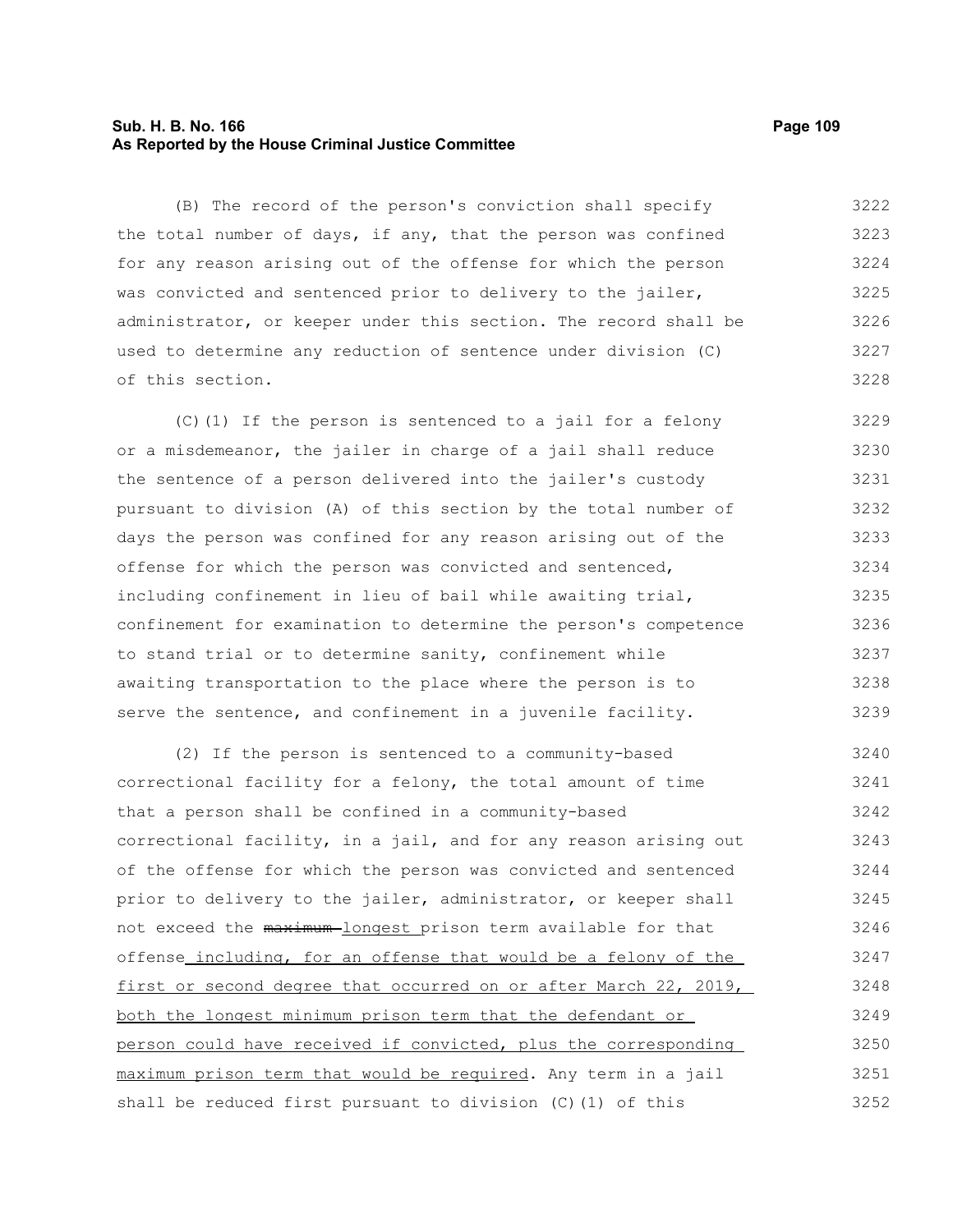(B) The record of the person's conviction shall specify the total number of days, if any, that the person was confined for any reason arising out of the offense for which the person was convicted and sentenced prior to delivery to the jailer, administrator, or keeper under this section. The record shall be used to determine any reduction of sentence under division (C) of this section.

(C)(1) If the person is sentenced to a jail for a felony or a misdemeanor, the jailer in charge of a jail shall reduce the sentence of a person delivered into the jailer's custody pursuant to division (A) of this section by the total number of days the person was confined for any reason arising out of the offense for which the person was convicted and sentenced, including confinement in lieu of bail while awaiting trial, confinement for examination to determine the person's competence to stand trial or to determine sanity, confinement while awaiting transportation to the place where the person is to serve the sentence, and confinement in a juvenile facility.

(2) If the person is sentenced to a community-based correctional facility for a felony, the total amount of time that a person shall be confined in a community-based correctional facility, in a jail, and for any reason arising out of the offense for which the person was convicted and sentenced prior to delivery to the jailer, administrator, or keeper shall not exceed the ~~maximum~~ <u>longest</u> prison term available for that offense<u> including, for an offense that would be a felony of the first or second degree that occurred on or after March 22, 2019, both the longest minimum prison term that the defendant or person could have received if convicted, plus the corresponding maximum prison term that would be required</u>. Any term in a jail shall be reduced first pursuant to division (C)(1) of this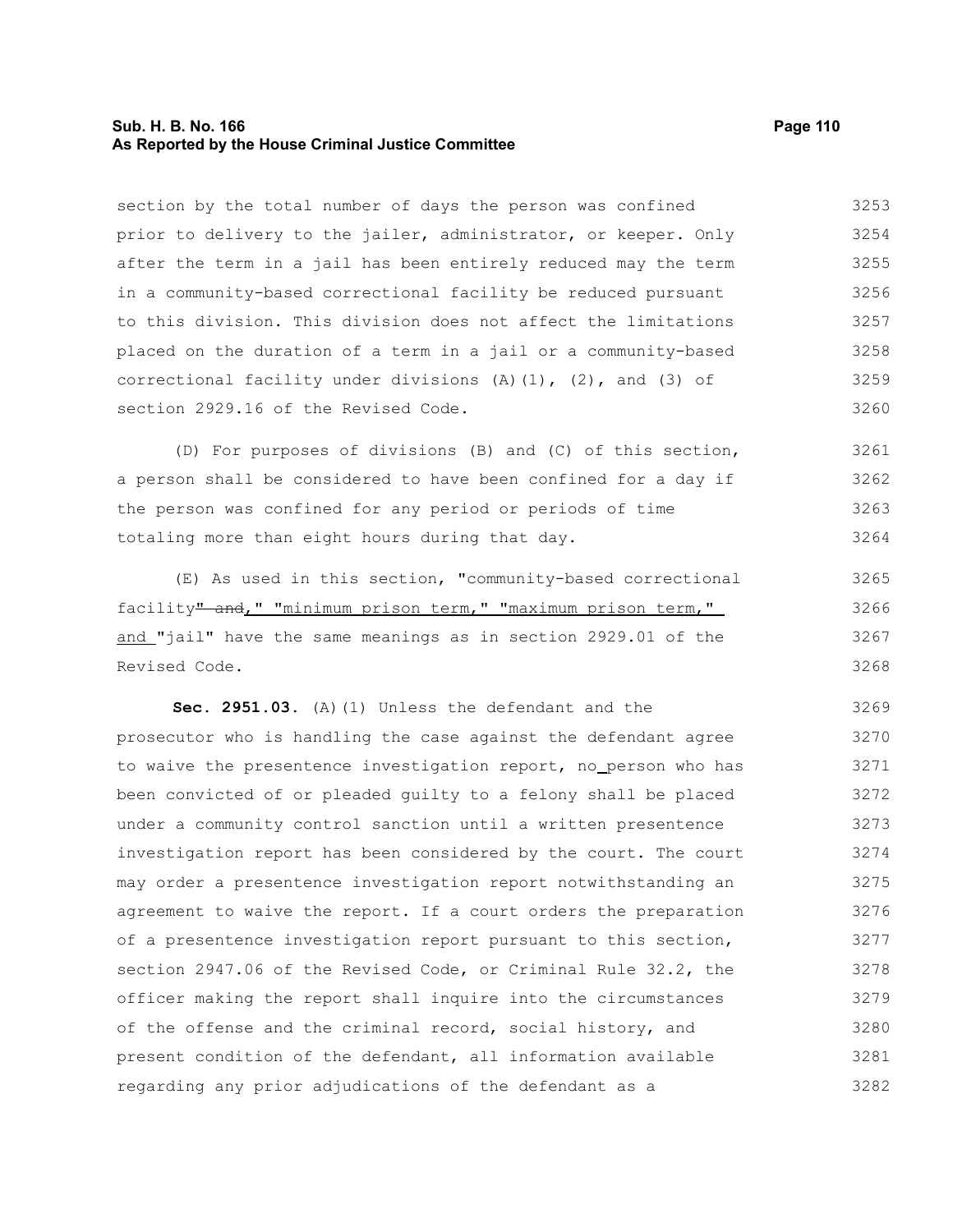section by the total number of days the person was confined prior to delivery to the jailer, administrator, or keeper. Only after the term in a jail has been entirely reduced may the term in a community-based correctional facility be reduced pursuant to this division. This division does not affect the limitations placed on the duration of a term in a jail or a community-based correctional facility under divisions (A)(1), (2), and (3) of section 2929.16 of the Revised Code.

(D) For purposes of divisions (B) and (C) of this section, a person shall be considered to have been confined for a day if the person was confined for any period or periods of time totaling more than eight hours during that day.

(E) As used in this section, "community-based correctional facility~~" and~~," "minimum prison term," "maximum prison term," and "jail" have the same meanings as in section 2929.01 of the Revised Code.

**Sec. 2951.03.** (A)(1) Unless the defendant and the prosecutor who is handling the case against the defendant agree to waive the presentence investigation report, no person who has been convicted of or pleaded guilty to a felony shall be placed under a community control sanction until a written presentence investigation report has been considered by the court. The court may order a presentence investigation report notwithstanding an agreement to waive the report. If a court orders the preparation of a presentence investigation report pursuant to this section, section 2947.06 of the Revised Code, or Criminal Rule 32.2, the officer making the report shall inquire into the circumstances of the offense and the criminal record, social history, and present condition of the defendant, all information available regarding any prior adjudications of the defendant as a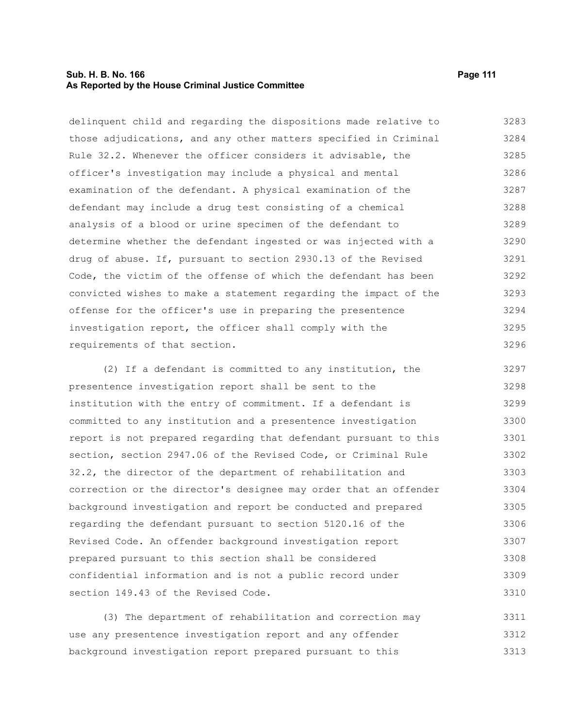delinquent child and regarding the dispositions made relative to those adjudications, and any other matters specified in Criminal Rule 32.2. Whenever the officer considers it advisable, the officer's investigation may include a physical and mental examination of the defendant. A physical examination of the defendant may include a drug test consisting of a chemical analysis of a blood or urine specimen of the defendant to determine whether the defendant ingested or was injected with a drug of abuse. If, pursuant to section 2930.13 of the Revised Code, the victim of the offense of which the defendant has been convicted wishes to make a statement regarding the impact of the offense for the officer's use in preparing the presentence investigation report, the officer shall comply with the requirements of that section.

(2) If a defendant is committed to any institution, the presentence investigation report shall be sent to the institution with the entry of commitment. If a defendant is committed to any institution and a presentence investigation report is not prepared regarding that defendant pursuant to this section, section 2947.06 of the Revised Code, or Criminal Rule 32.2, the director of the department of rehabilitation and correction or the director's designee may order that an offender background investigation and report be conducted and prepared regarding the defendant pursuant to section 5120.16 of the Revised Code. An offender background investigation report prepared pursuant to this section shall be considered confidential information and is not a public record under section 149.43 of the Revised Code.

(3) The department of rehabilitation and correction may use any presentence investigation report and any offender background investigation report prepared pursuant to this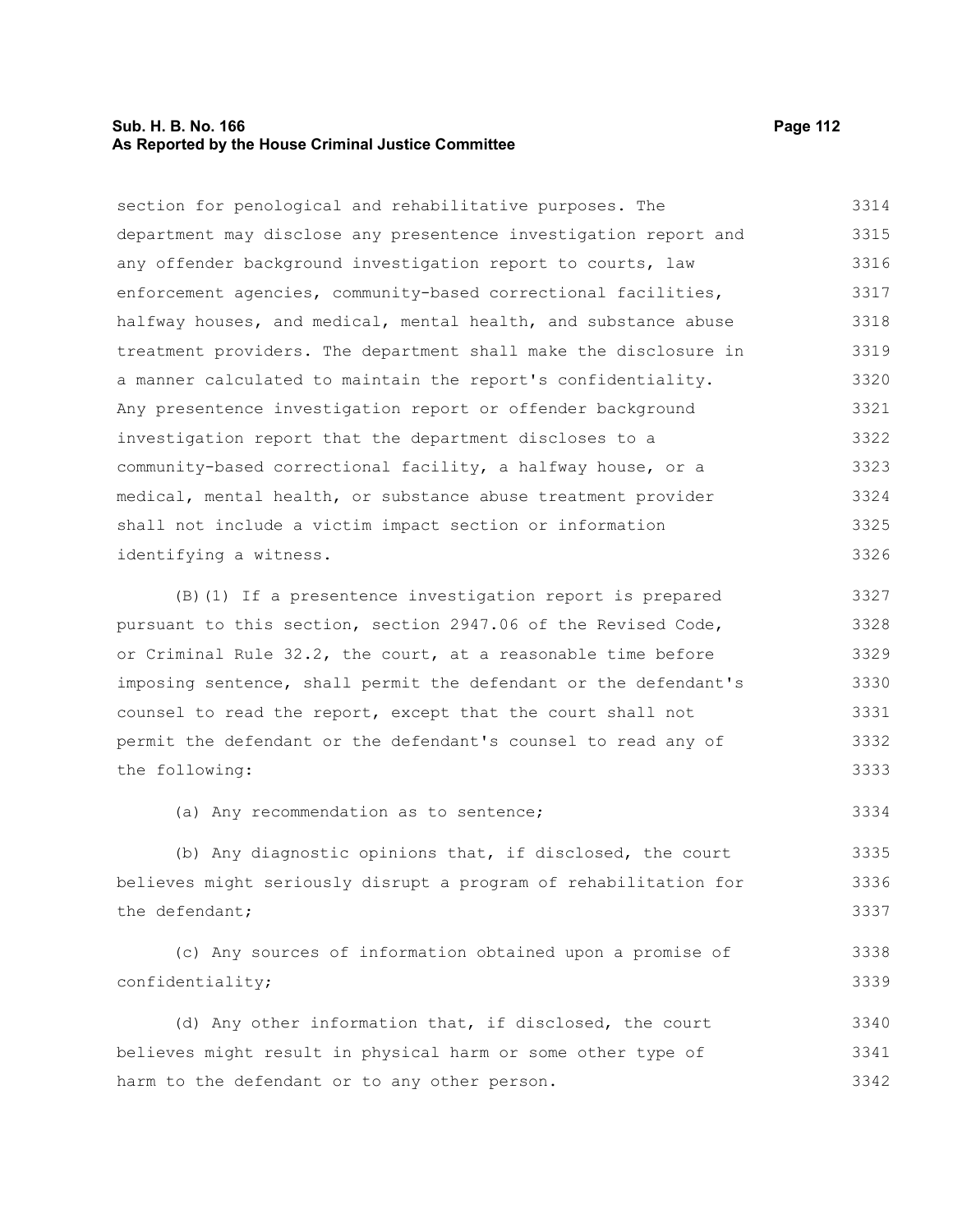section for penological and rehabilitative purposes. The department may disclose any presentence investigation report and any offender background investigation report to courts, law enforcement agencies, community-based correctional facilities, halfway houses, and medical, mental health, and substance abuse treatment providers. The department shall make the disclosure in a manner calculated to maintain the report's confidentiality. Any presentence investigation report or offender background investigation report that the department discloses to a community-based correctional facility, a halfway house, or a medical, mental health, or substance abuse treatment provider shall not include a victim impact section or information identifying a witness.

(B)(1) If a presentence investigation report is prepared pursuant to this section, section 2947.06 of the Revised Code, or Criminal Rule 32.2, the court, at a reasonable time before imposing sentence, shall permit the defendant or the defendant's counsel to read the report, except that the court shall not permit the defendant or the defendant's counsel to read any of the following:

(a) Any recommendation as to sentence;

(b) Any diagnostic opinions that, if disclosed, the court believes might seriously disrupt a program of rehabilitation for the defendant;

(c) Any sources of information obtained upon a promise of confidentiality;

(d) Any other information that, if disclosed, the court believes might result in physical harm or some other type of harm to the defendant or to any other person.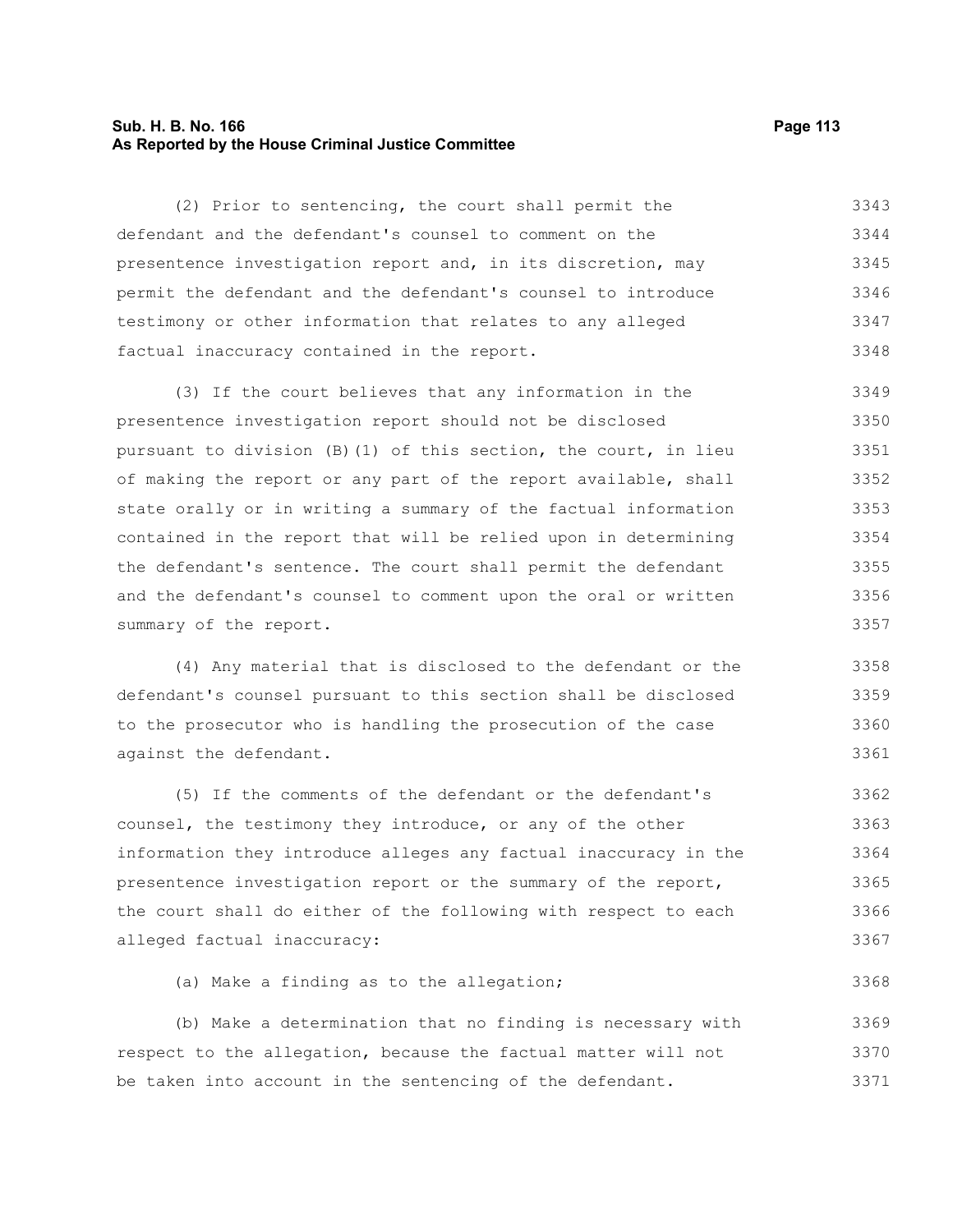(2) Prior to sentencing, the court shall permit the defendant and the defendant's counsel to comment on the presentence investigation report and, in its discretion, may permit the defendant and the defendant's counsel to introduce testimony or other information that relates to any alleged factual inaccuracy contained in the report.

(3) If the court believes that any information in the presentence investigation report should not be disclosed pursuant to division (B)(1) of this section, the court, in lieu of making the report or any part of the report available, shall state orally or in writing a summary of the factual information contained in the report that will be relied upon in determining the defendant's sentence. The court shall permit the defendant and the defendant's counsel to comment upon the oral or written summary of the report.

(4) Any material that is disclosed to the defendant or the defendant's counsel pursuant to this section shall be disclosed to the prosecutor who is handling the prosecution of the case against the defendant.

(5) If the comments of the defendant or the defendant's counsel, the testimony they introduce, or any of the other information they introduce alleges any factual inaccuracy in the presentence investigation report or the summary of the report, the court shall do either of the following with respect to each alleged factual inaccuracy:

(a) Make a finding as to the allegation;

(b) Make a determination that no finding is necessary with respect to the allegation, because the factual matter will not be taken into account in the sentencing of the defendant.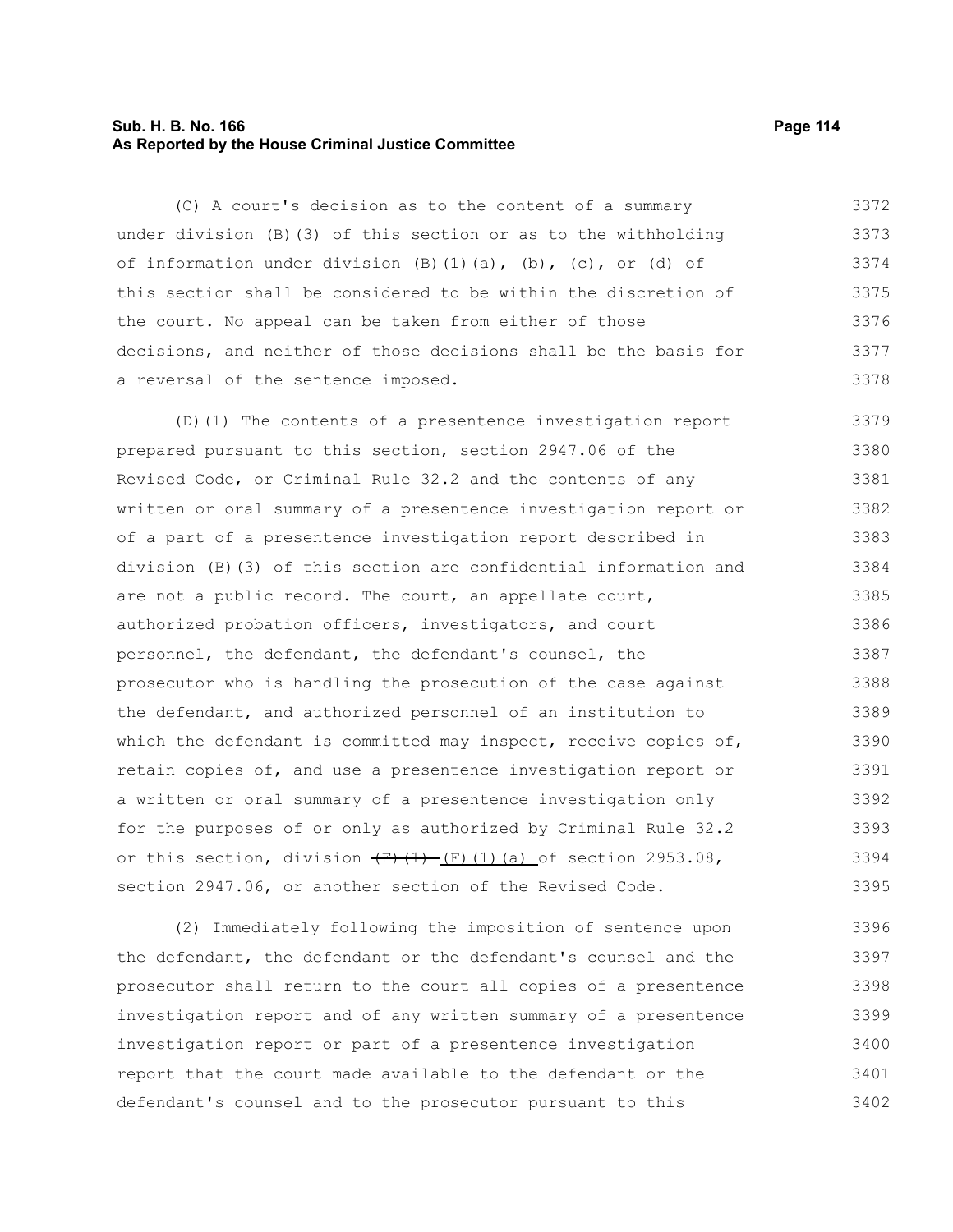(C) A court's decision as to the content of a summary under division (B)(3) of this section or as to the withholding of information under division (B)(1)(a), (b), (c), or (d) of this section shall be considered to be within the discretion of the court. No appeal can be taken from either of those decisions, and neither of those decisions shall be the basis for a reversal of the sentence imposed.

(D)(1) The contents of a presentence investigation report prepared pursuant to this section, section 2947.06 of the Revised Code, or Criminal Rule 32.2 and the contents of any written or oral summary of a presentence investigation report or of a part of a presentence investigation report described in division (B)(3) of this section are confidential information and are not a public record. The court, an appellate court, authorized probation officers, investigators, and court personnel, the defendant, the defendant's counsel, the prosecutor who is handling the prosecution of the case against the defendant, and authorized personnel of an institution to which the defendant is committed may inspect, receive copies of, retain copies of, and use a presentence investigation report or a written or oral summary of a presentence investigation only for the purposes of or only as authorized by Criminal Rule 32.2 or this section, division ~~(F)(1)~~ (F)(1)(a) of section 2953.08, section 2947.06, or another section of the Revised Code.

(2) Immediately following the imposition of sentence upon the defendant, the defendant or the defendant's counsel and the prosecutor shall return to the court all copies of a presentence investigation report and of any written summary of a presentence investigation report or part of a presentence investigation report that the court made available to the defendant or the defendant's counsel and to the prosecutor pursuant to this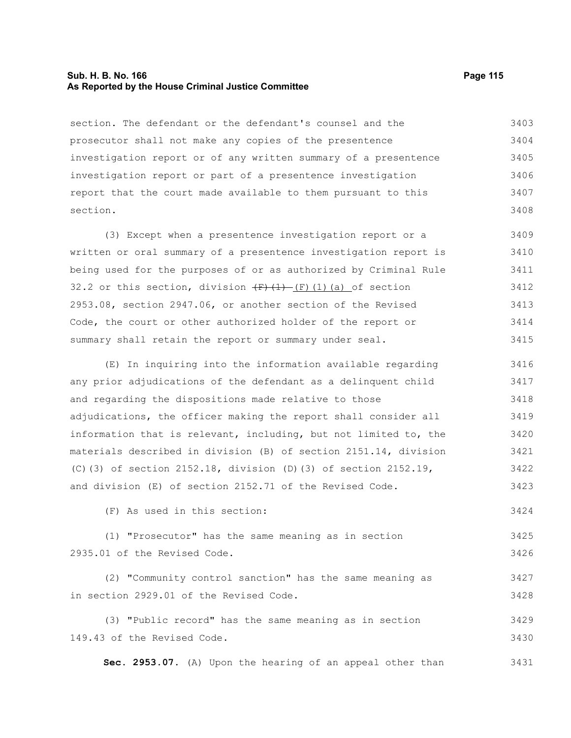section. The defendant or the defendant's counsel and the prosecutor shall not make any copies of the presentence investigation report or of any written summary of a presentence investigation report or part of a presentence investigation report that the court made available to them pursuant to this section.

(3) Except when a presentence investigation report or a written or oral summary of a presentence investigation report is being used for the purposes of or as authorized by Criminal Rule 32.2 or this section, division ~~(F)(1)~~ (F)(1)(a) of section 2953.08, section 2947.06, or another section of the Revised Code, the court or other authorized holder of the report or summary shall retain the report or summary under seal.

(E) In inquiring into the information available regarding any prior adjudications of the defendant as a delinquent child and regarding the dispositions made relative to those adjudications, the officer making the report shall consider all information that is relevant, including, but not limited to, the materials described in division (B) of section 2151.14, division (C)(3) of section 2152.18, division (D)(3) of section 2152.19, and division (E) of section 2152.71 of the Revised Code.

(F) As used in this section:

(1) "Prosecutor" has the same meaning as in section 2935.01 of the Revised Code.

(2) "Community control sanction" has the same meaning as in section 2929.01 of the Revised Code.

(3) "Public record" has the same meaning as in section 149.43 of the Revised Code.

**Sec. 2953.07.** (A) Upon the hearing of an appeal other than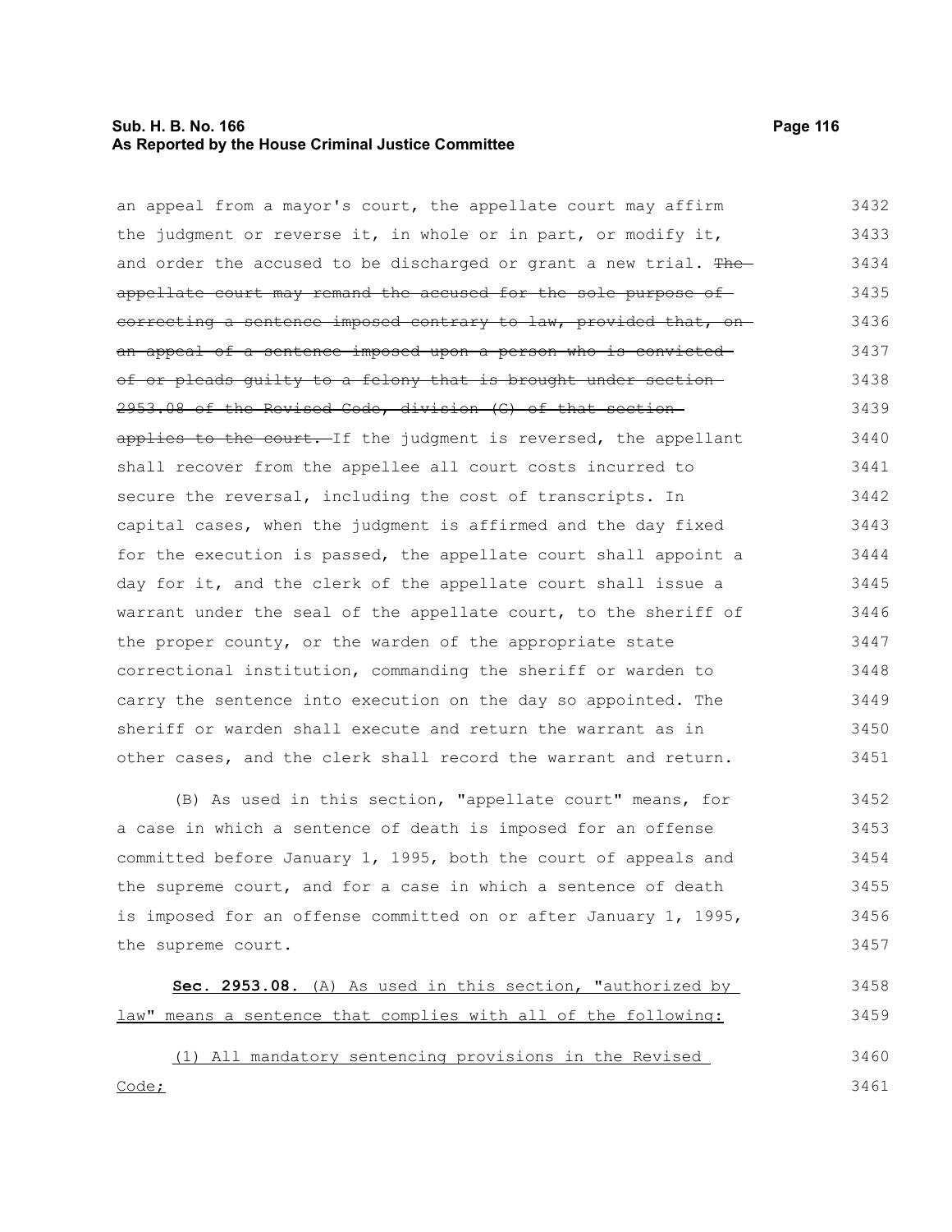an appeal from a mayor's court, the appellate court may affirm the judgment or reverse it, in whole or in part, or modify it, and order the accused to be discharged or grant a new trial. ~~The appellate court may remand the accused for the sole purpose of correcting a sentence imposed contrary to law, provided that, on an appeal of a sentence imposed upon a person who is convicted of or pleads guilty to a felony that is brought under section 2953.08 of the Revised Code, division (G) of that section applies to the court.~~ If the judgment is reversed, the appellant shall recover from the appellee all court costs incurred to secure the reversal, including the cost of transcripts. In capital cases, when the judgment is affirmed and the day fixed for the execution is passed, the appellate court shall appoint a day for it, and the clerk of the appellate court shall issue a warrant under the seal of the appellate court, to the sheriff of the proper county, or the warden of the appropriate state correctional institution, commanding the sheriff or warden to carry the sentence into execution on the day so appointed. The sheriff or warden shall execute and return the warrant as in other cases, and the clerk shall record the warrant and return.

(B) As used in this section, "appellate court" means, for a case in which a sentence of death is imposed for an offense committed before January 1, 1995, both the court of appeals and the supreme court, and for a case in which a sentence of death is imposed for an offense committed on or after January 1, 1995, the supreme court.

**Sec. 2953.08.** <u>(A) As used in this section, "authorized by law" means a sentence that complies with all of the following:</u>

<u>(1) All mandatory sentencing provisions in the Revised Code;</u>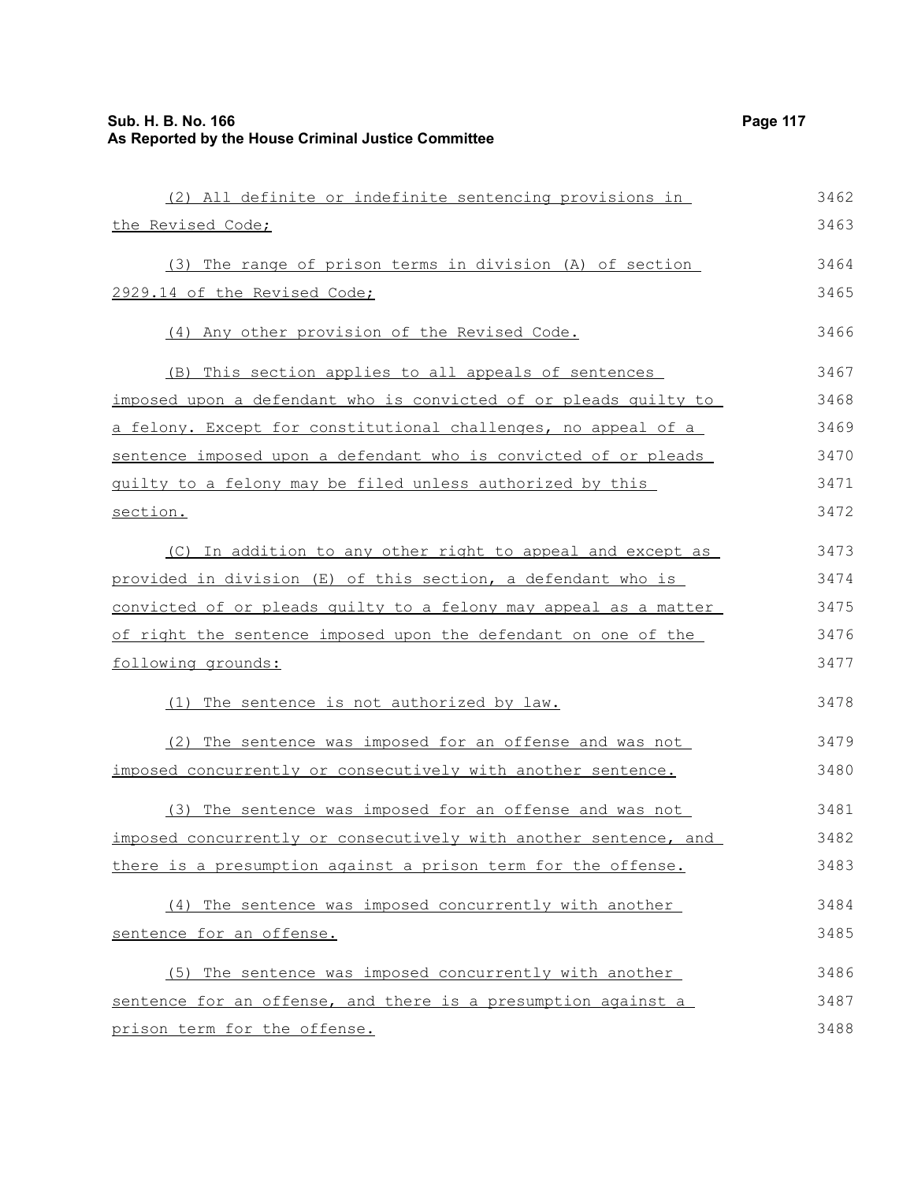(2) All definite or indefinite sentencing provisions in the Revised Code;

(3) The range of prison terms in division (A) of section 2929.14 of the Revised Code;

(4) Any other provision of the Revised Code.

(B) This section applies to all appeals of sentences imposed upon a defendant who is convicted of or pleads guilty to a felony. Except for constitutional challenges, no appeal of a sentence imposed upon a defendant who is convicted of or pleads guilty to a felony may be filed unless authorized by this section.

(C) In addition to any other right to appeal and except as provided in division (E) of this section, a defendant who is convicted of or pleads guilty to a felony may appeal as a matter of right the sentence imposed upon the defendant on one of the following grounds:

(1) The sentence is not authorized by law.

(2) The sentence was imposed for an offense and was not imposed concurrently or consecutively with another sentence.

(3) The sentence was imposed for an offense and was not imposed concurrently or consecutively with another sentence, and there is a presumption against a prison term for the offense.

(4) The sentence was imposed concurrently with another sentence for an offense.

(5) The sentence was imposed concurrently with another sentence for an offense, and there is a presumption against a prison term for the offense.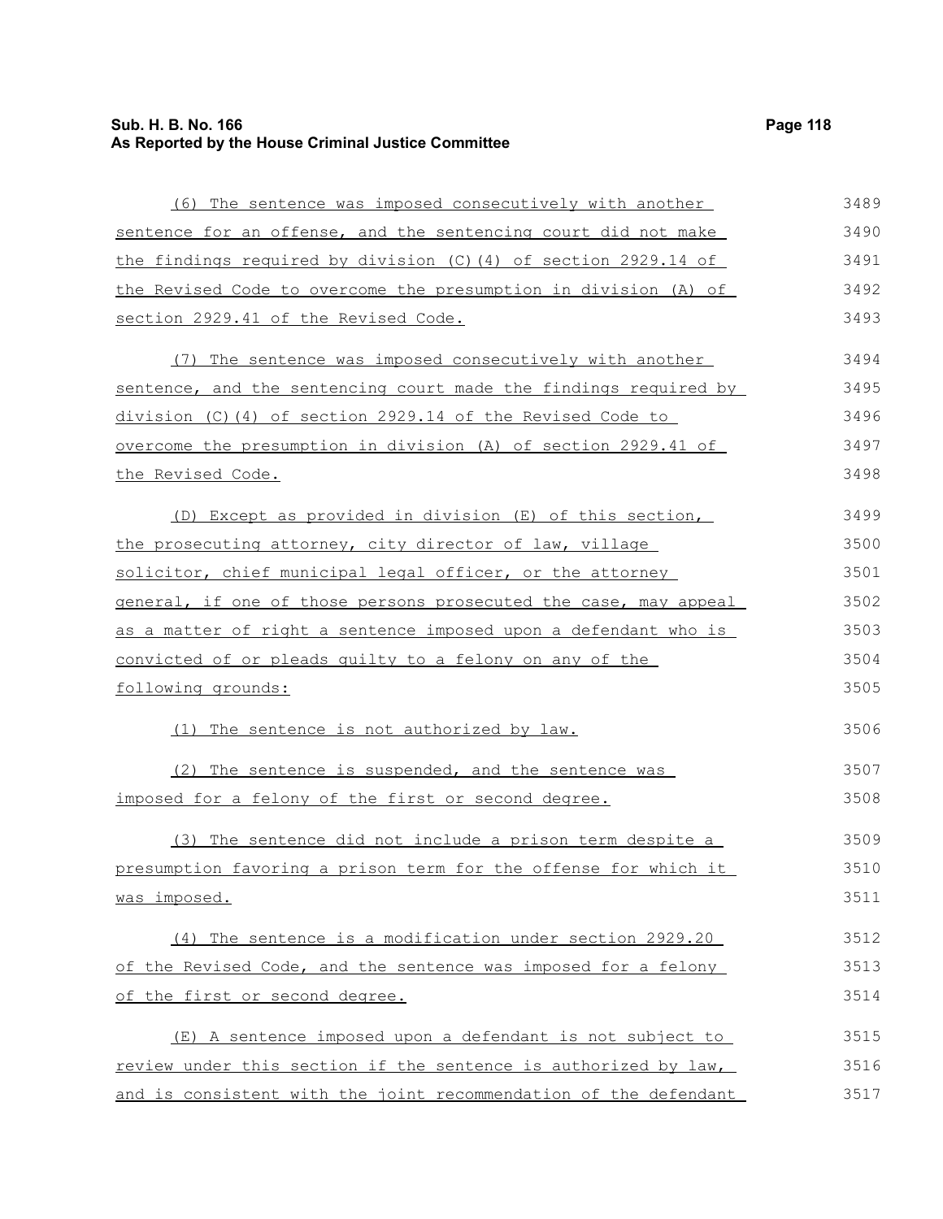(6) The sentence was imposed consecutively with another sentence for an offense, and the sentencing court did not make the findings required by division (C)(4) of section 2929.14 of the Revised Code to overcome the presumption in division (A) of section 2929.41 of the Revised Code.

(7) The sentence was imposed consecutively with another sentence, and the sentencing court made the findings required by division (C)(4) of section 2929.14 of the Revised Code to overcome the presumption in division (A) of section 2929.41 of the Revised Code.

(D) Except as provided in division (E) of this section, the prosecuting attorney, city director of law, village solicitor, chief municipal legal officer, or the attorney general, if one of those persons prosecuted the case, may appeal as a matter of right a sentence imposed upon a defendant who is convicted of or pleads guilty to a felony on any of the following grounds:

(1) The sentence is not authorized by law.

(2) The sentence is suspended, and the sentence was imposed for a felony of the first or second degree.

(3) The sentence did not include a prison term despite a presumption favoring a prison term for the offense for which it was imposed.

(4) The sentence is a modification under section 2929.20 of the Revised Code, and the sentence was imposed for a felony of the first or second degree.

(E) A sentence imposed upon a defendant is not subject to review under this section if the sentence is authorized by law, and is consistent with the joint recommendation of the defendant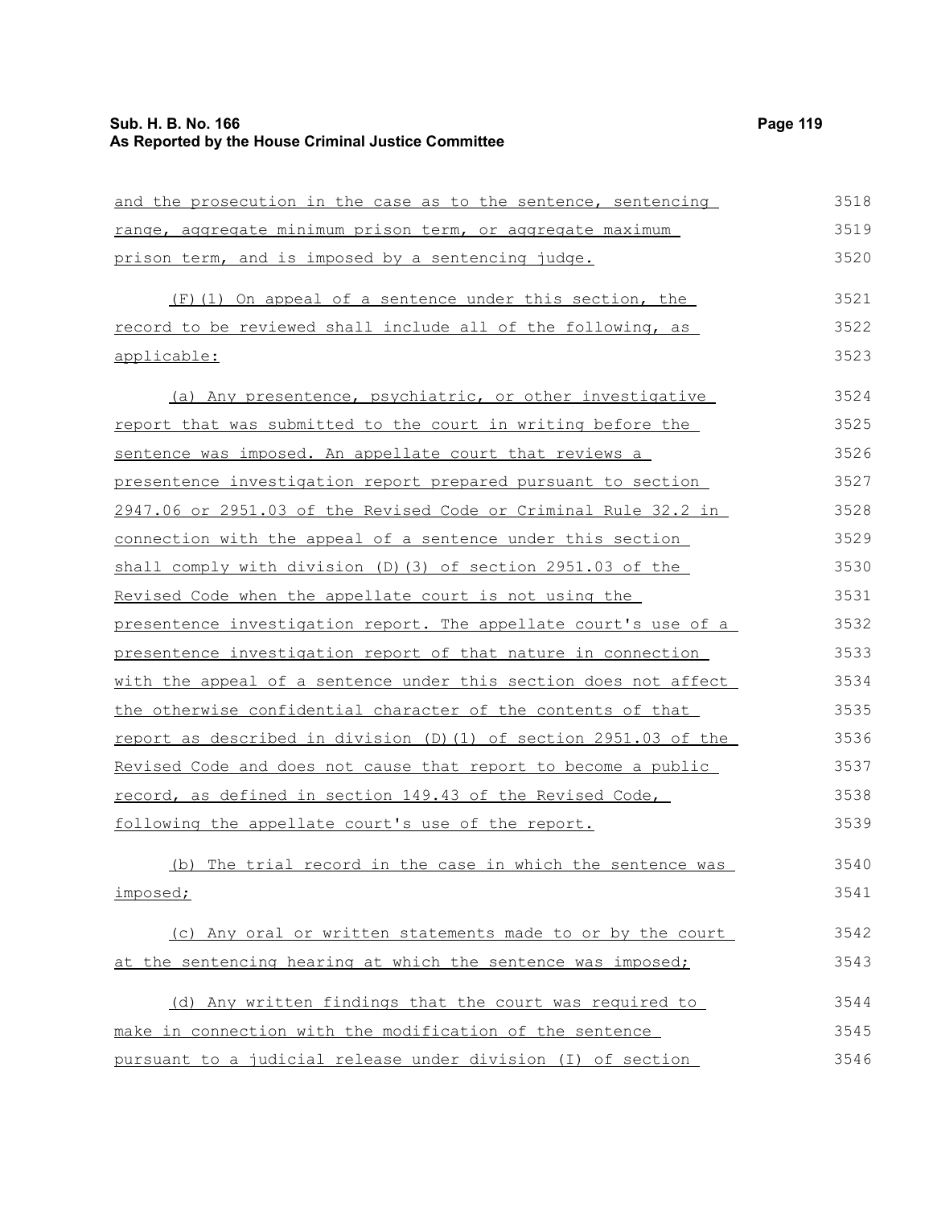and the prosecution in the case as to the sentence, sentencing range, aggregate minimum prison term, or aggregate maximum prison term, and is imposed by a sentencing judge.

(F)(1) On appeal of a sentence under this section, the record to be reviewed shall include all of the following, as applicable:

(a) Any presentence, psychiatric, or other investigative report that was submitted to the court in writing before the sentence was imposed. An appellate court that reviews a presentence investigation report prepared pursuant to section 2947.06 or 2951.03 of the Revised Code or Criminal Rule 32.2 in connection with the appeal of a sentence under this section shall comply with division (D)(3) of section 2951.03 of the Revised Code when the appellate court is not using the presentence investigation report. The appellate court's use of a presentence investigation report of that nature in connection with the appeal of a sentence under this section does not affect the otherwise confidential character of the contents of that report as described in division (D)(1) of section 2951.03 of the Revised Code and does not cause that report to become a public record, as defined in section 149.43 of the Revised Code, following the appellate court's use of the report.

(b) The trial record in the case in which the sentence was imposed;

(c) Any oral or written statements made to or by the court at the sentencing hearing at which the sentence was imposed;

(d) Any written findings that the court was required to make in connection with the modification of the sentence pursuant to a judicial release under division (I) of section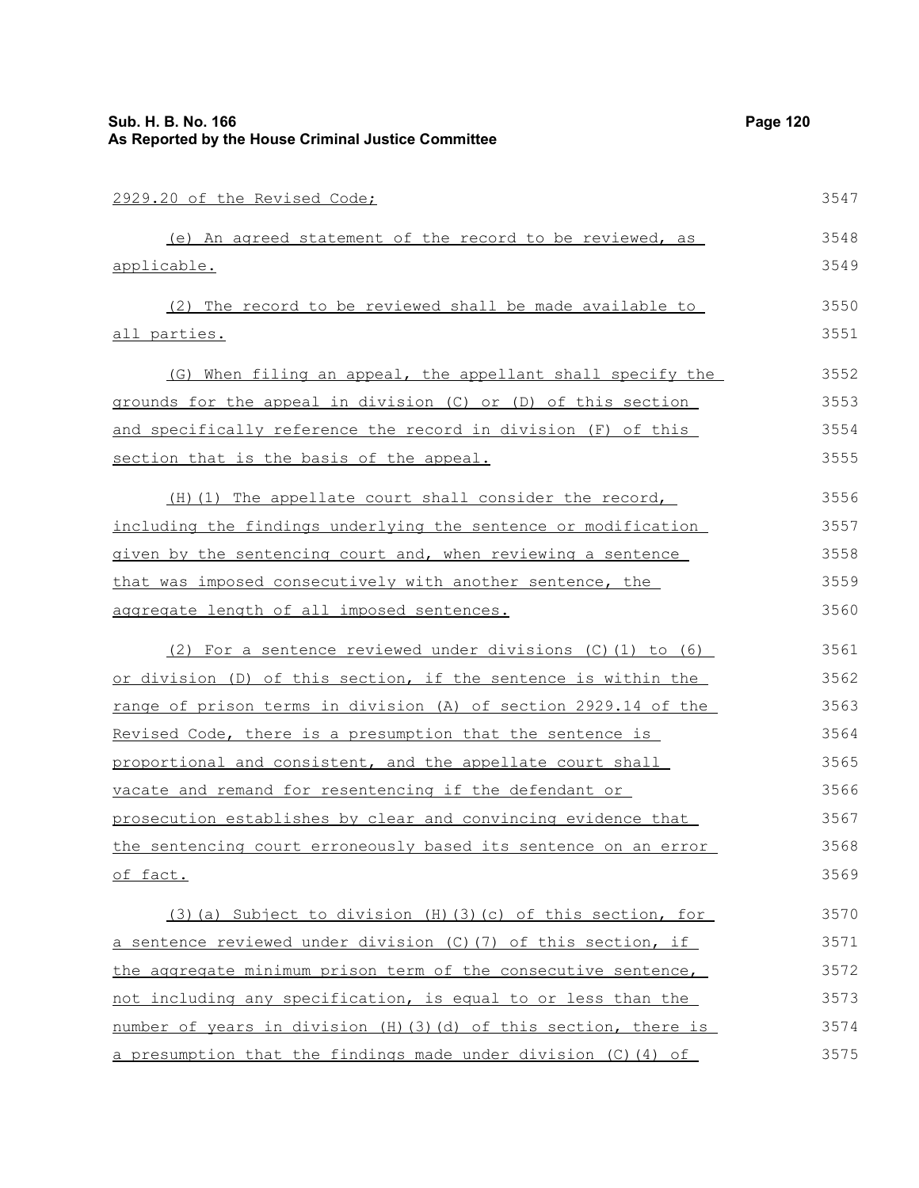2929.20 of the Revised Code;

(e) An agreed statement of the record to be reviewed, as applicable.

(2) The record to be reviewed shall be made available to all parties.

(G) When filing an appeal, the appellant shall specify the grounds for the appeal in division (C) or (D) of this section and specifically reference the record in division (F) of this section that is the basis of the appeal.

(H)(1) The appellate court shall consider the record, including the findings underlying the sentence or modification given by the sentencing court and, when reviewing a sentence that was imposed consecutively with another sentence, the aggregate length of all imposed sentences.

(2) For a sentence reviewed under divisions (C)(1) to (6) or division (D) of this section, if the sentence is within the range of prison terms in division (A) of section 2929.14 of the Revised Code, there is a presumption that the sentence is proportional and consistent, and the appellate court shall vacate and remand for resentencing if the defendant or prosecution establishes by clear and convincing evidence that the sentencing court erroneously based its sentence on an error of fact.

(3)(a) Subject to division (H)(3)(c) of this section, for a sentence reviewed under division (C)(7) of this section, if the aggregate minimum prison term of the consecutive sentence, not including any specification, is equal to or less than the number of years in division (H)(3)(d) of this section, there is a presumption that the findings made under division (C)(4) of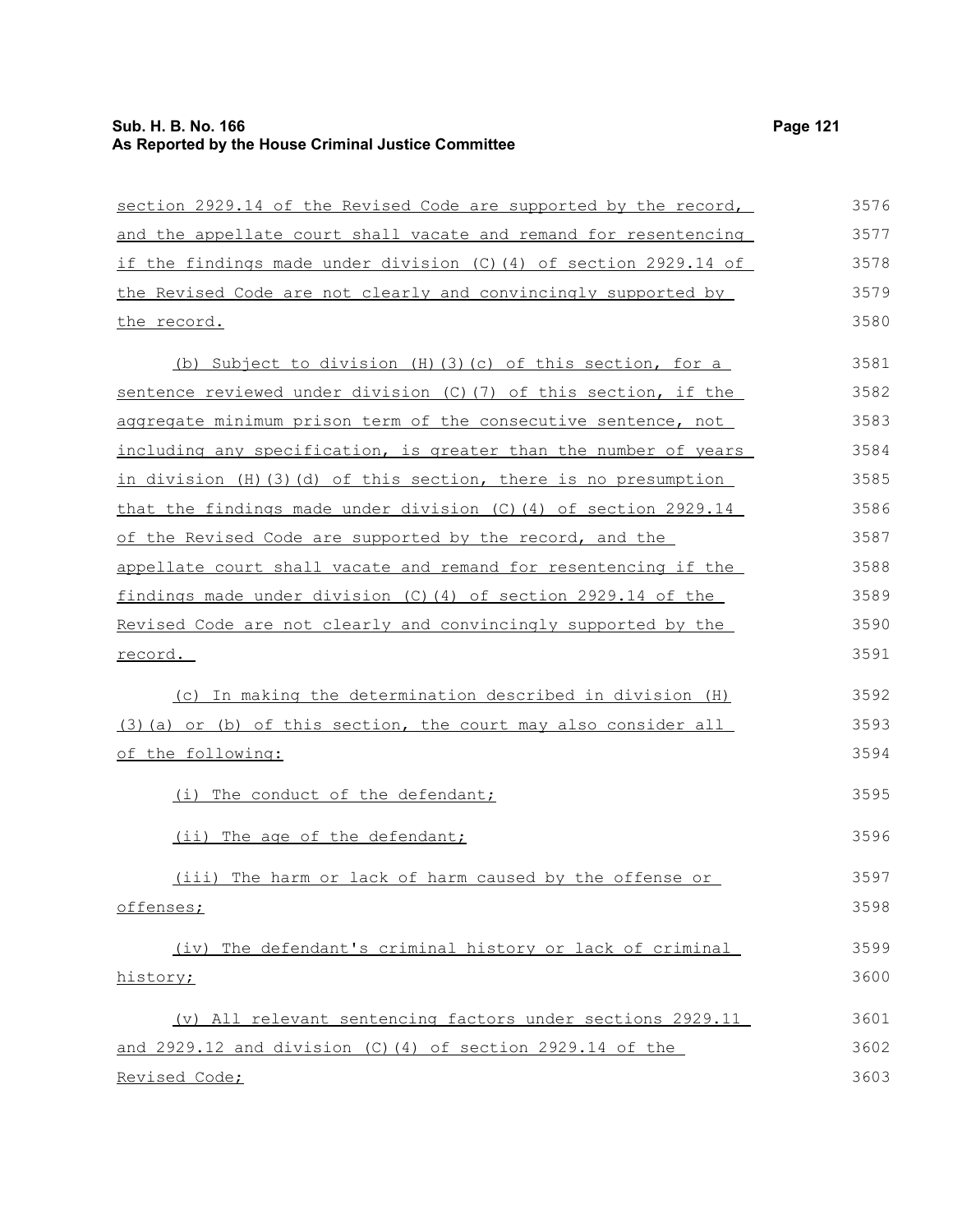section 2929.14 of the Revised Code are supported by the record, and the appellate court shall vacate and remand for resentencing if the findings made under division (C)(4) of section 2929.14 of the Revised Code are not clearly and convincingly supported by the record.

(b) Subject to division (H)(3)(c) of this section, for a sentence reviewed under division (C)(7) of this section, if the aggregate minimum prison term of the consecutive sentence, not including any specification, is greater than the number of years in division (H)(3)(d) of this section, there is no presumption that the findings made under division (C)(4) of section 2929.14 of the Revised Code are supported by the record, and the appellate court shall vacate and remand for resentencing if the findings made under division (C)(4) of section 2929.14 of the Revised Code are not clearly and convincingly supported by the record.

(c) In making the determination described in division (H)(3)(a) or (b) of this section, the court may also consider all of the following:

(i) The conduct of the defendant;

(ii) The age of the defendant;

(iii) The harm or lack of harm caused by the offense or offenses;

(iv) The defendant's criminal history or lack of criminal history;

(v) All relevant sentencing factors under sections 2929.11 and 2929.12 and division (C)(4) of section 2929.14 of the Revised Code;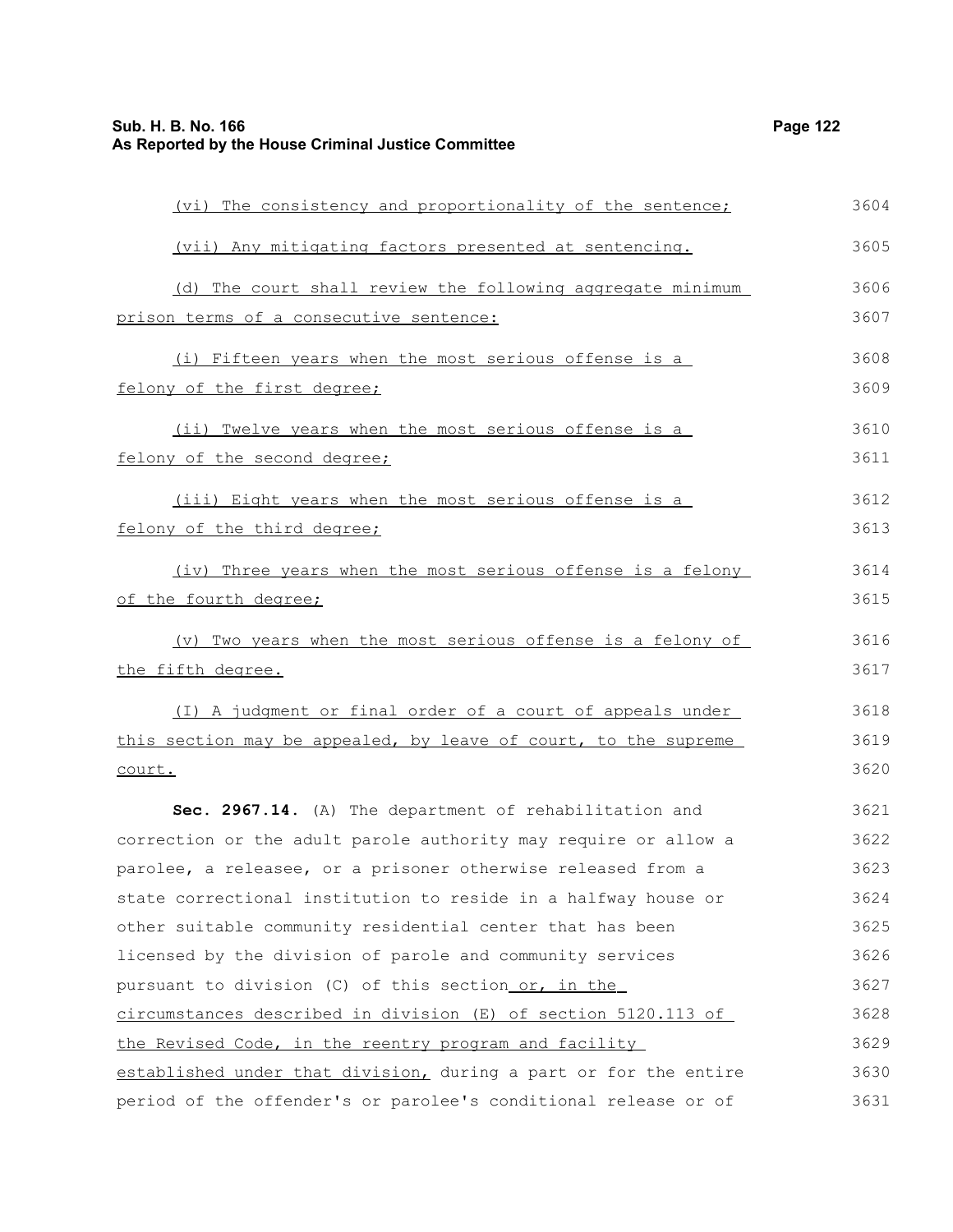(vi) The consistency and proportionality of the sentence;

(vii) Any mitigating factors presented at sentencing.

(d) The court shall review the following aggregate minimum prison terms of a consecutive sentence:

(i) Fifteen years when the most serious offense is a felony of the first degree;

(ii) Twelve years when the most serious offense is a felony of the second degree;

(iii) Eight years when the most serious offense is a felony of the third degree;

(iv) Three years when the most serious offense is a felony of the fourth degree;

(v) Two years when the most serious offense is a felony of the fifth degree.

(I) A judgment or final order of a court of appeals under this section may be appealed, by leave of court, to the supreme court.

**Sec. 2967.14.** (A) The department of rehabilitation and correction or the adult parole authority may require or allow a parolee, a releasee, or a prisoner otherwise released from a state correctional institution to reside in a halfway house or other suitable community residential center that has been licensed by the division of parole and community services pursuant to division (C) of this section or, in the circumstances described in division (E) of section 5120.113 of the Revised Code, in the reentry program and facility established under that division, during a part or for the entire period of the offender's or parolee's conditional release or of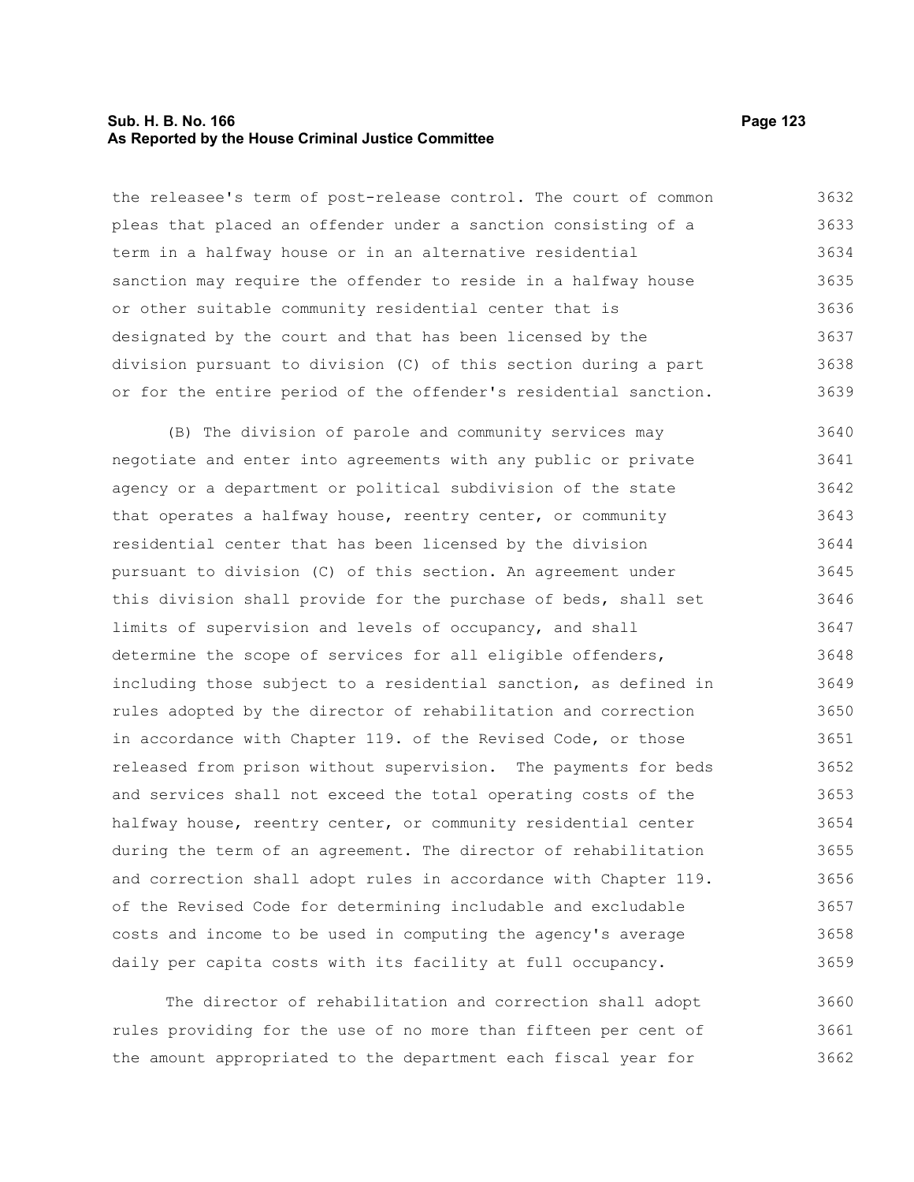the releasee's term of post-release control. The court of common pleas that placed an offender under a sanction consisting of a term in a halfway house or in an alternative residential sanction may require the offender to reside in a halfway house or other suitable community residential center that is designated by the court and that has been licensed by the division pursuant to division (C) of this section during a part or for the entire period of the offender's residential sanction.

(B) The division of parole and community services may negotiate and enter into agreements with any public or private agency or a department or political subdivision of the state that operates a halfway house, reentry center, or community residential center that has been licensed by the division pursuant to division (C) of this section. An agreement under this division shall provide for the purchase of beds, shall set limits of supervision and levels of occupancy, and shall determine the scope of services for all eligible offenders, including those subject to a residential sanction, as defined in rules adopted by the director of rehabilitation and correction in accordance with Chapter 119. of the Revised Code, or those released from prison without supervision. The payments for beds and services shall not exceed the total operating costs of the halfway house, reentry center, or community residential center during the term of an agreement. The director of rehabilitation and correction shall adopt rules in accordance with Chapter 119. of the Revised Code for determining includable and excludable costs and income to be used in computing the agency's average daily per capita costs with its facility at full occupancy.

The director of rehabilitation and correction shall adopt rules providing for the use of no more than fifteen per cent of the amount appropriated to the department each fiscal year for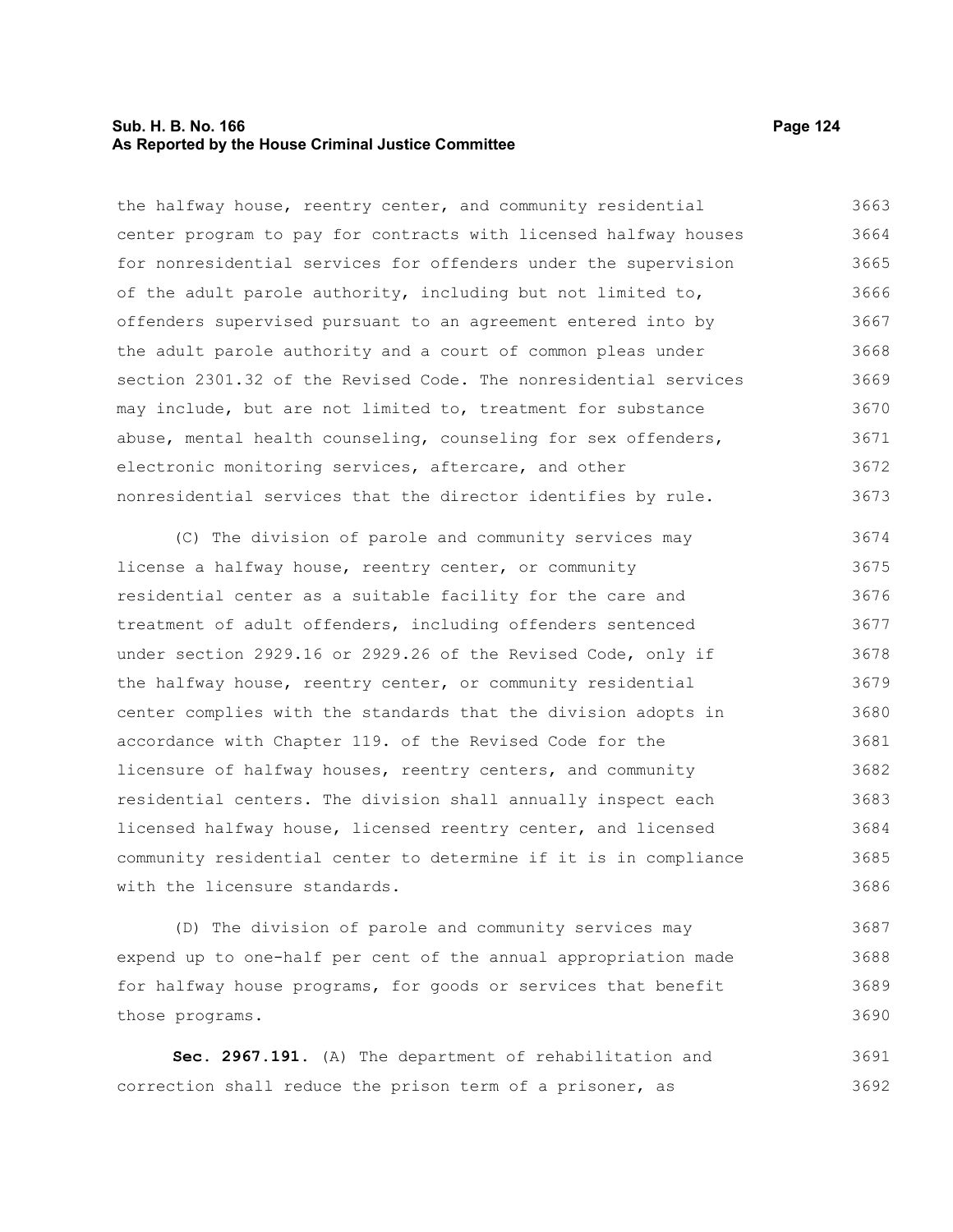the halfway house, reentry center, and community residential center program to pay for contracts with licensed halfway houses for nonresidential services for offenders under the supervision of the adult parole authority, including but not limited to, offenders supervised pursuant to an agreement entered into by the adult parole authority and a court of common pleas under section 2301.32 of the Revised Code. The nonresidential services may include, but are not limited to, treatment for substance abuse, mental health counseling, counseling for sex offenders, electronic monitoring services, aftercare, and other nonresidential services that the director identifies by rule.

(C) The division of parole and community services may license a halfway house, reentry center, or community residential center as a suitable facility for the care and treatment of adult offenders, including offenders sentenced under section 2929.16 or 2929.26 of the Revised Code, only if the halfway house, reentry center, or community residential center complies with the standards that the division adopts in accordance with Chapter 119. of the Revised Code for the licensure of halfway houses, reentry centers, and community residential centers. The division shall annually inspect each licensed halfway house, licensed reentry center, and licensed community residential center to determine if it is in compliance with the licensure standards.

(D) The division of parole and community services may expend up to one-half per cent of the annual appropriation made for halfway house programs, for goods or services that benefit those programs.

**Sec. 2967.191.** (A) The department of rehabilitation and correction shall reduce the prison term of a prisoner, as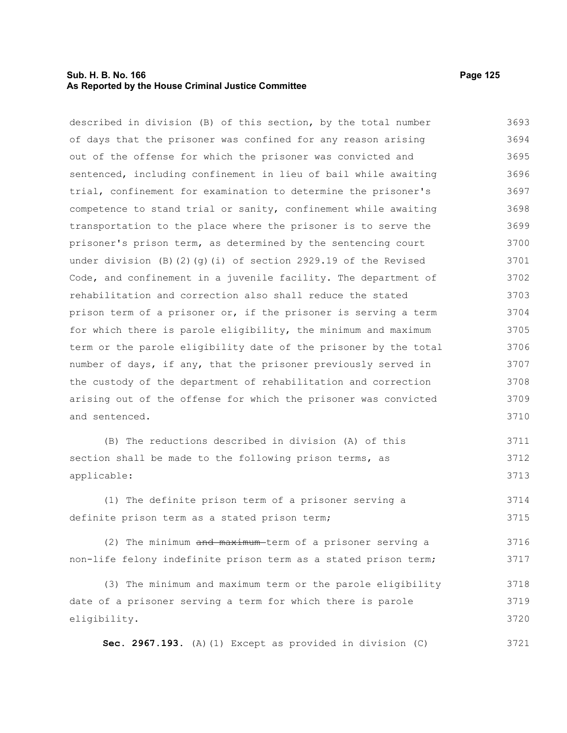described in division (B) of this section, by the total number of days that the prisoner was confined for any reason arising out of the offense for which the prisoner was convicted and sentenced, including confinement in lieu of bail while awaiting trial, confinement for examination to determine the prisoner's competence to stand trial or sanity, confinement while awaiting transportation to the place where the prisoner is to serve the prisoner's prison term, as determined by the sentencing court under division (B)(2)(g)(i) of section 2929.19 of the Revised Code, and confinement in a juvenile facility. The department of rehabilitation and correction also shall reduce the stated prison term of a prisoner or, if the prisoner is serving a term for which there is parole eligibility, the minimum and maximum term or the parole eligibility date of the prisoner by the total number of days, if any, that the prisoner previously served in the custody of the department of rehabilitation and correction arising out of the offense for which the prisoner was convicted and sentenced.

(B) The reductions described in division (A) of this section shall be made to the following prison terms, as applicable:

(1) The definite prison term of a prisoner serving a definite prison term as a stated prison term;

(2) The minimum ~~and maximum~~ term of a prisoner serving a non-life felony indefinite prison term as a stated prison term;

(3) The minimum and maximum term or the parole eligibility date of a prisoner serving a term for which there is parole eligibility.

**Sec. 2967.193.** (A)(1) Except as provided in division (C)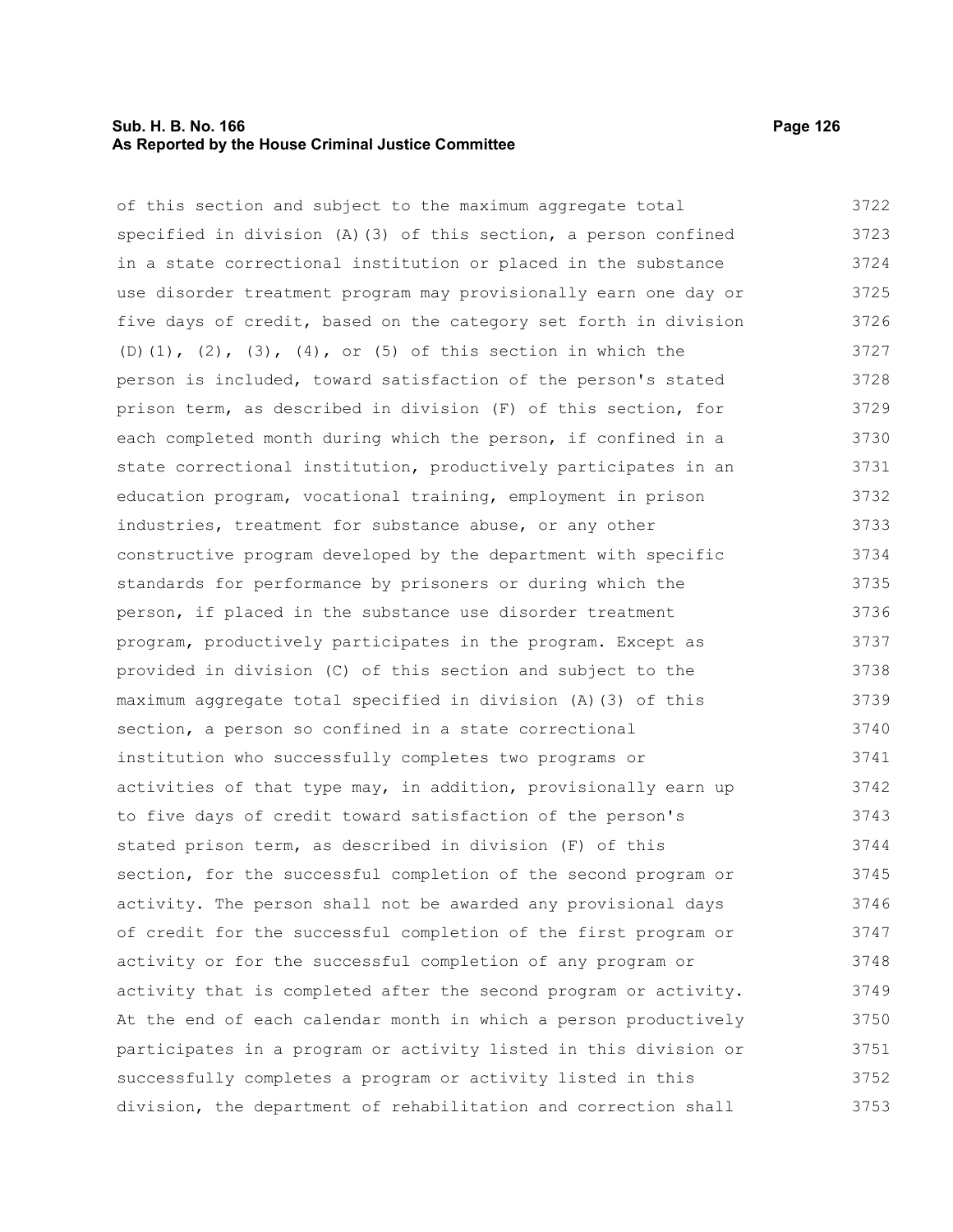of this section and subject to the maximum aggregate total specified in division (A)(3) of this section, a person confined in a state correctional institution or placed in the substance use disorder treatment program may provisionally earn one day or five days of credit, based on the category set forth in division (D)(1), (2), (3), (4), or (5) of this section in which the person is included, toward satisfaction of the person's stated prison term, as described in division (F) of this section, for each completed month during which the person, if confined in a state correctional institution, productively participates in an education program, vocational training, employment in prison industries, treatment for substance abuse, or any other constructive program developed by the department with specific standards for performance by prisoners or during which the person, if placed in the substance use disorder treatment program, productively participates in the program. Except as provided in division (C) of this section and subject to the maximum aggregate total specified in division (A)(3) of this section, a person so confined in a state correctional institution who successfully completes two programs or activities of that type may, in addition, provisionally earn up to five days of credit toward satisfaction of the person's stated prison term, as described in division (F) of this section, for the successful completion of the second program or activity. The person shall not be awarded any provisional days of credit for the successful completion of the first program or activity or for the successful completion of any program or activity that is completed after the second program or activity. At the end of each calendar month in which a person productively participates in a program or activity listed in this division or successfully completes a program or activity listed in this division, the department of rehabilitation and correction shall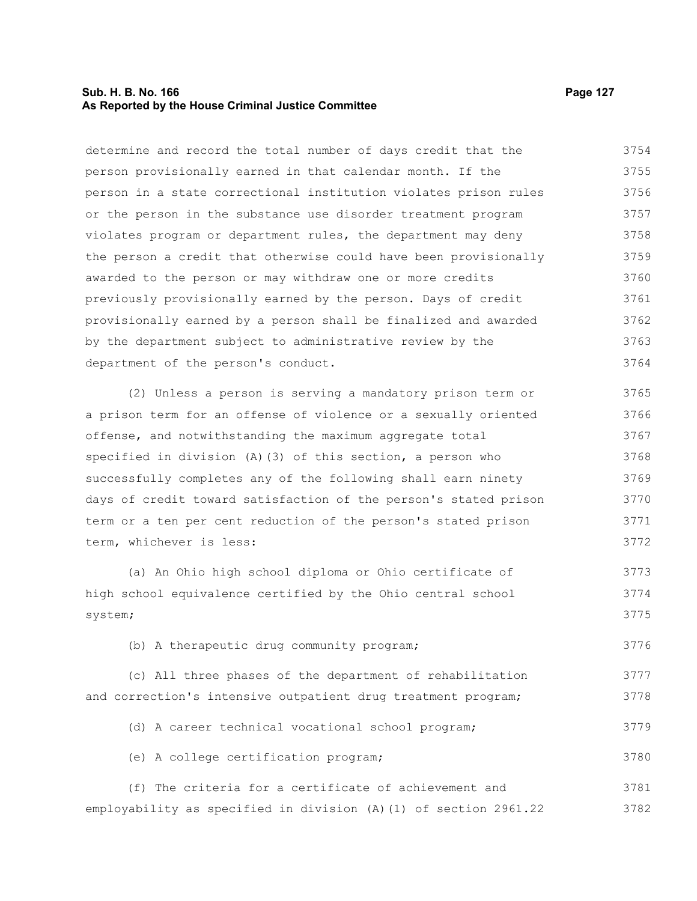determine and record the total number of days credit that the person provisionally earned in that calendar month. If the person in a state correctional institution violates prison rules or the person in the substance use disorder treatment program violates program or department rules, the department may deny the person a credit that otherwise could have been provisionally awarded to the person or may withdraw one or more credits previously provisionally earned by the person. Days of credit provisionally earned by a person shall be finalized and awarded by the department subject to administrative review by the department of the person's conduct.

(2) Unless a person is serving a mandatory prison term or a prison term for an offense of violence or a sexually oriented offense, and notwithstanding the maximum aggregate total specified in division (A)(3) of this section, a person who successfully completes any of the following shall earn ninety days of credit toward satisfaction of the person's stated prison term or a ten per cent reduction of the person's stated prison term, whichever is less:

(a) An Ohio high school diploma or Ohio certificate of high school equivalence certified by the Ohio central school system;

(b) A therapeutic drug community program;

(c) All three phases of the department of rehabilitation and correction's intensive outpatient drug treatment program;

(d) A career technical vocational school program;

(e) A college certification program;

(f) The criteria for a certificate of achievement and employability as specified in division (A)(1) of section 2961.22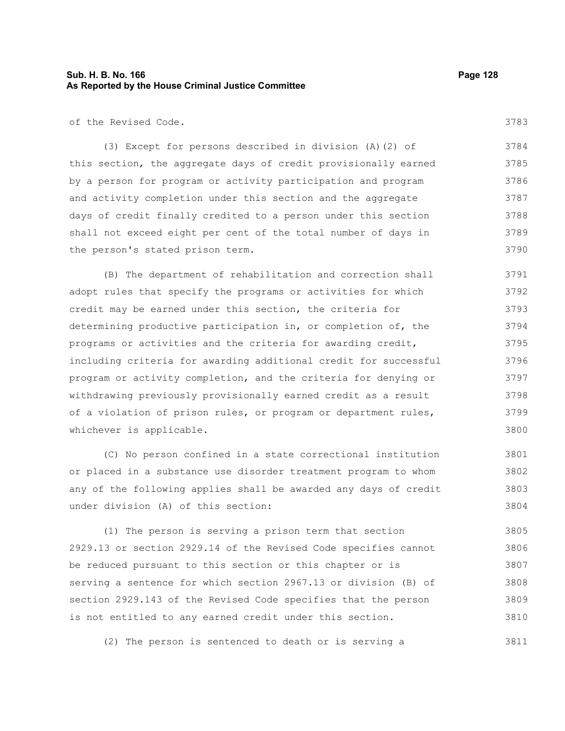of the Revised Code.

(3) Except for persons described in division (A)(2) of this section, the aggregate days of credit provisionally earned by a person for program or activity participation and program and activity completion under this section and the aggregate days of credit finally credited to a person under this section shall not exceed eight per cent of the total number of days in the person's stated prison term.

(B) The department of rehabilitation and correction shall adopt rules that specify the programs or activities for which credit may be earned under this section, the criteria for determining productive participation in, or completion of, the programs or activities and the criteria for awarding credit, including criteria for awarding additional credit for successful program or activity completion, and the criteria for denying or withdrawing previously provisionally earned credit as a result of a violation of prison rules, or program or department rules, whichever is applicable.

(C) No person confined in a state correctional institution or placed in a substance use disorder treatment program to whom any of the following applies shall be awarded any days of credit under division (A) of this section:

(1) The person is serving a prison term that section 2929.13 or section 2929.14 of the Revised Code specifies cannot be reduced pursuant to this section or this chapter or is serving a sentence for which section 2967.13 or division (B) of section 2929.143 of the Revised Code specifies that the person is not entitled to any earned credit under this section.

(2) The person is sentenced to death or is serving a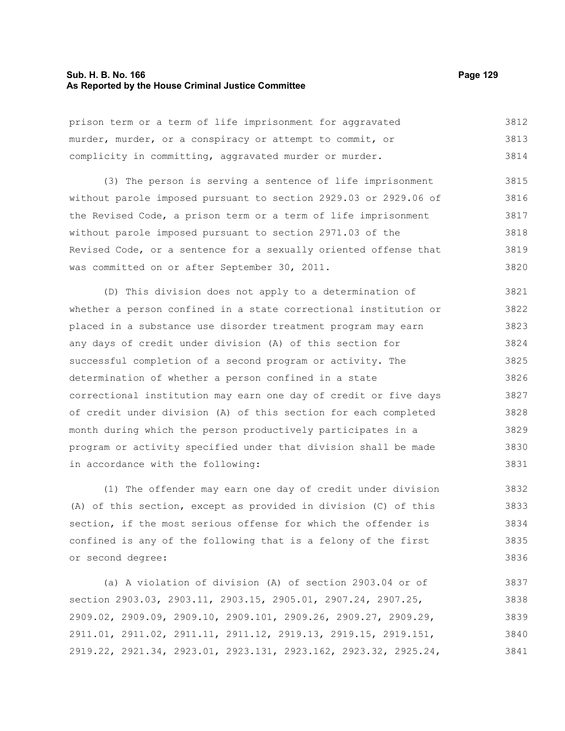prison term or a term of life imprisonment for aggravated murder, murder, or a conspiracy or attempt to commit, or complicity in committing, aggravated murder or murder.

(3) The person is serving a sentence of life imprisonment without parole imposed pursuant to section 2929.03 or 2929.06 of the Revised Code, a prison term or a term of life imprisonment without parole imposed pursuant to section 2971.03 of the Revised Code, or a sentence for a sexually oriented offense that was committed on or after September 30, 2011.

(D) This division does not apply to a determination of whether a person confined in a state correctional institution or placed in a substance use disorder treatment program may earn any days of credit under division (A) of this section for successful completion of a second program or activity. The determination of whether a person confined in a state correctional institution may earn one day of credit or five days of credit under division (A) of this section for each completed month during which the person productively participates in a program or activity specified under that division shall be made in accordance with the following:

(1) The offender may earn one day of credit under division (A) of this section, except as provided in division (C) of this section, if the most serious offense for which the offender is confined is any of the following that is a felony of the first or second degree:

(a) A violation of division (A) of section 2903.04 or of section 2903.03, 2903.11, 2903.15, 2905.01, 2907.24, 2907.25, 2909.02, 2909.09, 2909.10, 2909.101, 2909.26, 2909.27, 2909.29, 2911.01, 2911.02, 2911.11, 2911.12, 2919.13, 2919.15, 2919.151, 2919.22, 2921.34, 2923.01, 2923.131, 2923.162, 2923.32, 2925.24,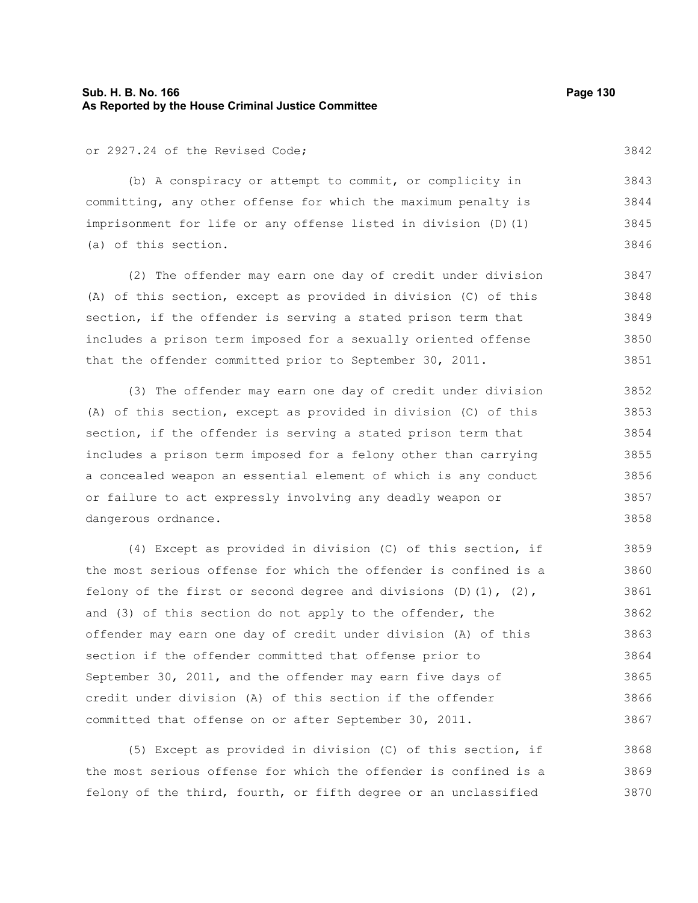or 2927.24 of the Revised Code;

(b) A conspiracy or attempt to commit, or complicity in committing, any other offense for which the maximum penalty is imprisonment for life or any offense listed in division (D)(1)(a) of this section.

(2) The offender may earn one day of credit under division (A) of this section, except as provided in division (C) of this section, if the offender is serving a stated prison term that includes a prison term imposed for a sexually oriented offense that the offender committed prior to September 30, 2011.

(3) The offender may earn one day of credit under division (A) of this section, except as provided in division (C) of this section, if the offender is serving a stated prison term that includes a prison term imposed for a felony other than carrying a concealed weapon an essential element of which is any conduct or failure to act expressly involving any deadly weapon or dangerous ordnance.

(4) Except as provided in division (C) of this section, if the most serious offense for which the offender is confined is a felony of the first or second degree and divisions (D)(1), (2), and (3) of this section do not apply to the offender, the offender may earn one day of credit under division (A) of this section if the offender committed that offense prior to September 30, 2011, and the offender may earn five days of credit under division (A) of this section if the offender committed that offense on or after September 30, 2011.

(5) Except as provided in division (C) of this section, if the most serious offense for which the offender is confined is a felony of the third, fourth, or fifth degree or an unclassified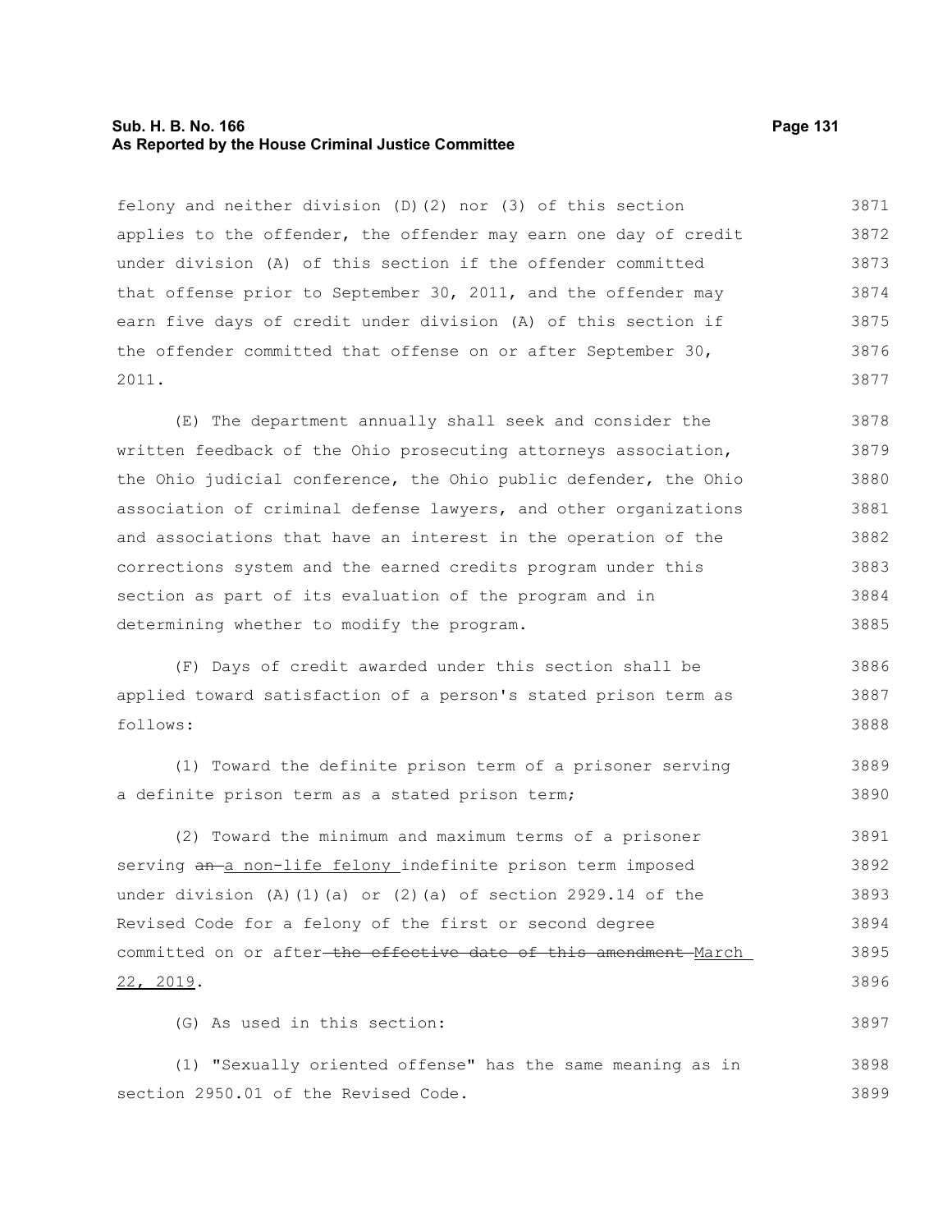felony and neither division (D)(2) nor (3) of this section applies to the offender, the offender may earn one day of credit under division (A) of this section if the offender committed that offense prior to September 30, 2011, and the offender may earn five days of credit under division (A) of this section if the offender committed that offense on or after September 30, 2011.

(E) The department annually shall seek and consider the written feedback of the Ohio prosecuting attorneys association, the Ohio judicial conference, the Ohio public defender, the Ohio association of criminal defense lawyers, and other organizations and associations that have an interest in the operation of the corrections system and the earned credits program under this section as part of its evaluation of the program and in determining whether to modify the program.

(F) Days of credit awarded under this section shall be applied toward satisfaction of a person's stated prison term as follows:

(1) Toward the definite prison term of a prisoner serving a definite prison term as a stated prison term;

(2) Toward the minimum and maximum terms of a prisoner serving ~~an~~ a non-life felony indefinite prison term imposed under division (A)(1)(a) or (2)(a) of section 2929.14 of the Revised Code for a felony of the first or second degree committed on or after ~~the effective date of this amendment~~ March 22, 2019.

(G) As used in this section:

(1) "Sexually oriented offense" has the same meaning as in section 2950.01 of the Revised Code.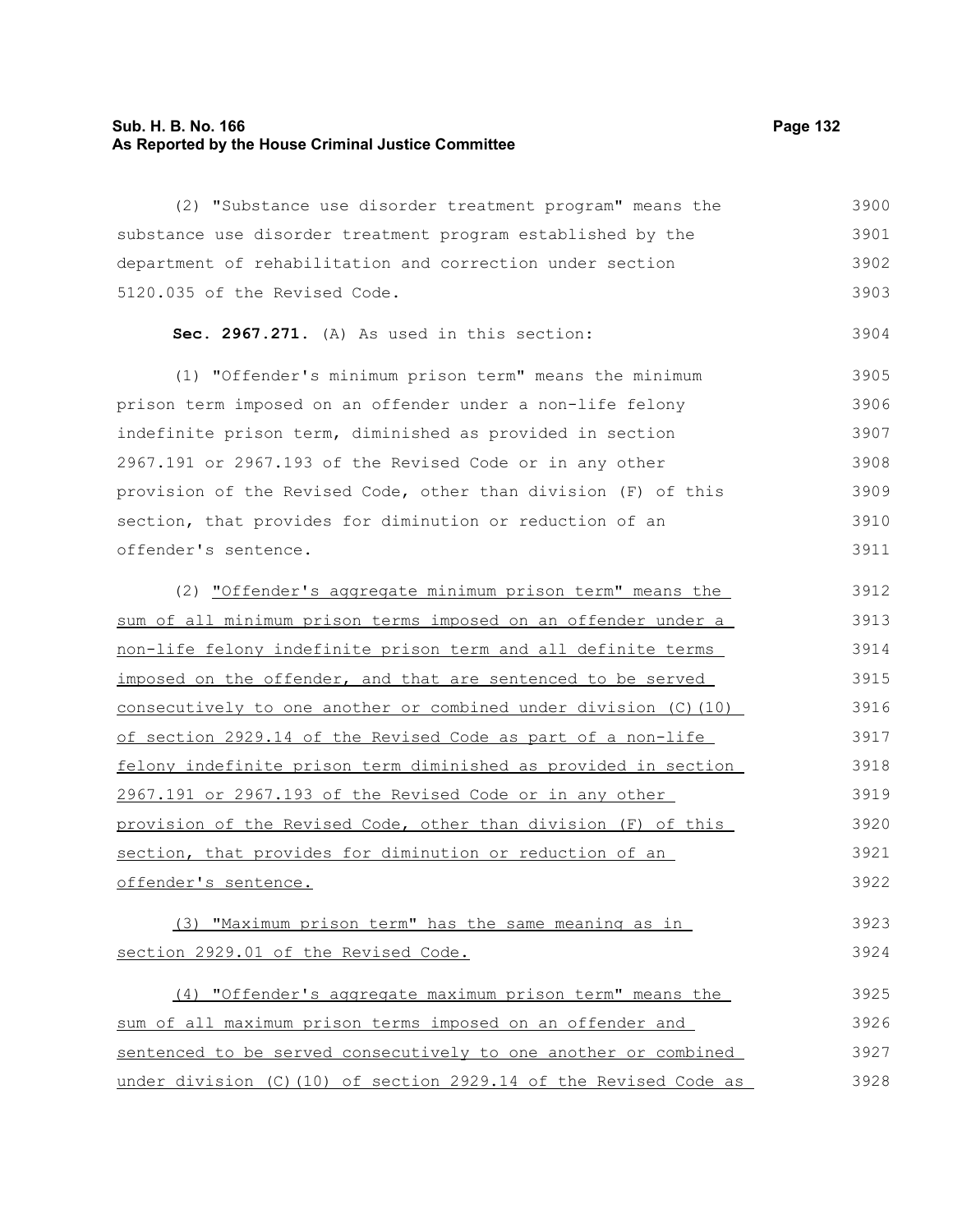(2) "Substance use disorder treatment program" means the substance use disorder treatment program established by the department of rehabilitation and correction under section 5120.035 of the Revised Code.

**Sec. 2967.271.** (A) As used in this section:

(1) "Offender's minimum prison term" means the minimum prison term imposed on an offender under a non-life felony indefinite prison term, diminished as provided in section 2967.191 or 2967.193 of the Revised Code or in any other provision of the Revised Code, other than division (F) of this section, that provides for diminution or reduction of an offender's sentence.

(2) "Offender's aggregate minimum prison term" means the sum of all minimum prison terms imposed on an offender under a non-life felony indefinite prison term and all definite terms imposed on the offender, and that are sentenced to be served consecutively to one another or combined under division (C)(10) of section 2929.14 of the Revised Code as part of a non-life felony indefinite prison term diminished as provided in section 2967.191 or 2967.193 of the Revised Code or in any other provision of the Revised Code, other than division (F) of this section, that provides for diminution or reduction of an offender's sentence.

(3) "Maximum prison term" has the same meaning as in section 2929.01 of the Revised Code.

(4) "Offender's aggregate maximum prison term" means the sum of all maximum prison terms imposed on an offender and sentenced to be served consecutively to one another or combined under division (C)(10) of section 2929.14 of the Revised Code as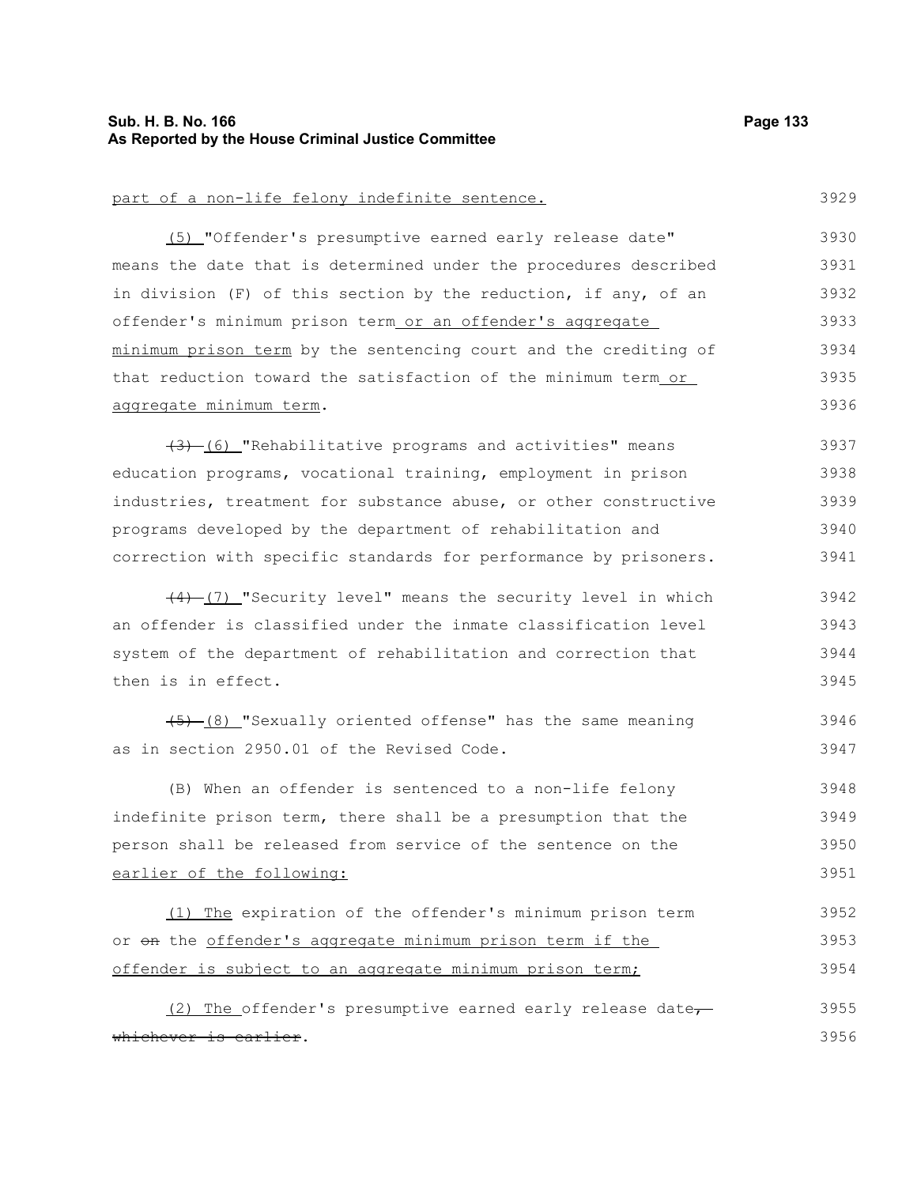part of a non-life felony indefinite sentence.

(5) "Offender's presumptive earned early release date" means the date that is determined under the procedures described in division (F) of this section by the reduction, if any, of an offender's minimum prison term or an offender's aggregate minimum prison term by the sentencing court and the crediting of that reduction toward the satisfaction of the minimum term or aggregate minimum term.

~~(3)~~ (6) "Rehabilitative programs and activities" means education programs, vocational training, employment in prison industries, treatment for substance abuse, or other constructive programs developed by the department of rehabilitation and correction with specific standards for performance by prisoners.

~~(4)~~ (7) "Security level" means the security level in which an offender is classified under the inmate classification level system of the department of rehabilitation and correction that then is in effect.

~~(5)~~ (8) "Sexually oriented offense" has the same meaning as in section 2950.01 of the Revised Code.

(B) When an offender is sentenced to a non-life felony indefinite prison term, there shall be a presumption that the person shall be released from service of the sentence on the earlier of the following:

(1) The expiration of the offender's minimum prison term or ~~on~~ the offender's aggregate minimum prison term if the offender is subject to an aggregate minimum prison term;

(2) The offender's presumptive earned early release date~~, whichever is earlier~~.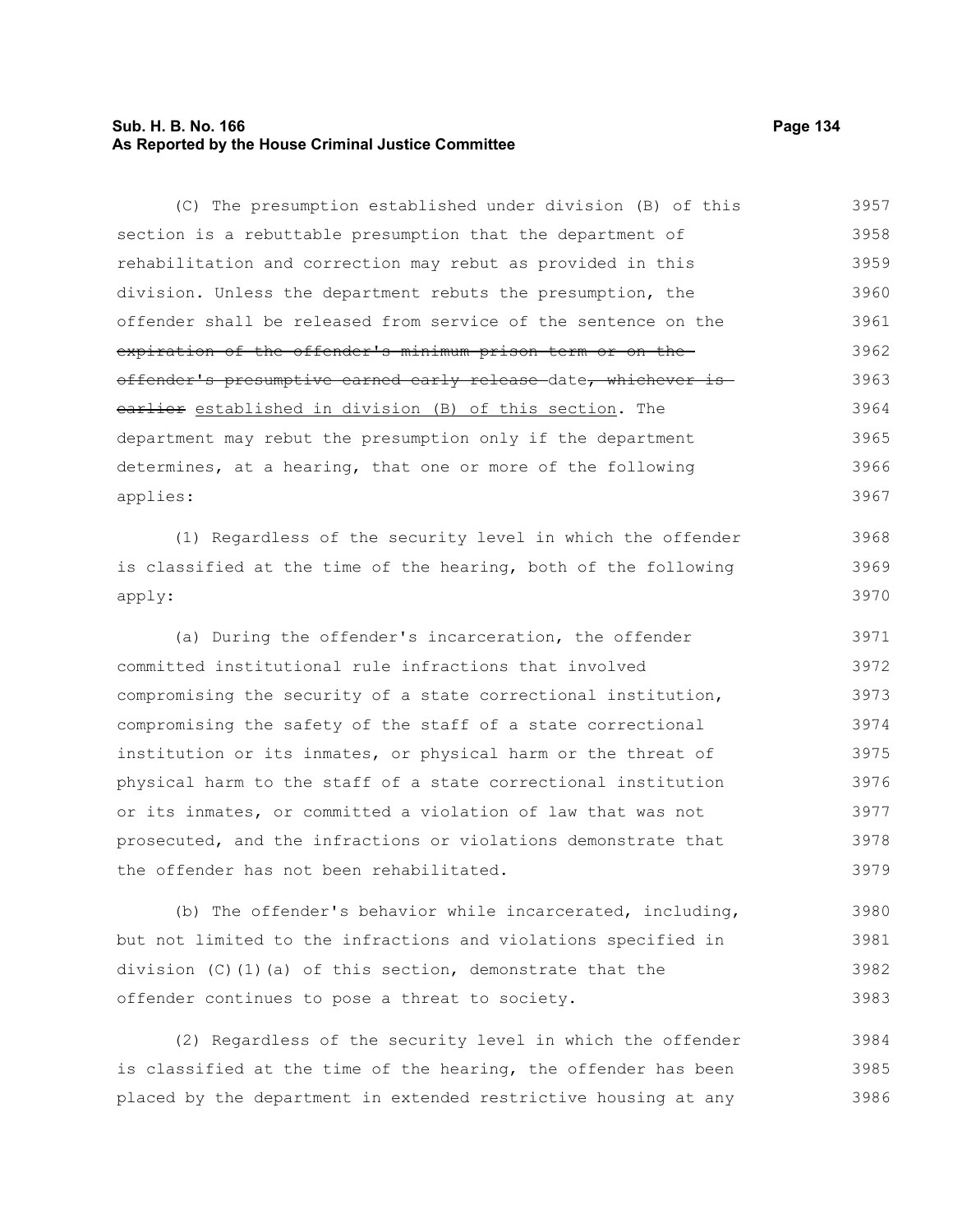(C) The presumption established under division (B) of this section is a rebuttable presumption that the department of rehabilitation and correction may rebut as provided in this division. Unless the department rebuts the presumption, the offender shall be released from service of the sentence on the ~~expiration of the offender's minimum prison term or on the offender's presumptive earned early release~~ date~~, whichever is earlier~~ established in division (B) of this section. The department may rebut the presumption only if the department determines, at a hearing, that one or more of the following applies:

(1) Regardless of the security level in which the offender is classified at the time of the hearing, both of the following apply:

(a) During the offender's incarceration, the offender committed institutional rule infractions that involved compromising the security of a state correctional institution, compromising the safety of the staff of a state correctional institution or its inmates, or physical harm or the threat of physical harm to the staff of a state correctional institution or its inmates, or committed a violation of law that was not prosecuted, and the infractions or violations demonstrate that the offender has not been rehabilitated.

(b) The offender's behavior while incarcerated, including, but not limited to the infractions and violations specified in division (C)(1)(a) of this section, demonstrate that the offender continues to pose a threat to society.

(2) Regardless of the security level in which the offender is classified at the time of the hearing, the offender has been placed by the department in extended restrictive housing at any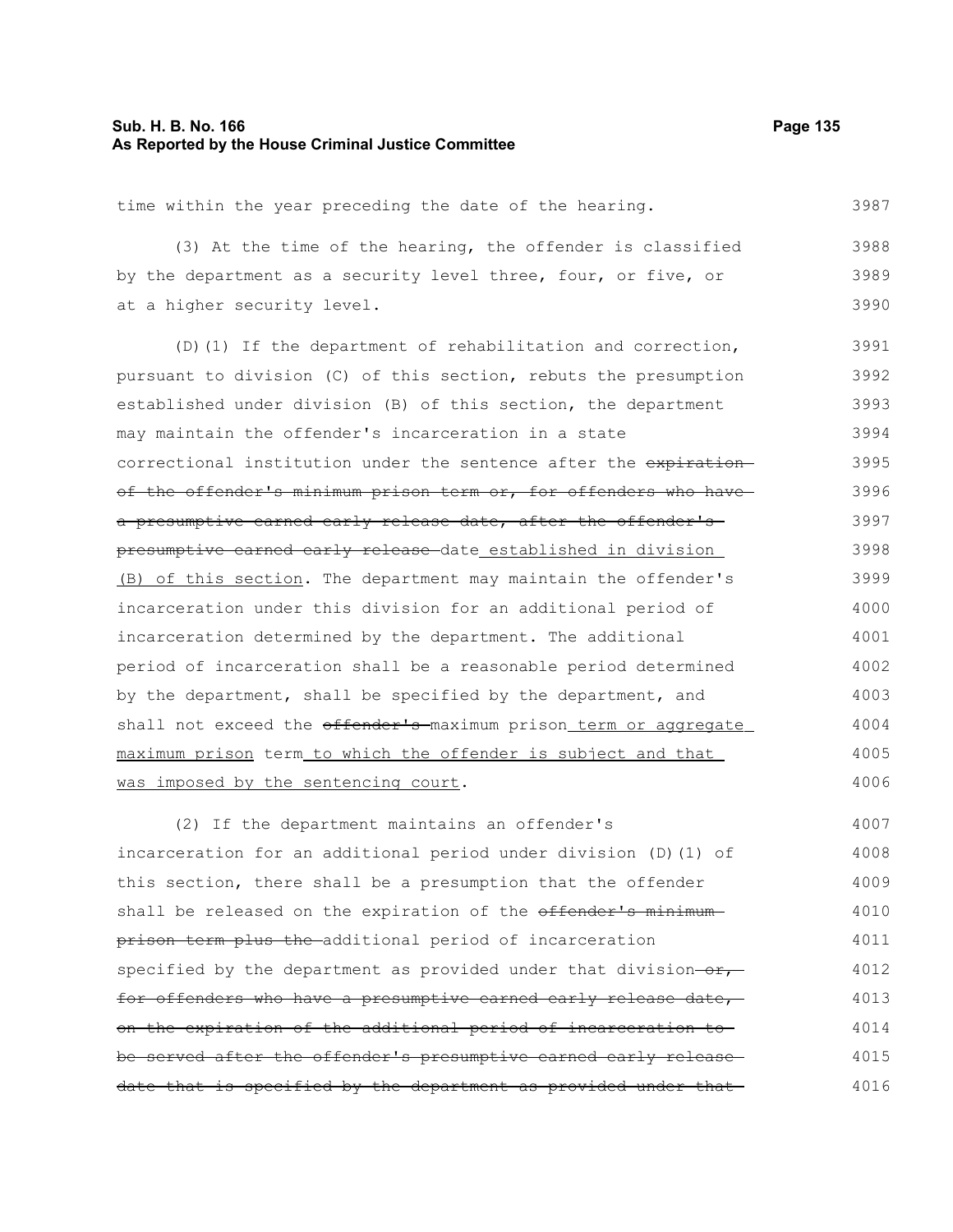time within the year preceding the date of the hearing.

(3) At the time of the hearing, the offender is classified by the department as a security level three, four, or five, or at a higher security level.

(D)(1) If the department of rehabilitation and correction, pursuant to division (C) of this section, rebuts the presumption established under division (B) of this section, the department may maintain the offender's incarceration in a state correctional institution under the sentence after the ~~expiration of the offender's minimum prison term or, for offenders who have a presumptive earned early release date, after the offender's presumptive earned early release~~ date established in division (B) of this section. The department may maintain the offender's incarceration under this division for an additional period of incarceration determined by the department. The additional period of incarceration shall be a reasonable period determined by the department, shall be specified by the department, and shall not exceed the ~~offender's~~ maximum prison term or aggregate maximum prison term to which the offender is subject and that was imposed by the sentencing court.

(2) If the department maintains an offender's incarceration for an additional period under division (D)(1) of this section, there shall be a presumption that the offender shall be released on the expiration of the ~~offender's minimum prison term plus the~~ additional period of incarceration specified by the department as provided under that division~~, or, for offenders who have a presumptive earned early release date, on the expiration of the additional period of incarceration to be served after the offender's presumptive earned early release date that is specified by the department as provided under that~~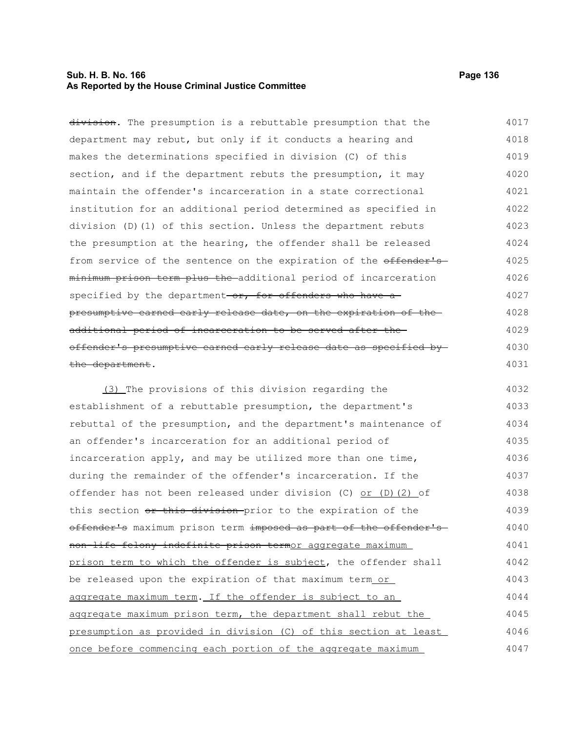~~division~~. The presumption is a rebuttable presumption that the department may rebut, but only if it conducts a hearing and makes the determinations specified in division (C) of this section, and if the department rebuts the presumption, it may maintain the offender's incarceration in a state correctional institution for an additional period determined as specified in division (D)(1) of this section. Unless the department rebuts the presumption at the hearing, the offender shall be released from service of the sentence on the expiration of the ~~offender's minimum prison term plus the~~ additional period of incarceration specified by the department~~ or, for offenders who have a presumptive earned early release date, on the expiration of the additional period of incarceration to be served after the offender's presumptive earned early release date as specified by the department~~.

<u>(3)</u> The provisions of this division regarding the establishment of a rebuttable presumption, the department's rebuttal of the presumption, and the department's maintenance of an offender's incarceration for an additional period of incarceration apply, and may be utilized more than one time, during the remainder of the offender's incarceration. If the offender has not been released under division (C) <u>or (D)(2)</u> of this section ~~or this division~~ prior to the expiration of the ~~offender's~~ maximum prison term ~~imposed as part of the offender's non-life felony indefinite prison term~~<u>or aggregate maximum prison term to which the offender is subject</u>, the offender shall be released upon the expiration of that maximum term<u> or aggregate maximum term</u>.<u> If the offender is subject to an aggregate maximum prison term, the department shall rebut the presumption as provided in division (C) of this section at least once before commencing each portion of the aggregate maximum</u>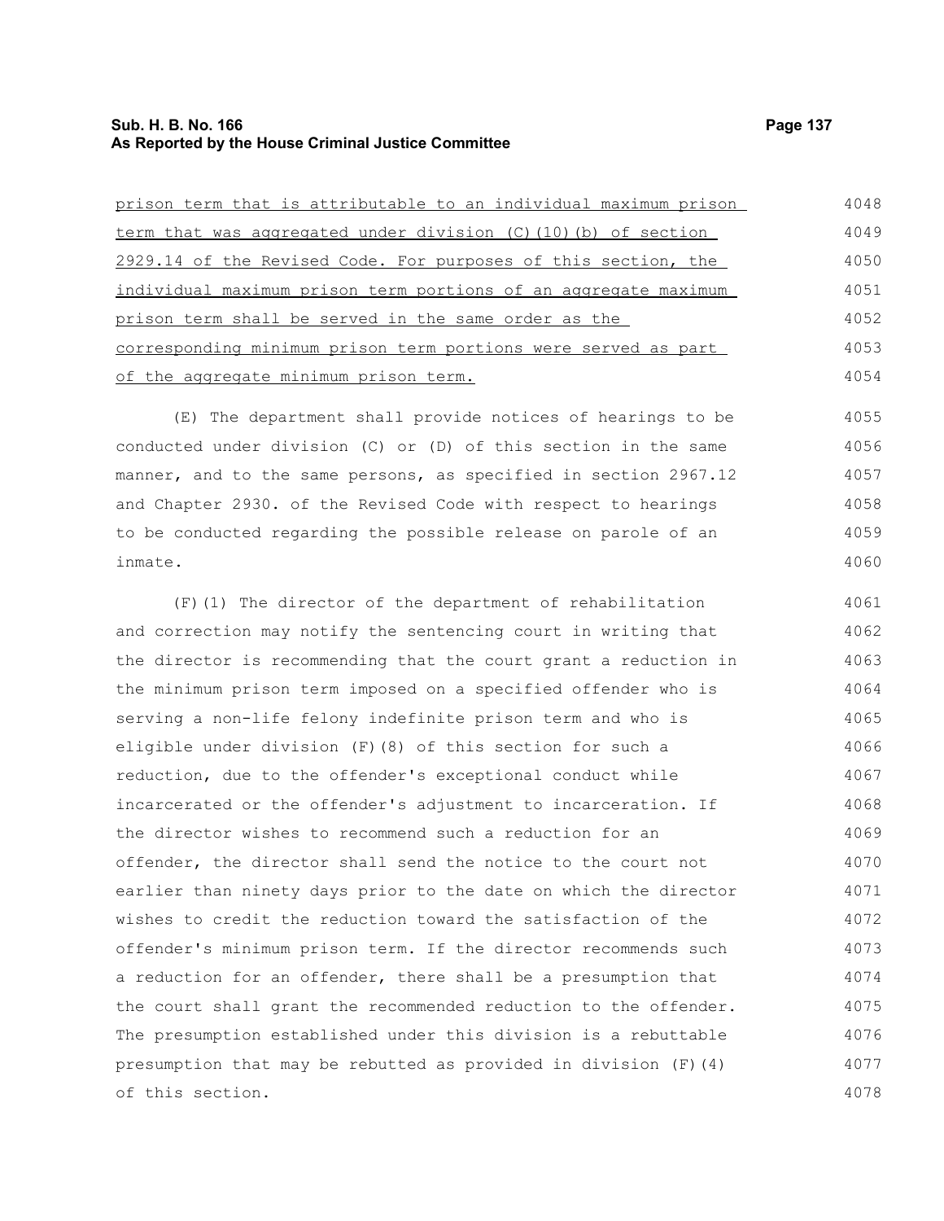prison term that is attributable to an individual maximum prison term that was aggregated under division (C)(10)(b) of section 2929.14 of the Revised Code. For purposes of this section, the individual maximum prison term portions of an aggregate maximum prison term shall be served in the same order as the corresponding minimum prison term portions were served as part of the aggregate minimum prison term.

(E) The department shall provide notices of hearings to be conducted under division (C) or (D) of this section in the same manner, and to the same persons, as specified in section 2967.12 and Chapter 2930. of the Revised Code with respect to hearings to be conducted regarding the possible release on parole of an inmate.

(F)(1) The director of the department of rehabilitation and correction may notify the sentencing court in writing that the director is recommending that the court grant a reduction in the minimum prison term imposed on a specified offender who is serving a non-life felony indefinite prison term and who is eligible under division (F)(8) of this section for such a reduction, due to the offender's exceptional conduct while incarcerated or the offender's adjustment to incarceration. If the director wishes to recommend such a reduction for an offender, the director shall send the notice to the court not earlier than ninety days prior to the date on which the director wishes to credit the reduction toward the satisfaction of the offender's minimum prison term. If the director recommends such a reduction for an offender, there shall be a presumption that the court shall grant the recommended reduction to the offender. The presumption established under this division is a rebuttable presumption that may be rebutted as provided in division (F)(4) of this section.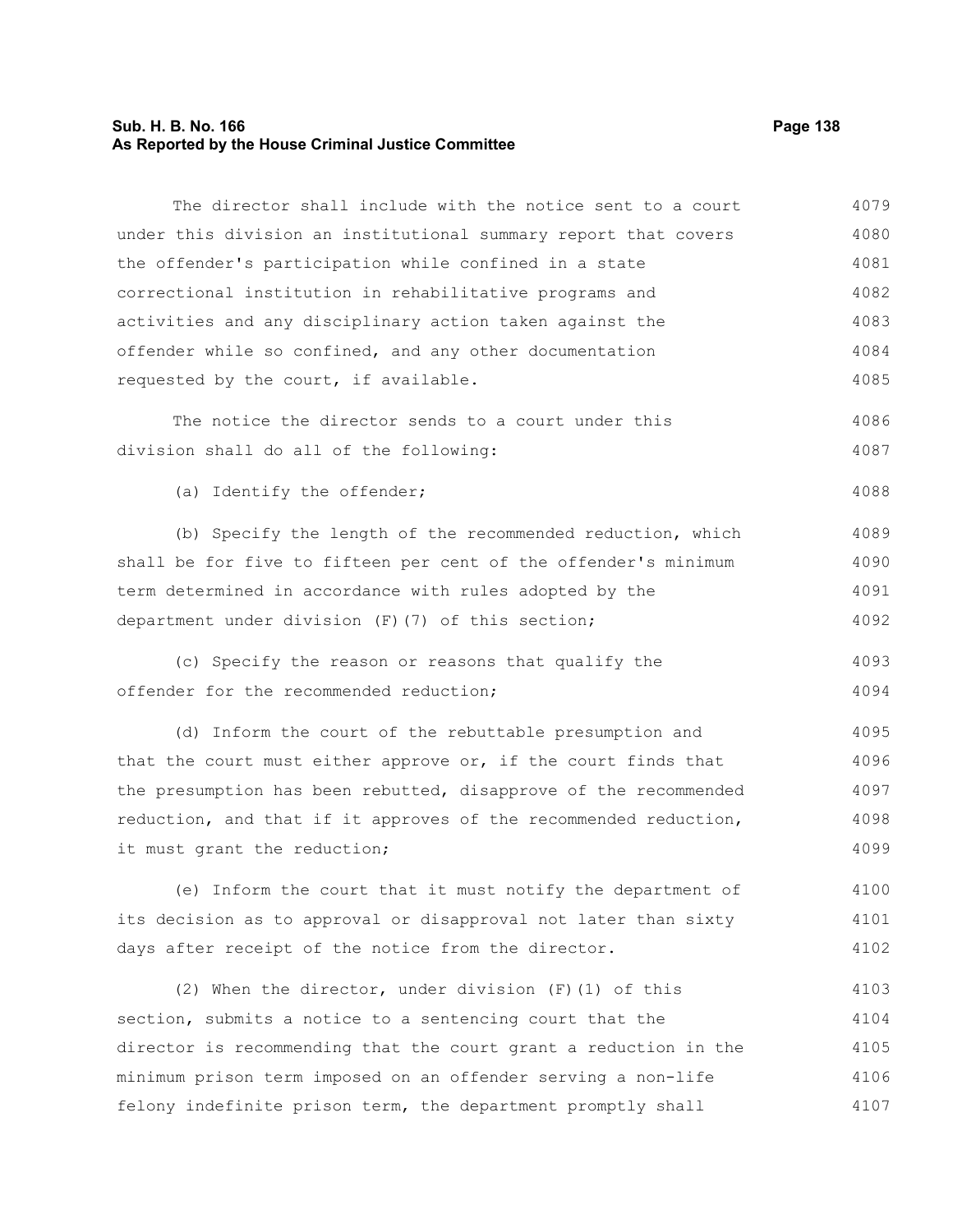The director shall include with the notice sent to a court under this division an institutional summary report that covers the offender's participation while confined in a state correctional institution in rehabilitative programs and activities and any disciplinary action taken against the offender while so confined, and any other documentation requested by the court, if available.

The notice the director sends to a court under this division shall do all of the following:

(a) Identify the offender;

(b) Specify the length of the recommended reduction, which shall be for five to fifteen per cent of the offender's minimum term determined in accordance with rules adopted by the department under division (F)(7) of this section;

(c) Specify the reason or reasons that qualify the offender for the recommended reduction;

(d) Inform the court of the rebuttable presumption and that the court must either approve or, if the court finds that the presumption has been rebutted, disapprove of the recommended reduction, and that if it approves of the recommended reduction, it must grant the reduction;

(e) Inform the court that it must notify the department of its decision as to approval or disapproval not later than sixty days after receipt of the notice from the director.

(2) When the director, under division (F)(1) of this section, submits a notice to a sentencing court that the director is recommending that the court grant a reduction in the minimum prison term imposed on an offender serving a non-life felony indefinite prison term, the department promptly shall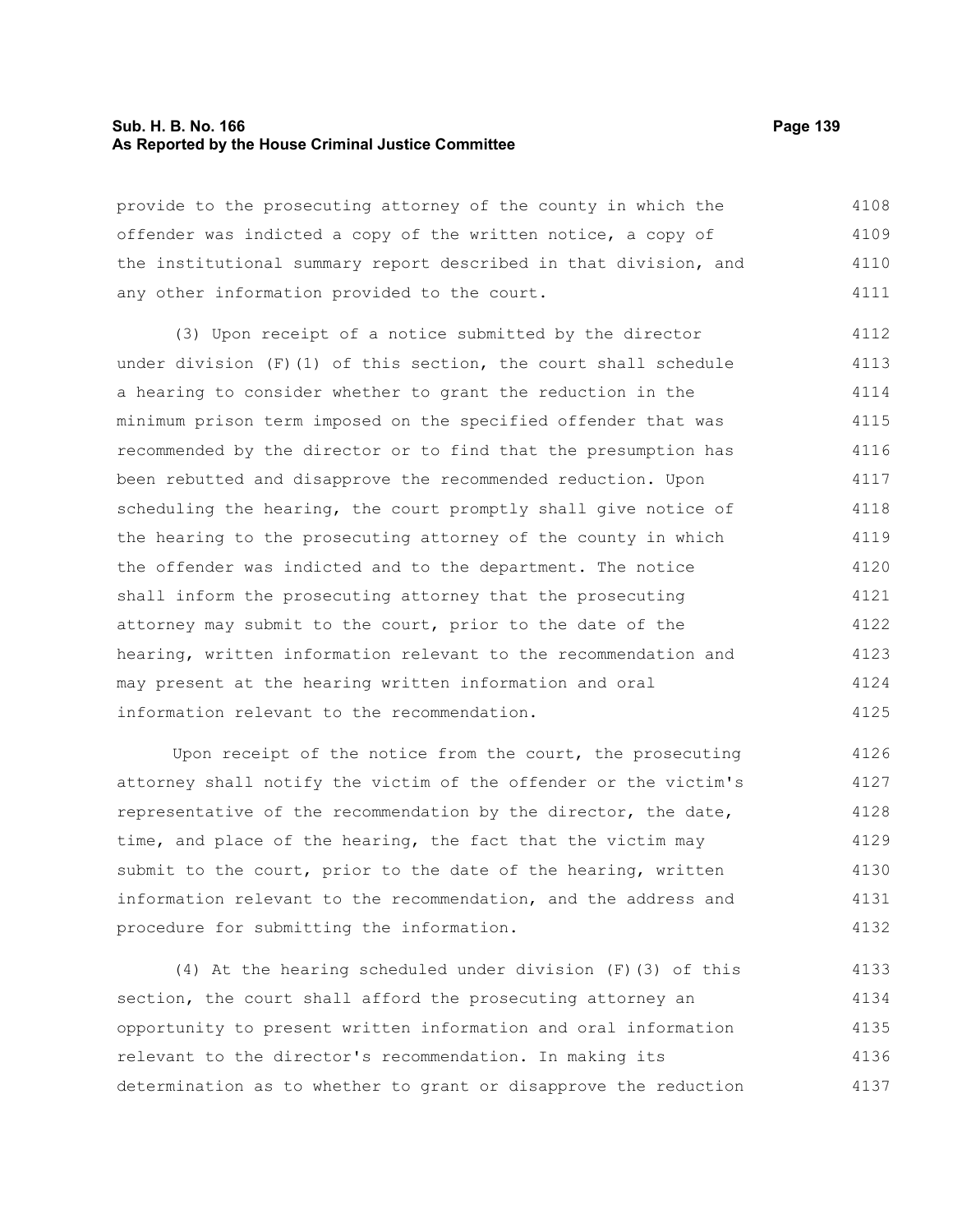provide to the prosecuting attorney of the county in which the offender was indicted a copy of the written notice, a copy of the institutional summary report described in that division, and any other information provided to the court.

(3) Upon receipt of a notice submitted by the director under division (F)(1) of this section, the court shall schedule a hearing to consider whether to grant the reduction in the minimum prison term imposed on the specified offender that was recommended by the director or to find that the presumption has been rebutted and disapprove the recommended reduction. Upon scheduling the hearing, the court promptly shall give notice of the hearing to the prosecuting attorney of the county in which the offender was indicted and to the department. The notice shall inform the prosecuting attorney that the prosecuting attorney may submit to the court, prior to the date of the hearing, written information relevant to the recommendation and may present at the hearing written information and oral information relevant to the recommendation.

Upon receipt of the notice from the court, the prosecuting attorney shall notify the victim of the offender or the victim's representative of the recommendation by the director, the date, time, and place of the hearing, the fact that the victim may submit to the court, prior to the date of the hearing, written information relevant to the recommendation, and the address and procedure for submitting the information.

(4) At the hearing scheduled under division (F)(3) of this section, the court shall afford the prosecuting attorney an opportunity to present written information and oral information relevant to the director's recommendation. In making its determination as to whether to grant or disapprove the reduction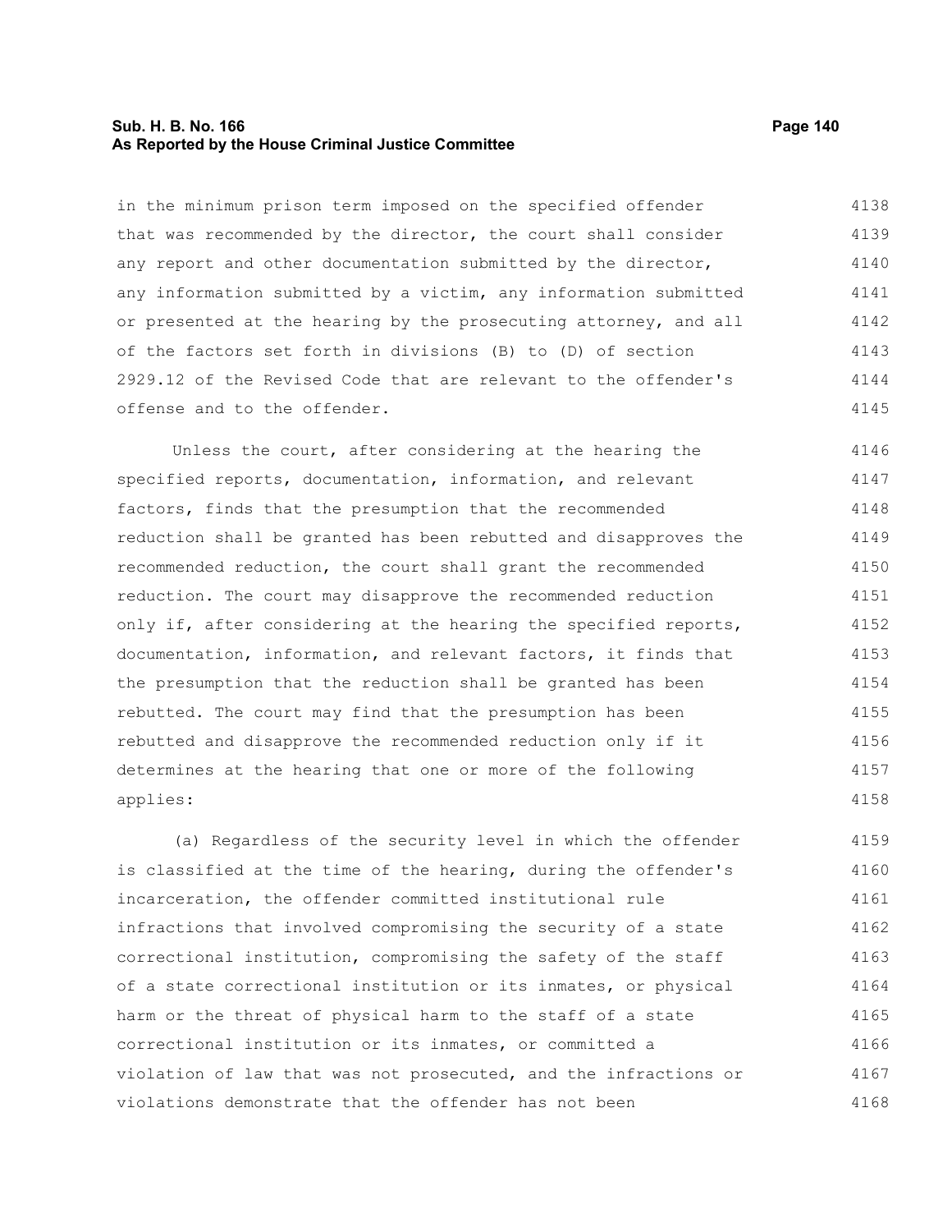in the minimum prison term imposed on the specified offender that was recommended by the director, the court shall consider any report and other documentation submitted by the director, any information submitted by a victim, any information submitted or presented at the hearing by the prosecuting attorney, and all of the factors set forth in divisions (B) to (D) of section 2929.12 of the Revised Code that are relevant to the offender's offense and to the offender.

Unless the court, after considering at the hearing the specified reports, documentation, information, and relevant factors, finds that the presumption that the recommended reduction shall be granted has been rebutted and disapproves the recommended reduction, the court shall grant the recommended reduction. The court may disapprove the recommended reduction only if, after considering at the hearing the specified reports, documentation, information, and relevant factors, it finds that the presumption that the reduction shall be granted has been rebutted. The court may find that the presumption has been rebutted and disapprove the recommended reduction only if it determines at the hearing that one or more of the following applies:

(a) Regardless of the security level in which the offender is classified at the time of the hearing, during the offender's incarceration, the offender committed institutional rule infractions that involved compromising the security of a state correctional institution, compromising the safety of the staff of a state correctional institution or its inmates, or physical harm or the threat of physical harm to the staff of a state correctional institution or its inmates, or committed a violation of law that was not prosecuted, and the infractions or violations demonstrate that the offender has not been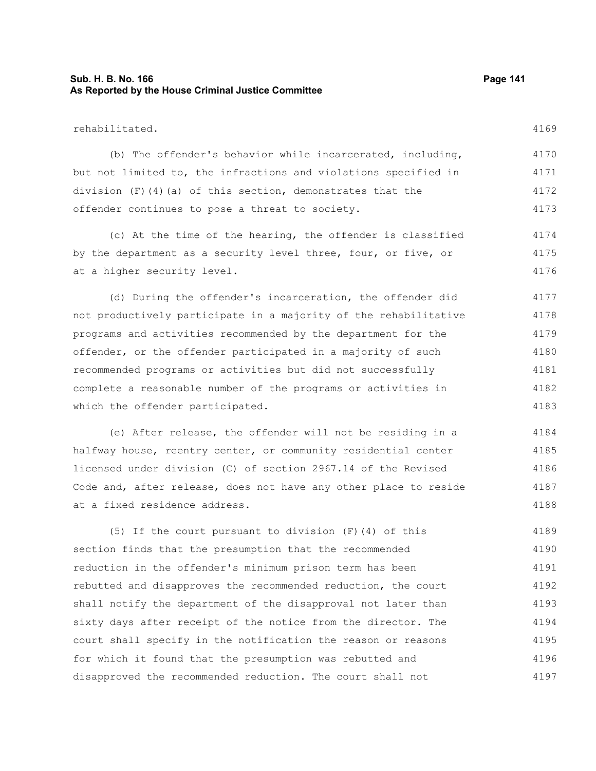rehabilitated.

(b) The offender's behavior while incarcerated, including, but not limited to, the infractions and violations specified in division (F)(4)(a) of this section, demonstrates that the offender continues to pose a threat to society.

(c) At the time of the hearing, the offender is classified by the department as a security level three, four, or five, or at a higher security level.

(d) During the offender's incarceration, the offender did not productively participate in a majority of the rehabilitative programs and activities recommended by the department for the offender, or the offender participated in a majority of such recommended programs or activities but did not successfully complete a reasonable number of the programs or activities in which the offender participated.

(e) After release, the offender will not be residing in a halfway house, reentry center, or community residential center licensed under division (C) of section 2967.14 of the Revised Code and, after release, does not have any other place to reside at a fixed residence address.

(5) If the court pursuant to division (F)(4) of this section finds that the presumption that the recommended reduction in the offender's minimum prison term has been rebutted and disapproves the recommended reduction, the court shall notify the department of the disapproval not later than sixty days after receipt of the notice from the director. The court shall specify in the notification the reason or reasons for which it found that the presumption was rebutted and disapproved the recommended reduction. The court shall not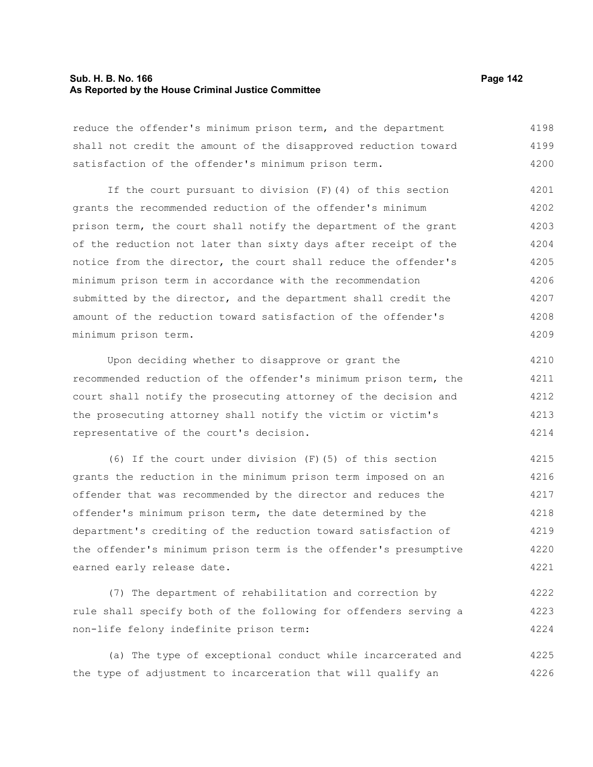reduce the offender's minimum prison term, and the department shall not credit the amount of the disapproved reduction toward satisfaction of the offender's minimum prison term.

If the court pursuant to division (F)(4) of this section grants the recommended reduction of the offender's minimum prison term, the court shall notify the department of the grant of the reduction not later than sixty days after receipt of the notice from the director, the court shall reduce the offender's minimum prison term in accordance with the recommendation submitted by the director, and the department shall credit the amount of the reduction toward satisfaction of the offender's minimum prison term.

Upon deciding whether to disapprove or grant the recommended reduction of the offender's minimum prison term, the court shall notify the prosecuting attorney of the decision and the prosecuting attorney shall notify the victim or victim's representative of the court's decision.

(6) If the court under division (F)(5) of this section grants the reduction in the minimum prison term imposed on an offender that was recommended by the director and reduces the offender's minimum prison term, the date determined by the department's crediting of the reduction toward satisfaction of the offender's minimum prison term is the offender's presumptive earned early release date.

(7) The department of rehabilitation and correction by rule shall specify both of the following for offenders serving a non-life felony indefinite prison term:

(a) The type of exceptional conduct while incarcerated and the type of adjustment to incarceration that will qualify an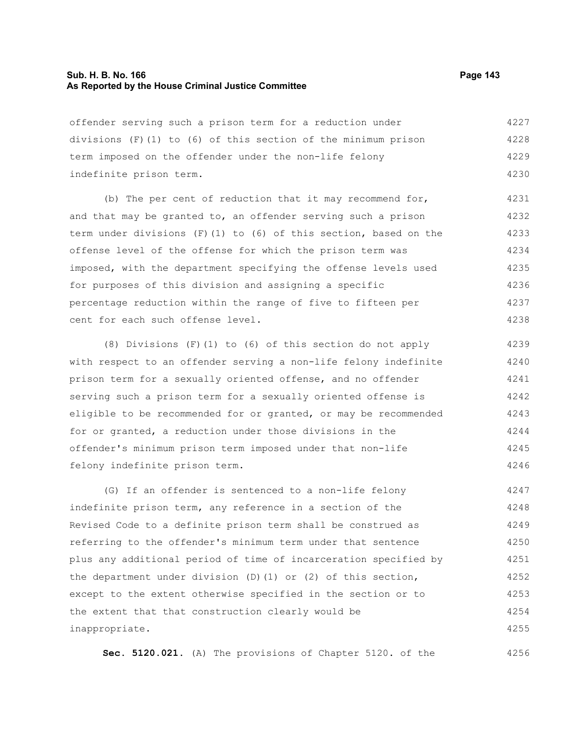offender serving such a prison term for a reduction under divisions (F)(1) to (6) of this section of the minimum prison term imposed on the offender under the non-life felony indefinite prison term.

(b) The per cent of reduction that it may recommend for, and that may be granted to, an offender serving such a prison term under divisions (F)(1) to (6) of this section, based on the offense level of the offense for which the prison term was imposed, with the department specifying the offense levels used for purposes of this division and assigning a specific percentage reduction within the range of five to fifteen per cent for each such offense level.

(8) Divisions (F)(1) to (6) of this section do not apply with respect to an offender serving a non-life felony indefinite prison term for a sexually oriented offense, and no offender serving such a prison term for a sexually oriented offense is eligible to be recommended for or granted, or may be recommended for or granted, a reduction under those divisions in the offender's minimum prison term imposed under that non-life felony indefinite prison term.

(G) If an offender is sentenced to a non-life felony indefinite prison term, any reference in a section of the Revised Code to a definite prison term shall be construed as referring to the offender's minimum term under that sentence plus any additional period of time of incarceration specified by the department under division (D)(1) or (2) of this section, except to the extent otherwise specified in the section or to the extent that that construction clearly would be inappropriate.

**Sec. 5120.021.** (A) The provisions of Chapter 5120. of the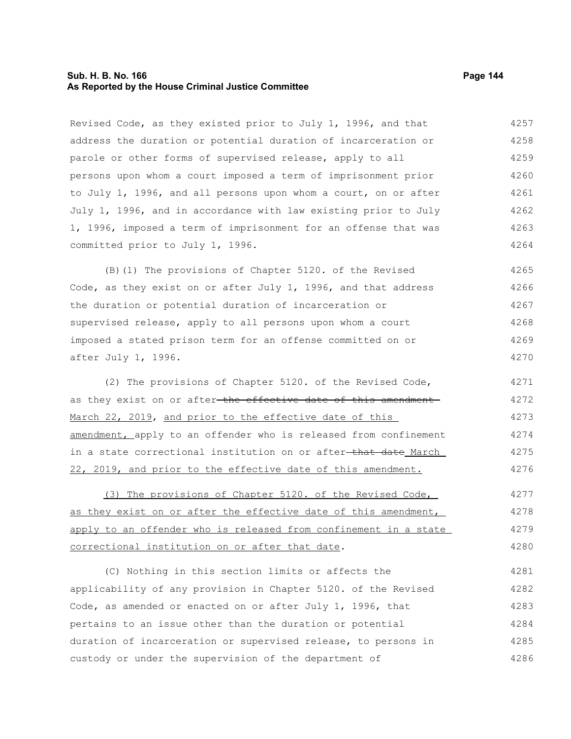Revised Code, as they existed prior to July 1, 1996, and that address the duration or potential duration of incarceration or parole or other forms of supervised release, apply to all persons upon whom a court imposed a term of imprisonment prior to July 1, 1996, and all persons upon whom a court, on or after July 1, 1996, and in accordance with law existing prior to July 1, 1996, imposed a term of imprisonment for an offense that was committed prior to July 1, 1996.

(B)(1) The provisions of Chapter 5120. of the Revised Code, as they exist on or after July 1, 1996, and that address the duration or potential duration of incarceration or supervised release, apply to all persons upon whom a court imposed a stated prison term for an offense committed on or after July 1, 1996.

(2) The provisions of Chapter 5120. of the Revised Code, as they exist on or after ~~the effective date of this amendment~~ <u>March 22, 2019</u>, <u>and prior to the effective date of this amendment,</u> apply to an offender who is released from confinement in a state correctional institution on or after ~~that date~~ <u>March 22, 2019, and prior to the effective date of this amendment.</u>

<u>(3) The provisions of Chapter 5120. of the Revised Code, as they exist on or after the effective date of this amendment, apply to an offender who is released from confinement in a state correctional institution on or after that date</u>.

(C) Nothing in this section limits or affects the applicability of any provision in Chapter 5120. of the Revised Code, as amended or enacted on or after July 1, 1996, that pertains to an issue other than the duration or potential duration of incarceration or supervised release, to persons in custody or under the supervision of the department of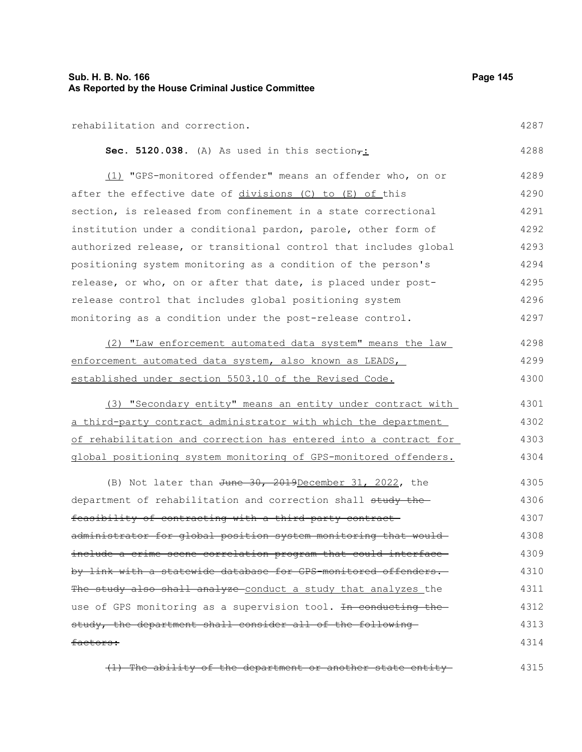rehabilitation and correction.

**Sec. 5120.038.** (A) As used in this section~~,~~:

(1) "GPS-monitored offender" means an offender who, on or after the effective date of divisions (C) to (E) of this section, is released from confinement in a state correctional institution under a conditional pardon, parole, other form of authorized release, or transitional control that includes global positioning system monitoring as a condition of the person's release, or who, on or after that date, is placed under post-release control that includes global positioning system monitoring as a condition under the post-release control.

(2) "Law enforcement automated data system" means the law enforcement automated data system, also known as LEADS, established under section 5503.10 of the Revised Code.

(3) "Secondary entity" means an entity under contract with a third-party contract administrator with which the department of rehabilitation and correction has entered into a contract for global positioning system monitoring of GPS-monitored offenders.

(B) Not later than ~~June 30, 2019~~December 31, 2022, the department of rehabilitation and correction shall ~~study the feasibility of contracting with a third party contract administrator for global position system monitoring that would include a crime scene correlation program that could interface by link with a statewide database for GPS-monitored offenders. The study also shall analyze~~ conduct a study that analyzes the use of GPS monitoring as a supervision tool. ~~In conducting the study, the department shall consider all of the following factors:~~

~~(1) The ability of the department or another state entity~~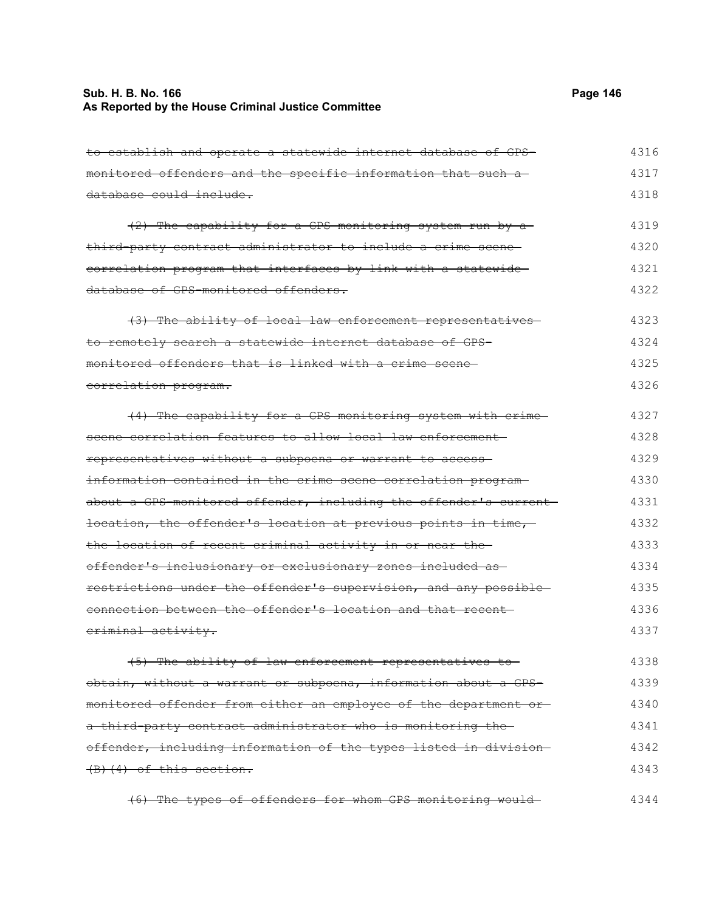~~to establish and operate a statewide internet database of GPS-monitored offenders and the specific information that such a database could include.~~

~~(2) The capability for a GPS monitoring system run by a third-party contract administrator to include a crime scene correlation program that interfaces by link with a statewide database of GPS-monitored offenders.~~

~~(3) The ability of local law enforcement representatives to remotely search a statewide internet database of GPS-monitored offenders that is linked with a crime scene correlation program.~~

~~(4) The capability for a GPS monitoring system with crime scene correlation features to allow local law enforcement representatives without a subpoena or warrant to access information contained in the crime scene correlation program about a GPS-monitored offender, including the offender's current location, the offender's location at previous points in time, the location of recent criminal activity in or near the offender's inclusionary or exclusionary zones included as restrictions under the offender's supervision, and any possible connection between the offender's location and that recent criminal activity.~~

~~(5) The ability of law enforcement representatives to obtain, without a warrant or subpoena, information about a GPS-monitored offender from either an employee of the department or a third-party contract administrator who is monitoring the offender, including information of the types listed in division (B)(4) of this section.~~

~~(6) The types of offenders for whom GPS monitoring would~~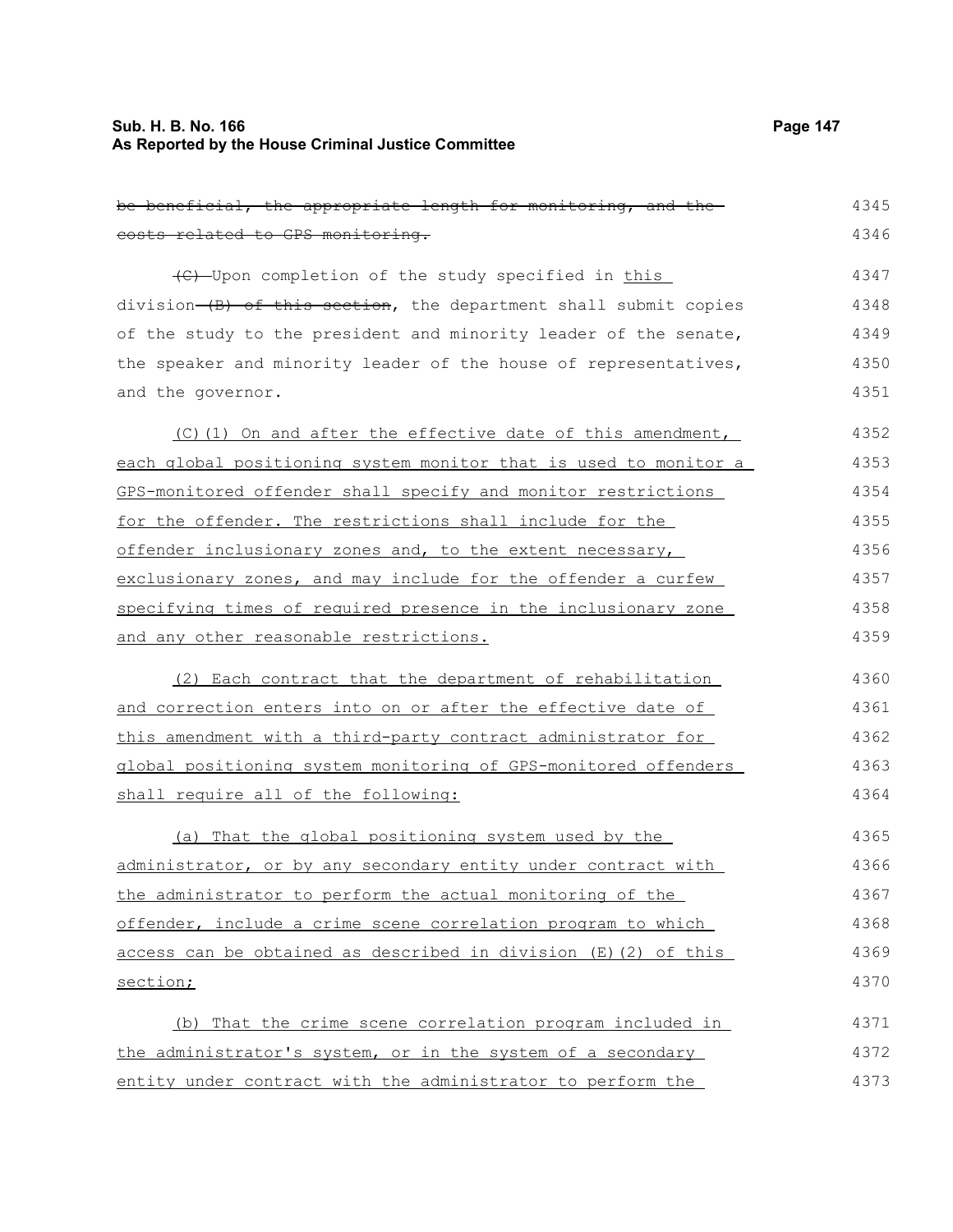~~be beneficial, the appropriate length for monitoring, and the costs related to GPS monitoring.~~

~~(C)~~ Upon completion of the study specified in <u>this</u> division ~~(B) of this section~~, the department shall submit copies of the study to the president and minority leader of the senate, the speaker and minority leader of the house of representatives, and the governor.

<u>(C)(1) On and after the effective date of this amendment, each global positioning system monitor that is used to monitor a GPS-monitored offender shall specify and monitor restrictions for the offender. The restrictions shall include for the offender inclusionary zones and, to the extent necessary, exclusionary zones, and may include for the offender a curfew specifying times of required presence in the inclusionary zone and any other reasonable restrictions.</u>

<u>(2) Each contract that the department of rehabilitation and correction enters into on or after the effective date of this amendment with a third-party contract administrator for global positioning system monitoring of GPS-monitored offenders shall require all of the following:</u>

<u>(a) That the global positioning system used by the administrator, or by any secondary entity under contract with the administrator to perform the actual monitoring of the offender, include a crime scene correlation program to which access can be obtained as described in division (E)(2) of this section;</u>

<u>(b) That the crime scene correlation program included in the administrator's system, or in the system of a secondary entity under contract with the administrator to perform the</u>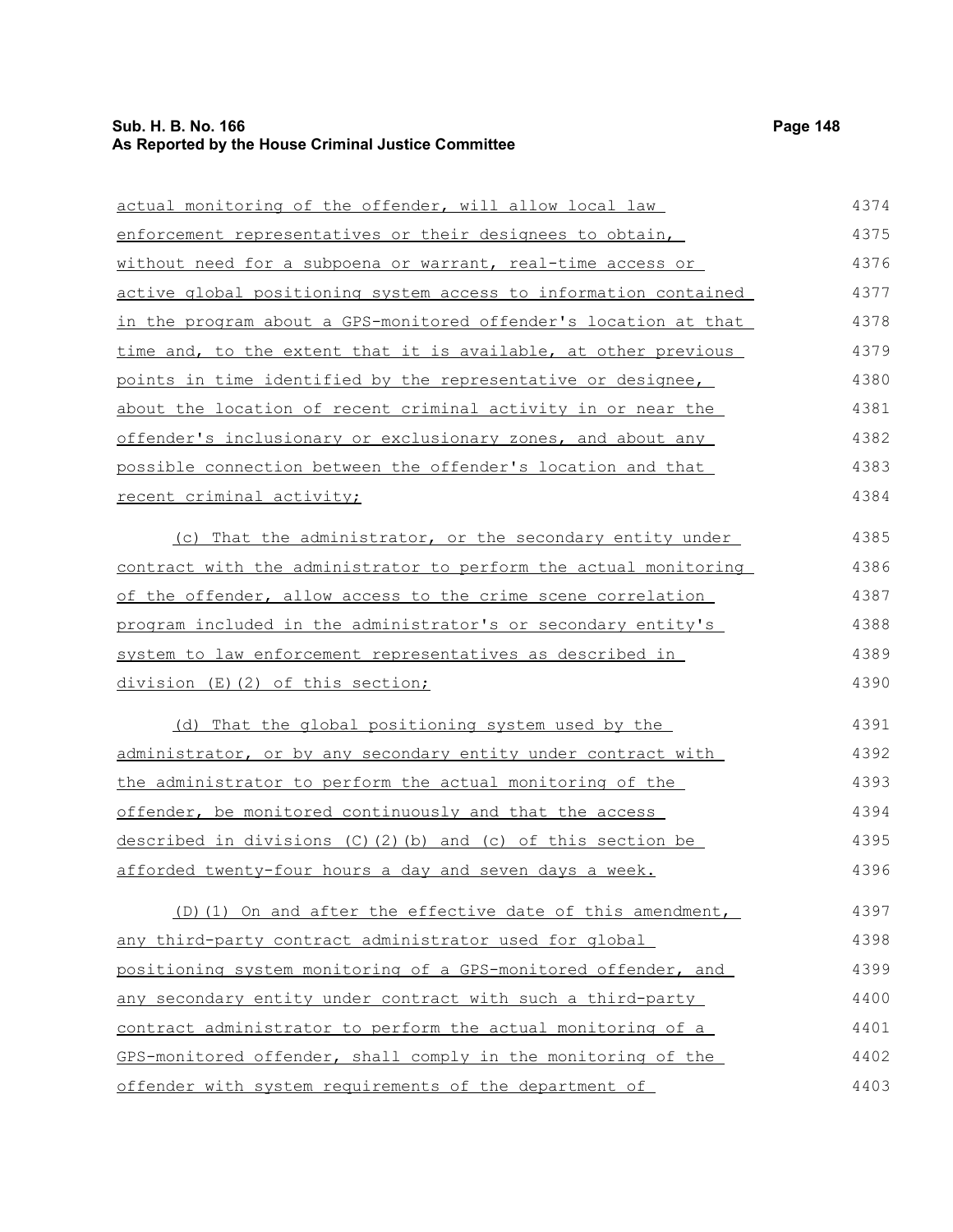actual monitoring of the offender, will allow local law enforcement representatives or their designees to obtain, without need for a subpoena or warrant, real-time access or active global positioning system access to information contained in the program about a GPS-monitored offender's location at that time and, to the extent that it is available, at other previous points in time identified by the representative or designee, about the location of recent criminal activity in or near the offender's inclusionary or exclusionary zones, and about any possible connection between the offender's location and that recent criminal activity;

(c) That the administrator, or the secondary entity under contract with the administrator to perform the actual monitoring of the offender, allow access to the crime scene correlation program included in the administrator's or secondary entity's system to law enforcement representatives as described in division (E)(2) of this section;

(d) That the global positioning system used by the administrator, or by any secondary entity under contract with the administrator to perform the actual monitoring of the offender, be monitored continuously and that the access described in divisions (C)(2)(b) and (c) of this section be afforded twenty-four hours a day and seven days a week.

(D)(1) On and after the effective date of this amendment, any third-party contract administrator used for global positioning system monitoring of a GPS-monitored offender, and any secondary entity under contract with such a third-party contract administrator to perform the actual monitoring of a GPS-monitored offender, shall comply in the monitoring of the offender with system requirements of the department of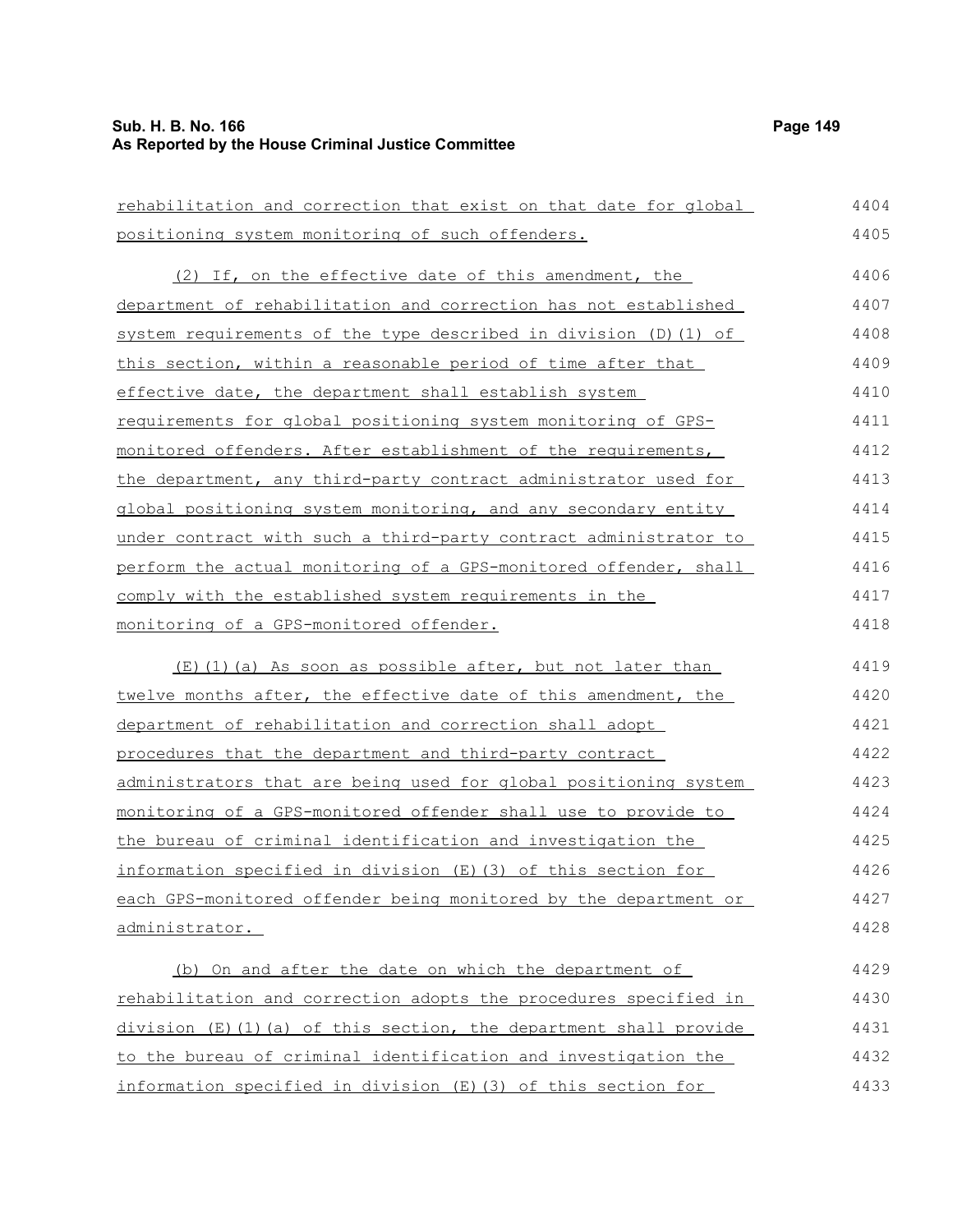rehabilitation and correction that exist on that date for global positioning system monitoring of such offenders.

(2) If, on the effective date of this amendment, the department of rehabilitation and correction has not established system requirements of the type described in division (D)(1) of this section, within a reasonable period of time after that effective date, the department shall establish system requirements for global positioning system monitoring of GPS-monitored offenders. After establishment of the requirements, the department, any third-party contract administrator used for global positioning system monitoring, and any secondary entity under contract with such a third-party contract administrator to perform the actual monitoring of a GPS-monitored offender, shall comply with the established system requirements in the monitoring of a GPS-monitored offender.

(E)(1)(a) As soon as possible after, but not later than twelve months after, the effective date of this amendment, the department of rehabilitation and correction shall adopt procedures that the department and third-party contract administrators that are being used for global positioning system monitoring of a GPS-monitored offender shall use to provide to the bureau of criminal identification and investigation the information specified in division (E)(3) of this section for each GPS-monitored offender being monitored by the department or administrator.

(b) On and after the date on which the department of rehabilitation and correction adopts the procedures specified in division (E)(1)(a) of this section, the department shall provide to the bureau of criminal identification and investigation the information specified in division (E)(3) of this section for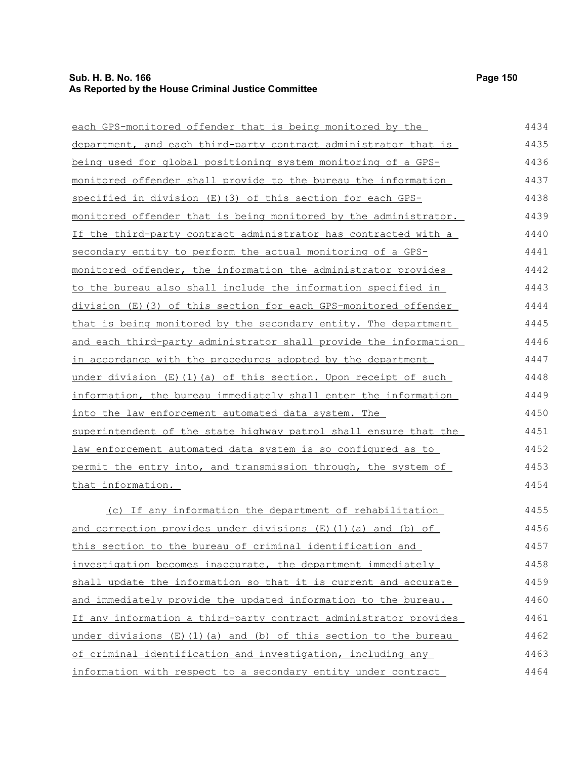each GPS-monitored offender that is being monitored by the department, and each third-party contract administrator that is being used for global positioning system monitoring of a GPS-monitored offender shall provide to the bureau the information specified in division (E)(3) of this section for each GPS-monitored offender that is being monitored by the administrator. If the third-party contract administrator has contracted with a secondary entity to perform the actual monitoring of a GPS-monitored offender, the information the administrator provides to the bureau also shall include the information specified in division (E)(3) of this section for each GPS-monitored offender that is being monitored by the secondary entity. The department and each third-party administrator shall provide the information in accordance with the procedures adopted by the department under division (E)(1)(a) of this section. Upon receipt of such information, the bureau immediately shall enter the information into the law enforcement automated data system. The superintendent of the state highway patrol shall ensure that the law enforcement automated data system is so configured as to permit the entry into, and transmission through, the system of that information.

(c) If any information the department of rehabilitation and correction provides under divisions (E)(1)(a) and (b) of this section to the bureau of criminal identification and investigation becomes inaccurate, the department immediately shall update the information so that it is current and accurate and immediately provide the updated information to the bureau. If any information a third-party contract administrator provides under divisions (E)(1)(a) and (b) of this section to the bureau of criminal identification and investigation, including any information with respect to a secondary entity under contract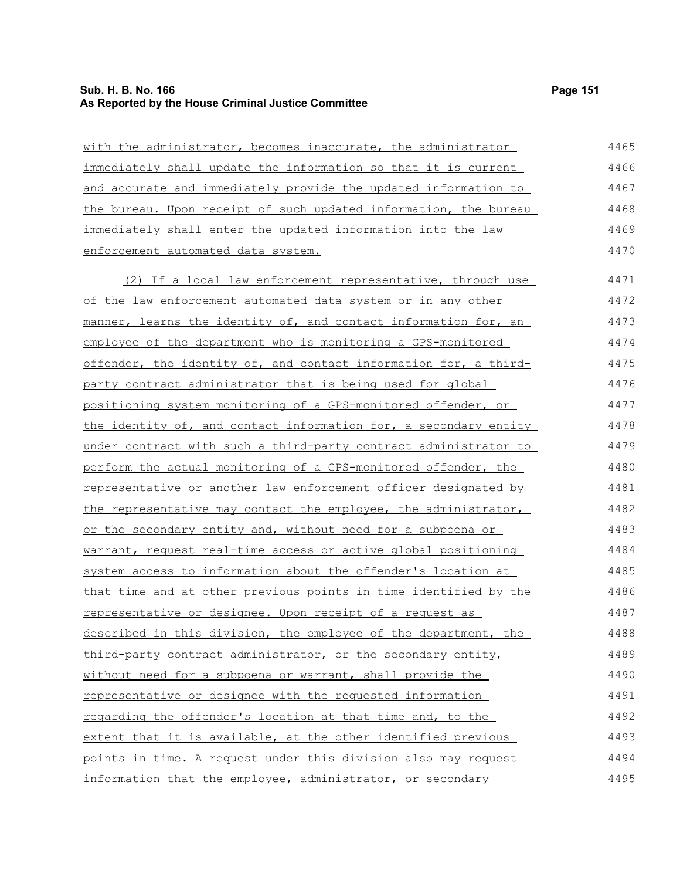with the administrator, becomes inaccurate, the administrator immediately shall update the information so that it is current and accurate and immediately provide the updated information to the bureau. Upon receipt of such updated information, the bureau immediately shall enter the updated information into the law enforcement automated data system.

(2) If a local law enforcement representative, through use of the law enforcement automated data system or in any other manner, learns the identity of, and contact information for, an employee of the department who is monitoring a GPS-monitored offender, the identity of, and contact information for, a third-party contract administrator that is being used for global positioning system monitoring of a GPS-monitored offender, or the identity of, and contact information for, a secondary entity under contract with such a third-party contract administrator to perform the actual monitoring of a GPS-monitored offender, the representative or another law enforcement officer designated by the representative may contact the employee, the administrator, or the secondary entity and, without need for a subpoena or warrant, request real-time access or active global positioning system access to information about the offender's location at that time and at other previous points in time identified by the representative or designee. Upon receipt of a request as described in this division, the employee of the department, the third-party contract administrator, or the secondary entity, without need for a subpoena or warrant, shall provide the representative or designee with the requested information regarding the offender's location at that time and, to the extent that it is available, at the other identified previous points in time. A request under this division also may request information that the employee, administrator, or secondary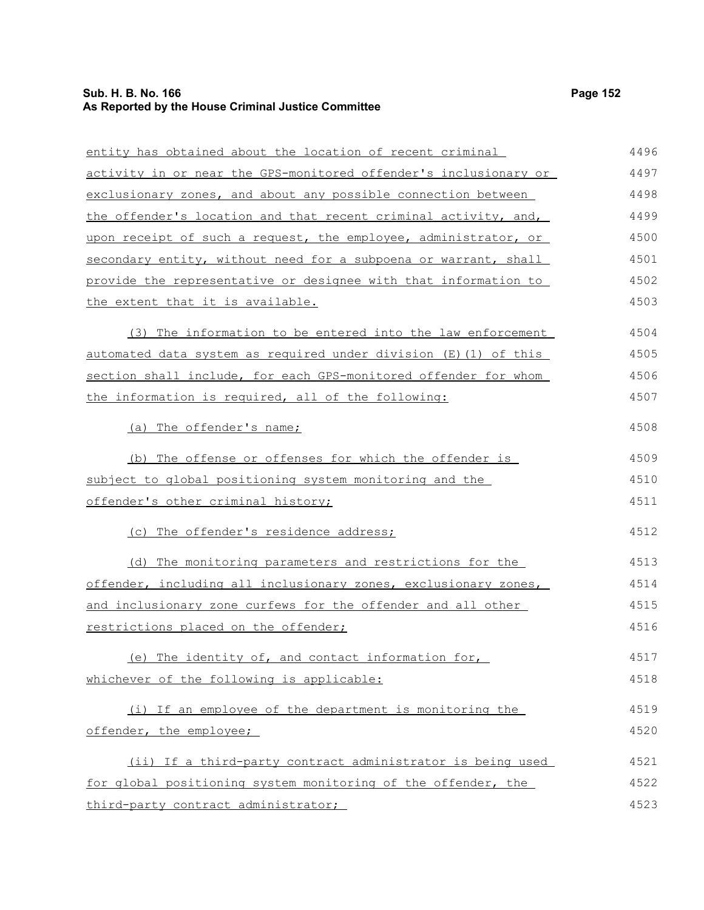entity has obtained about the location of recent criminal activity in or near the GPS-monitored offender's inclusionary or exclusionary zones, and about any possible connection between the offender's location and that recent criminal activity, and, upon receipt of such a request, the employee, administrator, or secondary entity, without need for a subpoena or warrant, shall provide the representative or designee with that information to the extent that it is available.

(3) The information to be entered into the law enforcement automated data system as required under division (E)(1) of this section shall include, for each GPS-monitored offender for whom the information is required, all of the following:

(a) The offender's name;

(b) The offense or offenses for which the offender is subject to global positioning system monitoring and the offender's other criminal history;

(c) The offender's residence address;

(d) The monitoring parameters and restrictions for the offender, including all inclusionary zones, exclusionary zones, and inclusionary zone curfews for the offender and all other restrictions placed on the offender;

(e) The identity of, and contact information for, whichever of the following is applicable:

(i) If an employee of the department is monitoring the offender, the employee;

(ii) If a third-party contract administrator is being used for global positioning system monitoring of the offender, the third-party contract administrator;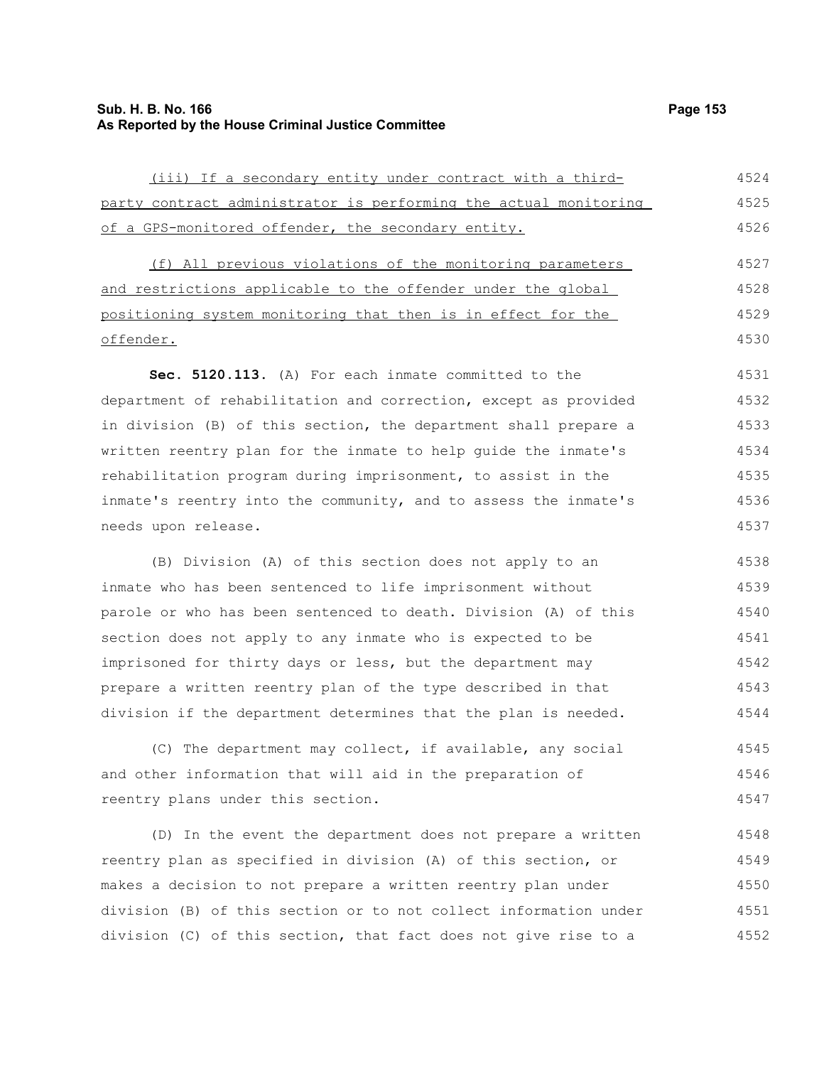(iii) If a secondary entity under contract with a third-party contract administrator is performing the actual monitoring of a GPS-monitored offender, the secondary entity.

(f) All previous violations of the monitoring parameters and restrictions applicable to the offender under the global positioning system monitoring that then is in effect for the offender.

**Sec. 5120.113.** (A) For each inmate committed to the department of rehabilitation and correction, except as provided in division (B) of this section, the department shall prepare a written reentry plan for the inmate to help guide the inmate's rehabilitation program during imprisonment, to assist in the inmate's reentry into the community, and to assess the inmate's needs upon release.

(B) Division (A) of this section does not apply to an inmate who has been sentenced to life imprisonment without parole or who has been sentenced to death. Division (A) of this section does not apply to any inmate who is expected to be imprisoned for thirty days or less, but the department may prepare a written reentry plan of the type described in that division if the department determines that the plan is needed.

(C) The department may collect, if available, any social and other information that will aid in the preparation of reentry plans under this section.

(D) In the event the department does not prepare a written reentry plan as specified in division (A) of this section, or makes a decision to not prepare a written reentry plan under division (B) of this section or to not collect information under division (C) of this section, that fact does not give rise to a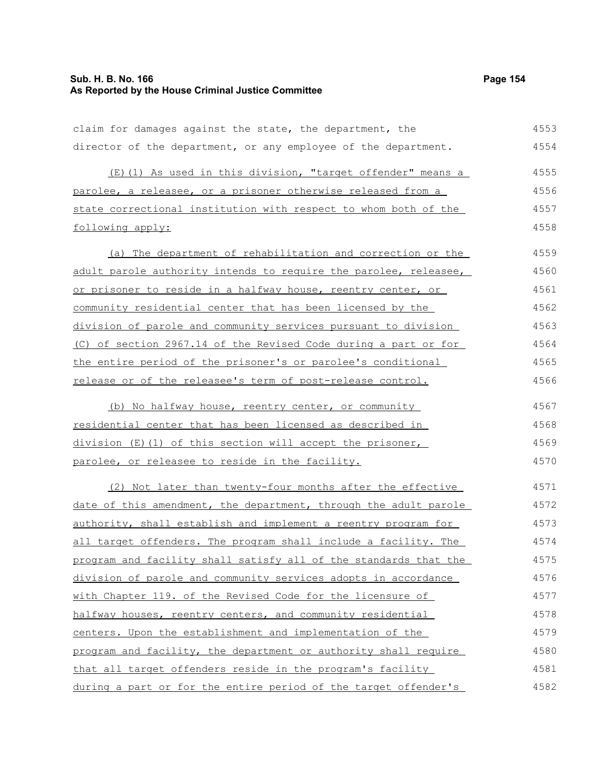claim for damages against the state, the department, the director of the department, or any employee of the department.

(E)(1) As used in this division, "target offender" means a parolee, a releasee, or a prisoner otherwise released from a state correctional institution with respect to whom both of the following apply:

(a) The department of rehabilitation and correction or the adult parole authority intends to require the parolee, releasee, or prisoner to reside in a halfway house, reentry center, or community residential center that has been licensed by the division of parole and community services pursuant to division (C) of section 2967.14 of the Revised Code during a part or for the entire period of the prisoner's or parolee's conditional release or of the releasee's term of post-release control.

(b) No halfway house, reentry center, or community residential center that has been licensed as described in division (E)(1) of this section will accept the prisoner, parolee, or releasee to reside in the facility.

(2) Not later than twenty-four months after the effective date of this amendment, the department, through the adult parole authority, shall establish and implement a reentry program for all target offenders. The program shall include a facility. The program and facility shall satisfy all of the standards that the division of parole and community services adopts in accordance with Chapter 119. of the Revised Code for the licensure of halfway houses, reentry centers, and community residential centers. Upon the establishment and implementation of the program and facility, the department or authority shall require that all target offenders reside in the program's facility during a part or for the entire period of the target offender's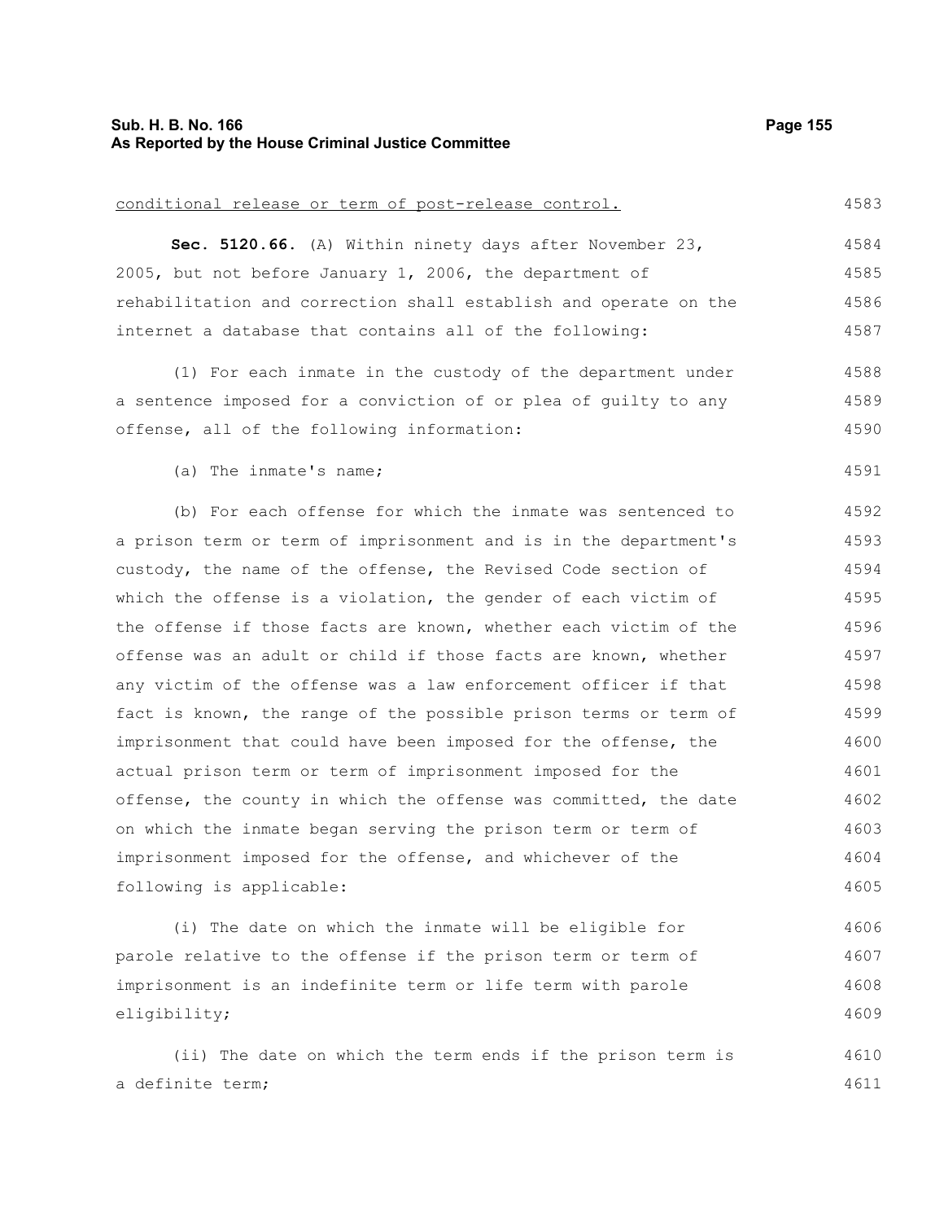conditional release or term of post-release control.

**Sec. 5120.66.** (A) Within ninety days after November 23, 2005, but not before January 1, 2006, the department of rehabilitation and correction shall establish and operate on the internet a database that contains all of the following:

(1) For each inmate in the custody of the department under a sentence imposed for a conviction of or plea of guilty to any offense, all of the following information:

(a) The inmate's name;

(b) For each offense for which the inmate was sentenced to a prison term or term of imprisonment and is in the department's custody, the name of the offense, the Revised Code section of which the offense is a violation, the gender of each victim of the offense if those facts are known, whether each victim of the offense was an adult or child if those facts are known, whether any victim of the offense was a law enforcement officer if that fact is known, the range of the possible prison terms or term of imprisonment that could have been imposed for the offense, the actual prison term or term of imprisonment imposed for the offense, the county in which the offense was committed, the date on which the inmate began serving the prison term or term of imprisonment imposed for the offense, and whichever of the following is applicable:

(i) The date on which the inmate will be eligible for parole relative to the offense if the prison term or term of imprisonment is an indefinite term or life term with parole eligibility;

(ii) The date on which the term ends if the prison term is a definite term;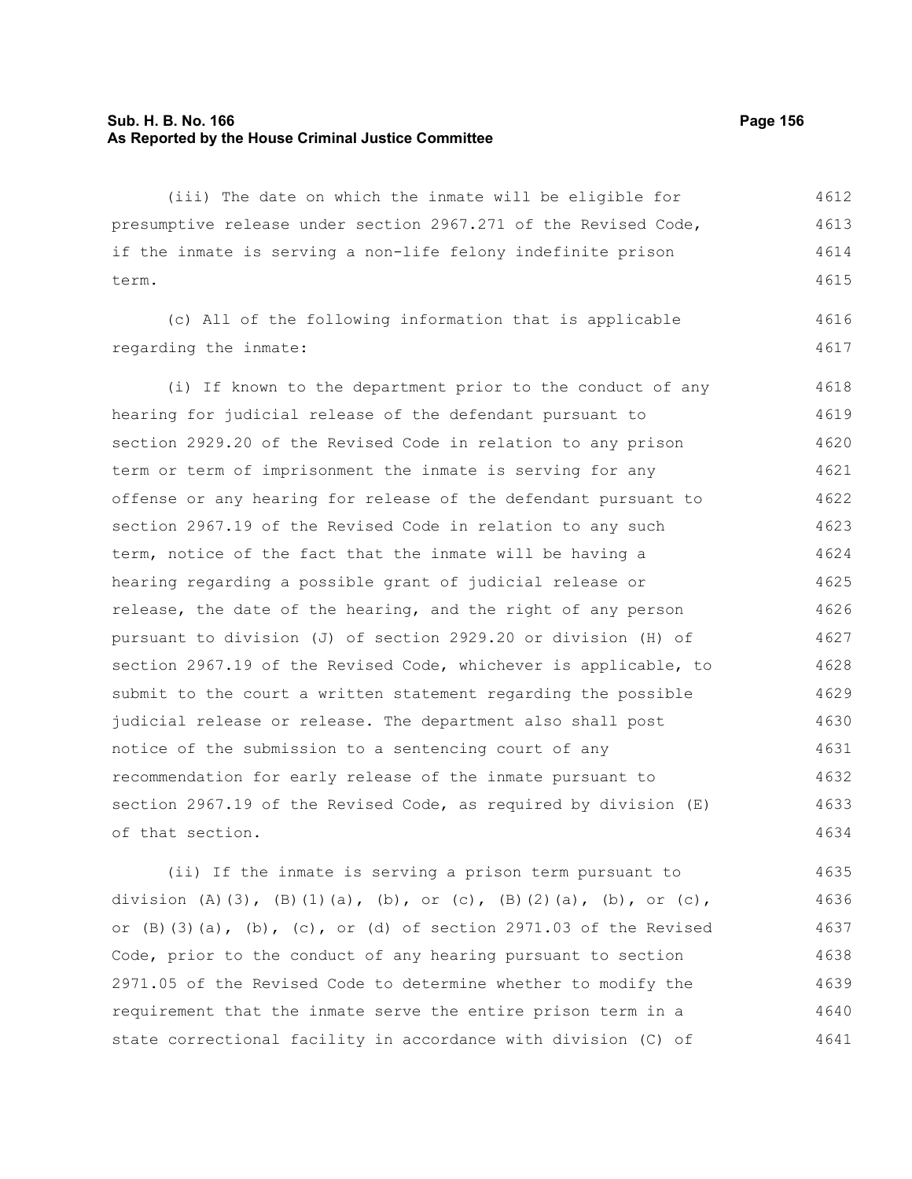(iii) The date on which the inmate will be eligible for presumptive release under section 2967.271 of the Revised Code, if the inmate is serving a non-life felony indefinite prison term.

(c) All of the following information that is applicable regarding the inmate:

(i) If known to the department prior to the conduct of any hearing for judicial release of the defendant pursuant to section 2929.20 of the Revised Code in relation to any prison term or term of imprisonment the inmate is serving for any offense or any hearing for release of the defendant pursuant to section 2967.19 of the Revised Code in relation to any such term, notice of the fact that the inmate will be having a hearing regarding a possible grant of judicial release or release, the date of the hearing, and the right of any person pursuant to division (J) of section 2929.20 or division (H) of section 2967.19 of the Revised Code, whichever is applicable, to submit to the court a written statement regarding the possible judicial release or release. The department also shall post notice of the submission to a sentencing court of any recommendation for early release of the inmate pursuant to section 2967.19 of the Revised Code, as required by division (E) of that section.

(ii) If the inmate is serving a prison term pursuant to division (A)(3), (B)(1)(a), (b), or (c), (B)(2)(a), (b), or (c), or (B)(3)(a), (b), (c), or (d) of section 2971.03 of the Revised Code, prior to the conduct of any hearing pursuant to section 2971.05 of the Revised Code to determine whether to modify the requirement that the inmate serve the entire prison term in a state correctional facility in accordance with division (C) of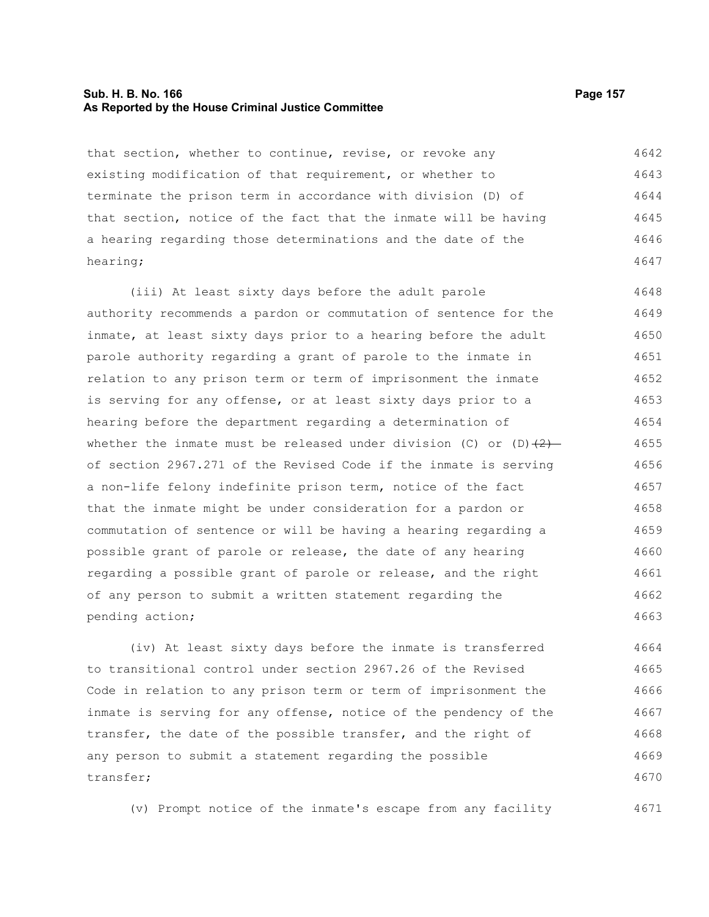that section, whether to continue, revise, or revoke any existing modification of that requirement, or whether to terminate the prison term in accordance with division (D) of that section, notice of the fact that the inmate will be having a hearing regarding those determinations and the date of the hearing;

(iii) At least sixty days before the adult parole authority recommends a pardon or commutation of sentence for the inmate, at least sixty days prior to a hearing before the adult parole authority regarding a grant of parole to the inmate in relation to any prison term or term of imprisonment the inmate is serving for any offense, or at least sixty days prior to a hearing before the department regarding a determination of whether the inmate must be released under division (C) or (D)~~(2)~~ of section 2967.271 of the Revised Code if the inmate is serving a non-life felony indefinite prison term, notice of the fact that the inmate might be under consideration for a pardon or commutation of sentence or will be having a hearing regarding a possible grant of parole or release, the date of any hearing regarding a possible grant of parole or release, and the right of any person to submit a written statement regarding the pending action;

(iv) At least sixty days before the inmate is transferred to transitional control under section 2967.26 of the Revised Code in relation to any prison term or term of imprisonment the inmate is serving for any offense, notice of the pendency of the transfer, the date of the possible transfer, and the right of any person to submit a statement regarding the possible transfer;

(v) Prompt notice of the inmate's escape from any facility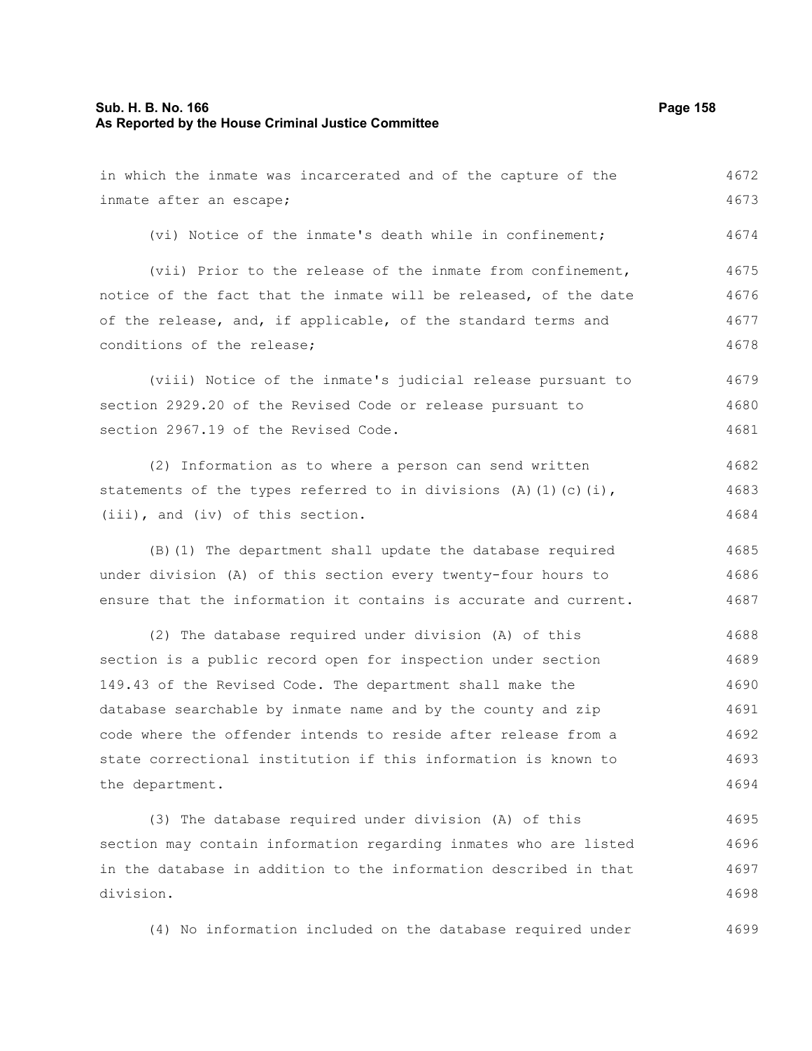in which the inmate was incarcerated and of the capture of the inmate after an escape;

(vi) Notice of the inmate's death while in confinement;

(vii) Prior to the release of the inmate from confinement, notice of the fact that the inmate will be released, of the date of the release, and, if applicable, of the standard terms and conditions of the release;

(viii) Notice of the inmate's judicial release pursuant to section 2929.20 of the Revised Code or release pursuant to section 2967.19 of the Revised Code.

(2) Information as to where a person can send written statements of the types referred to in divisions (A)(1)(c)(i), (iii), and (iv) of this section.

(B)(1) The department shall update the database required under division (A) of this section every twenty-four hours to ensure that the information it contains is accurate and current.

(2) The database required under division (A) of this section is a public record open for inspection under section 149.43 of the Revised Code. The department shall make the database searchable by inmate name and by the county and zip code where the offender intends to reside after release from a state correctional institution if this information is known to the department.

(3) The database required under division (A) of this section may contain information regarding inmates who are listed in the database in addition to the information described in that division.

(4) No information included on the database required under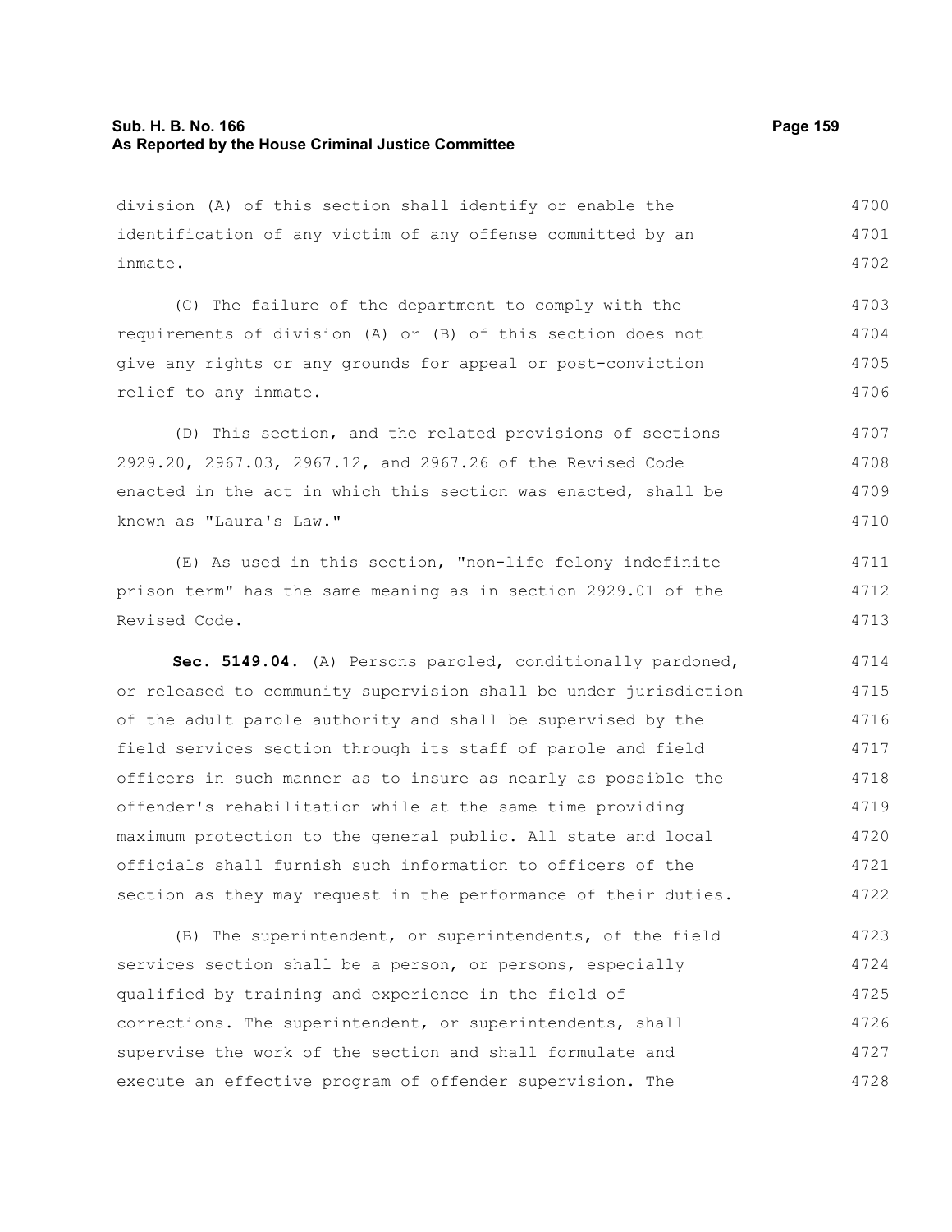division (A) of this section shall identify or enable the identification of any victim of any offense committed by an inmate.

(C) The failure of the department to comply with the requirements of division (A) or (B) of this section does not give any rights or any grounds for appeal or post-conviction relief to any inmate.

(D) This section, and the related provisions of sections 2929.20, 2967.03, 2967.12, and 2967.26 of the Revised Code enacted in the act in which this section was enacted, shall be known as "Laura's Law."

(E) As used in this section, "non-life felony indefinite prison term" has the same meaning as in section 2929.01 of the Revised Code.

**Sec. 5149.04.** (A) Persons paroled, conditionally pardoned, or released to community supervision shall be under jurisdiction of the adult parole authority and shall be supervised by the field services section through its staff of parole and field officers in such manner as to insure as nearly as possible the offender's rehabilitation while at the same time providing maximum protection to the general public. All state and local officials shall furnish such information to officers of the section as they may request in the performance of their duties.

(B) The superintendent, or superintendents, of the field services section shall be a person, or persons, especially qualified by training and experience in the field of corrections. The superintendent, or superintendents, shall supervise the work of the section and shall formulate and execute an effective program of offender supervision. The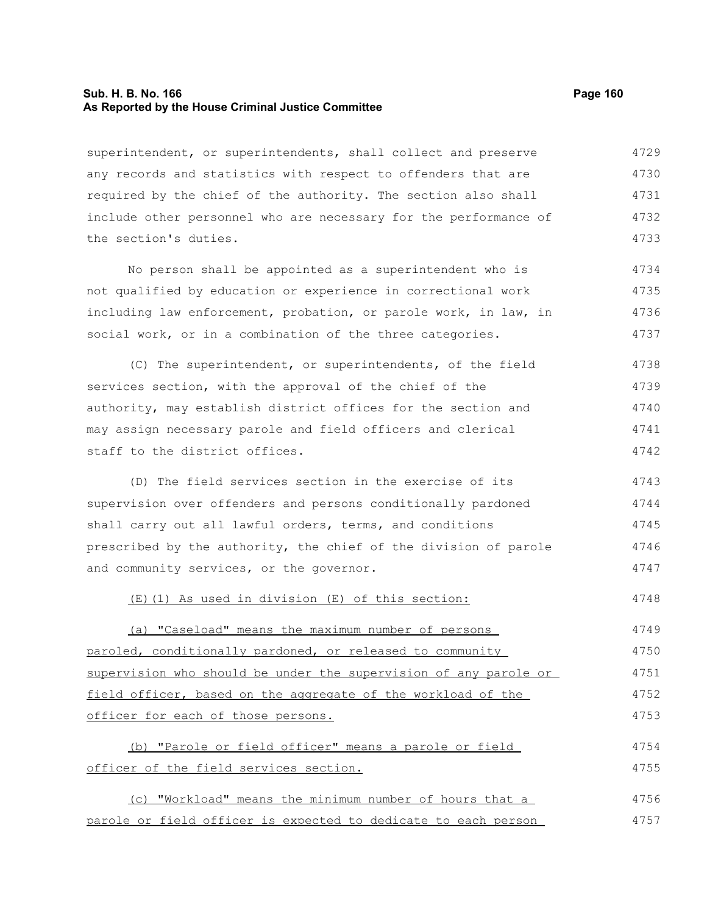superintendent, or superintendents, shall collect and preserve any records and statistics with respect to offenders that are required by the chief of the authority. The section also shall include other personnel who are necessary for the performance of the section's duties.

No person shall be appointed as a superintendent who is not qualified by education or experience in correctional work including law enforcement, probation, or parole work, in law, in social work, or in a combination of the three categories.

(C) The superintendent, or superintendents, of the field services section, with the approval of the chief of the authority, may establish district offices for the section and may assign necessary parole and field officers and clerical staff to the district offices.

(D) The field services section in the exercise of its supervision over offenders and persons conditionally pardoned shall carry out all lawful orders, terms, and conditions prescribed by the authority, the chief of the division of parole and community services, or the governor.

<u>(E)(1) As used in division (E) of this section:</u>

<u>(a) "Caseload" means the maximum number of persons paroled, conditionally pardoned, or released to community supervision who should be under the supervision of any parole or field officer, based on the aggregate of the workload of the officer for each of those persons.</u>

<u>(b) "Parole or field officer" means a parole or field officer of the field services section.</u>

<u>(c) "Workload" means the minimum number of hours that a parole or field officer is expected to dedicate to each person</u>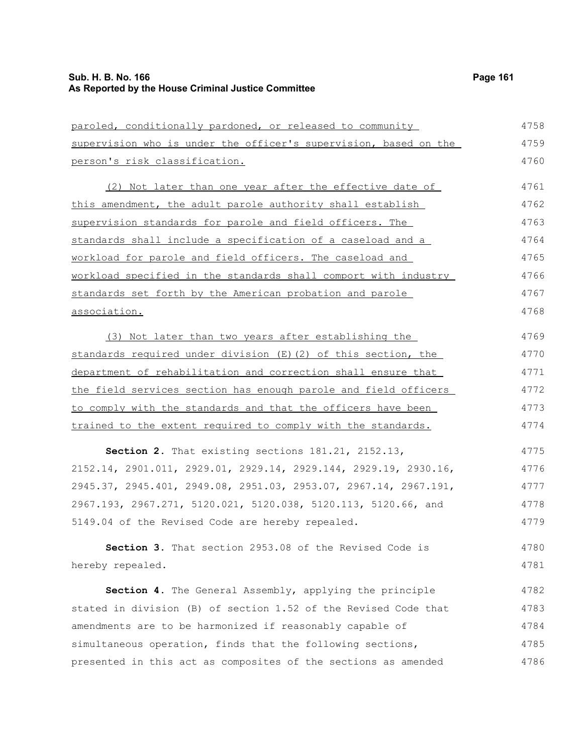paroled, conditionally pardoned, or released to community supervision who is under the officer's supervision, based on the person's risk classification.

(2) Not later than one year after the effective date of this amendment, the adult parole authority shall establish supervision standards for parole and field officers. The standards shall include a specification of a caseload and a workload for parole and field officers. The caseload and workload specified in the standards shall comport with industry standards set forth by the American probation and parole association.

(3) Not later than two years after establishing the standards required under division (E)(2) of this section, the department of rehabilitation and correction shall ensure that the field services section has enough parole and field officers to comply with the standards and that the officers have been trained to the extent required to comply with the standards.

**Section 2.** That existing sections 181.21, 2152.13, 2152.14, 2901.011, 2929.01, 2929.14, 2929.144, 2929.19, 2930.16, 2945.37, 2945.401, 2949.08, 2951.03, 2953.07, 2967.14, 2967.191, 2967.193, 2967.271, 5120.021, 5120.038, 5120.113, 5120.66, and 5149.04 of the Revised Code are hereby repealed.

**Section 3.** That section 2953.08 of the Revised Code is hereby repealed.

**Section 4.** The General Assembly, applying the principle stated in division (B) of section 1.52 of the Revised Code that amendments are to be harmonized if reasonably capable of simultaneous operation, finds that the following sections, presented in this act as composites of the sections as amended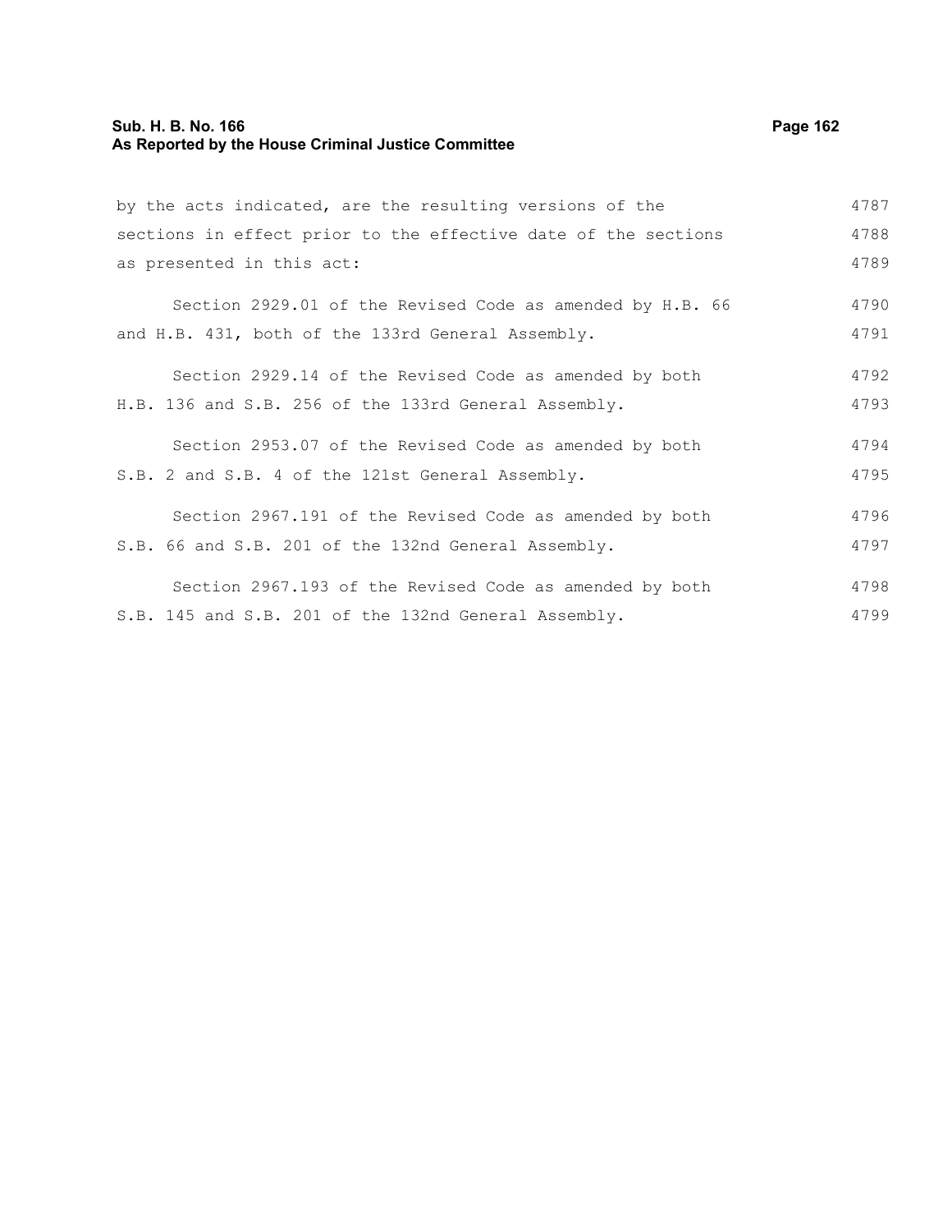by the acts indicated, are the resulting versions of the sections in effect prior to the effective date of the sections as presented in this act:

Section 2929.01 of the Revised Code as amended by H.B. 66 and H.B. 431, both of the 133rd General Assembly.

Section 2929.14 of the Revised Code as amended by both H.B. 136 and S.B. 256 of the 133rd General Assembly.

Section 2953.07 of the Revised Code as amended by both S.B. 2 and S.B. 4 of the 121st General Assembly.

Section 2967.191 of the Revised Code as amended by both S.B. 66 and S.B. 201 of the 132nd General Assembly.

Section 2967.193 of the Revised Code as amended by both S.B. 145 and S.B. 201 of the 132nd General Assembly.